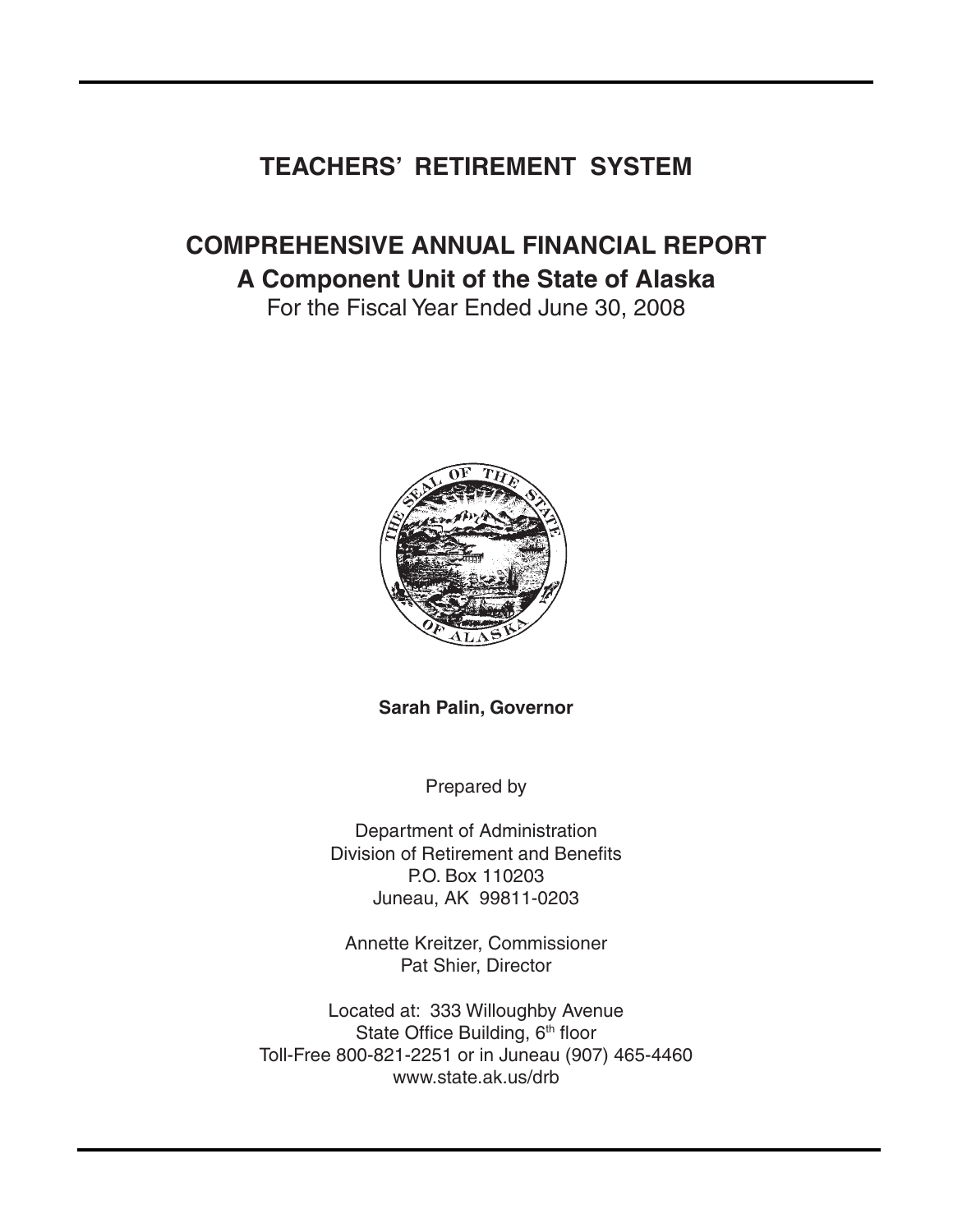# TEACHERS' RETIREMENT SYSTEM

## COMPREHENSIVE ANNUAL FINANCIAL REPORT

### A Component Unit of the State of Alaska

For the Fiscal Year Ended June 30, 2008

**Sarah Palin, Governor**

Prepared by

Department of Administration
Division of Retirement and Benefits
P.O. Box 110203
Juneau, AK 99811-0203

Annette Kreitzer, Commissioner
Pat Shier, Director

Located at: 333 Willoughby Avenue
State Office Building, 6th floor
Toll-Free 800-821-2251 or in Juneau (907) 465-4460
www.state.ak.us/drb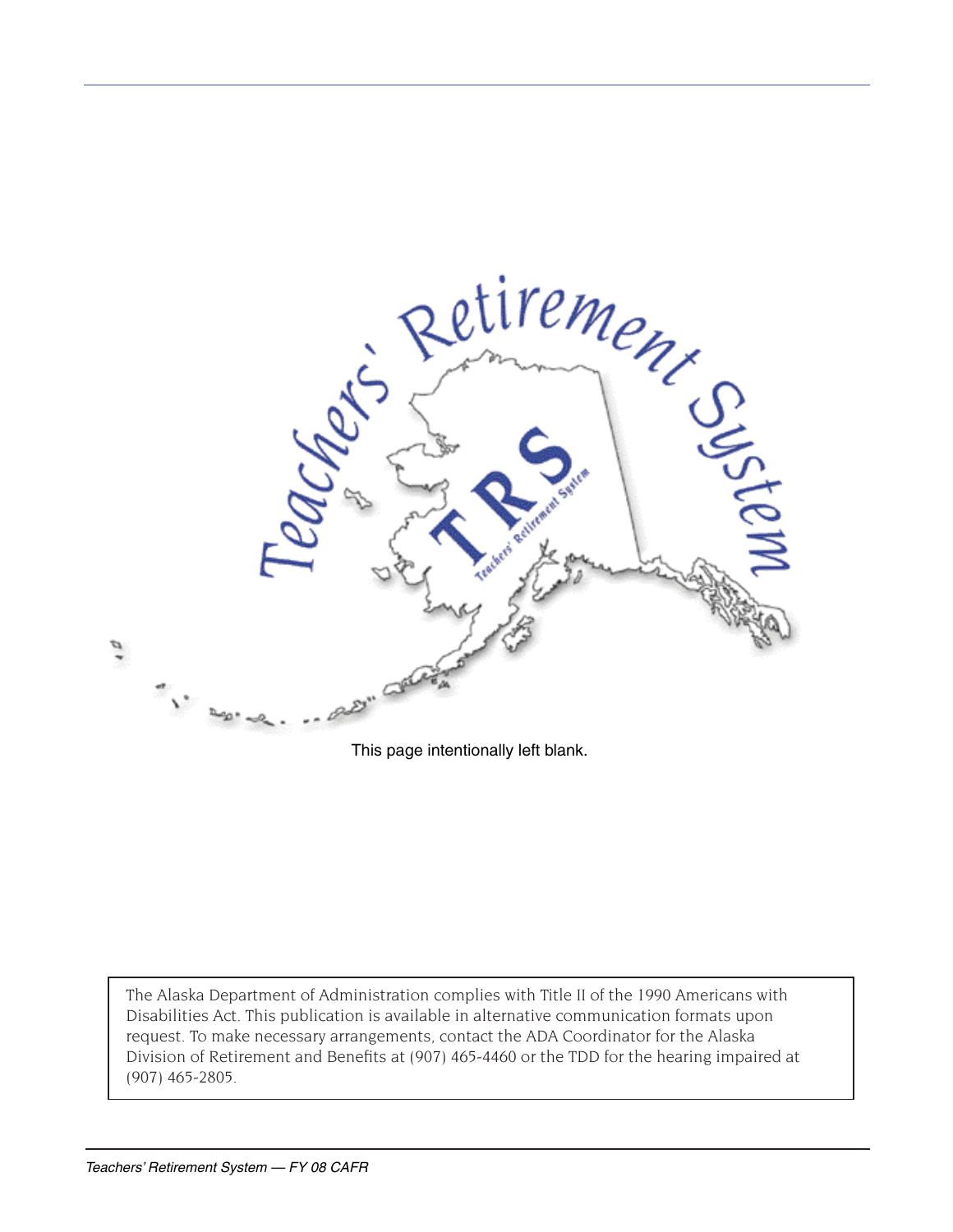This page intentionally left blank.

The Alaska Department of Administration complies with Title II of the 1990 Americans with Disabilities Act. This publication is available in alternative communication formats upon request. To make necessary arrangements, contact the ADA Coordinator for the Alaska Division of Retirement and Benefits at (907) 465-4460 or the TDD for the hearing impaired at (907) 465-2805.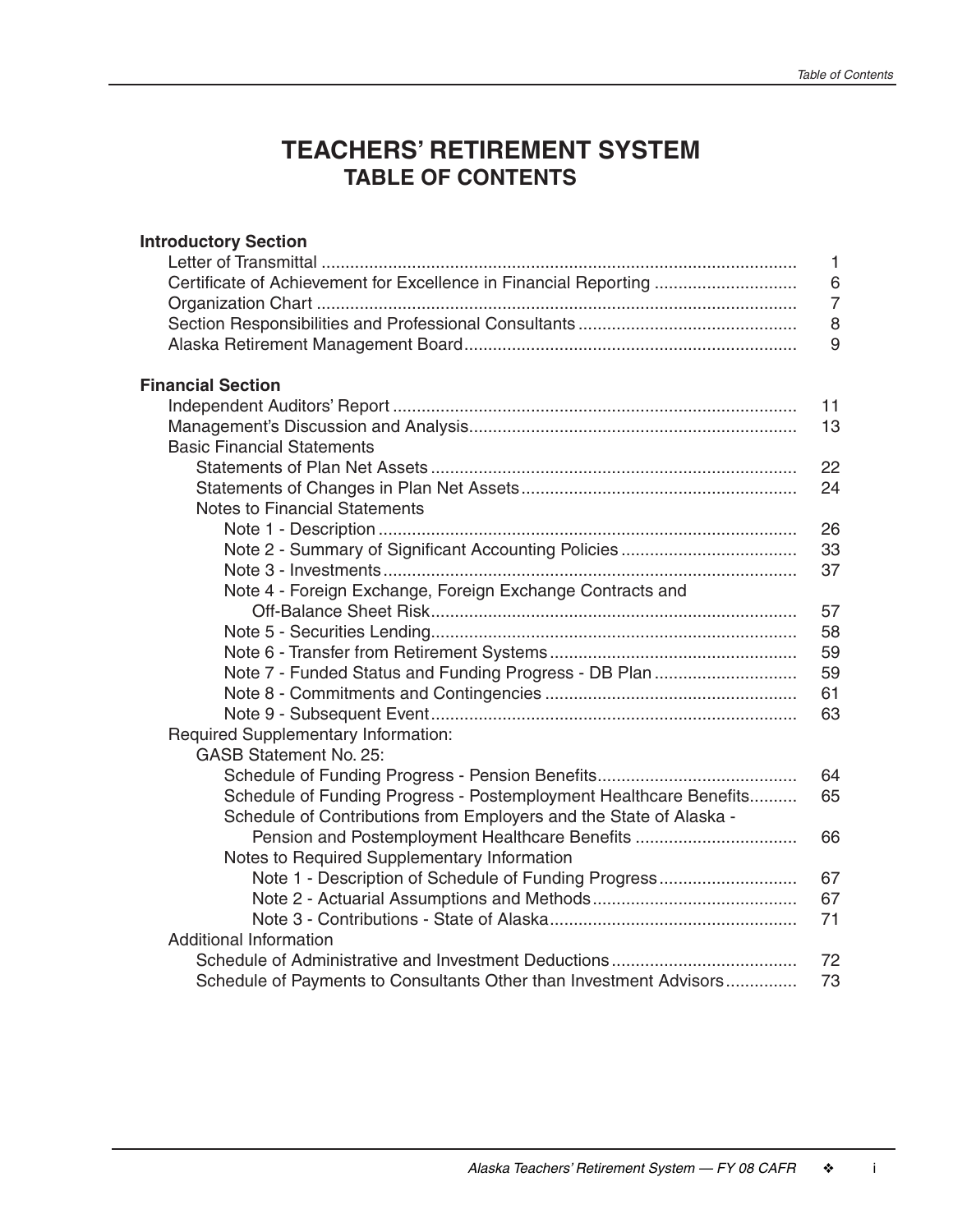# TEACHERS' RETIREMENT SYSTEM
## TABLE OF CONTENTS

**Introductory Section**

| | |
|---|---|
| Letter of Transmittal | 1 |
| Certificate of Achievement for Excellence in Financial Reporting | 6 |
| Organization Chart | 7 |
| Section Responsibilities and Professional Consultants | 8 |
| Alaska Retirement Management Board | 9 |

**Financial Section**

| | |
|---|---|
| Independent Auditors' Report | 11 |
| Management's Discussion and Analysis | 13 |
| Basic Financial Statements | |
| Statements of Plan Net Assets | 22 |
| Statements of Changes in Plan Net Assets | 24 |
| Notes to Financial Statements | |
| Note 1 - Description | 26 |
| Note 2 - Summary of Significant Accounting Policies | 33 |
| Note 3 - Investments | 37 |
| Note 4 - Foreign Exchange, Foreign Exchange Contracts and Off-Balance Sheet Risk | 57 |
| Note 5 - Securities Lending | 58 |
| Note 6 - Transfer from Retirement Systems | 59 |
| Note 7 - Funded Status and Funding Progress - DB Plan | 59 |
| Note 8 - Commitments and Contingencies | 61 |
| Note 9 - Subsequent Event | 63 |
| Required Supplementary Information: | |
| GASB Statement No. 25: | |
| Schedule of Funding Progress - Pension Benefits | 64 |
| Schedule of Funding Progress - Postemployment Healthcare Benefits | 65 |
| Schedule of Contributions from Employers and the State of Alaska - Pension and Postemployment Healthcare Benefits | 66 |
| Notes to Required Supplementary Information | |
| Note 1 - Description of Schedule of Funding Progress | 67 |
| Note 2 - Actuarial Assumptions and Methods | 67 |
| Note 3 - Contributions - State of Alaska | 71 |
| Additional Information | |
| Schedule of Administrative and Investment Deductions | 72 |
| Schedule of Payments to Consultants Other than Investment Advisors | 73 |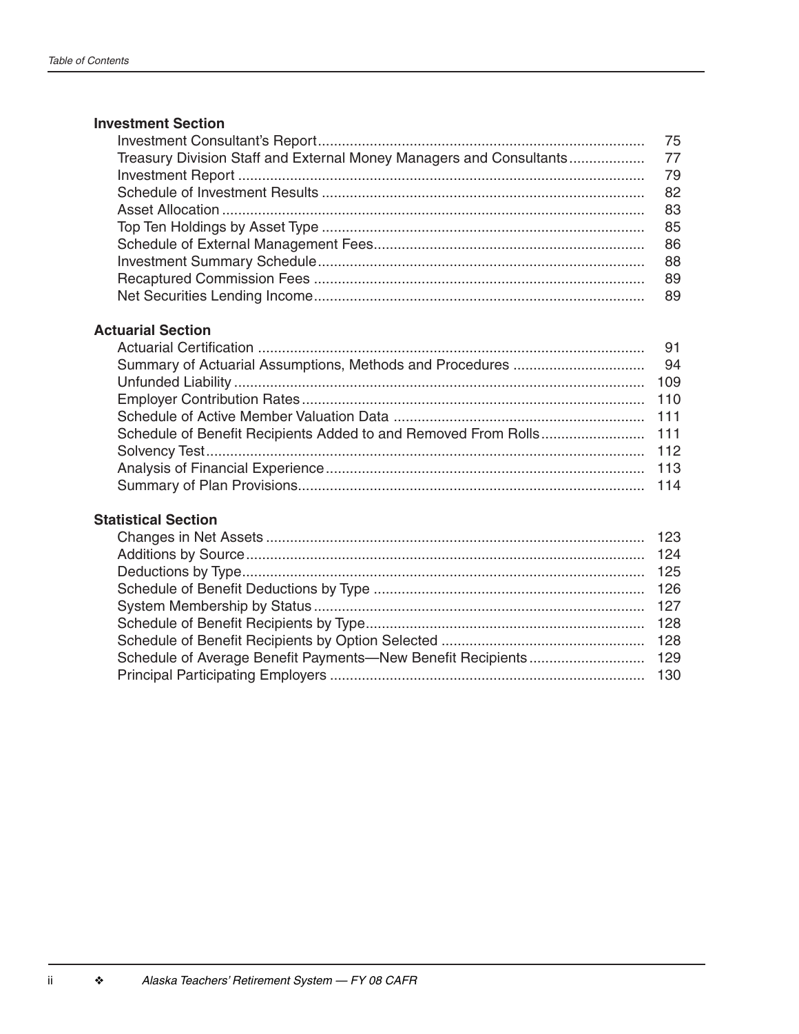### Investment Section

| | |
|---|---|
| Investment Consultant's Report | 75 |
| Treasury Division Staff and External Money Managers and Consultants | 77 |
| Investment Report | 79 |
| Schedule of Investment Results | 82 |
| Asset Allocation | 83 |
| Top Ten Holdings by Asset Type | 85 |
| Schedule of External Management Fees | 86 |
| Investment Summary Schedule | 88 |
| Recaptured Commission Fees | 89 |
| Net Securities Lending Income | 89 |

### Actuarial Section

| | |
|---|---|
| Actuarial Certification | 91 |
| Summary of Actuarial Assumptions, Methods and Procedures | 94 |
| Unfunded Liability | 109 |
| Employer Contribution Rates | 110 |
| Schedule of Active Member Valuation Data | 111 |
| Schedule of Benefit Recipients Added to and Removed From Rolls | 111 |
| Solvency Test | 112 |
| Analysis of Financial Experience | 113 |
| Summary of Plan Provisions | 114 |

### Statistical Section

| | |
|---|---|
| Changes in Net Assets | 123 |
| Additions by Source | 124 |
| Deductions by Type | 125 |
| Schedule of Benefit Deductions by Type | 126 |
| System Membership by Status | 127 |
| Schedule of Benefit Recipients by Type | 128 |
| Schedule of Benefit Recipients by Option Selected | 128 |
| Schedule of Average Benefit Payments—New Benefit Recipients | 129 |
| Principal Participating Employers | 130 |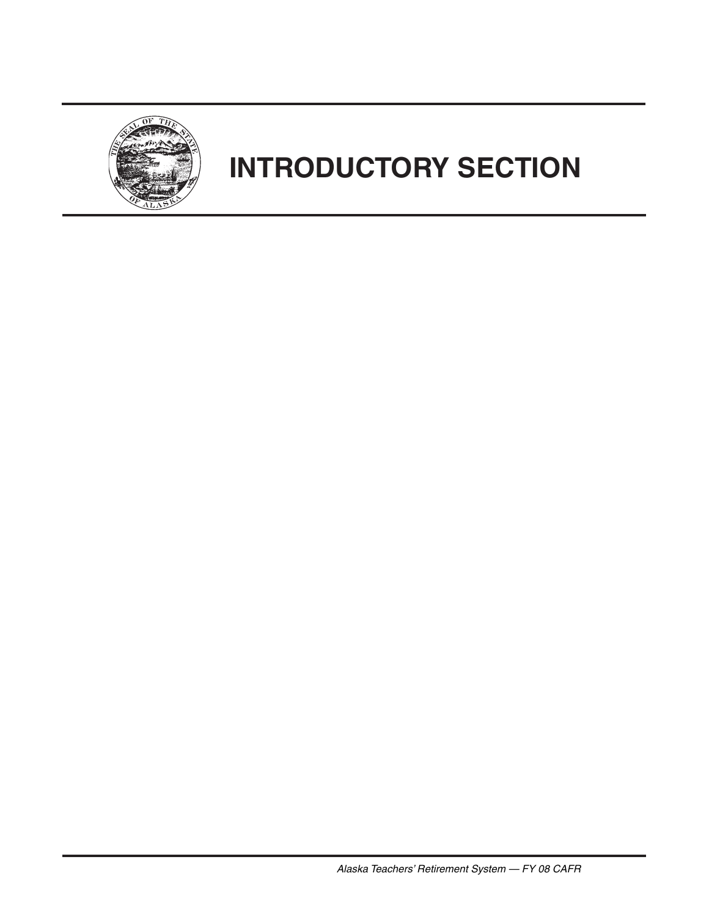# INTRODUCTORY SECTION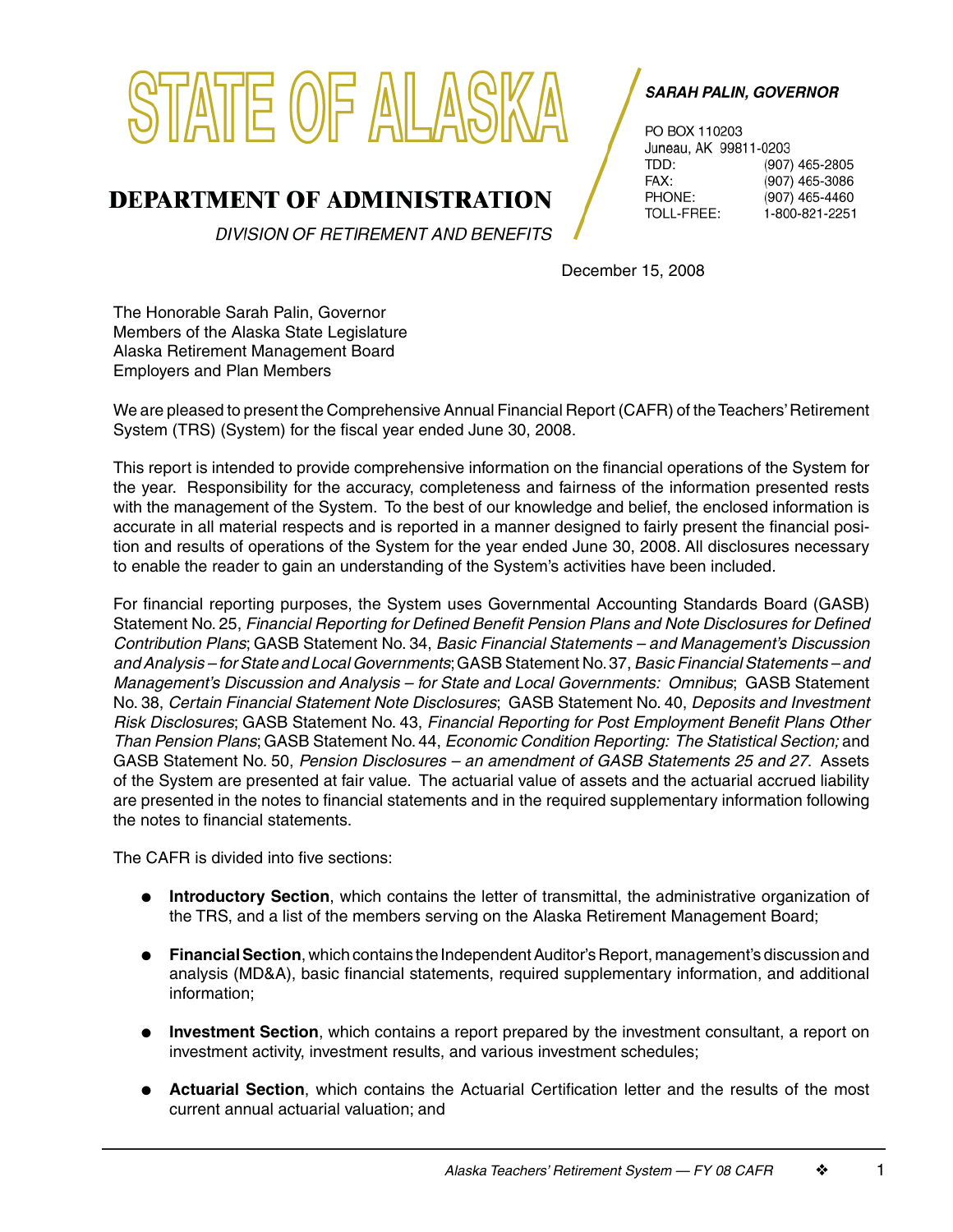# STATE OF ALASKA

## DEPARTMENT OF ADMINISTRATION

*DIVISION OF RETIREMENT AND BENEFITS*

***SARAH PALIN, GOVERNOR***

PO BOX 110203
Juneau, AK 99811-0203
TDD: (907) 465-2805
FAX: (907) 465-3086
PHONE: (907) 465-4460
TOLL-FREE: 1-800-821-2251

December 15, 2008

The Honorable Sarah Palin, Governor
Members of the Alaska State Legislature
Alaska Retirement Management Board
Employers and Plan Members

We are pleased to present the Comprehensive Annual Financial Report (CAFR) of the Teachers' Retirement System (TRS) (System) for the fiscal year ended June 30, 2008.

This report is intended to provide comprehensive information on the financial operations of the System for the year. Responsibility for the accuracy, completeness and fairness of the information presented rests with the management of the System. To the best of our knowledge and belief, the enclosed information is accurate in all material respects and is reported in a manner designed to fairly present the financial position and results of operations of the System for the year ended June 30, 2008. All disclosures necessary to enable the reader to gain an understanding of the System's activities have been included.

For financial reporting purposes, the System uses Governmental Accounting Standards Board (GASB) Statement No. 25, *Financial Reporting for Defined Benefit Pension Plans and Note Disclosures for Defined Contribution Plans*; GASB Statement No. 34, *Basic Financial Statements – and Management's Discussion and Analysis – for State and Local Governments*; GASB Statement No. 37, *Basic Financial Statements – and Management's Discussion and Analysis – for State and Local Governments: Omnibus*; GASB Statement No. 38, *Certain Financial Statement Note Disclosures*; GASB Statement No. 40, *Deposits and Investment Risk Disclosures*; GASB Statement No. 43, *Financial Reporting for Post Employment Benefit Plans Other Than Pension Plans*; GASB Statement No. 44, *Economic Condition Reporting: The Statistical Section;* and GASB Statement No. 50, *Pension Disclosures – an amendment of GASB Statements 25 and 27*. Assets of the System are presented at fair value. The actuarial value of assets and the actuarial accrued liability are presented in the notes to financial statements and in the required supplementary information following the notes to financial statements.

The CAFR is divided into five sections:

- **Introductory Section**, which contains the letter of transmittal, the administrative organization of the TRS, and a list of the members serving on the Alaska Retirement Management Board;
- **Financial Section**, which contains the Independent Auditor's Report, management's discussion and analysis (MD&A), basic financial statements, required supplementary information, and additional information;
- **Investment Section**, which contains a report prepared by the investment consultant, a report on investment activity, investment results, and various investment schedules;
- **Actuarial Section**, which contains the Actuarial Certification letter and the results of the most current annual actuarial valuation; and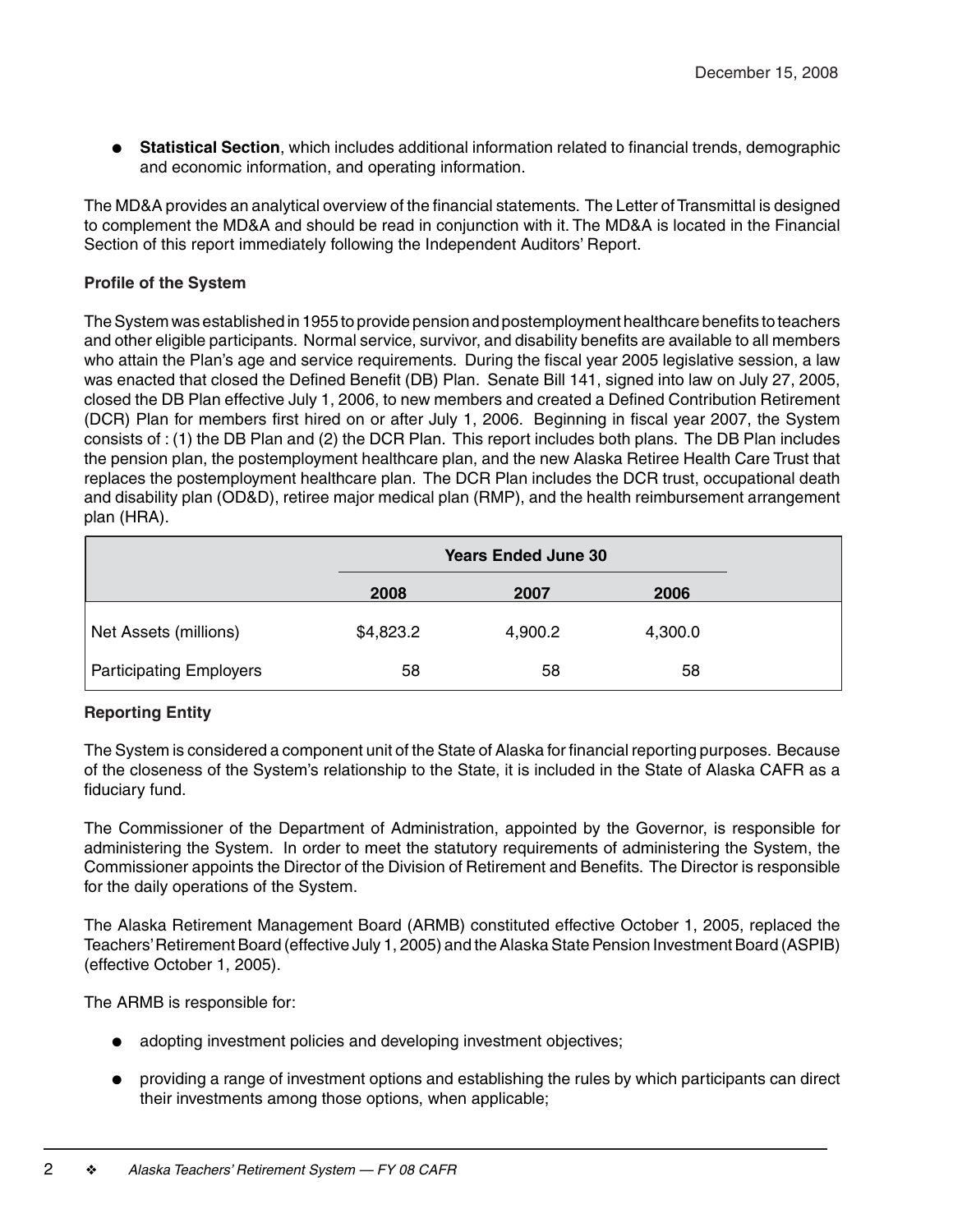December 15, 2008

- **Statistical Section**, which includes additional information related to financial trends, demographic and economic information, and operating information.

The MD&A provides an analytical overview of the financial statements. The Letter of Transmittal is designed to complement the MD&A and should be read in conjunction with it. The MD&A is located in the Financial Section of this report immediately following the Independent Auditors' Report.

**Profile of the System**

The System was established in 1955 to provide pension and postemployment healthcare benefits to teachers and other eligible participants. Normal service, survivor, and disability benefits are available to all members who attain the Plan's age and service requirements. During the fiscal year 2005 legislative session, a law was enacted that closed the Defined Benefit (DB) Plan. Senate Bill 141, signed into law on July 27, 2005, closed the DB Plan effective July 1, 2006, to new members and created a Defined Contribution Retirement (DCR) Plan for members first hired on or after July 1, 2006. Beginning in fiscal year 2007, the System consists of : (1) the DB Plan and (2) the DCR Plan. This report includes both plans. The DB Plan includes the pension plan, the postemployment healthcare plan, and the new Alaska Retiree Health Care Trust that replaces the postemployment healthcare plan. The DCR Plan includes the DCR trust, occupational death and disability plan (OD&D), retiree major medical plan (RMP), and the health reimbursement arrangement plan (HRA).

| | Years Ended June 30 | | |
|---|---|---|---|
| | 2008 | 2007 | 2006 |
| Net Assets (millions) | $4,823.2 | 4,900.2 | 4,300.0 |
| Participating Employers | 58 | 58 | 58 |

**Reporting Entity**

The System is considered a component unit of the State of Alaska for financial reporting purposes. Because of the closeness of the System's relationship to the State, it is included in the State of Alaska CAFR as a fiduciary fund.

The Commissioner of the Department of Administration, appointed by the Governor, is responsible for administering the System. In order to meet the statutory requirements of administering the System, the Commissioner appoints the Director of the Division of Retirement and Benefits. The Director is responsible for the daily operations of the System.

The Alaska Retirement Management Board (ARMB) constituted effective October 1, 2005, replaced the Teachers' Retirement Board (effective July 1, 2005) and the Alaska State Pension Investment Board (ASPIB) (effective October 1, 2005).

The ARMB is responsible for:

- adopting investment policies and developing investment objectives;
- providing a range of investment options and establishing the rules by which participants can direct their investments among those options, when applicable;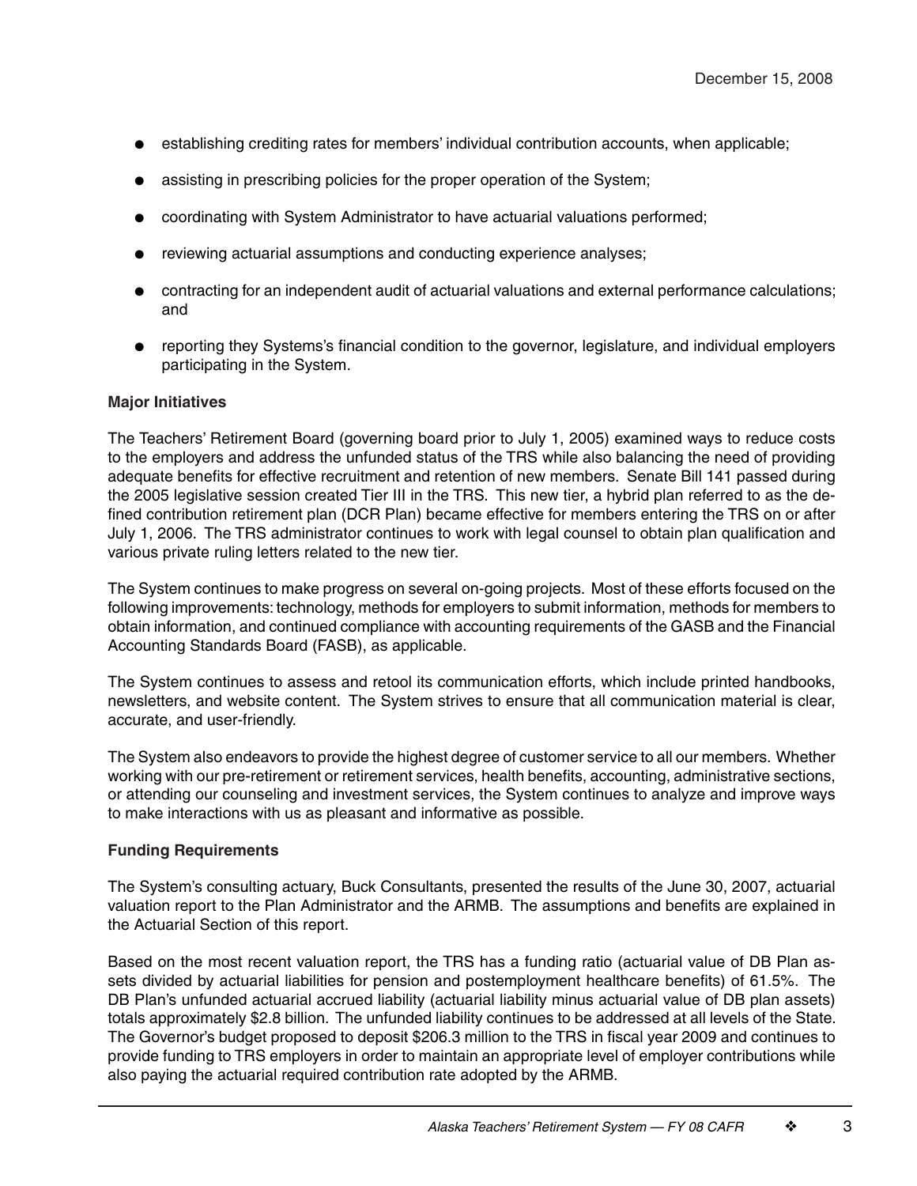December 15, 2008

- establishing crediting rates for members' individual contribution accounts, when applicable;
- assisting in prescribing policies for the proper operation of the System;
- coordinating with System Administrator to have actuarial valuations performed;
- reviewing actuarial assumptions and conducting experience analyses;
- contracting for an independent audit of actuarial valuations and external performance calculations; and
- reporting they Systems's financial condition to the governor, legislature, and individual employers participating in the System.

**Major Initiatives**

The Teachers' Retirement Board (governing board prior to July 1, 2005) examined ways to reduce costs to the employers and address the unfunded status of the TRS while also balancing the need of providing adequate benefits for effective recruitment and retention of new members. Senate Bill 141 passed during the 2005 legislative session created Tier III in the TRS. This new tier, a hybrid plan referred to as the defined contribution retirement plan (DCR Plan) became effective for members entering the TRS on or after July 1, 2006. The TRS administrator continues to work with legal counsel to obtain plan qualification and various private ruling letters related to the new tier.

The System continues to make progress on several on-going projects. Most of these efforts focused on the following improvements: technology, methods for employers to submit information, methods for members to obtain information, and continued compliance with accounting requirements of the GASB and the Financial Accounting Standards Board (FASB), as applicable.

The System continues to assess and retool its communication efforts, which include printed handbooks, newsletters, and website content. The System strives to ensure that all communication material is clear, accurate, and user-friendly.

The System also endeavors to provide the highest degree of customer service to all our members. Whether working with our pre-retirement or retirement services, health benefits, accounting, administrative sections, or attending our counseling and investment services, the System continues to analyze and improve ways to make interactions with us as pleasant and informative as possible.

**Funding Requirements**

The System's consulting actuary, Buck Consultants, presented the results of the June 30, 2007, actuarial valuation report to the Plan Administrator and the ARMB. The assumptions and benefits are explained in the Actuarial Section of this report.

Based on the most recent valuation report, the TRS has a funding ratio (actuarial value of DB Plan assets divided by actuarial liabilities for pension and postemployment healthcare benefits) of 61.5%. The DB Plan's unfunded actuarial accrued liability (actuarial liability minus actuarial value of DB plan assets) totals approximately $2.8 billion. The unfunded liability continues to be addressed at all levels of the State. The Governor's budget proposed to deposit $206.3 million to the TRS in fiscal year 2009 and continues to provide funding to TRS employers in order to maintain an appropriate level of employer contributions while also paying the actuarial required contribution rate adopted by the ARMB.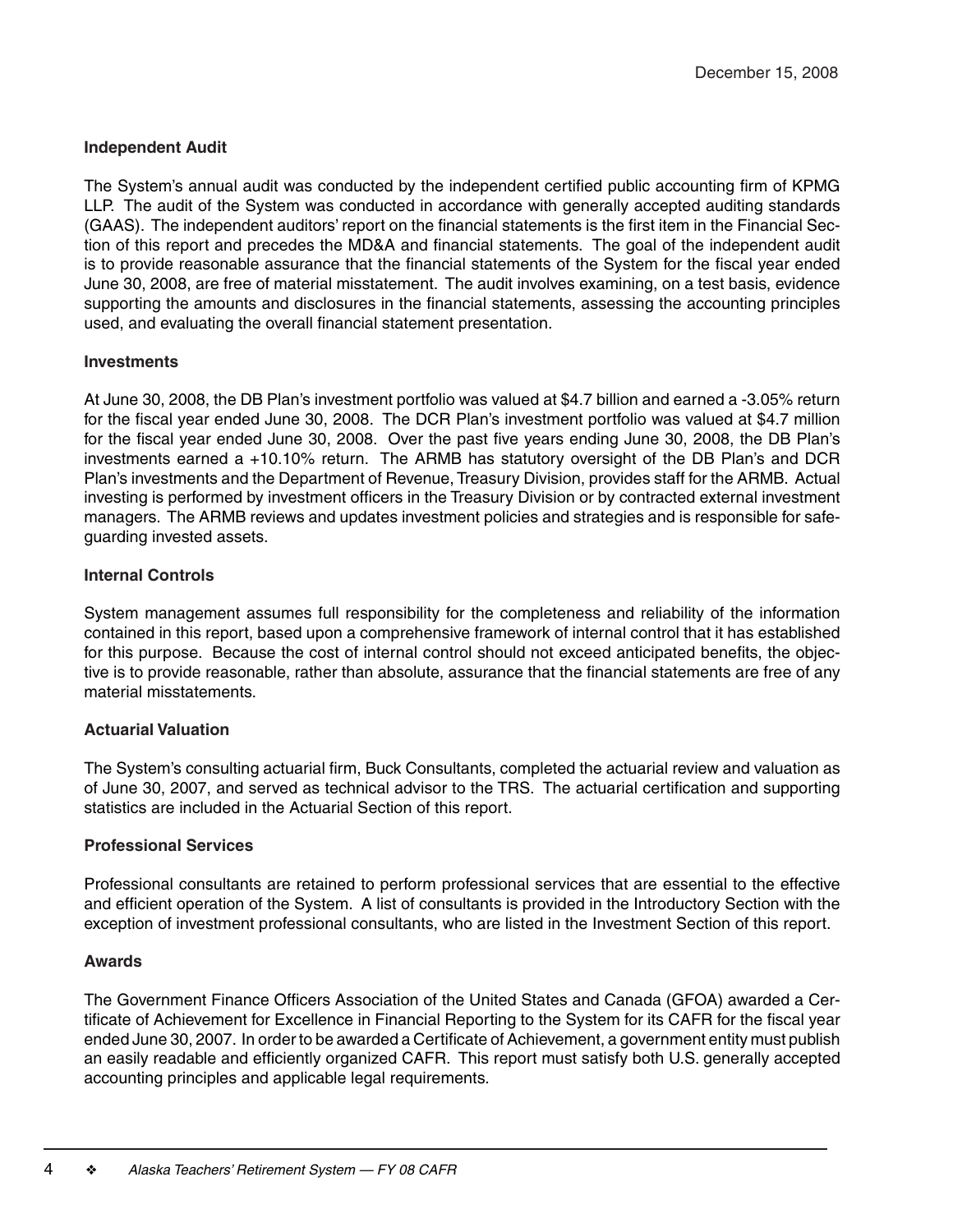December 15, 2008

**Independent Audit**

The System's annual audit was conducted by the independent certified public accounting firm of KPMG LLP. The audit of the System was conducted in accordance with generally accepted auditing standards (GAAS). The independent auditors' report on the financial statements is the first item in the Financial Section of this report and precedes the MD&A and financial statements. The goal of the independent audit is to provide reasonable assurance that the financial statements of the System for the fiscal year ended June 30, 2008, are free of material misstatement. The audit involves examining, on a test basis, evidence supporting the amounts and disclosures in the financial statements, assessing the accounting principles used, and evaluating the overall financial statement presentation.

**Investments**

At June 30, 2008, the DB Plan's investment portfolio was valued at $4.7 billion and earned a -3.05% return for the fiscal year ended June 30, 2008. The DCR Plan's investment portfolio was valued at $4.7 million for the fiscal year ended June 30, 2008. Over the past five years ending June 30, 2008, the DB Plan's investments earned a +10.10% return. The ARMB has statutory oversight of the DB Plan's and DCR Plan's investments and the Department of Revenue, Treasury Division, provides staff for the ARMB. Actual investing is performed by investment officers in the Treasury Division or by contracted external investment managers. The ARMB reviews and updates investment policies and strategies and is responsible for safeguarding invested assets.

**Internal Controls**

System management assumes full responsibility for the completeness and reliability of the information contained in this report, based upon a comprehensive framework of internal control that it has established for this purpose. Because the cost of internal control should not exceed anticipated benefits, the objective is to provide reasonable, rather than absolute, assurance that the financial statements are free of any material misstatements.

**Actuarial Valuation**

The System's consulting actuarial firm, Buck Consultants, completed the actuarial review and valuation as of June 30, 2007, and served as technical advisor to the TRS. The actuarial certification and supporting statistics are included in the Actuarial Section of this report.

**Professional Services**

Professional consultants are retained to perform professional services that are essential to the effective and efficient operation of the System. A list of consultants is provided in the Introductory Section with the exception of investment professional consultants, who are listed in the Investment Section of this report.

**Awards**

The Government Finance Officers Association of the United States and Canada (GFOA) awarded a Certificate of Achievement for Excellence in Financial Reporting to the System for its CAFR for the fiscal year ended June 30, 2007. In order to be awarded a Certificate of Achievement, a government entity must publish an easily readable and efficiently organized CAFR. This report must satisfy both U.S. generally accepted accounting principles and applicable legal requirements.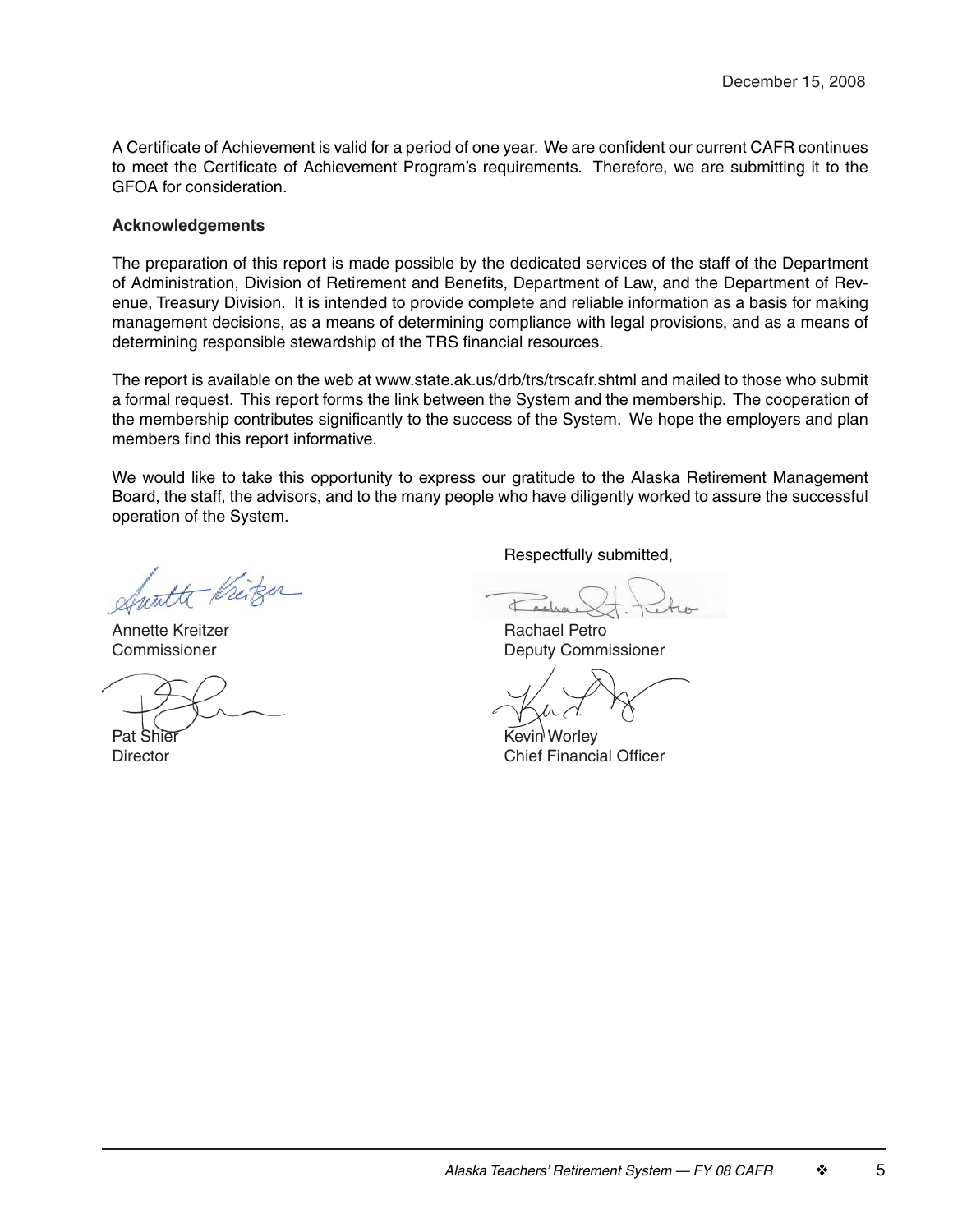December 15, 2008

A Certificate of Achievement is valid for a period of one year. We are confident our current CAFR continues to meet the Certificate of Achievement Program's requirements. Therefore, we are submitting it to the GFOA for consideration.

**Acknowledgements**

The preparation of this report is made possible by the dedicated services of the staff of the Department of Administration, Division of Retirement and Benefits, Department of Law, and the Department of Revenue, Treasury Division. It is intended to provide complete and reliable information as a basis for making management decisions, as a means of determining compliance with legal provisions, and as a means of determining responsible stewardship of the TRS financial resources.

The report is available on the web at www.state.ak.us/drb/trs/trscafr.shtml and mailed to those who submit a formal request. This report forms the link between the System and the membership. The cooperation of the membership contributes significantly to the success of the System. We hope the employers and plan members find this report informative.

We would like to take this opportunity to express our gratitude to the Alaska Retirement Management Board, the staff, the advisors, and to the many people who have diligently worked to assure the successful operation of the System.

Respectfully submitted,

Annette Kreitzer
Commissioner

Rachael Petro
Deputy Commissioner

Pat Shier
Director

Kevin Worley
Chief Financial Officer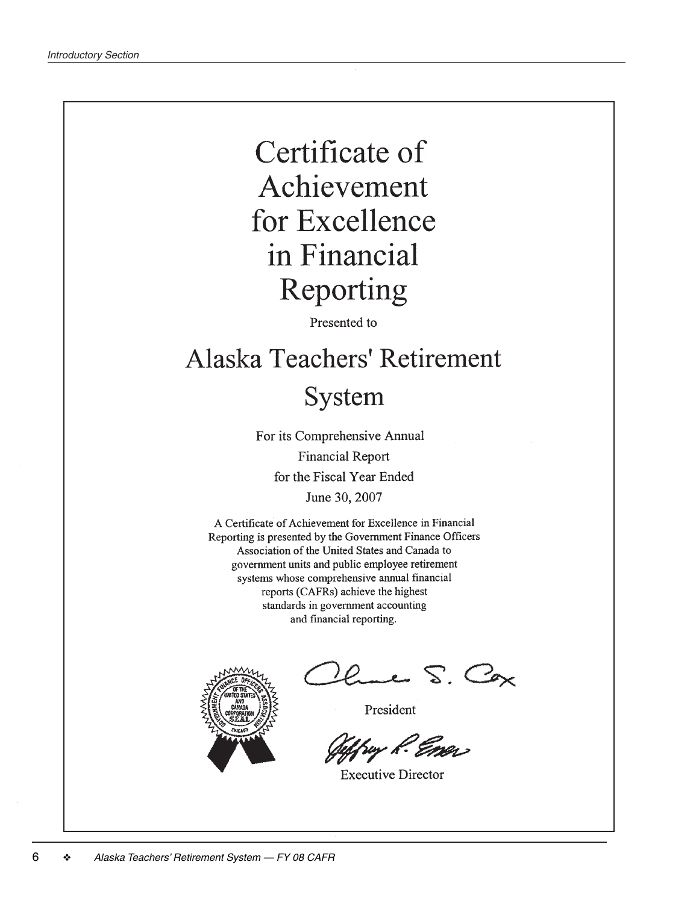# Certificate of Achievement for Excellence in Financial Reporting

Presented to

## Alaska Teachers' Retirement System

For its Comprehensive Annual Financial Report for the Fiscal Year Ended June 30, 2007

A Certificate of Achievement for Excellence in Financial Reporting is presented by the Government Finance Officers Association of the United States and Canada to government units and public employee retirement systems whose comprehensive annual financial reports (CAFRs) achieve the highest standards in government accounting and financial reporting.

GOVERNMENT FINANCE OFFICERS ASSOCIATION OF THE UNITED STATES AND CANADA CORPORATION SEAL CHICAGO

President

Executive Director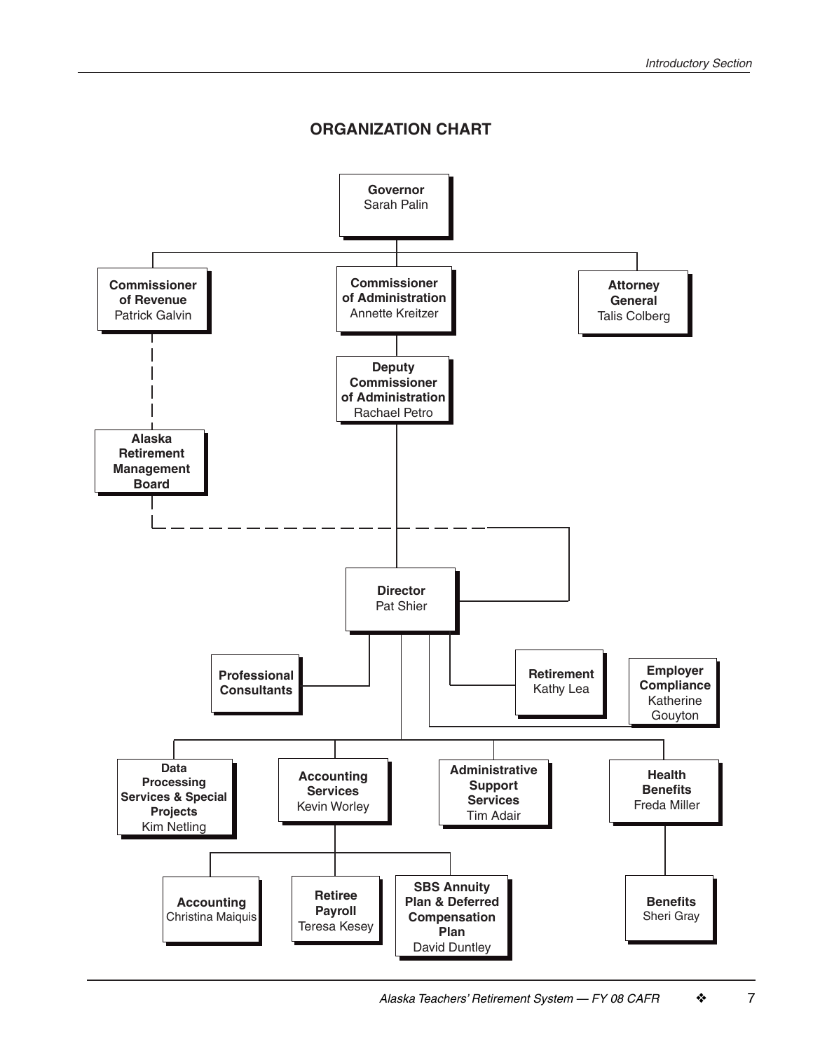## ORGANIZATION CHART

- **Governor** Sarah Palin
  - **Commissioner of Revenue** Patrick Galvin
    - **Alaska Retirement Management Board**
  - **Commissioner of Administration** Annette Kreitzer
    - **Deputy Commissioner of Administration** Rachael Petro
      - **Director** Pat Shier
        - **Professional Consultants**
        - **Retirement** Kathy Lea
        - **Employer Compliance** Katherine Gouyton
        - **Data Processing Services & Special Projects** Kim Netling
        - **Accounting Services** Kevin Worley
          - **Accounting** Christina Maiquis
          - **Retiree Payroll** Teresa Kesey
          - **SBS Annuity Plan & Deferred Compensation Plan** David Duntley
        - **Administrative Support Services** Tim Adair
        - **Health Benefits** Freda Miller
          - **Benefits** Sheri Gray
  - **Attorney General** Talis Colberg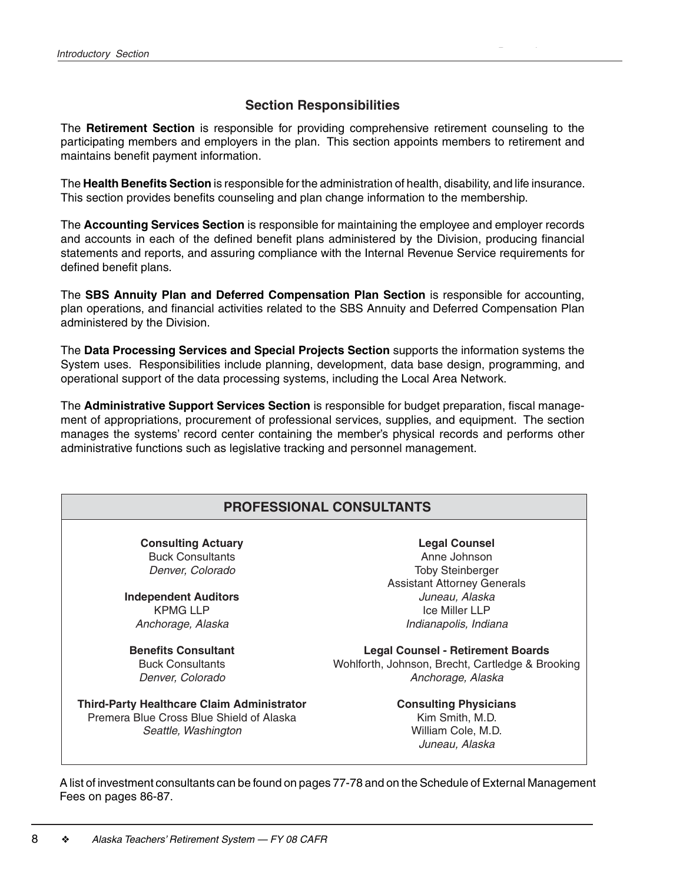## Section Responsibilities

The **Retirement Section** is responsible for providing comprehensive retirement counseling to the participating members and employers in the plan. This section appoints members to retirement and maintains benefit payment information.

The **Health Benefits Section** is responsible for the administration of health, disability, and life insurance. This section provides benefits counseling and plan change information to the membership.

The **Accounting Services Section** is responsible for maintaining the employee and employer records and accounts in each of the defined benefit plans administered by the Division, producing financial statements and reports, and assuring compliance with the Internal Revenue Service requirements for defined benefit plans.

The **SBS Annuity Plan and Deferred Compensation Plan Section** is responsible for accounting, plan operations, and financial activities related to the SBS Annuity and Deferred Compensation Plan administered by the Division.

The **Data Processing Services and Special Projects Section** supports the information systems the System uses. Responsibilities include planning, development, data base design, programming, and operational support of the data processing systems, including the Local Area Network.

The **Administrative Support Services Section** is responsible for budget preparation, fiscal management of appropriations, procurement of professional services, supplies, and equipment. The section manages the systems' record center containing the member's physical records and performs other administrative functions such as legislative tracking and personnel management.

## PROFESSIONAL CONSULTANTS

**Consulting Actuary**
Buck Consultants
*Denver, Colorado*

**Independent Auditors**
KPMG LLP
*Anchorage, Alaska*

**Benefits Consultant**
Buck Consultants
*Denver, Colorado*

**Third-Party Healthcare Claim Administrator**
Premera Blue Cross Blue Shield of Alaska
*Seattle, Washington*

**Legal Counsel**
Anne Johnson
Toby Steinberger
Assistant Attorney Generals
*Juneau, Alaska*
Ice Miller LLP
*Indianapolis, Indiana*

**Legal Counsel - Retirement Boards**
Wohlforth, Johnson, Brecht, Cartledge & Brooking
*Anchorage, Alaska*

**Consulting Physicians**
Kim Smith, M.D.
William Cole, M.D.
*Juneau, Alaska*

A list of investment consultants can be found on pages 77-78 and on the Schedule of External Management Fees on pages 86-87.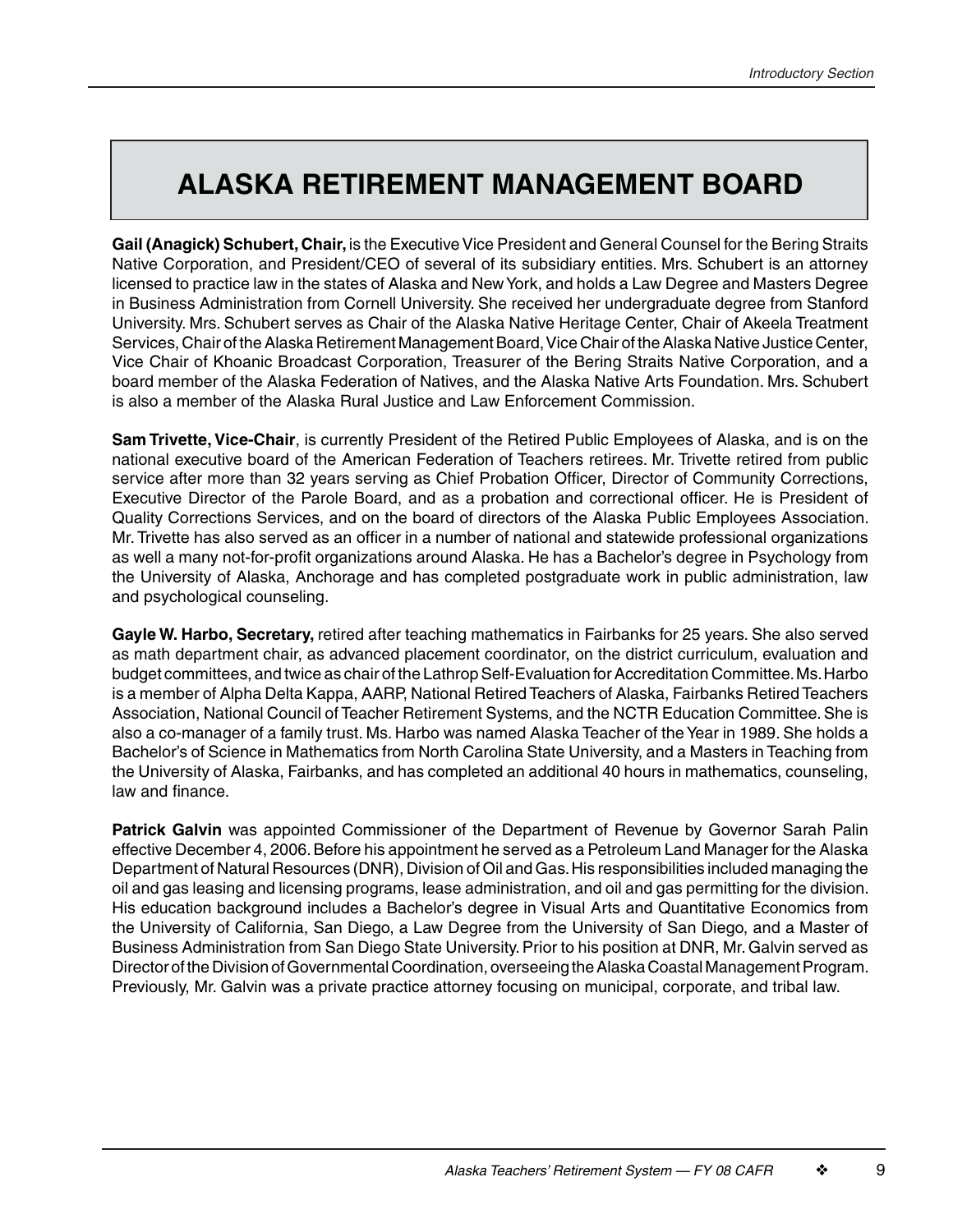# ALASKA RETIREMENT MANAGEMENT BOARD

**Gail (Anagick) Schubert, Chair,** is the Executive Vice President and General Counsel for the Bering Straits Native Corporation, and President/CEO of several of its subsidiary entities. Mrs. Schubert is an attorney licensed to practice law in the states of Alaska and New York, and holds a Law Degree and Masters Degree in Business Administration from Cornell University. She received her undergraduate degree from Stanford University. Mrs. Schubert serves as Chair of the Alaska Native Heritage Center, Chair of Akeela Treatment Services, Chair of the Alaska Retirement Management Board, Vice Chair of the Alaska Native Justice Center, Vice Chair of Khoanic Broadcast Corporation, Treasurer of the Bering Straits Native Corporation, and a board member of the Alaska Federation of Natives, and the Alaska Native Arts Foundation. Mrs. Schubert is also a member of the Alaska Rural Justice and Law Enforcement Commission.

**Sam Trivette, Vice-Chair**, is currently President of the Retired Public Employees of Alaska, and is on the national executive board of the American Federation of Teachers retirees. Mr. Trivette retired from public service after more than 32 years serving as Chief Probation Officer, Director of Community Corrections, Executive Director of the Parole Board, and as a probation and correctional officer. He is President of Quality Corrections Services, and on the board of directors of the Alaska Public Employees Association. Mr. Trivette has also served as an officer in a number of national and statewide professional organizations as well a many not-for-profit organizations around Alaska. He has a Bachelor's degree in Psychology from the University of Alaska, Anchorage and has completed postgraduate work in public administration, law and psychological counseling.

**Gayle W. Harbo, Secretary,** retired after teaching mathematics in Fairbanks for 25 years. She also served as math department chair, as advanced placement coordinator, on the district curriculum, evaluation and budget committees, and twice as chair of the Lathrop Self-Evaluation for Accreditation Committee. Ms. Harbo is a member of Alpha Delta Kappa, AARP, National Retired Teachers of Alaska, Fairbanks Retired Teachers Association, National Council of Teacher Retirement Systems, and the NCTR Education Committee. She is also a co-manager of a family trust. Ms. Harbo was named Alaska Teacher of the Year in 1989. She holds a Bachelor's of Science in Mathematics from North Carolina State University, and a Masters in Teaching from the University of Alaska, Fairbanks, and has completed an additional 40 hours in mathematics, counseling, law and finance.

**Patrick Galvin** was appointed Commissioner of the Department of Revenue by Governor Sarah Palin effective December 4, 2006. Before his appointment he served as a Petroleum Land Manager for the Alaska Department of Natural Resources (DNR), Division of Oil and Gas. His responsibilities included managing the oil and gas leasing and licensing programs, lease administration, and oil and gas permitting for the division. His education background includes a Bachelor's degree in Visual Arts and Quantitative Economics from the University of California, San Diego, a Law Degree from the University of San Diego, and a Master of Business Administration from San Diego State University. Prior to his position at DNR, Mr. Galvin served as Director of the Division of Governmental Coordination, overseeing the Alaska Coastal Management Program. Previously, Mr. Galvin was a private practice attorney focusing on municipal, corporate, and tribal law.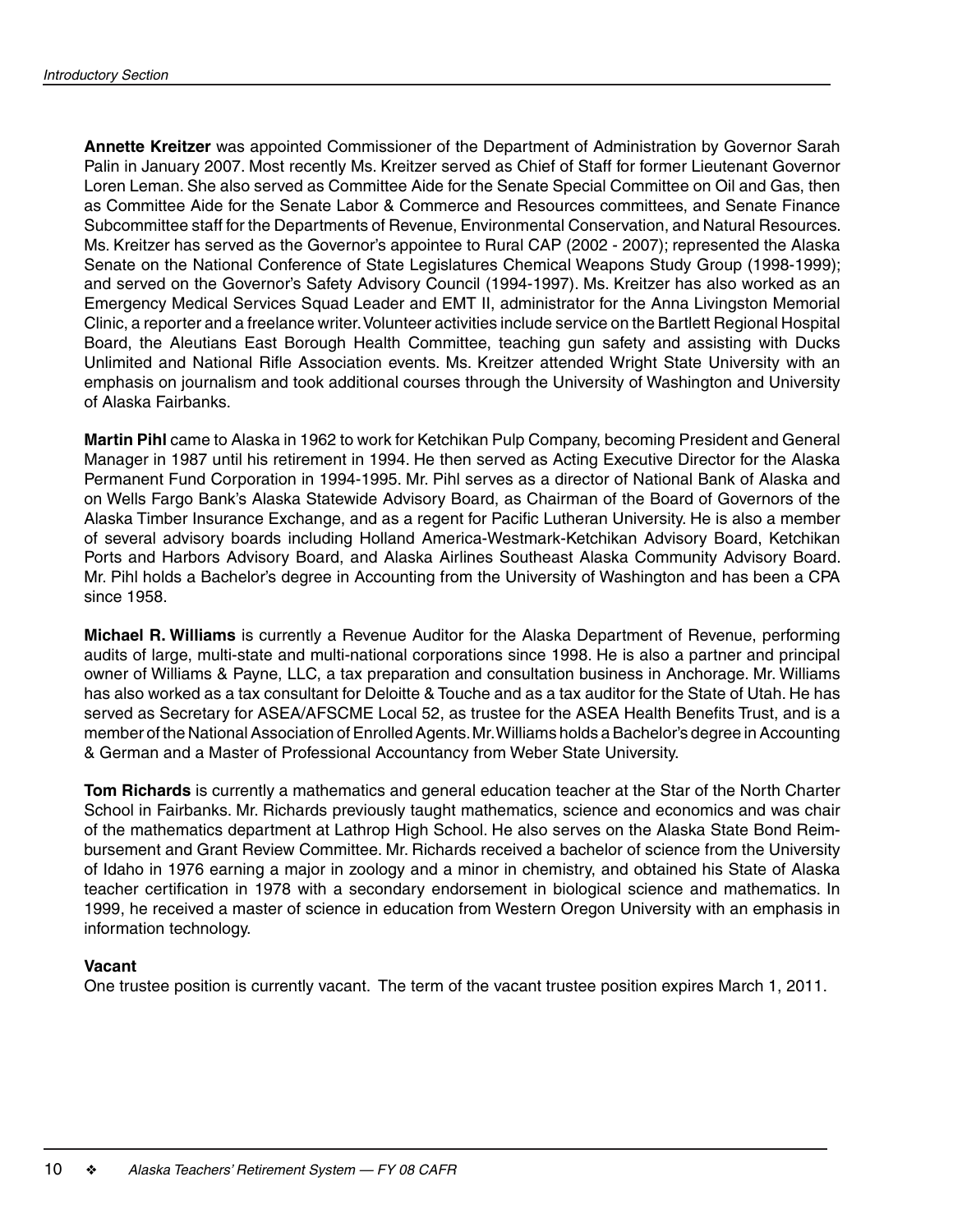**Annette Kreitzer** was appointed Commissioner of the Department of Administration by Governor Sarah Palin in January 2007. Most recently Ms. Kreitzer served as Chief of Staff for former Lieutenant Governor Loren Leman. She also served as Committee Aide for the Senate Special Committee on Oil and Gas, then as Committee Aide for the Senate Labor & Commerce and Resources committees, and Senate Finance Subcommittee staff for the Departments of Revenue, Environmental Conservation, and Natural Resources. Ms. Kreitzer has served as the Governor's appointee to Rural CAP (2002 - 2007); represented the Alaska Senate on the National Conference of State Legislatures Chemical Weapons Study Group (1998-1999); and served on the Governor's Safety Advisory Council (1994-1997). Ms. Kreitzer has also worked as an Emergency Medical Services Squad Leader and EMT II, administrator for the Anna Livingston Memorial Clinic, a reporter and a freelance writer. Volunteer activities include service on the Bartlett Regional Hospital Board, the Aleutians East Borough Health Committee, teaching gun safety and assisting with Ducks Unlimited and National Rifle Association events. Ms. Kreitzer attended Wright State University with an emphasis on journalism and took additional courses through the University of Washington and University of Alaska Fairbanks.

**Martin Pihl** came to Alaska in 1962 to work for Ketchikan Pulp Company, becoming President and General Manager in 1987 until his retirement in 1994. He then served as Acting Executive Director for the Alaska Permanent Fund Corporation in 1994-1995. Mr. Pihl serves as a director of National Bank of Alaska and on Wells Fargo Bank's Alaska Statewide Advisory Board, as Chairman of the Board of Governors of the Alaska Timber Insurance Exchange, and as a regent for Pacific Lutheran University. He is also a member of several advisory boards including Holland America-Westmark-Ketchikan Advisory Board, Ketchikan Ports and Harbors Advisory Board, and Alaska Airlines Southeast Alaska Community Advisory Board. Mr. Pihl holds a Bachelor's degree in Accounting from the University of Washington and has been a CPA since 1958.

**Michael R. Williams** is currently a Revenue Auditor for the Alaska Department of Revenue, performing audits of large, multi-state and multi-national corporations since 1998. He is also a partner and principal owner of Williams & Payne, LLC, a tax preparation and consultation business in Anchorage. Mr. Williams has also worked as a tax consultant for Deloitte & Touche and as a tax auditor for the State of Utah. He has served as Secretary for ASEA/AFSCME Local 52, as trustee for the ASEA Health Benefits Trust, and is a member of the National Association of Enrolled Agents. Mr. Williams holds a Bachelor's degree in Accounting & German and a Master of Professional Accountancy from Weber State University.

**Tom Richards** is currently a mathematics and general education teacher at the Star of the North Charter School in Fairbanks. Mr. Richards previously taught mathematics, science and economics and was chair of the mathematics department at Lathrop High School. He also serves on the Alaska State Bond Reimbursement and Grant Review Committee. Mr. Richards received a bachelor of science from the University of Idaho in 1976 earning a major in zoology and a minor in chemistry, and obtained his State of Alaska teacher certification in 1978 with a secondary endorsement in biological science and mathematics. In 1999, he received a master of science in education from Western Oregon University with an emphasis in information technology.

**Vacant**

One trustee position is currently vacant. The term of the vacant trustee position expires March 1, 2011.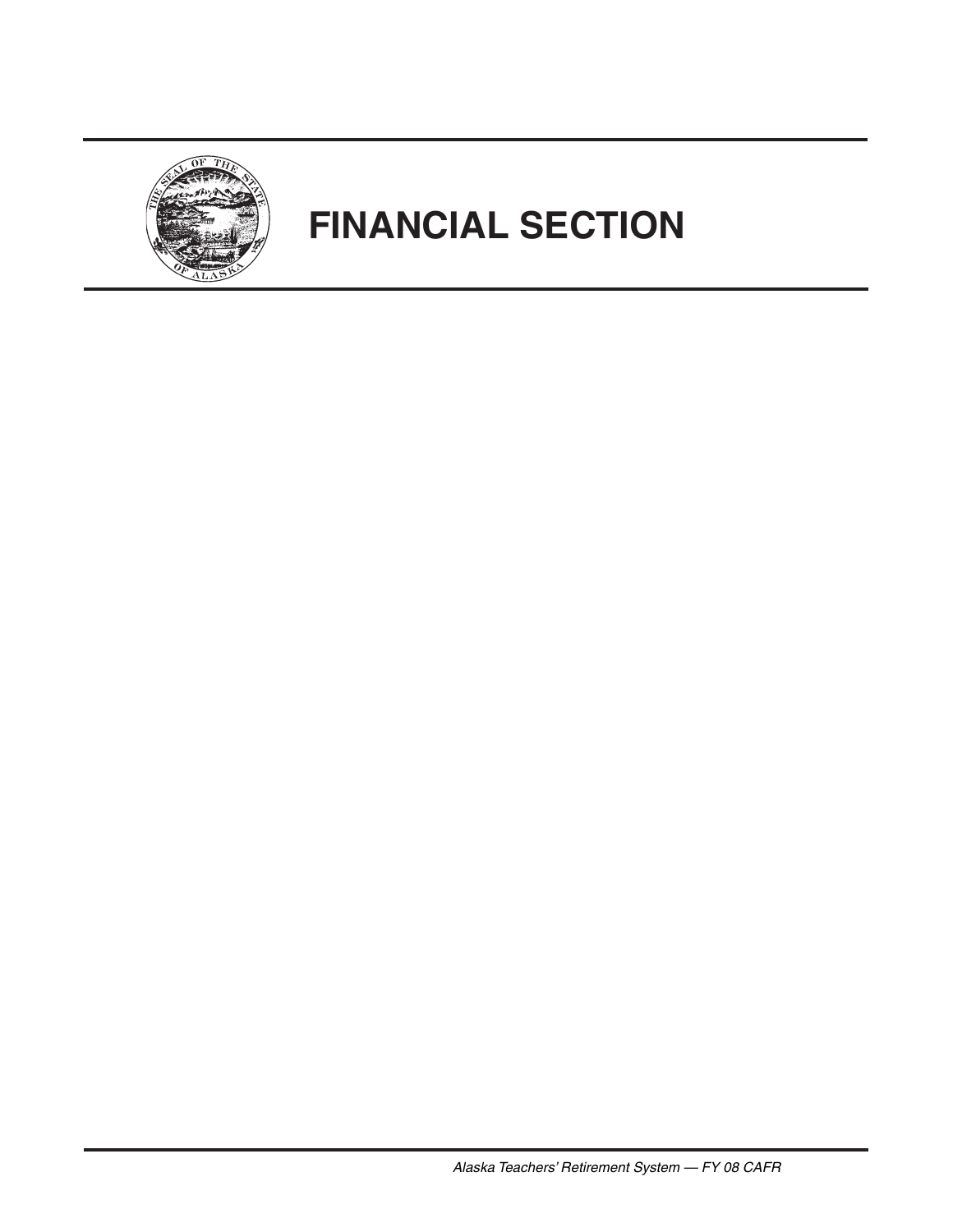# FINANCIAL SECTION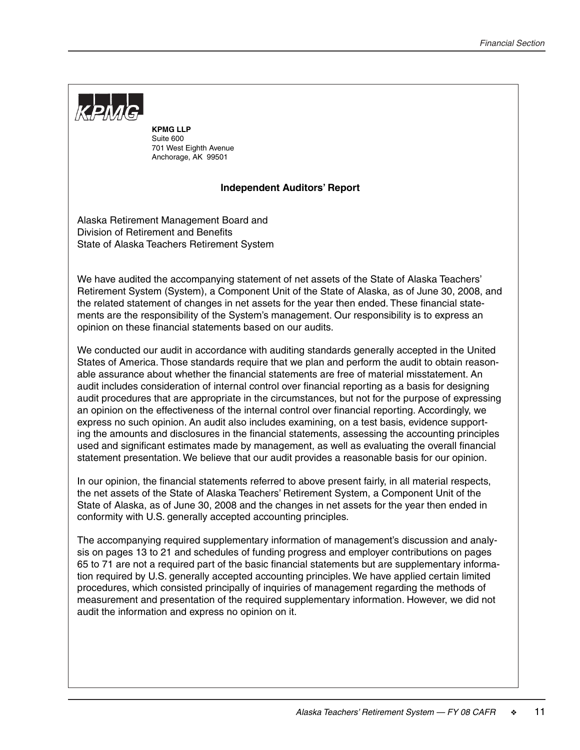**KPMG LLP**
Suite 600
701 West Eighth Avenue
Anchorage, AK 99501

## Independent Auditors' Report

Alaska Retirement Management Board and
Division of Retirement and Benefits
State of Alaska Teachers Retirement System

We have audited the accompanying statement of net assets of the State of Alaska Teachers' Retirement System (System), a Component Unit of the State of Alaska, as of June 30, 2008, and the related statement of changes in net assets for the year then ended. These financial statements are the responsibility of the System's management. Our responsibility is to express an opinion on these financial statements based on our audits.

We conducted our audit in accordance with auditing standards generally accepted in the United States of America. Those standards require that we plan and perform the audit to obtain reasonable assurance about whether the financial statements are free of material misstatement. An audit includes consideration of internal control over financial reporting as a basis for designing audit procedures that are appropriate in the circumstances, but not for the purpose of expressing an opinion on the effectiveness of the internal control over financial reporting. Accordingly, we express no such opinion. An audit also includes examining, on a test basis, evidence supporting the amounts and disclosures in the financial statements, assessing the accounting principles used and significant estimates made by management, as well as evaluating the overall financial statement presentation. We believe that our audit provides a reasonable basis for our opinion.

In our opinion, the financial statements referred to above present fairly, in all material respects, the net assets of the State of Alaska Teachers' Retirement System, a Component Unit of the State of Alaska, as of June 30, 2008 and the changes in net assets for the year then ended in conformity with U.S. generally accepted accounting principles.

The accompanying required supplementary information of management's discussion and analysis on pages 13 to 21 and schedules of funding progress and employer contributions on pages 65 to 71 are not a required part of the basic financial statements but are supplementary information required by U.S. generally accepted accounting principles. We have applied certain limited procedures, which consisted principally of inquiries of management regarding the methods of measurement and presentation of the required supplementary information. However, we did not audit the information and express no opinion on it.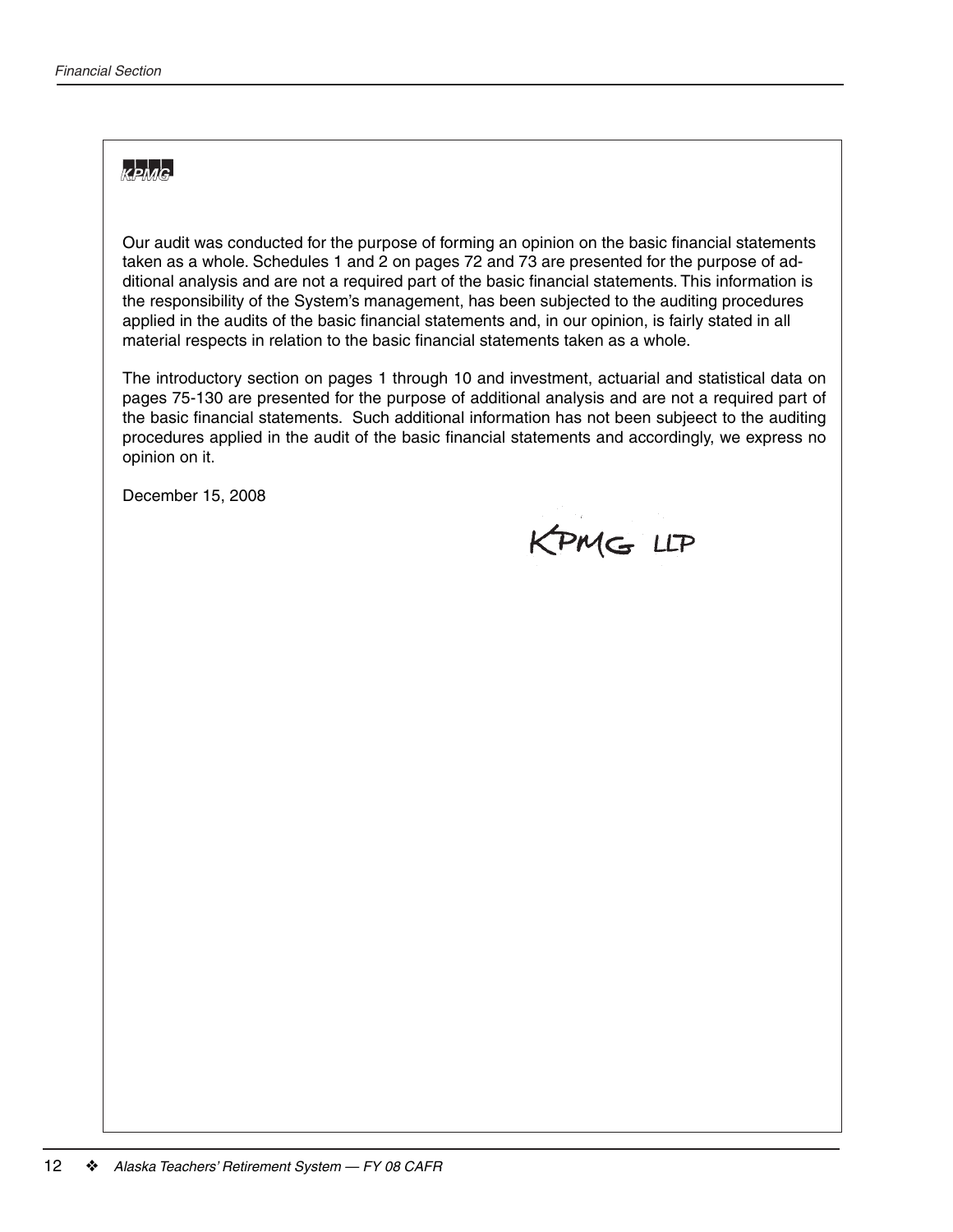KPMG

Our audit was conducted for the purpose of forming an opinion on the basic financial statements taken as a whole. Schedules 1 and 2 on pages 72 and 73 are presented for the purpose of additional analysis and are not a required part of the basic financial statements. This information is the responsibility of the System's management, has been subjected to the auditing procedures applied in the audits of the basic financial statements and, in our opinion, is fairly stated in all material respects in relation to the basic financial statements taken as a whole.

The introductory section on pages 1 through 10 and investment, actuarial and statistical data on pages 75-130 are presented for the purpose of additional analysis and are not a required part of the basic financial statements. Such additional information has not been subjeect to the auditing procedures applied in the audit of the basic financial statements and accordingly, we express no opinion on it.

December 15, 2008

KPMG LLP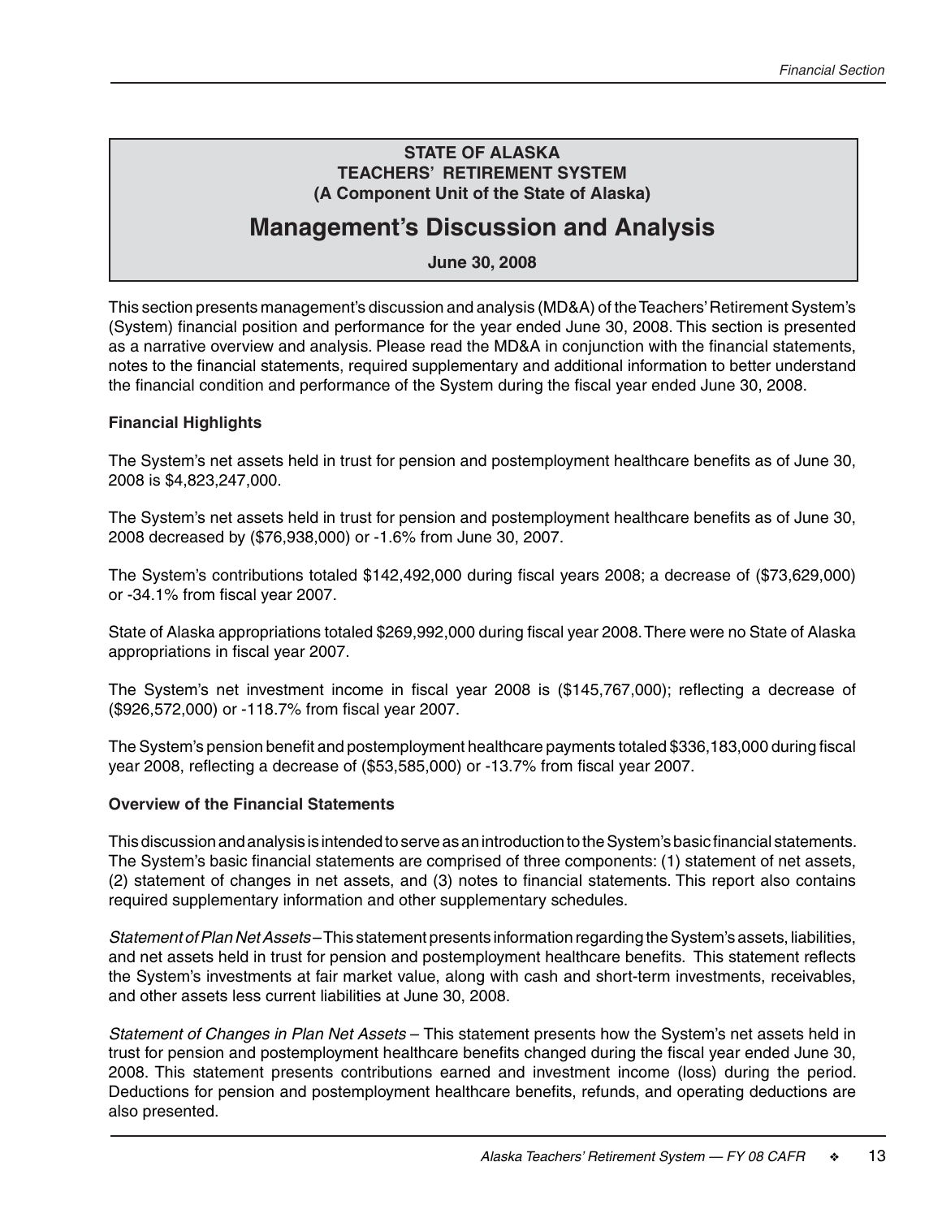**STATE OF ALASKA**
**TEACHERS' RETIREMENT SYSTEM**
**(A Component Unit of the State of Alaska)**

# Management's Discussion and Analysis

**June 30, 2008**

This section presents management's discussion and analysis (MD&A) of the Teachers' Retirement System's (System) financial position and performance for the year ended June 30, 2008. This section is presented as a narrative overview and analysis. Please read the MD&A in conjunction with the financial statements, notes to the financial statements, required supplementary and additional information to better understand the financial condition and performance of the System during the fiscal year ended June 30, 2008.

### Financial Highlights

The System's net assets held in trust for pension and postemployment healthcare benefits as of June 30, 2008 is $4,823,247,000.

The System's net assets held in trust for pension and postemployment healthcare benefits as of June 30, 2008 decreased by ($76,938,000) or -1.6% from June 30, 2007.

The System's contributions totaled $142,492,000 during fiscal years 2008; a decrease of ($73,629,000) or -34.1% from fiscal year 2007.

State of Alaska appropriations totaled $269,992,000 during fiscal year 2008. There were no State of Alaska appropriations in fiscal year 2007.

The System's net investment income in fiscal year 2008 is ($145,767,000); reflecting a decrease of ($926,572,000) or -118.7% from fiscal year 2007.

The System's pension benefit and postemployment healthcare payments totaled $336,183,000 during fiscal year 2008, reflecting a decrease of ($53,585,000) or -13.7% from fiscal year 2007.

### Overview of the Financial Statements

This discussion and analysis is intended to serve as an introduction to the System's basic financial statements. The System's basic financial statements are comprised of three components: (1) statement of net assets, (2) statement of changes in net assets, and (3) notes to financial statements. This report also contains required supplementary information and other supplementary schedules.

*Statement of Plan Net Assets* – This statement presents information regarding the System's assets, liabilities, and net assets held in trust for pension and postemployment healthcare benefits. This statement reflects the System's investments at fair market value, along with cash and short-term investments, receivables, and other assets less current liabilities at June 30, 2008.

*Statement of Changes in Plan Net Assets* – This statement presents how the System's net assets held in trust for pension and postemployment healthcare benefits changed during the fiscal year ended June 30, 2008. This statement presents contributions earned and investment income (loss) during the period. Deductions for pension and postemployment healthcare benefits, refunds, and operating deductions are also presented.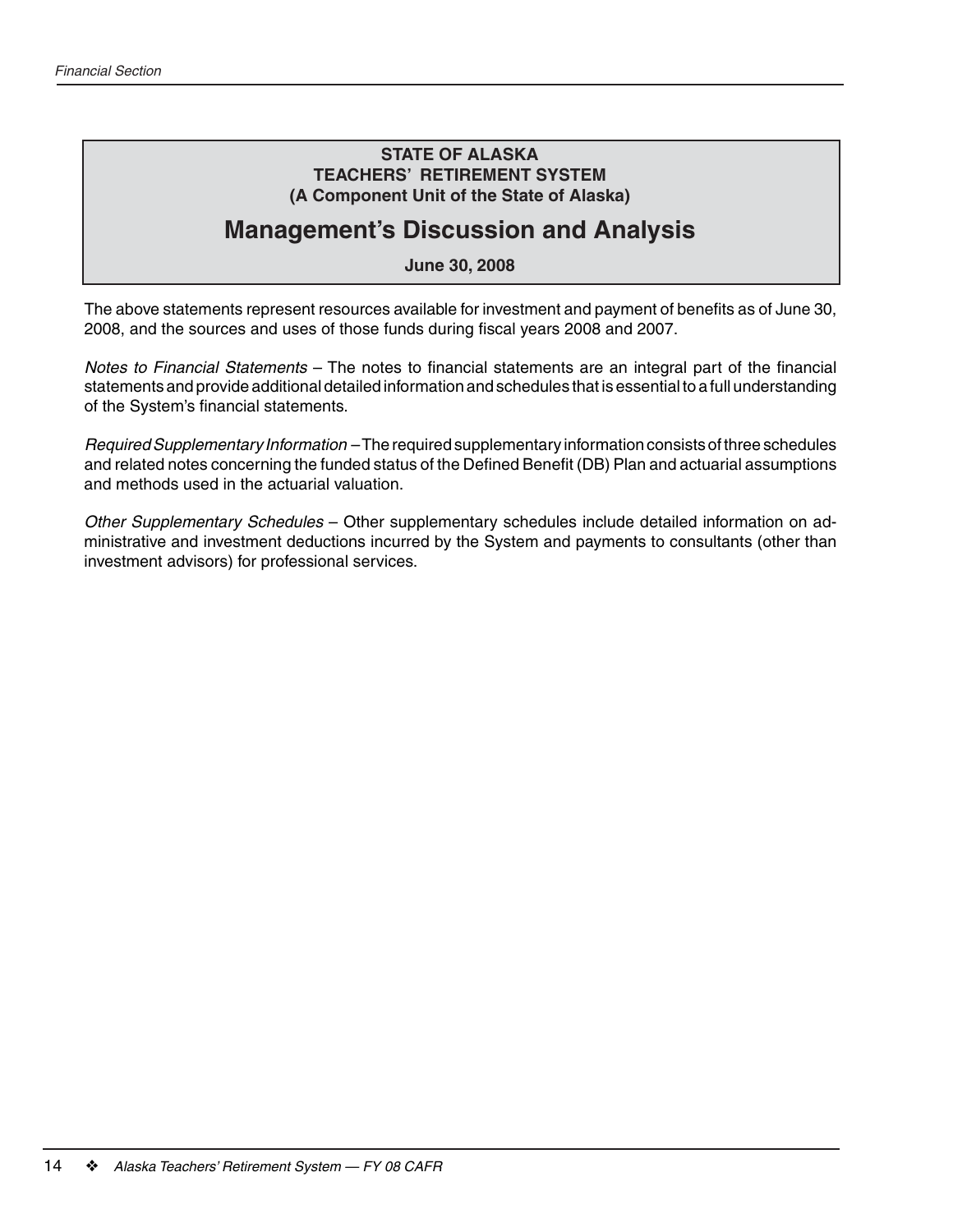**STATE OF ALASKA**
**TEACHERS' RETIREMENT SYSTEM**
**(A Component Unit of the State of Alaska)**

# Management's Discussion and Analysis

**June 30, 2008**

The above statements represent resources available for investment and payment of benefits as of June 30, 2008, and the sources and uses of those funds during fiscal years 2008 and 2007.

*Notes to Financial Statements* – The notes to financial statements are an integral part of the financial statements and provide additional detailed information and schedules that is essential to a full understanding of the System's financial statements.

*Required Supplementary Information* – The required supplementary information consists of three schedules and related notes concerning the funded status of the Defined Benefit (DB) Plan and actuarial assumptions and methods used in the actuarial valuation.

*Other Supplementary Schedules* – Other supplementary schedules include detailed information on administrative and investment deductions incurred by the System and payments to consultants (other than investment advisors) for professional services.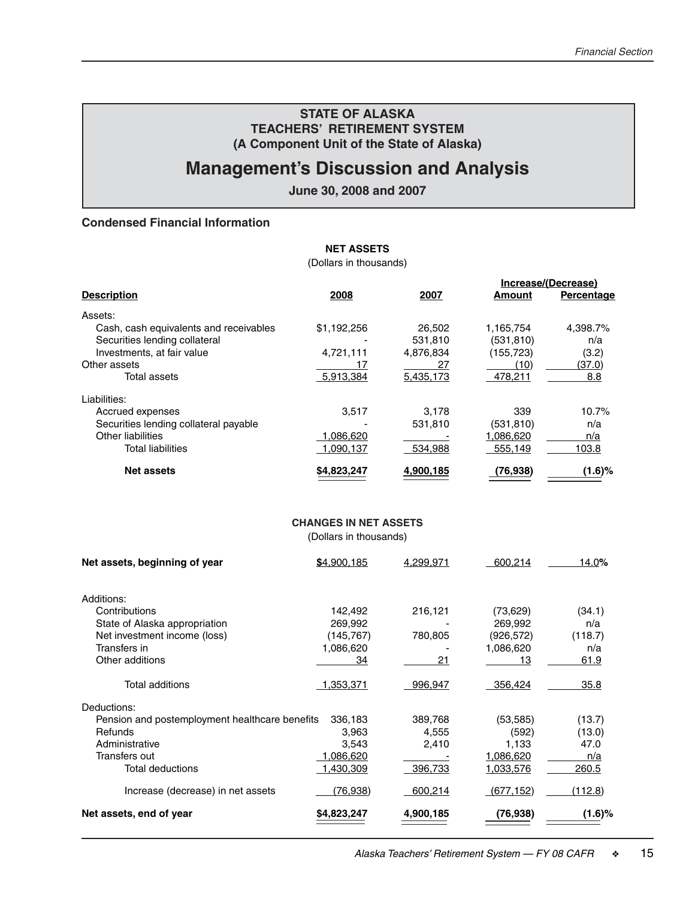# STATE OF ALASKA
## TEACHERS' RETIREMENT SYSTEM
### (A Component Unit of the State of Alaska)

# Management's Discussion and Analysis

**June 30, 2008 and 2007**

### Condensed Financial Information

**NET ASSETS**
(Dollars in thousands)

| Description | 2008 | 2007 | Increase/(Decrease) Amount | Increase/(Decrease) Percentage |
|---|---|---|---|---|
| Assets: | | | | |
| Cash, cash equivalents and receivables | $1,192,256 | 26,502 | 1,165,754 | 4,398.7% |
| Securities lending collateral | - | 531,810 | (531,810) | n/a |
| Investments, at fair value | 4,721,111 | 4,876,834 | (155,723) | (3.2) |
| Other assets | 17 | 27 | (10) | (37.0) |
| Total assets | 5,913,384 | 5,435,173 | 478,211 | 8.8 |
| Liabilities: | | | | |
| Accrued expenses | 3,517 | 3,178 | 339 | 10.7% |
| Securities lending collateral payable | - | 531,810 | (531,810) | n/a |
| Other liabilities | 1,086,620 | - | 1,086,620 | n/a |
| Total liabilities | 1,090,137 | 534,988 | 555,149 | 103.8 |
| **Net assets** | **$4,823,247** | **4,900,185** | **(76,938)** | **(1.6)%** |

**CHANGES IN NET ASSETS**
(Dollars in thousands)

| Description | 2008 | 2007 | Increase/(Decrease) Amount | Increase/(Decrease) Percentage |
|---|---|---|---|---|
| **Net assets, beginning of year** | **$**4,900,185 | 4,299,971 | 600,214 | 14.0**%** |
| Additions: | | | | |
| Contributions | 142,492 | 216,121 | (73,629) | (34.1) |
| State of Alaska appropriation | 269,992 | - | 269,992 | n/a |
| Net investment income (loss) | (145,767) | 780,805 | (926,572) | (118.7) |
| Transfers in | 1,086,620 | - | 1,086,620 | n/a |
| Other additions | 34 | 21 | 13 | 61.9 |
| Total additions | 1,353,371 | 996,947 | 356,424 | 35.8 |
| Deductions: | | | | |
| Pension and postemployment healthcare benefits | 336,183 | 389,768 | (53,585) | (13.7) |
| Refunds | 3,963 | 4,555 | (592) | (13.0) |
| Administrative | 3,543 | 2,410 | 1,133 | 47.0 |
| Transfers out | 1,086,620 | - | 1,086,620 | n/a |
| Total deductions | 1,430,309 | 396,733 | 1,033,576 | 260.5 |
| Increase (decrease) in net assets | (76,938) | 600,214 | (677,152) | (112.8) |
| **Net assets, end of year** | **$4,823,247** | **4,900,185** | **(76,938)** | **(1.6)%** |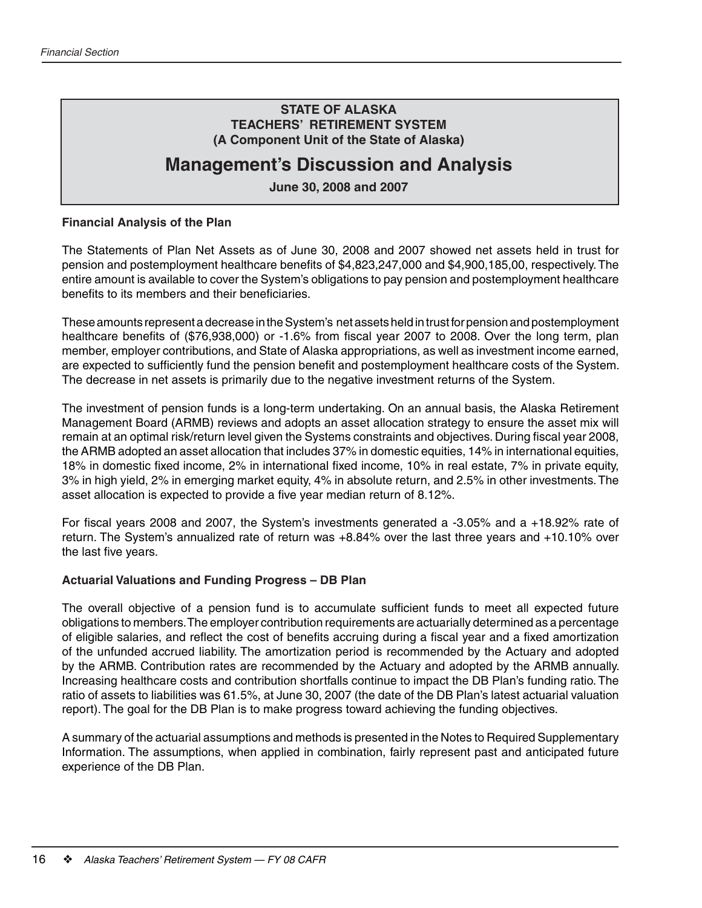**STATE OF ALASKA**
**TEACHERS' RETIREMENT SYSTEM**
**(A Component Unit of the State of Alaska)**

# Management's Discussion and Analysis

**June 30, 2008 and 2007**

**Financial Analysis of the Plan**

The Statements of Plan Net Assets as of June 30, 2008 and 2007 showed net assets held in trust for pension and postemployment healthcare benefits of $4,823,247,000 and $4,900,185,00, respectively. The entire amount is available to cover the System's obligations to pay pension and postemployment healthcare benefits to its members and their beneficiaries.

These amounts represent a decrease in the System's net assets held in trust for pension and postemployment healthcare benefits of ($76,938,000) or -1.6% from fiscal year 2007 to 2008. Over the long term, plan member, employer contributions, and State of Alaska appropriations, as well as investment income earned, are expected to sufficiently fund the pension benefit and postemployment healthcare costs of the System. The decrease in net assets is primarily due to the negative investment returns of the System.

The investment of pension funds is a long-term undertaking. On an annual basis, the Alaska Retirement Management Board (ARMB) reviews and adopts an asset allocation strategy to ensure the asset mix will remain at an optimal risk/return level given the Systems constraints and objectives. During fiscal year 2008, the ARMB adopted an asset allocation that includes 37% in domestic equities, 14% in international equities, 18% in domestic fixed income, 2% in international fixed income, 10% in real estate, 7% in private equity, 3% in high yield, 2% in emerging market equity, 4% in absolute return, and 2.5% in other investments. The asset allocation is expected to provide a five year median return of 8.12%.

For fiscal years 2008 and 2007, the System's investments generated a -3.05% and a +18.92% rate of return. The System's annualized rate of return was +8.84% over the last three years and +10.10% over the last five years.

**Actuarial Valuations and Funding Progress – DB Plan**

The overall objective of a pension fund is to accumulate sufficient funds to meet all expected future obligations to members. The employer contribution requirements are actuarially determined as a percentage of eligible salaries, and reflect the cost of benefits accruing during a fiscal year and a fixed amortization of the unfunded accrued liability. The amortization period is recommended by the Actuary and adopted by the ARMB. Contribution rates are recommended by the Actuary and adopted by the ARMB annually. Increasing healthcare costs and contribution shortfalls continue to impact the DB Plan's funding ratio. The ratio of assets to liabilities was 61.5%, at June 30, 2007 (the date of the DB Plan's latest actuarial valuation report). The goal for the DB Plan is to make progress toward achieving the funding objectives.

A summary of the actuarial assumptions and methods is presented in the Notes to Required Supplementary Information. The assumptions, when applied in combination, fairly represent past and anticipated future experience of the DB Plan.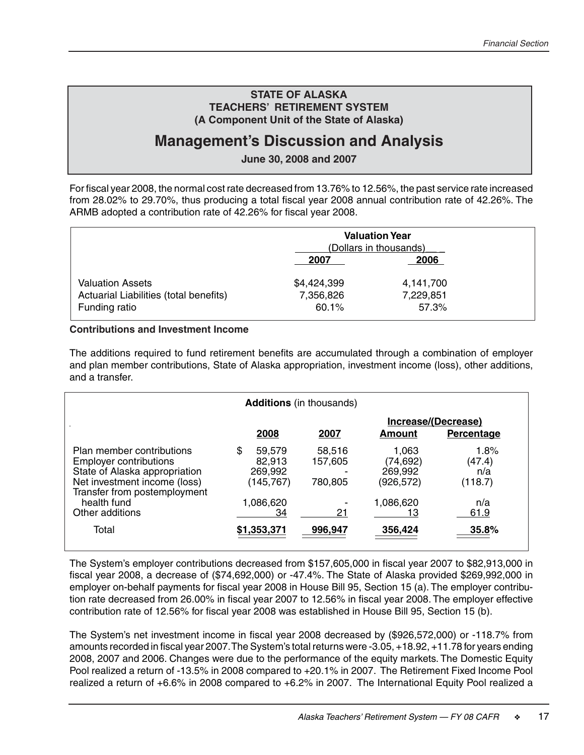**STATE OF ALASKA**
**TEACHERS' RETIREMENT SYSTEM**
**(A Component Unit of the State of Alaska)**

# Management's Discussion and Analysis

**June 30, 2008 and 2007**

For fiscal year 2008, the normal cost rate decreased from 13.76% to 12.56%, the past service rate increased from 28.02% to 29.70%, thus producing a total fiscal year 2008 annual contribution rate of 42.26%. The ARMB adopted a contribution rate of 42.26% for fiscal year 2008.

| | Valuation Year (Dollars in thousands) | |
|---|---|---|
| | **2007** | **2006** |
| Valuation Assets | $4,424,399 | 4,141,700 |
| Actuarial Liabilities (total benefits) | 7,356,826 | 7,229,851 |
| Funding ratio | 60.1% | 57.3% |

**Contributions and Investment Income**

The additions required to fund retirement benefits are accumulated through a combination of employer and plan member contributions, State of Alaska appropriation, investment income (loss), other additions, and a transfer.

**Additions** (in thousands)

| | | | Increase/(Decrease) | |
|---|---|---|---|---|
| | **2008** | **2007** | **Amount** | **Percentage** |
| Plan member contributions | $ 59,579 | 58,516 | 1,063 | 1.8% |
| Employer contributions | 82,913 | 157,605 | (74,692) | (47.4) |
| State of Alaska appropriation | 269,992 | - | 269,992 | n/a |
| Net investment income (loss) | (145,767) | 780,805 | (926,572) | (118.7) |
| Transfer from postemployment health fund | 1,086,620 | - | 1,086,620 | n/a |
| Other additions | 34 | 21 | 13 | 61.9 |
| Total | **$1,353,371** | **996,947** | **356,424** | **35.8%** |

The System's employer contributions decreased from $157,605,000 in fiscal year 2007 to $82,913,000 in fiscal year 2008, a decrease of ($74,692,000) or -47.4%. The State of Alaska provided $269,992,000 in employer on-behalf payments for fiscal year 2008 in House Bill 95, Section 15 (a). The employer contribution rate decreased from 26.00% in fiscal year 2007 to 12.56% in fiscal year 2008. The employer effective contribution rate of 12.56% for fiscal year 2008 was established in House Bill 95, Section 15 (b).

The System's net investment income in fiscal year 2008 decreased by ($926,572,000) or -118.7% from amounts recorded in fiscal year 2007. The System's total returns were -3.05, +18.92, +11.78 for years ending 2008, 2007 and 2006. Changes were due to the performance of the equity markets. The Domestic Equity Pool realized a return of -13.5% in 2008 compared to +20.1% in 2007. The Retirement Fixed Income Pool realized a return of +6.6% in 2008 compared to +6.2% in 2007. The International Equity Pool realized a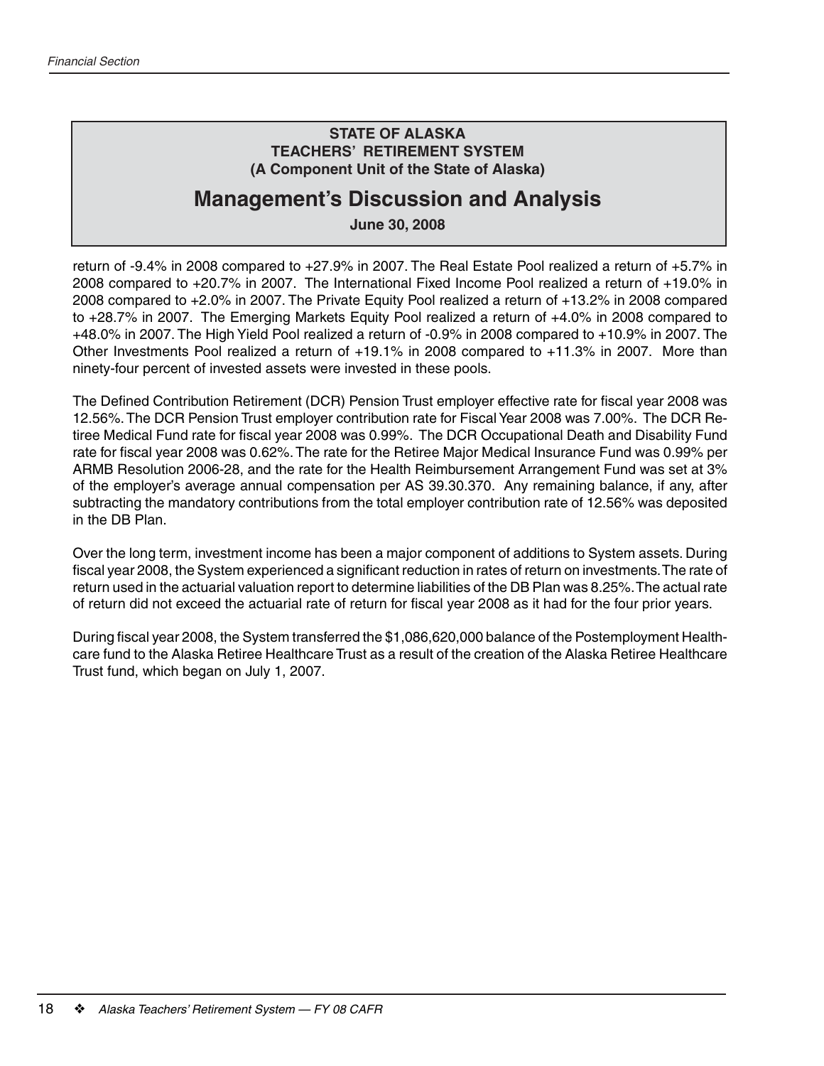**STATE OF ALASKA**
**TEACHERS' RETIREMENT SYSTEM**
**(A Component Unit of the State of Alaska)**

# Management's Discussion and Analysis

**June 30, 2008**

return of -9.4% in 2008 compared to +27.9% in 2007. The Real Estate Pool realized a return of +5.7% in 2008 compared to +20.7% in 2007. The International Fixed Income Pool realized a return of +19.0% in 2008 compared to +2.0% in 2007. The Private Equity Pool realized a return of +13.2% in 2008 compared to +28.7% in 2007. The Emerging Markets Equity Pool realized a return of +4.0% in 2008 compared to +48.0% in 2007. The High Yield Pool realized a return of -0.9% in 2008 compared to +10.9% in 2007. The Other Investments Pool realized a return of +19.1% in 2008 compared to +11.3% in 2007. More than ninety-four percent of invested assets were invested in these pools.

The Defined Contribution Retirement (DCR) Pension Trust employer effective rate for fiscal year 2008 was 12.56%. The DCR Pension Trust employer contribution rate for Fiscal Year 2008 was 7.00%. The DCR Retiree Medical Fund rate for fiscal year 2008 was 0.99%. The DCR Occupational Death and Disability Fund rate for fiscal year 2008 was 0.62%. The rate for the Retiree Major Medical Insurance Fund was 0.99% per ARMB Resolution 2006-28, and the rate for the Health Reimbursement Arrangement Fund was set at 3% of the employer's average annual compensation per AS 39.30.370. Any remaining balance, if any, after subtracting the mandatory contributions from the total employer contribution rate of 12.56% was deposited in the DB Plan.

Over the long term, investment income has been a major component of additions to System assets. During fiscal year 2008, the System experienced a significant reduction in rates of return on investments. The rate of return used in the actuarial valuation report to determine liabilities of the DB Plan was 8.25%. The actual rate of return did not exceed the actuarial rate of return for fiscal year 2008 as it had for the four prior years.

During fiscal year 2008, the System transferred the $1,086,620,000 balance of the Postemployment Healthcare fund to the Alaska Retiree Healthcare Trust as a result of the creation of the Alaska Retiree Healthcare Trust fund, which began on July 1, 2007.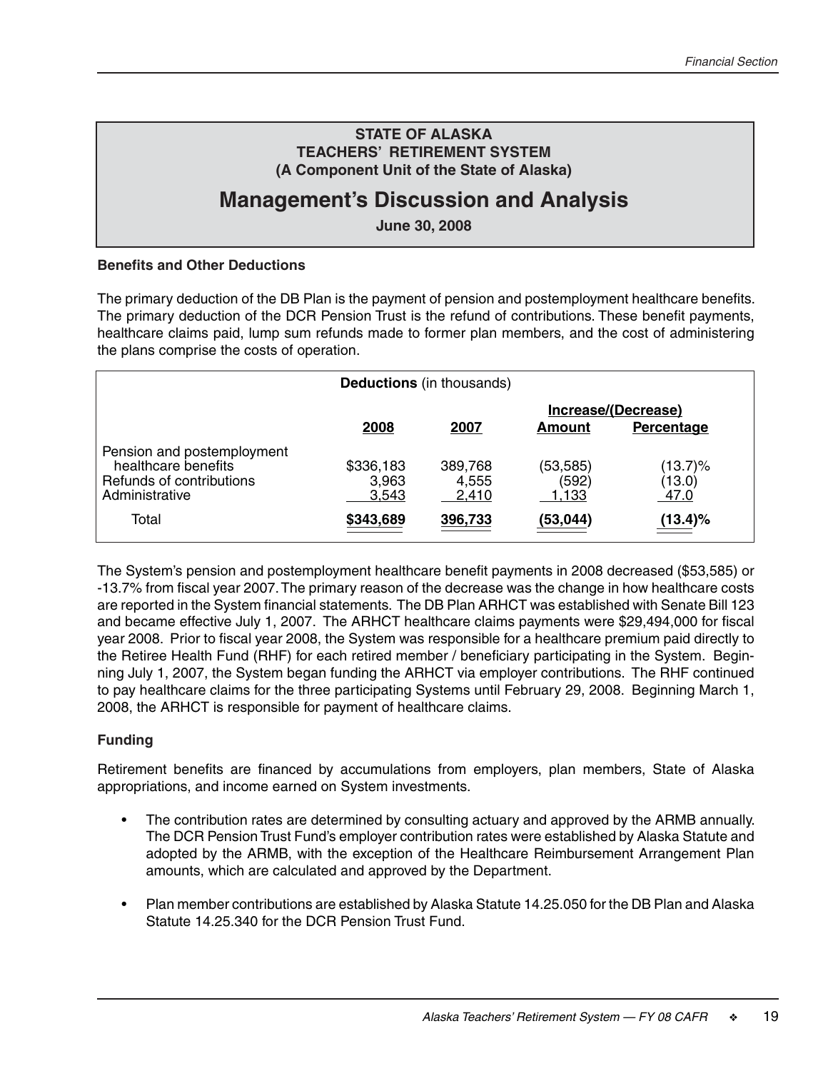**STATE OF ALASKA**
**TEACHERS' RETIREMENT SYSTEM**
**(A Component Unit of the State of Alaska)**

# Management's Discussion and Analysis

**June 30, 2008**

### Benefits and Other Deductions

The primary deduction of the DB Plan is the payment of pension and postemployment healthcare benefits. The primary deduction of the DCR Pension Trust is the refund of contributions. These benefit payments, healthcare claims paid, lump sum refunds made to former plan members, and the cost of administering the plans comprise the costs of operation.

**Deductions** (in thousands)

| | | | Increase/(Decrease) | |
|---|---|---|---|---|
| | 2008 | 2007 | Amount | Percentage |
| Pension and postemployment healthcare benefits | $336,183 | 389,768 | (53,585) | (13.7)% |
| Refunds of contributions | 3,963 | 4,555 | (592) | (13.0) |
| Administrative | 3,543 | 2,410 | 1,133 | 47.0 |
| Total | **$343,689** | **396,733** | **(53,044)** | **(13.4)%** |

The System's pension and postemployment healthcare benefit payments in 2008 decreased ($53,585) or -13.7% from fiscal year 2007. The primary reason of the decrease was the change in how healthcare costs are reported in the System financial statements. The DB Plan ARHCT was established with Senate Bill 123 and became effective July 1, 2007. The ARHCT healthcare claims payments were $29,494,000 for fiscal year 2008. Prior to fiscal year 2008, the System was responsible for a healthcare premium paid directly to the Retiree Health Fund (RHF) for each retired member / beneficiary participating in the System. Beginning July 1, 2007, the System began funding the ARHCT via employer contributions. The RHF continued to pay healthcare claims for the three participating Systems until February 29, 2008. Beginning March 1, 2008, the ARHCT is responsible for payment of healthcare claims.

### Funding

Retirement benefits are financed by accumulations from employers, plan members, State of Alaska appropriations, and income earned on System investments.

- The contribution rates are determined by consulting actuary and approved by the ARMB annually. The DCR Pension Trust Fund's employer contribution rates were established by Alaska Statute and adopted by the ARMB, with the exception of the Healthcare Reimbursement Arrangement Plan amounts, which are calculated and approved by the Department.
- Plan member contributions are established by Alaska Statute 14.25.050 for the DB Plan and Alaska Statute 14.25.340 for the DCR Pension Trust Fund.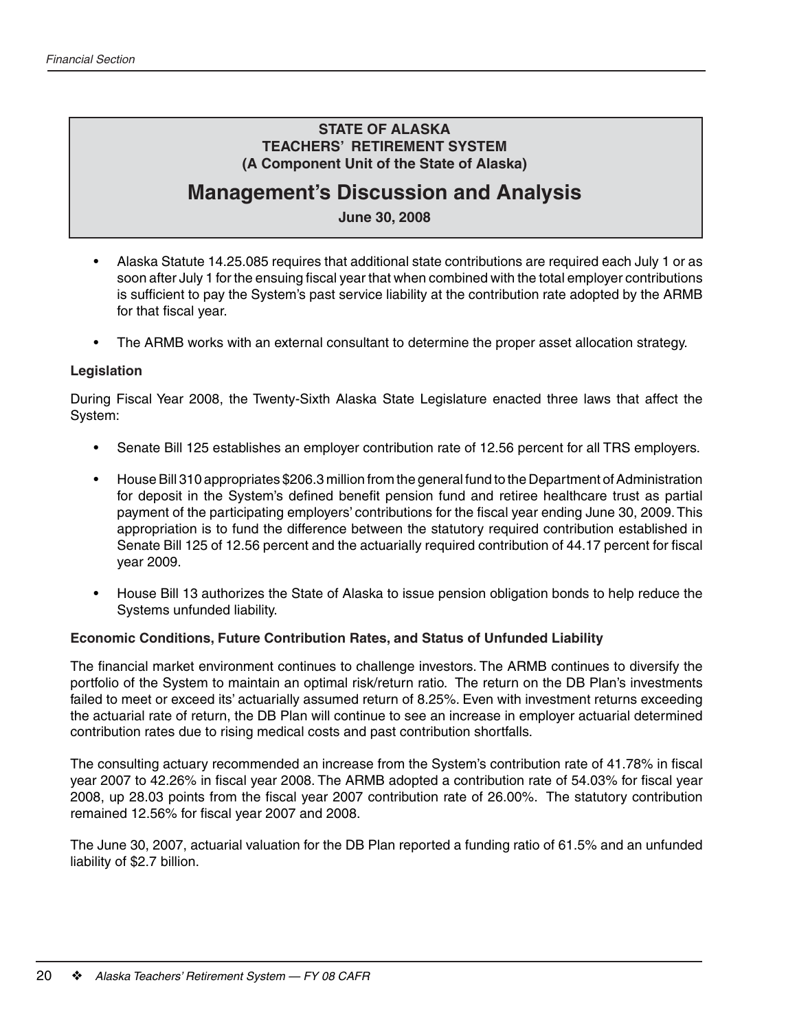**STATE OF ALASKA**
**TEACHERS' RETIREMENT SYSTEM**
**(A Component Unit of the State of Alaska)**

# Management's Discussion and Analysis

**June 30, 2008**

- Alaska Statute 14.25.085 requires that additional state contributions are required each July 1 or as soon after July 1 for the ensuing fiscal year that when combined with the total employer contributions is sufficient to pay the System's past service liability at the contribution rate adopted by the ARMB for that fiscal year.

- The ARMB works with an external consultant to determine the proper asset allocation strategy.

### Legislation

During Fiscal Year 2008, the Twenty-Sixth Alaska State Legislature enacted three laws that affect the System:

- Senate Bill 125 establishes an employer contribution rate of 12.56 percent for all TRS employers.

- House Bill 310 appropriates $206.3 million from the general fund to the Department of Administration for deposit in the System's defined benefit pension fund and retiree healthcare trust as partial payment of the participating employers' contributions for the fiscal year ending June 30, 2009. This appropriation is to fund the difference between the statutory required contribution established in Senate Bill 125 of 12.56 percent and the actuarially required contribution of 44.17 percent for fiscal year 2009.

- House Bill 13 authorizes the State of Alaska to issue pension obligation bonds to help reduce the Systems unfunded liability.

### Economic Conditions, Future Contribution Rates, and Status of Unfunded Liability

The financial market environment continues to challenge investors. The ARMB continues to diversify the portfolio of the System to maintain an optimal risk/return ratio. The return on the DB Plan's investments failed to meet or exceed its' actuarially assumed return of 8.25%. Even with investment returns exceeding the actuarial rate of return, the DB Plan will continue to see an increase in employer actuarial determined contribution rates due to rising medical costs and past contribution shortfalls.

The consulting actuary recommended an increase from the System's contribution rate of 41.78% in fiscal year 2007 to 42.26% in fiscal year 2008. The ARMB adopted a contribution rate of 54.03% for fiscal year 2008, up 28.03 points from the fiscal year 2007 contribution rate of 26.00%. The statutory contribution remained 12.56% for fiscal year 2007 and 2008.

The June 30, 2007, actuarial valuation for the DB Plan reported a funding ratio of 61.5% and an unfunded liability of $2.7 billion.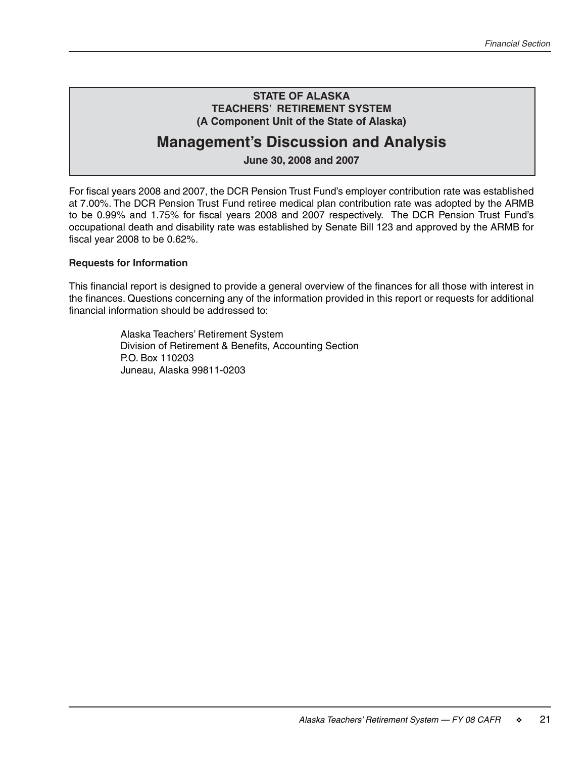**STATE OF ALASKA**
**TEACHERS' RETIREMENT SYSTEM**
**(A Component Unit of the State of Alaska)**

# Management's Discussion and Analysis

**June 30, 2008 and 2007**

For fiscal years 2008 and 2007, the DCR Pension Trust Fund's employer contribution rate was established at 7.00%. The DCR Pension Trust Fund retiree medical plan contribution rate was adopted by the ARMB to be 0.99% and 1.75% for fiscal years 2008 and 2007 respectively. The DCR Pension Trust Fund's occupational death and disability rate was established by Senate Bill 123 and approved by the ARMB for fiscal year 2008 to be 0.62%.

**Requests for Information**

This financial report is designed to provide a general overview of the finances for all those with interest in the finances. Questions concerning any of the information provided in this report or requests for additional financial information should be addressed to:

Alaska Teachers' Retirement System
Division of Retirement & Benefits, Accounting Section
P.O. Box 110203
Juneau, Alaska 99811-0203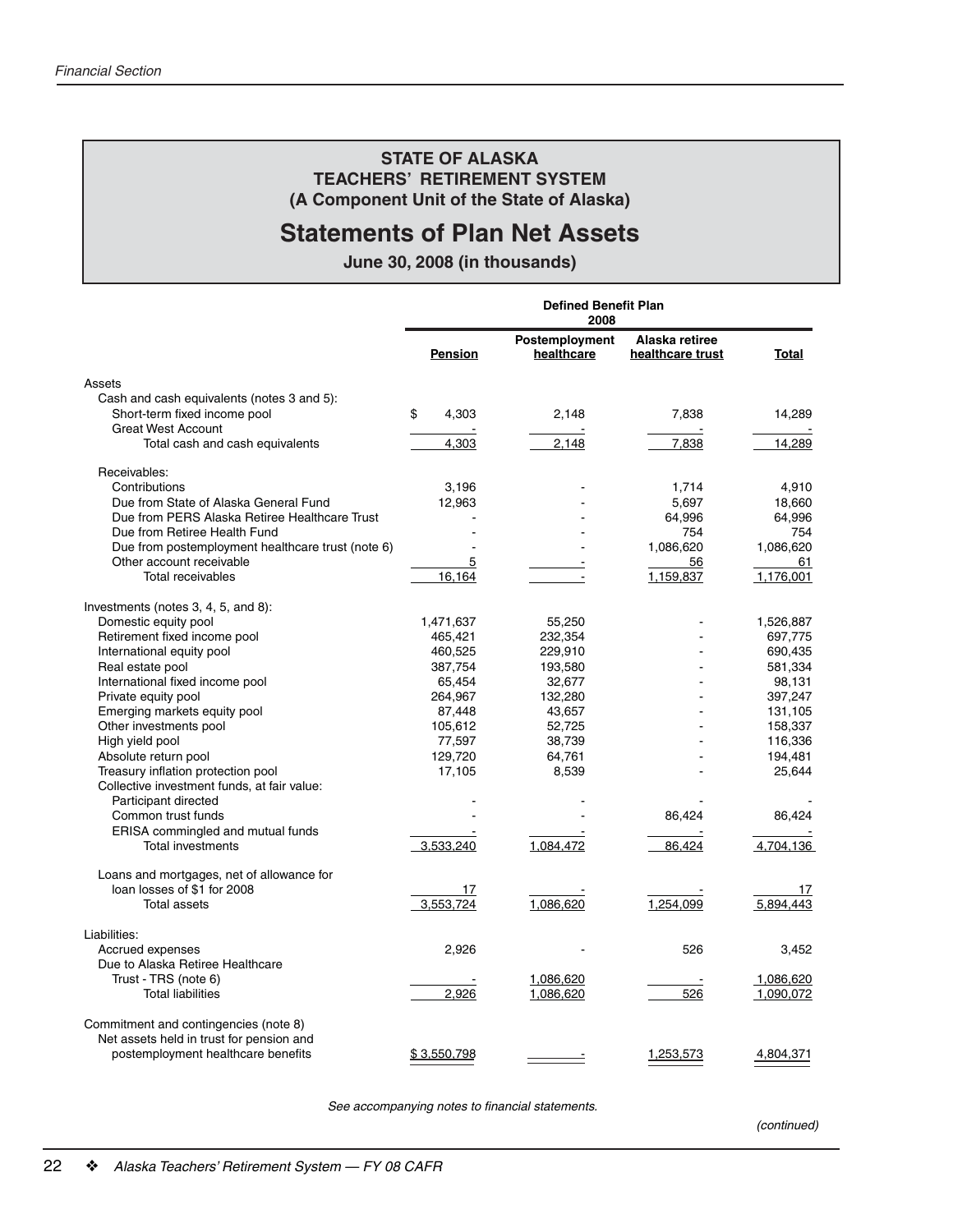**STATE OF ALASKA**
**TEACHERS' RETIREMENT SYSTEM**
**(A Component Unit of the State of Alaska)**

# Statements of Plan Net Assets

**June 30, 2008 (in thousands)**

| | Defined Benefit Plan 2008 | | | |
|---|---|---|---|---|
| | **Pension** | **Postemployment healthcare** | **Alaska retiree healthcare trust** | **Total** |
| Assets | | | | |
| Cash and cash equivalents (notes 3 and 5): | | | | |
| Short-term fixed income pool | $ 4,303 | 2,148 | 7,838 | 14,289 |
| Great West Account | - | - | - | - |
| Total cash and cash equivalents | 4,303 | 2,148 | 7,838 | 14,289 |
| Receivables: | | | | |
| Contributions | 3,196 | - | 1,714 | 4,910 |
| Due from State of Alaska General Fund | 12,963 | - | 5,697 | 18,660 |
| Due from PERS Alaska Retiree Healthcare Trust | - | - | 64,996 | 64,996 |
| Due from Retiree Health Fund | - | - | 754 | 754 |
| Due from postemployment healthcare trust (note 6) | - | - | 1,086,620 | 1,086,620 |
| Other account receivable | 5 | - | 56 | 61 |
| Total receivables | 16,164 | - | 1,159,837 | 1,176,001 |
| Investments (notes 3, 4, 5, and 8): | | | | |
| Domestic equity pool | 1,471,637 | 55,250 | - | 1,526,887 |
| Retirement fixed income pool | 465,421 | 232,354 | - | 697,775 |
| International equity pool | 460,525 | 229,910 | - | 690,435 |
| Real estate pool | 387,754 | 193,580 | - | 581,334 |
| International fixed income pool | 65,454 | 32,677 | - | 98,131 |
| Private equity pool | 264,967 | 132,280 | - | 397,247 |
| Emerging markets equity pool | 87,448 | 43,657 | - | 131,105 |
| Other investments pool | 105,612 | 52,725 | - | 158,337 |
| High yield pool | 77,597 | 38,739 | - | 116,336 |
| Absolute return pool | 129,720 | 64,761 | - | 194,481 |
| Treasury inflation protection pool | 17,105 | 8,539 | - | 25,644 |
| Collective investment funds, at fair value: | | | | |
| Participant directed | - | - | - | - |
| Common trust funds | - | - | 86,424 | 86,424 |
| ERISA commingled and mutual funds | - | - | - | - |
| Total investments | 3,533,240 | 1,084,472 | 86,424 | 4,704,136 |
| Loans and mortgages, net of allowance for loan losses of $1 for 2008 | 17 | - | - | 17 |
| Total assets | 3,553,724 | 1,086,620 | 1,254,099 | 5,894,443 |
| Liabilities: | | | | |
| Accrued expenses | 2,926 | - | 526 | 3,452 |
| Due to Alaska Retiree Healthcare Trust - TRS (note 6) | - | 1,086,620 | - | 1,086,620 |
| Total liabilities | 2,926 | 1,086,620 | 526 | 1,090,072 |
| Commitment and contingencies (note 8) | | | | |
| Net assets held in trust for pension and postemployment healthcare benefits | $ 3,550,798 | - | 1,253,573 | 4,804,371 |

*See accompanying notes to financial statements.*

*(continued)*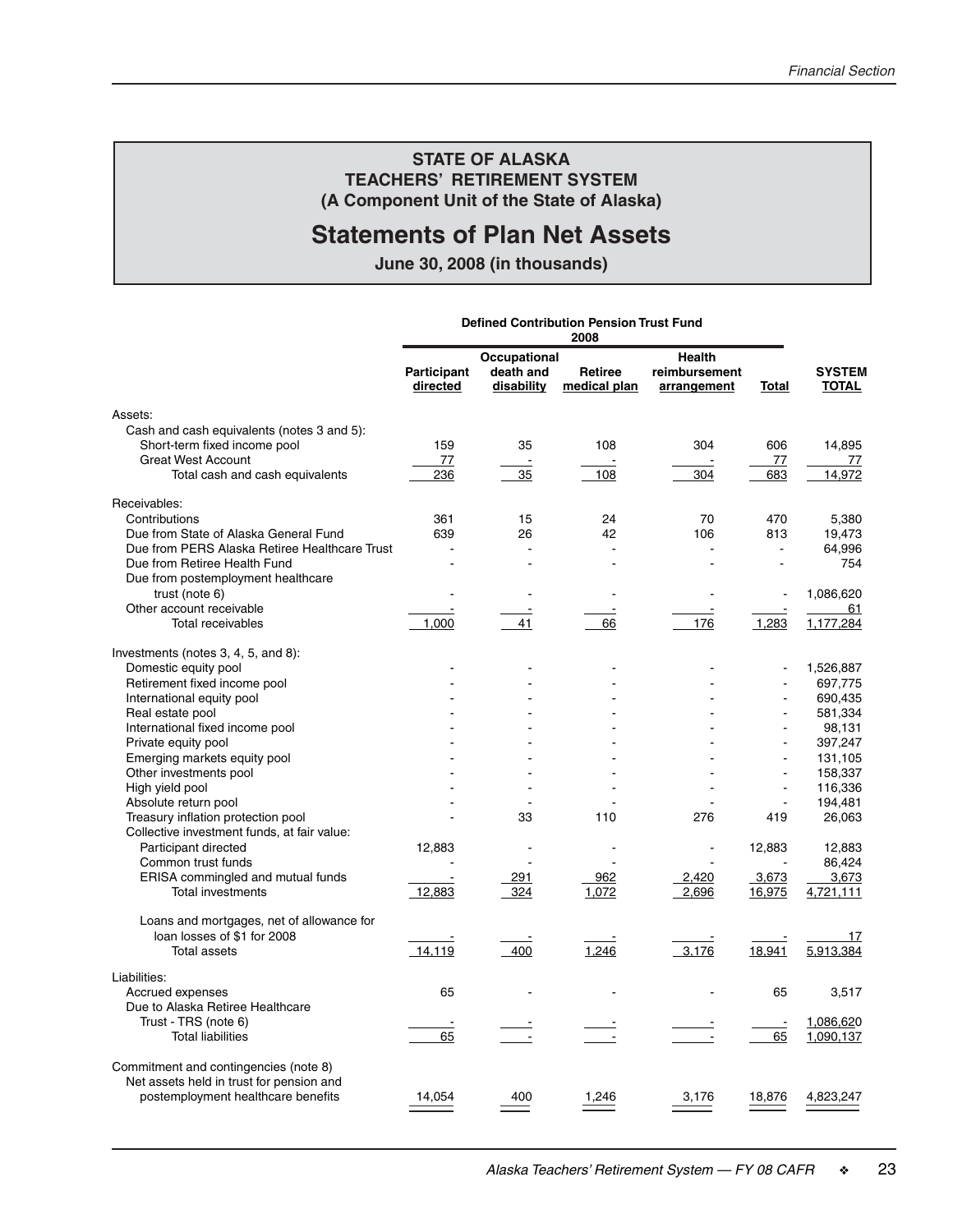# STATE OF ALASKA
## TEACHERS' RETIREMENT SYSTEM
### (A Component Unit of the State of Alaska)

# Statements of Plan Net Assets

**June 30, 2008 (in thousands)**

| | Defined Contribution Pension Trust Fund 2008 | | | | | |
|---|---|---|---|---|---|---|
| | Participant directed | Occupational death and disability | Retiree medical plan | Health reimbursement arrangement | Total | SYSTEM TOTAL |
| Assets: | | | | | | |
| Cash and cash equivalents (notes 3 and 5): | | | | | | |
| Short-term fixed income pool | 159 | 35 | 108 | 304 | 606 | 14,895 |
| Great West Account | 77 | - | - | - | 77 | 77 |
| Total cash and cash equivalents | 236 | 35 | 108 | 304 | 683 | 14,972 |
| Receivables: | | | | | | |
| Contributions | 361 | 15 | 24 | 70 | 470 | 5,380 |
| Due from State of Alaska General Fund | 639 | 26 | 42 | 106 | 813 | 19,473 |
| Due from PERS Alaska Retiree Healthcare Trust | - | - | - | - | - | 64,996 |
| Due from Retiree Health Fund | - | - | - | - | - | 754 |
| Due from postemployment healthcare trust (note 6) | - | - | - | - | - | 1,086,620 |
| Other account receivable | - | - | - | - | - | 61 |
| Total receivables | 1,000 | 41 | 66 | 176 | 1,283 | 1,177,284 |
| Investments (notes 3, 4, 5, and 8): | | | | | | |
| Domestic equity pool | - | - | - | - | - | 1,526,887 |
| Retirement fixed income pool | - | - | - | - | - | 697,775 |
| International equity pool | - | - | - | - | - | 690,435 |
| Real estate pool | - | - | - | - | - | 581,334 |
| International fixed income pool | - | - | - | - | - | 98,131 |
| Private equity pool | - | - | - | - | - | 397,247 |
| Emerging markets equity pool | - | - | - | - | - | 131,105 |
| Other investments pool | - | - | - | - | - | 158,337 |
| High yield pool | - | - | - | - | - | 116,336 |
| Absolute return pool | - | - | - | - | - | 194,481 |
| Treasury inflation protection pool | - | 33 | 110 | 276 | 419 | 26,063 |
| Collective investment funds, at fair value: | | | | | | |
| Participant directed | 12,883 | - | - | - | 12,883 | 12,883 |
| Common trust funds | - | - | - | - | - | 86,424 |
| ERISA commingled and mutual funds | - | 291 | 962 | 2,420 | 3,673 | 3,673 |
| Total investments | 12,883 | 324 | 1,072 | 2,696 | 16,975 | 4,721,111 |
| Loans and mortgages, net of allowance for loan losses of $1 for 2008 | - | - | - | - | - | 17 |
| Total assets | 14,119 | 400 | 1,246 | 3,176 | 18,941 | 5,913,384 |
| Liabilities: | | | | | | |
| Accrued expenses | 65 | - | - | - | 65 | 3,517 |
| Due to Alaska Retiree Healthcare Trust - TRS (note 6) | - | - | - | - | - | 1,086,620 |
| Total liabilities | 65 | - | - | - | 65 | 1,090,137 |
| Commitment and contingencies (note 8) | | | | | | |
| Net assets held in trust for pension and postemployment healthcare benefits | 14,054 | 400 | 1,246 | 3,176 | 18,876 | 4,823,247 |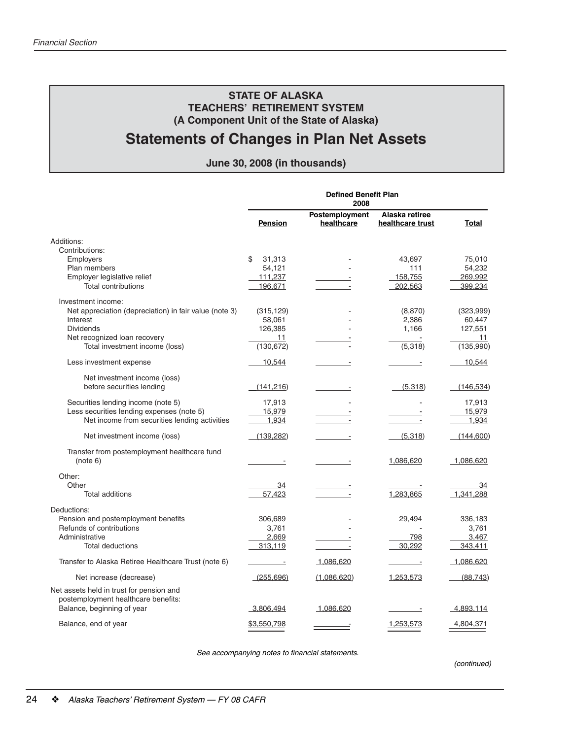# STATE OF ALASKA
# TEACHERS' RETIREMENT SYSTEM
### (A Component Unit of the State of Alaska)

# Statements of Changes in Plan Net Assets

### June 30, 2008 (in thousands)

| | Defined Benefit Plan 2008 | | | |
|---|---|---|---|---|
| | **Pension** | **Postemployment healthcare** | **Alaska retiree healthcare trust** | **Total** |
| Additions: | | | | |
| Contributions: | | | | |
| Employers | $ 31,313 | - | 43,697 | 75,010 |
| Plan members | 54,121 | - | 111 | 54,232 |
| Employer legislative relief | 111,237 | - | 158,755 | 269,992 |
| Total contributions | 196,671 | - | 202,563 | 399,234 |
| Investment income: | | | | |
| Net appreciation (depreciation) in fair value (note 3) | (315,129) | - | (8,870) | (323,999) |
| Interest | 58,061 | - | 2,386 | 60,447 |
| Dividends | 126,385 | - | 1,166 | 127,551 |
| Net recognized loan recovery | 11 | - | - | 11 |
| Total investment income (loss) | (130,672) | - | (5,318) | (135,990) |
| Less investment expense | 10,544 | - | - | 10,544 |
| Net investment income (loss) before securities lending | (141,216) | - | (5,318) | (146,534) |
| Securities lending income (note 5) | 17,913 | - | - | 17,913 |
| Less securities lending expenses (note 5) | 15,979 | - | - | 15,979 |
| Net income from securities lending activities | 1,934 | - | - | 1,934 |
| Net investment income (loss) | (139,282) | - | (5,318) | (144,600) |
| Transfer from postemployment healthcare fund (note 6) | - | - | 1,086,620 | 1,086,620 |
| Other: | | | | |
| Other | 34 | - | - | 34 |
| Total additions | 57,423 | - | 1,283,865 | 1,341,288 |
| Deductions: | | | | |
| Pension and postemployment benefits | 306,689 | - | 29,494 | 336,183 |
| Refunds of contributions | 3,761 | - | - | 3,761 |
| Administrative | 2,669 | - | 798 | 3,467 |
| Total deductions | 313,119 | - | 30,292 | 343,411 |
| Transfer to Alaska Retiree Healthcare Trust (note 6) | - | 1,086,620 | - | 1,086,620 |
| Net increase (decrease) | (255,696) | (1,086,620) | 1,253,573 | (88,743) |
| Net assets held in trust for pension and postemployment healthcare benefits: | | | | |
| Balance, beginning of year | 3,806,494 | 1,086,620 | - | 4,893,114 |
| Balance, end of year | $3,550,798 | - | 1,253,573 | 4,804,371 |

*See accompanying notes to financial statements.*

*(continued)*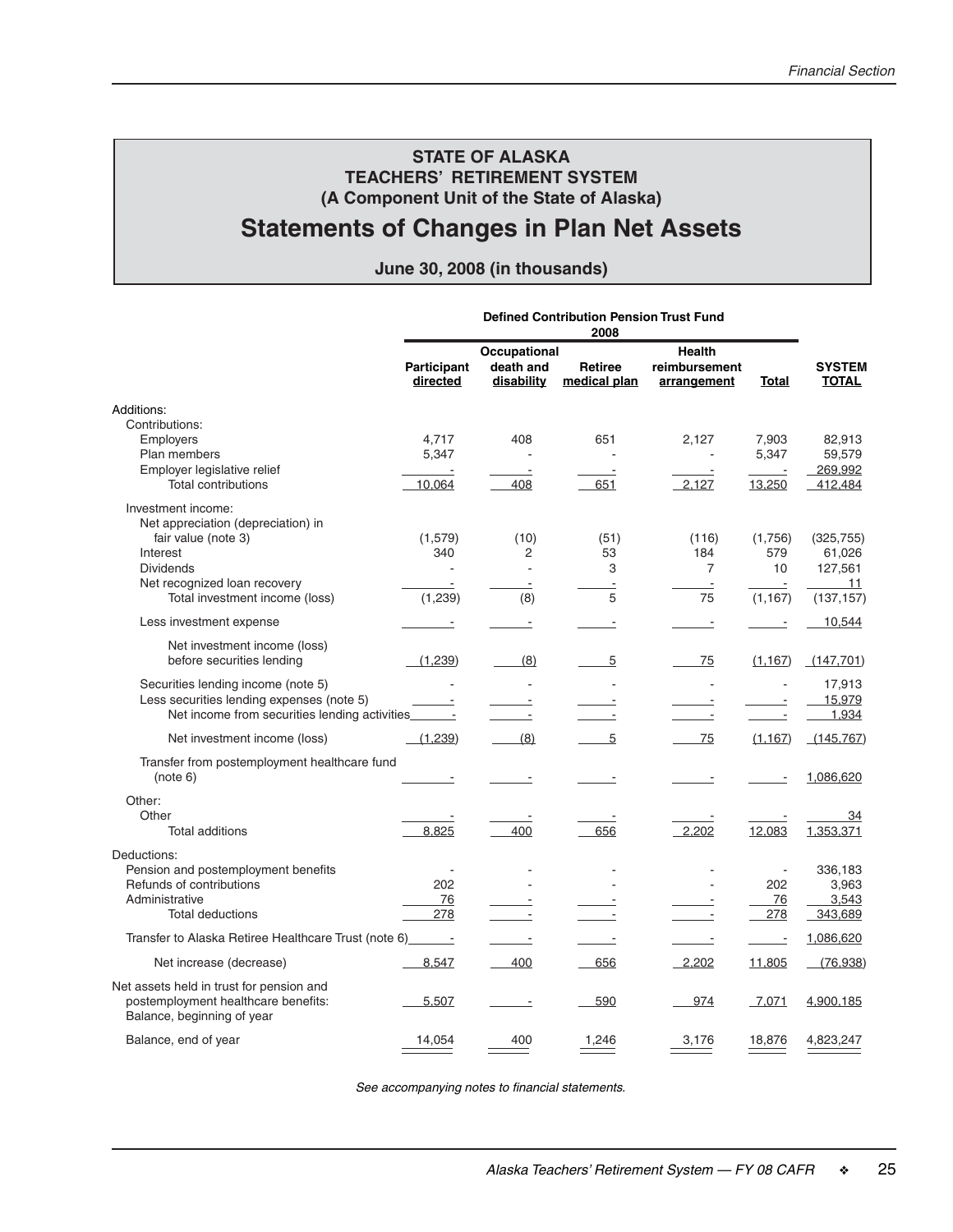## STATE OF ALASKA
## TEACHERS' RETIREMENT SYSTEM
## (A Component Unit of the State of Alaska)

# Statements of Changes in Plan Net Assets

### June 30, 2008 (in thousands)

| | Defined Contribution Pension Trust Fund 2008 | | | | | |
|---|---|---|---|---|---|---|
| | **Participant directed** | **Occupational death and disability** | **Retiree medical plan** | **Health reimbursement arrangement** | **Total** | **SYSTEM TOTAL** |
| Additions: | | | | | | |
| Contributions: | | | | | | |
| Employers | 4,717 | 408 | 651 | 2,127 | 7,903 | 82,913 |
| Plan members | 5,347 | - | - | - | 5,347 | 59,579 |
| Employer legislative relief | - | - | - | - | - | 269,992 |
| Total contributions | 10,064 | 408 | 651 | 2,127 | 13,250 | 412,484 |
| Investment income: | | | | | | |
| Net appreciation (depreciation) in fair value (note 3) | (1,579) | (10) | (51) | (116) | (1,756) | (325,755) |
| Interest | 340 | 2 | 53 | 184 | 579 | 61,026 |
| Dividends | - | - | 3 | 7 | 10 | 127,561 |
| Net recognized loan recovery | - | - | - | - | - | 11 |
| Total investment income (loss) | (1,239) | (8) | 5 | 75 | (1,167) | (137,157) |
| Less investment expense | - | - | - | - | - | 10,544 |
| Net investment income (loss) before securities lending | (1,239) | (8) | 5 | 75 | (1,167) | (147,701) |
| Securities lending income (note 5) | - | - | - | - | - | 17,913 |
| Less securities lending expenses (note 5) | - | - | - | - | - | 15,979 |
| Net income from securities lending activities | - | - | - | - | - | 1,934 |
| Net investment income (loss) | (1,239) | (8) | 5 | 75 | (1,167) | (145,767) |
| Transfer from postemployment healthcare fund (note 6) | - | - | - | - | - | 1,086,620 |
| Other: | | | | | | |
| Other | - | - | - | - | - | 34 |
| Total additions | 8,825 | 400 | 656 | 2,202 | 12,083 | 1,353,371 |
| Deductions: | | | | | | |
| Pension and postemployment benefits | - | - | - | - | - | 336,183 |
| Refunds of contributions | 202 | - | - | - | 202 | 3,963 |
| Administrative | 76 | - | - | - | 76 | 3,543 |
| Total deductions | 278 | - | - | - | 278 | 343,689 |
| Transfer to Alaska Retiree Healthcare Trust (note 6) | - | - | - | - | - | 1,086,620 |
| Net increase (decrease) | 8,547 | 400 | 656 | 2,202 | 11,805 | (76,938) |
| Net assets held in trust for pension and postemployment healthcare benefits: Balance, beginning of year | 5,507 | - | 590 | 974 | 7,071 | 4,900,185 |
| Balance, end of year | 14,054 | 400 | 1,246 | 3,176 | 18,876 | 4,823,247 |

*See accompanying notes to financial statements.*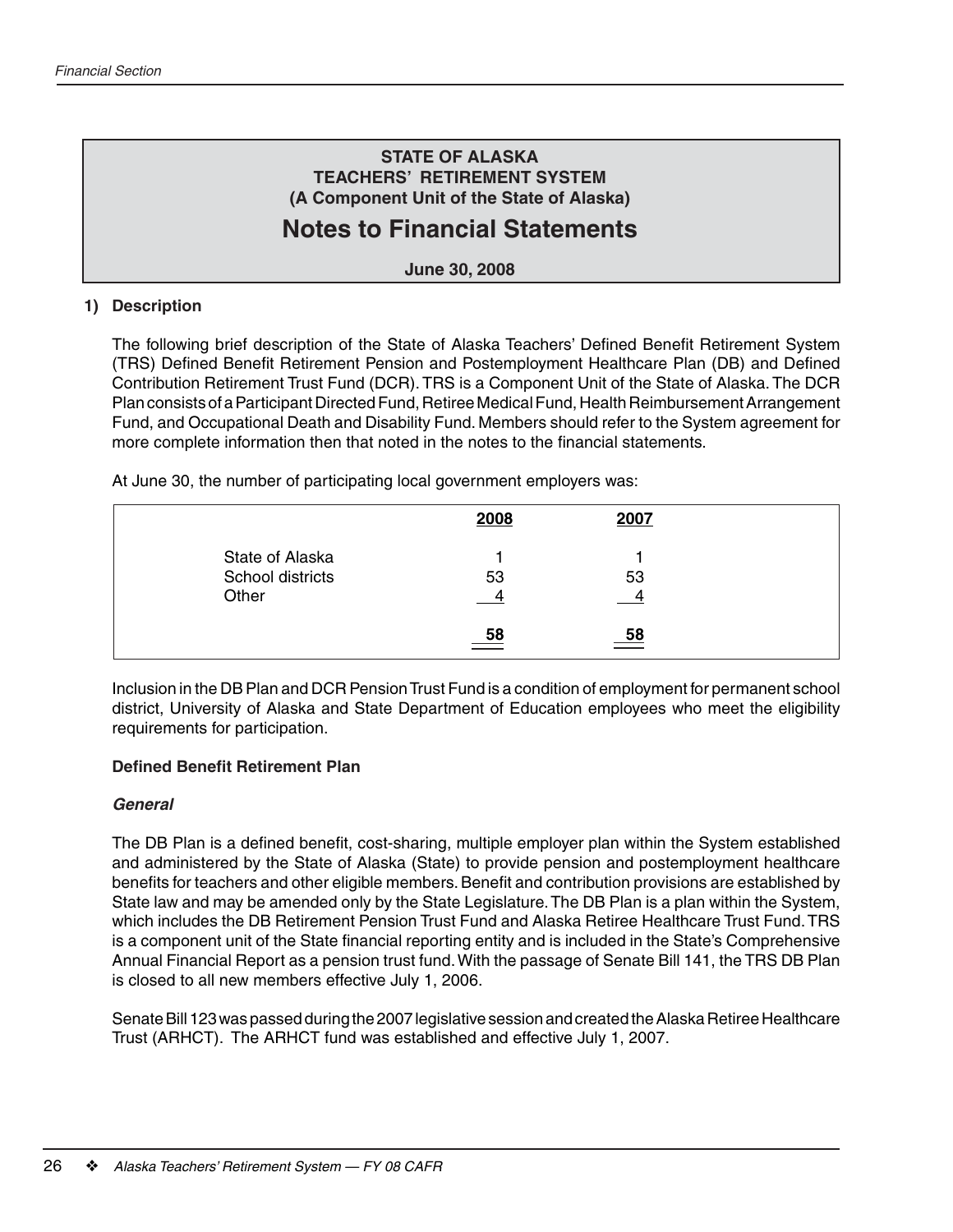**STATE OF ALASKA**
**TEACHERS' RETIREMENT SYSTEM**
**(A Component Unit of the State of Alaska)**

# Notes to Financial Statements

**June 30, 2008**

## 1) Description

The following brief description of the State of Alaska Teachers' Defined Benefit Retirement System (TRS) Defined Benefit Retirement Pension and Postemployment Healthcare Plan (DB) and Defined Contribution Retirement Trust Fund (DCR). TRS is a Component Unit of the State of Alaska. The DCR Plan consists of a Participant Directed Fund, Retiree Medical Fund, Health Reimbursement Arrangement Fund, and Occupational Death and Disability Fund. Members should refer to the System agreement for more complete information then that noted in the notes to the financial statements.

At June 30, the number of participating local government employers was:

| | 2008 | 2007 |
|---|---|---|
| State of Alaska | 1 | 1 |
| School districts | 53 | 53 |
| Other | 4 | 4 |
| | 58 | 58 |

Inclusion in the DB Plan and DCR Pension Trust Fund is a condition of employment for permanent school district, University of Alaska and State Department of Education employees who meet the eligibility requirements for participation.

### Defined Benefit Retirement Plan

#### *General*

The DB Plan is a defined benefit, cost-sharing, multiple employer plan within the System established and administered by the State of Alaska (State) to provide pension and postemployment healthcare benefits for teachers and other eligible members. Benefit and contribution provisions are established by State law and may be amended only by the State Legislature. The DB Plan is a plan within the System, which includes the DB Retirement Pension Trust Fund and Alaska Retiree Healthcare Trust Fund. TRS is a component unit of the State financial reporting entity and is included in the State's Comprehensive Annual Financial Report as a pension trust fund. With the passage of Senate Bill 141, the TRS DB Plan is closed to all new members effective July 1, 2006.

Senate Bill 123 was passed during the 2007 legislative session and created the Alaska Retiree Healthcare Trust (ARHCT). The ARHCT fund was established and effective July 1, 2007.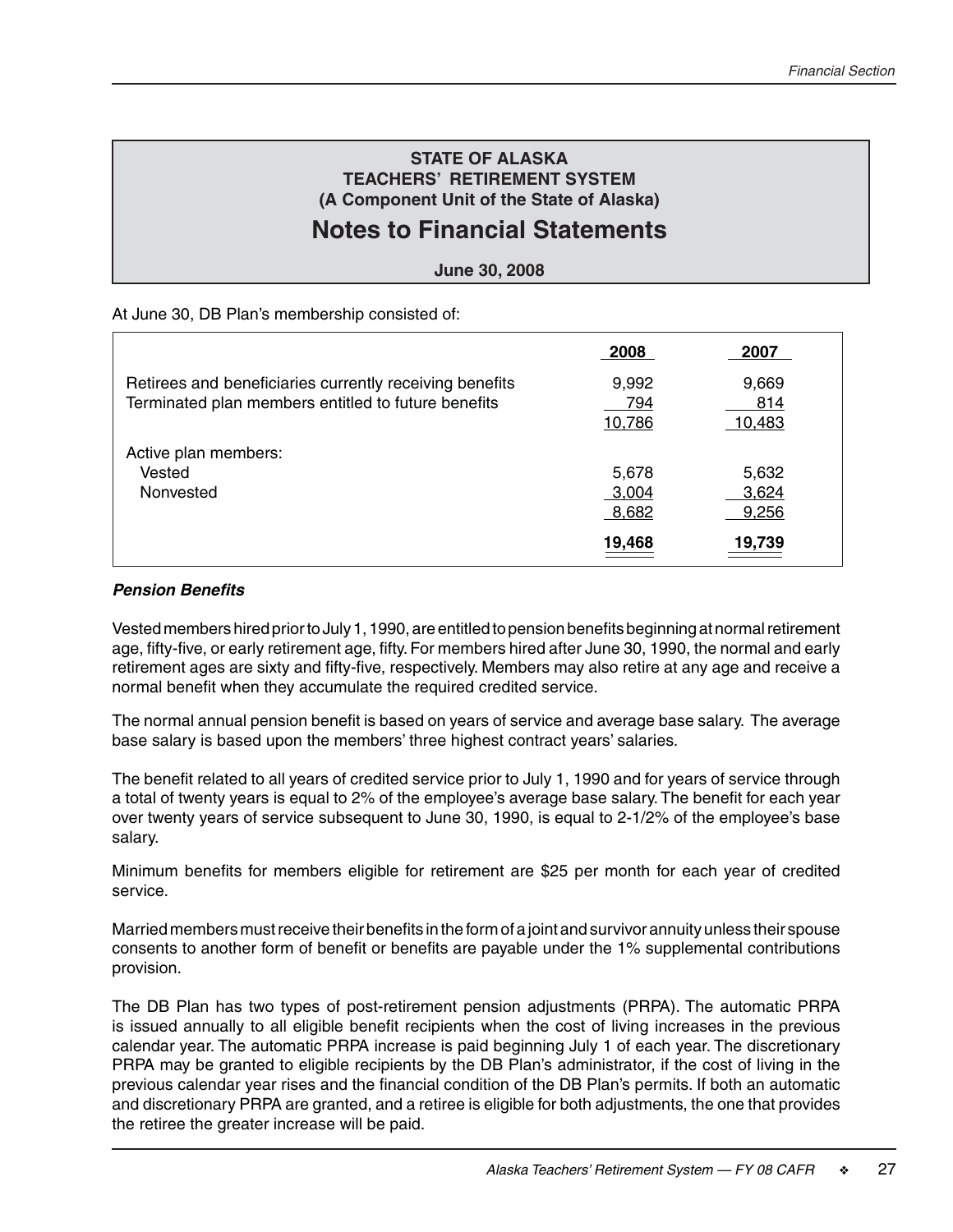**STATE OF ALASKA**
**TEACHERS' RETIREMENT SYSTEM**
**(A Component Unit of the State of Alaska)**

# Notes to Financial Statements

**June 30, 2008**

At June 30, DB Plan's membership consisted of:

| | 2008 | 2007 |
|---|---|---|
| Retirees and beneficiaries currently receiving benefits | 9,992 | 9,669 |
| Terminated plan members entitled to future benefits | 794 | 814 |
| | 10,786 | 10,483 |
| Active plan members: | | |
| Vested | 5,678 | 5,632 |
| Nonvested | 3,004 | 3,624 |
| | 8,682 | 9,256 |
| | **19,468** | **19,739** |

***Pension Benefits***

Vested members hired prior to July 1, 1990, are entitled to pension benefits beginning at normal retirement age, fifty-five, or early retirement age, fifty. For members hired after June 30, 1990, the normal and early retirement ages are sixty and fifty-five, respectively. Members may also retire at any age and receive a normal benefit when they accumulate the required credited service.

The normal annual pension benefit is based on years of service and average base salary. The average base salary is based upon the members' three highest contract years' salaries.

The benefit related to all years of credited service prior to July 1, 1990 and for years of service through a total of twenty years is equal to 2% of the employee's average base salary. The benefit for each year over twenty years of service subsequent to June 30, 1990, is equal to 2-1/2% of the employee's base salary.

Minimum benefits for members eligible for retirement are $25 per month for each year of credited service.

Married members must receive their benefits in the form of a joint and survivor annuity unless their spouse consents to another form of benefit or benefits are payable under the 1% supplemental contributions provision.

The DB Plan has two types of post-retirement pension adjustments (PRPA). The automatic PRPA is issued annually to all eligible benefit recipients when the cost of living increases in the previous calendar year. The automatic PRPA increase is paid beginning July 1 of each year. The discretionary PRPA may be granted to eligible recipients by the DB Plan's administrator, if the cost of living in the previous calendar year rises and the financial condition of the DB Plan's permits. If both an automatic and discretionary PRPA are granted, and a retiree is eligible for both adjustments, the one that provides the retiree the greater increase will be paid.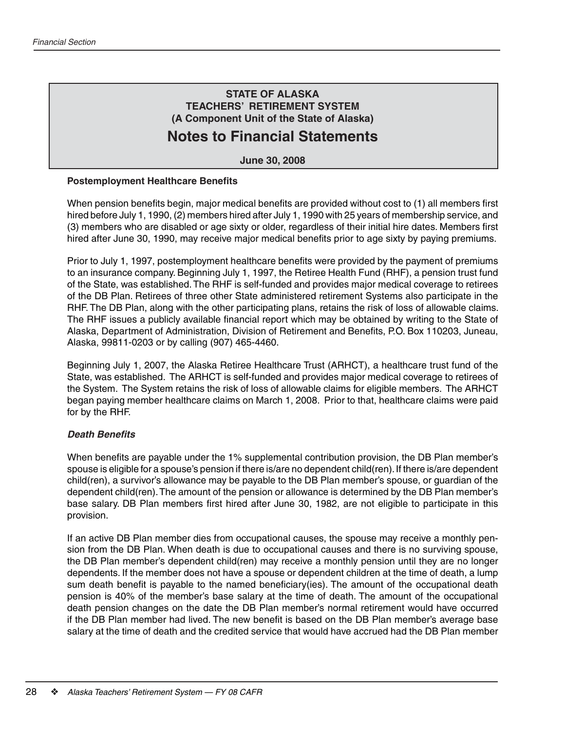## STATE OF ALASKA
## TEACHERS' RETIREMENT SYSTEM
## (A Component Unit of the State of Alaska)

# Notes to Financial Statements

**June 30, 2008**

**Postemployment Healthcare Benefits**

When pension benefits begin, major medical benefits are provided without cost to (1) all members first hired before July 1, 1990, (2) members hired after July 1, 1990 with 25 years of membership service, and (3) members who are disabled or age sixty or older, regardless of their initial hire dates. Members first hired after June 30, 1990, may receive major medical benefits prior to age sixty by paying premiums.

Prior to July 1, 1997, postemployment healthcare benefits were provided by the payment of premiums to an insurance company. Beginning July 1, 1997, the Retiree Health Fund (RHF), a pension trust fund of the State, was established. The RHF is self-funded and provides major medical coverage to retirees of the DB Plan. Retirees of three other State administered retirement Systems also participate in the RHF. The DB Plan, along with the other participating plans, retains the risk of loss of allowable claims. The RHF issues a publicly available financial report which may be obtained by writing to the State of Alaska, Department of Administration, Division of Retirement and Benefits, P.O. Box 110203, Juneau, Alaska, 99811-0203 or by calling (907) 465-4460.

Beginning July 1, 2007, the Alaska Retiree Healthcare Trust (ARHCT), a healthcare trust fund of the State, was established. The ARHCT is self-funded and provides major medical coverage to retirees of the System. The System retains the risk of loss of allowable claims for eligible members. The ARHCT began paying member healthcare claims on March 1, 2008. Prior to that, healthcare claims were paid for by the RHF.

***Death Benefits***

When benefits are payable under the 1% supplemental contribution provision, the DB Plan member's spouse is eligible for a spouse's pension if there is/are no dependent child(ren). If there is/are dependent child(ren), a survivor's allowance may be payable to the DB Plan member's spouse, or guardian of the dependent child(ren). The amount of the pension or allowance is determined by the DB Plan member's base salary. DB Plan members first hired after June 30, 1982, are not eligible to participate in this provision.

If an active DB Plan member dies from occupational causes, the spouse may receive a monthly pension from the DB Plan. When death is due to occupational causes and there is no surviving spouse, the DB Plan member's dependent child(ren) may receive a monthly pension until they are no longer dependents. If the member does not have a spouse or dependent children at the time of death, a lump sum death benefit is payable to the named beneficiary(ies). The amount of the occupational death pension is 40% of the member's base salary at the time of death. The amount of the occupational death pension changes on the date the DB Plan member's normal retirement would have occurred if the DB Plan member had lived. The new benefit is based on the DB Plan member's average base salary at the time of death and the credited service that would have accrued had the DB Plan member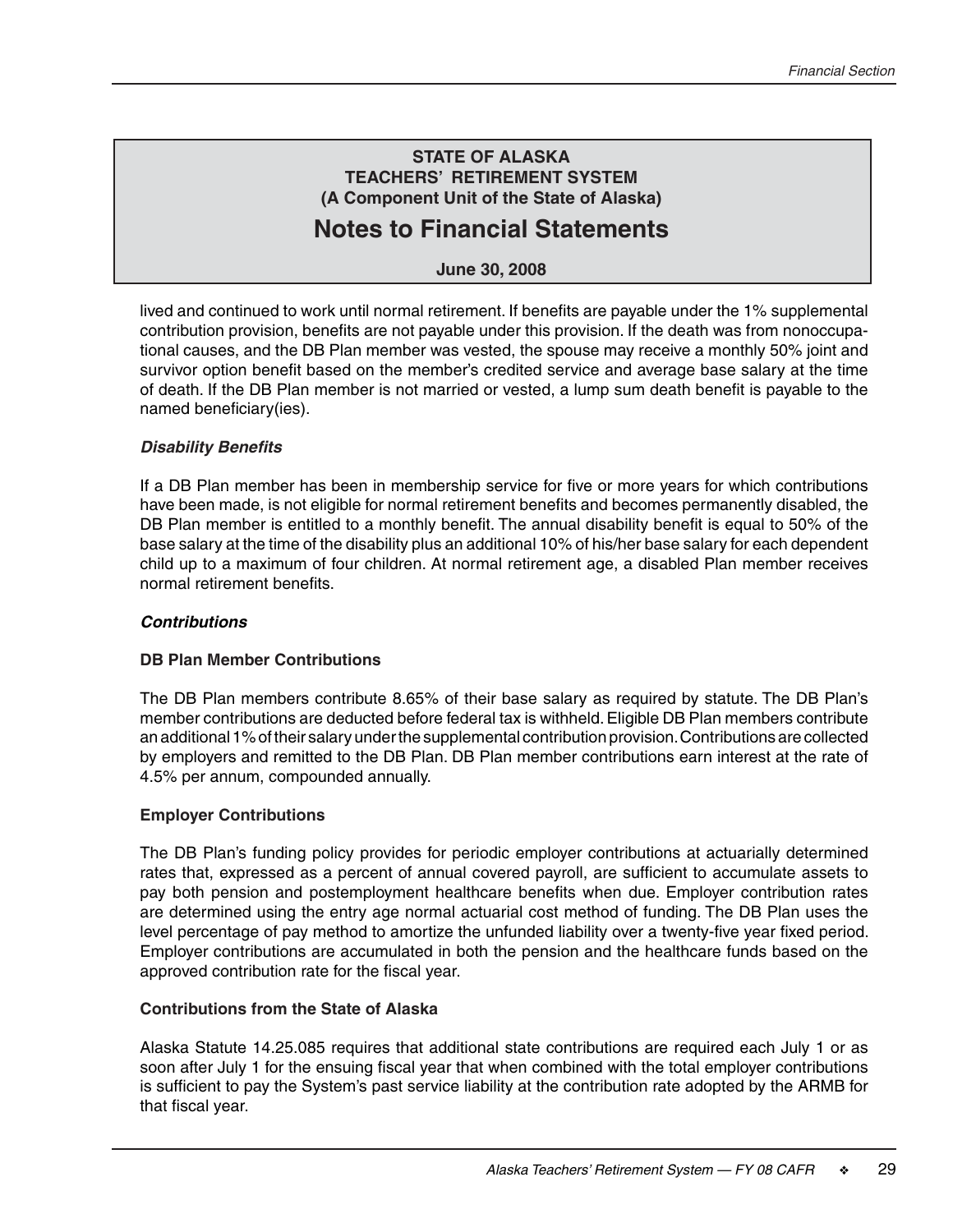# STATE OF ALASKA
## TEACHERS' RETIREMENT SYSTEM
### (A Component Unit of the State of Alaska)

# Notes to Financial Statements

**June 30, 2008**

lived and continued to work until normal retirement. If benefits are payable under the 1% supplemental contribution provision, benefits are not payable under this provision. If the death was from nonoccupational causes, and the DB Plan member was vested, the spouse may receive a monthly 50% joint and survivor option benefit based on the member's credited service and average base salary at the time of death. If the DB Plan member is not married or vested, a lump sum death benefit is payable to the named beneficiary(ies).

### *Disability Benefits*

If a DB Plan member has been in membership service for five or more years for which contributions have been made, is not eligible for normal retirement benefits and becomes permanently disabled, the DB Plan member is entitled to a monthly benefit. The annual disability benefit is equal to 50% of the base salary at the time of the disability plus an additional 10% of his/her base salary for each dependent child up to a maximum of four children. At normal retirement age, a disabled Plan member receives normal retirement benefits.

### *Contributions*

#### DB Plan Member Contributions

The DB Plan members contribute 8.65% of their base salary as required by statute. The DB Plan's member contributions are deducted before federal tax is withheld. Eligible DB Plan members contribute an additional 1% of their salary under the supplemental contribution provision. Contributions are collected by employers and remitted to the DB Plan. DB Plan member contributions earn interest at the rate of 4.5% per annum, compounded annually.

#### Employer Contributions

The DB Plan's funding policy provides for periodic employer contributions at actuarially determined rates that, expressed as a percent of annual covered payroll, are sufficient to accumulate assets to pay both pension and postemployment healthcare benefits when due. Employer contribution rates are determined using the entry age normal actuarial cost method of funding. The DB Plan uses the level percentage of pay method to amortize the unfunded liability over a twenty-five year fixed period. Employer contributions are accumulated in both the pension and the healthcare funds based on the approved contribution rate for the fiscal year.

#### Contributions from the State of Alaska

Alaska Statute 14.25.085 requires that additional state contributions are required each July 1 or as soon after July 1 for the ensuing fiscal year that when combined with the total employer contributions is sufficient to pay the System's past service liability at the contribution rate adopted by the ARMB for that fiscal year.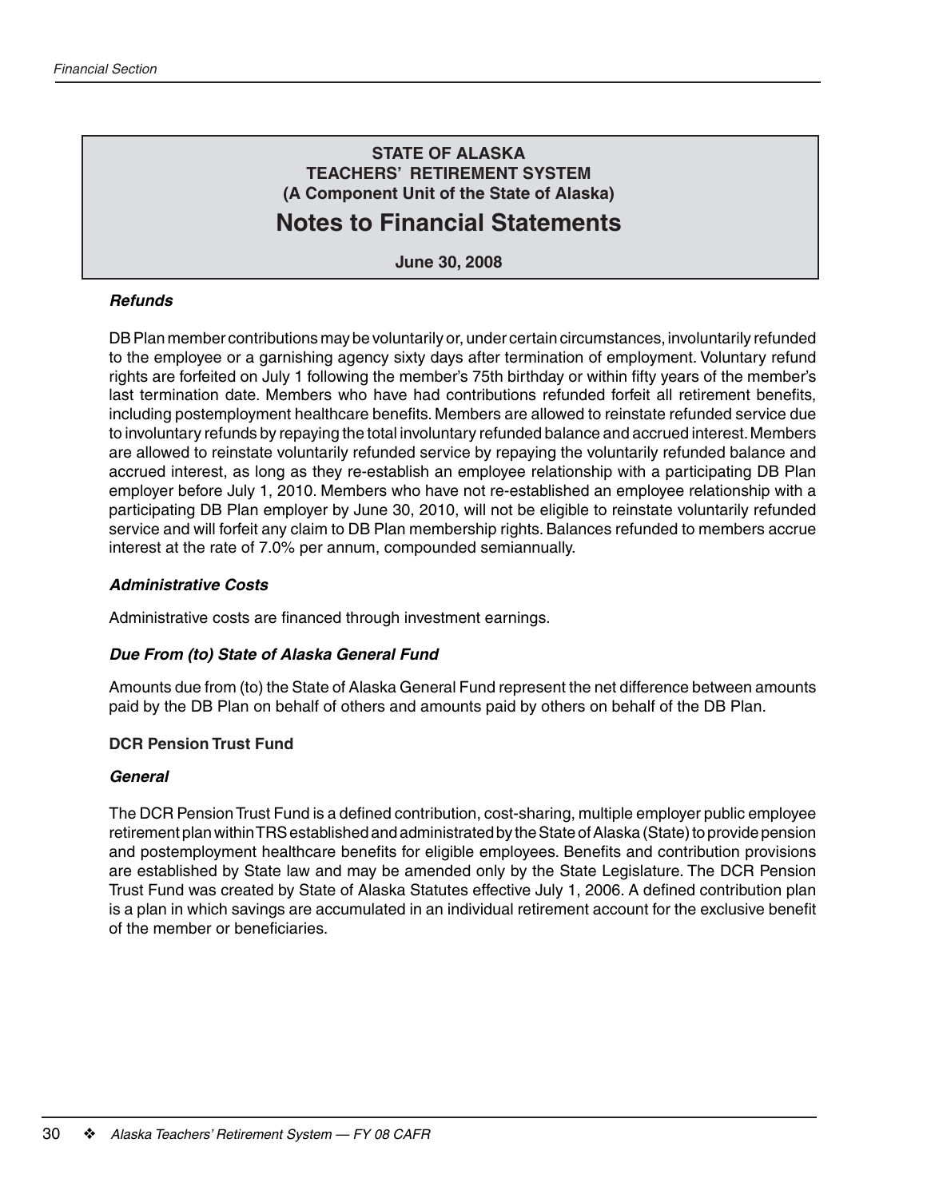**STATE OF ALASKA**
**TEACHERS' RETIREMENT SYSTEM**
**(A Component Unit of the State of Alaska)**

# Notes to Financial Statements

**June 30, 2008**

***Refunds***

DB Plan member contributions may be voluntarily or, under certain circumstances, involuntarily refunded to the employee or a garnishing agency sixty days after termination of employment. Voluntary refund rights are forfeited on July 1 following the member's 75th birthday or within fifty years of the member's last termination date. Members who have had contributions refunded forfeit all retirement benefits, including postemployment healthcare benefits. Members are allowed to reinstate refunded service due to involuntary refunds by repaying the total involuntary refunded balance and accrued interest. Members are allowed to reinstate voluntarily refunded service by repaying the voluntarily refunded balance and accrued interest, as long as they re-establish an employee relationship with a participating DB Plan employer before July 1, 2010. Members who have not re-established an employee relationship with a participating DB Plan employer by June 30, 2010, will not be eligible to reinstate voluntarily refunded service and will forfeit any claim to DB Plan membership rights. Balances refunded to members accrue interest at the rate of 7.0% per annum, compounded semiannually.

***Administrative Costs***

Administrative costs are financed through investment earnings.

***Due From (to) State of Alaska General Fund***

Amounts due from (to) the State of Alaska General Fund represent the net difference between amounts paid by the DB Plan on behalf of others and amounts paid by others on behalf of the DB Plan.

**DCR Pension Trust Fund**

***General***

The DCR Pension Trust Fund is a defined contribution, cost-sharing, multiple employer public employee retirement plan within TRS established and administrated by the State of Alaska (State) to provide pension and postemployment healthcare benefits for eligible employees. Benefits and contribution provisions are established by State law and may be amended only by the State Legislature. The DCR Pension Trust Fund was created by State of Alaska Statutes effective July 1, 2006. A defined contribution plan is a plan in which savings are accumulated in an individual retirement account for the exclusive benefit of the member or beneficiaries.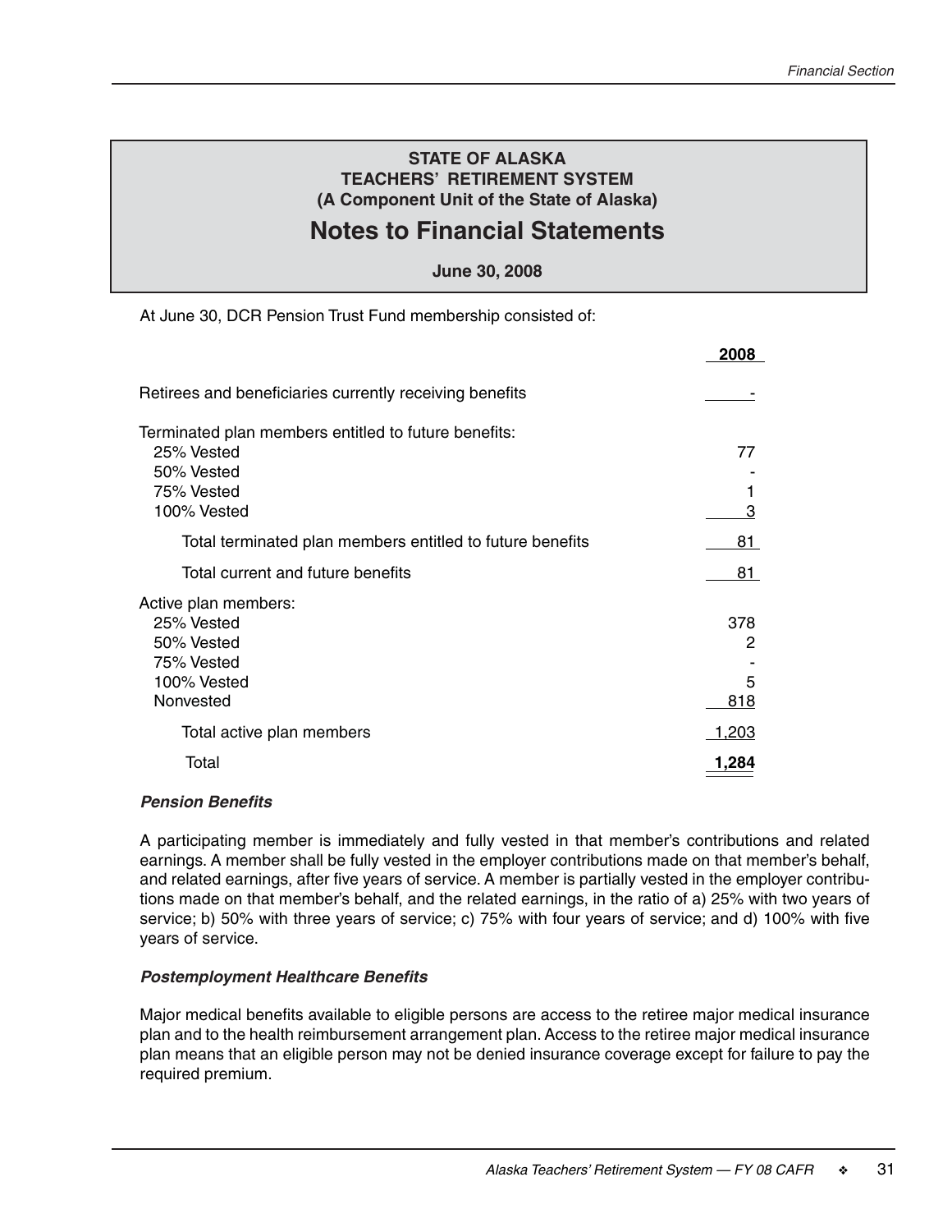**STATE OF ALASKA**
**TEACHERS' RETIREMENT SYSTEM**
**(A Component Unit of the State of Alaska)**

# Notes to Financial Statements

**June 30, 2008**

At June 30, DCR Pension Trust Fund membership consisted of:

| | 2008 |
|---|---|
| Retirees and beneficiaries currently receiving benefits | - |
| Terminated plan members entitled to future benefits: | |
| 25% Vested | 77 |
| 50% Vested | - |
| 75% Vested | 1 |
| 100% Vested | 3 |
| Total terminated plan members entitled to future benefits | 81 |
| Total current and future benefits | 81 |
| Active plan members: | |
| 25% Vested | 378 |
| 50% Vested | 2 |
| 75% Vested | - |
| 100% Vested | 5 |
| Nonvested | 818 |
| Total active plan members | 1,203 |
| Total | **1,284** |

***Pension Benefits***

A participating member is immediately and fully vested in that member's contributions and related earnings. A member shall be fully vested in the employer contributions made on that member's behalf, and related earnings, after five years of service. A member is partially vested in the employer contributions made on that member's behalf, and the related earnings, in the ratio of a) 25% with two years of service; b) 50% with three years of service; c) 75% with four years of service; and d) 100% with five years of service.

***Postemployment Healthcare Benefits***

Major medical benefits available to eligible persons are access to the retiree major medical insurance plan and to the health reimbursement arrangement plan. Access to the retiree major medical insurance plan means that an eligible person may not be denied insurance coverage except for failure to pay the required premium.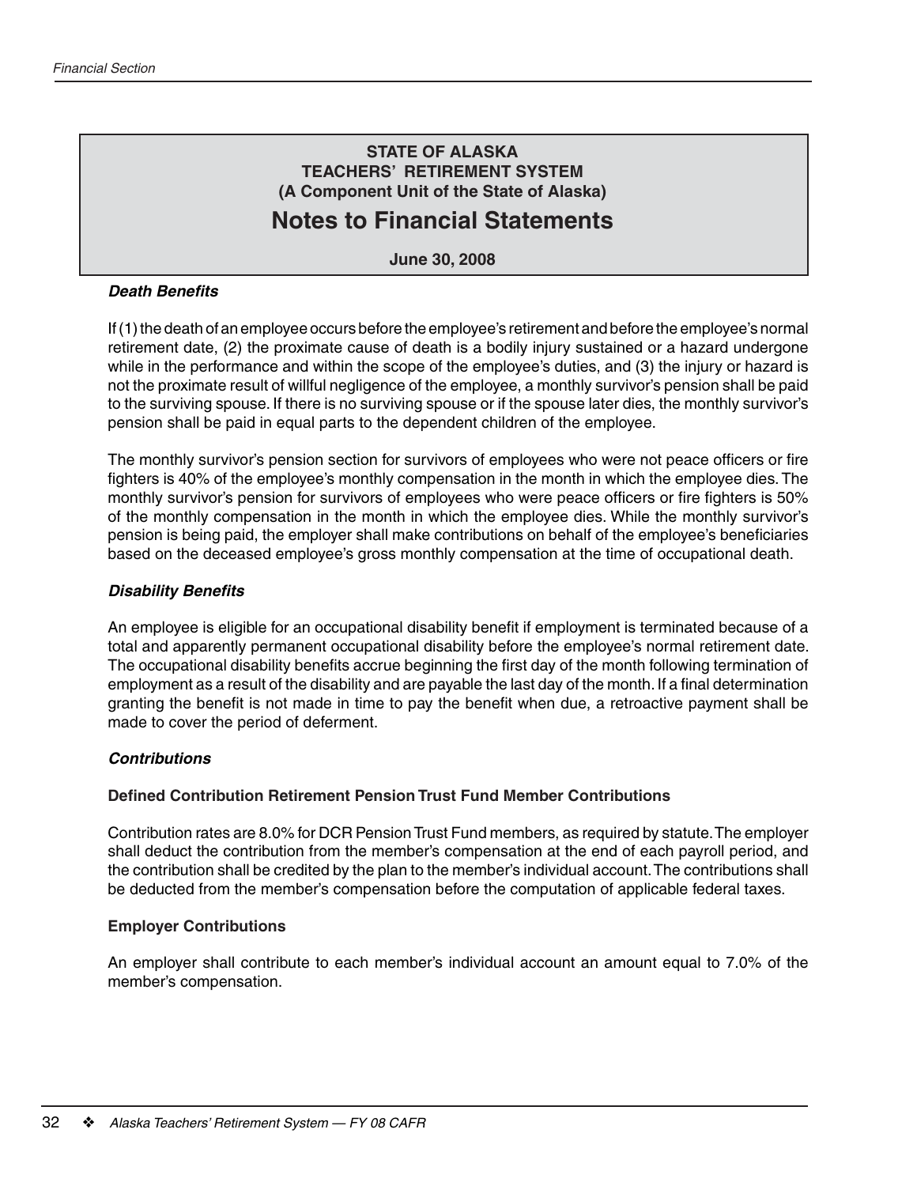**STATE OF ALASKA**
**TEACHERS' RETIREMENT SYSTEM**
**(A Component Unit of the State of Alaska)**

# Notes to Financial Statements

**June 30, 2008**

### *Death Benefits*

If (1) the death of an employee occurs before the employee's retirement and before the employee's normal retirement date, (2) the proximate cause of death is a bodily injury sustained or a hazard undergone while in the performance and within the scope of the employee's duties, and (3) the injury or hazard is not the proximate result of willful negligence of the employee, a monthly survivor's pension shall be paid to the surviving spouse. If there is no surviving spouse or if the spouse later dies, the monthly survivor's pension shall be paid in equal parts to the dependent children of the employee.

The monthly survivor's pension section for survivors of employees who were not peace officers or fire fighters is 40% of the employee's monthly compensation in the month in which the employee dies. The monthly survivor's pension for survivors of employees who were peace officers or fire fighters is 50% of the monthly compensation in the month in which the employee dies. While the monthly survivor's pension is being paid, the employer shall make contributions on behalf of the employee's beneficiaries based on the deceased employee's gross monthly compensation at the time of occupational death.

### *Disability Benefits*

An employee is eligible for an occupational disability benefit if employment is terminated because of a total and apparently permanent occupational disability before the employee's normal retirement date. The occupational disability benefits accrue beginning the first day of the month following termination of employment as a result of the disability and are payable the last day of the month. If a final determination granting the benefit is not made in time to pay the benefit when due, a retroactive payment shall be made to cover the period of deferment.

### *Contributions*

#### Defined Contribution Retirement Pension Trust Fund Member Contributions

Contribution rates are 8.0% for DCR Pension Trust Fund members, as required by statute. The employer shall deduct the contribution from the member's compensation at the end of each payroll period, and the contribution shall be credited by the plan to the member's individual account. The contributions shall be deducted from the member's compensation before the computation of applicable federal taxes.

#### Employer Contributions

An employer shall contribute to each member's individual account an amount equal to 7.0% of the member's compensation.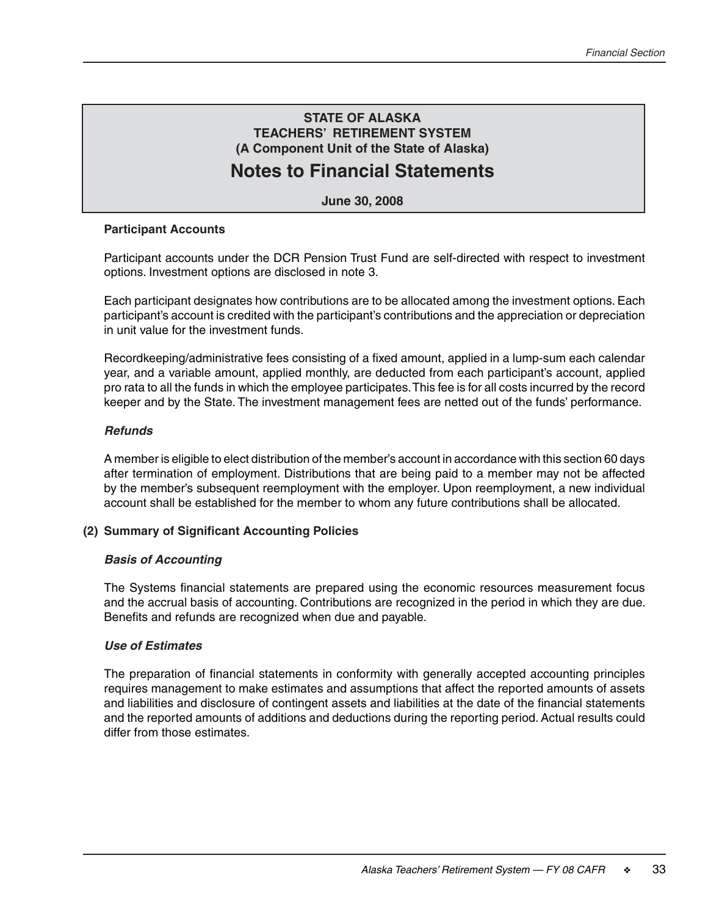**STATE OF ALASKA**
**TEACHERS' RETIREMENT SYSTEM**
**(A Component Unit of the State of Alaska)**

# Notes to Financial Statements

**June 30, 2008**

**Participant Accounts**

Participant accounts under the DCR Pension Trust Fund are self-directed with respect to investment options. Investment options are disclosed in note 3.

Each participant designates how contributions are to be allocated among the investment options. Each participant's account is credited with the participant's contributions and the appreciation or depreciation in unit value for the investment funds.

Recordkeeping/administrative fees consisting of a fixed amount, applied in a lump-sum each calendar year, and a variable amount, applied monthly, are deducted from each participant's account, applied pro rata to all the funds in which the employee participates. This fee is for all costs incurred by the record keeper and by the State. The investment management fees are netted out of the funds' performance.

***Refunds***

A member is eligible to elect distribution of the member's account in accordance with this section 60 days after termination of employment. Distributions that are being paid to a member may not be affected by the member's subsequent reemployment with the employer. Upon reemployment, a new individual account shall be established for the member to whom any future contributions shall be allocated.

## (2) Summary of Significant Accounting Policies

***Basis of Accounting***

The Systems financial statements are prepared using the economic resources measurement focus and the accrual basis of accounting. Contributions are recognized in the period in which they are due. Benefits and refunds are recognized when due and payable.

***Use of Estimates***

The preparation of financial statements in conformity with generally accepted accounting principles requires management to make estimates and assumptions that affect the reported amounts of assets and liabilities and disclosure of contingent assets and liabilities at the date of the financial statements and the reported amounts of additions and deductions during the reporting period. Actual results could differ from those estimates.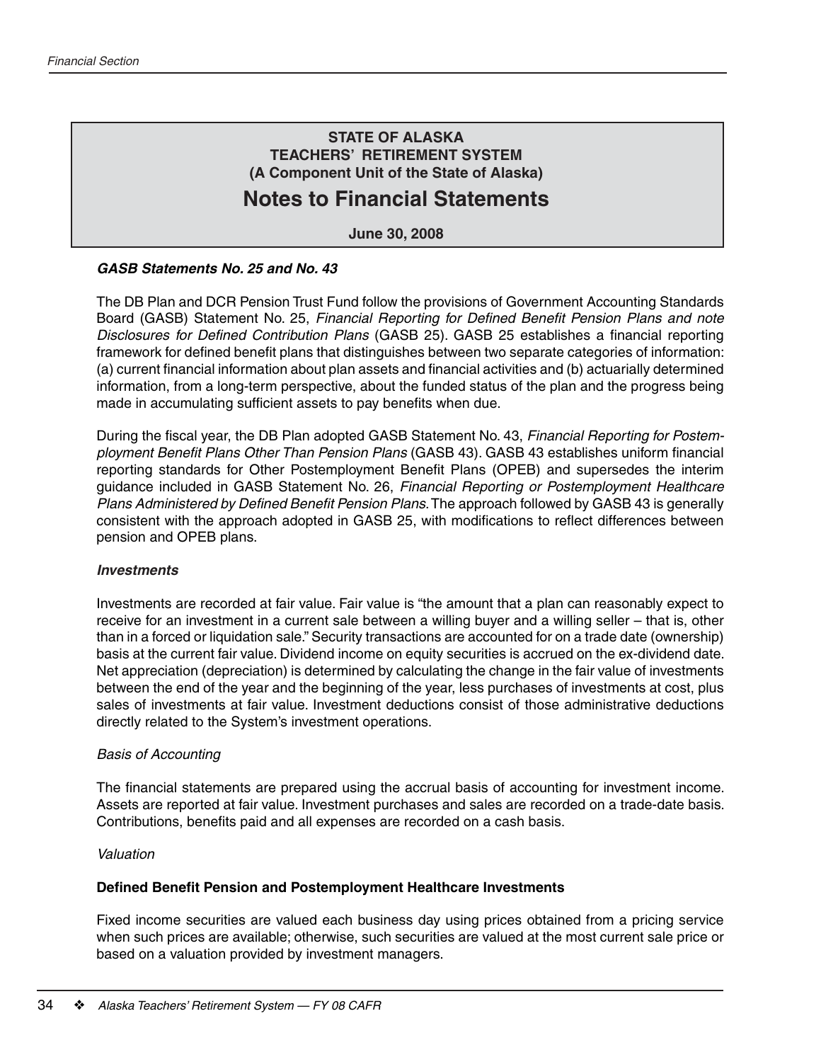## STATE OF ALASKA
## TEACHERS' RETIREMENT SYSTEM
## (A Component Unit of the State of Alaska)

# Notes to Financial Statements

**June 30, 2008**

***GASB Statements No. 25 and No. 43***

The DB Plan and DCR Pension Trust Fund follow the provisions of Government Accounting Standards Board (GASB) Statement No. 25, *Financial Reporting for Defined Benefit Pension Plans and note Disclosures for Defined Contribution Plans* (GASB 25). GASB 25 establishes a financial reporting framework for defined benefit plans that distinguishes between two separate categories of information: (a) current financial information about plan assets and financial activities and (b) actuarially determined information, from a long-term perspective, about the funded status of the plan and the progress being made in accumulating sufficient assets to pay benefits when due.

During the fiscal year, the DB Plan adopted GASB Statement No. 43, *Financial Reporting for Postemployment Benefit Plans Other Than Pension Plans* (GASB 43). GASB 43 establishes uniform financial reporting standards for Other Postemployment Benefit Plans (OPEB) and supersedes the interim guidance included in GASB Statement No. 26, *Financial Reporting or Postemployment Healthcare Plans Administered by Defined Benefit Pension Plans*. The approach followed by GASB 43 is generally consistent with the approach adopted in GASB 25, with modifications to reflect differences between pension and OPEB plans.

***Investments***

Investments are recorded at fair value. Fair value is "the amount that a plan can reasonably expect to receive for an investment in a current sale between a willing buyer and a willing seller – that is, other than in a forced or liquidation sale." Security transactions are accounted for on a trade date (ownership) basis at the current fair value. Dividend income on equity securities is accrued on the ex-dividend date. Net appreciation (depreciation) is determined by calculating the change in the fair value of investments between the end of the year and the beginning of the year, less purchases of investments at cost, plus sales of investments at fair value. Investment deductions consist of those administrative deductions directly related to the System's investment operations.

*Basis of Accounting*

The financial statements are prepared using the accrual basis of accounting for investment income. Assets are reported at fair value. Investment purchases and sales are recorded on a trade-date basis. Contributions, benefits paid and all expenses are recorded on a cash basis.

*Valuation*

**Defined Benefit Pension and Postemployment Healthcare Investments**

Fixed income securities are valued each business day using prices obtained from a pricing service when such prices are available; otherwise, such securities are valued at the most current sale price or based on a valuation provided by investment managers.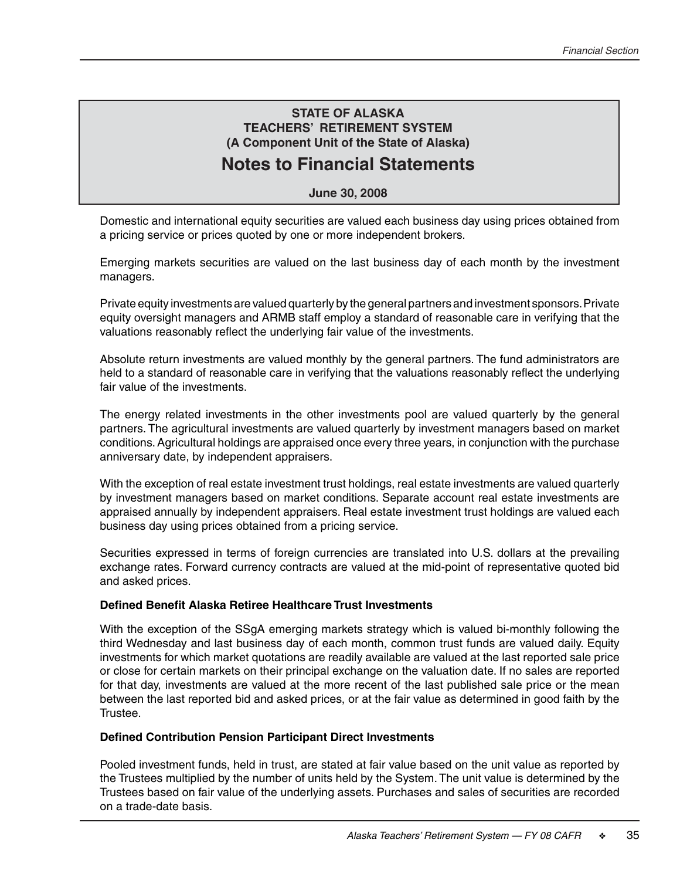**STATE OF ALASKA**
**TEACHERS' RETIREMENT SYSTEM**
**(A Component Unit of the State of Alaska)**

# Notes to Financial Statements

**June 30, 2008**

Domestic and international equity securities are valued each business day using prices obtained from a pricing service or prices quoted by one or more independent brokers.

Emerging markets securities are valued on the last business day of each month by the investment managers.

Private equity investments are valued quarterly by the general partners and investment sponsors. Private equity oversight managers and ARMB staff employ a standard of reasonable care in verifying that the valuations reasonably reflect the underlying fair value of the investments.

Absolute return investments are valued monthly by the general partners. The fund administrators are held to a standard of reasonable care in verifying that the valuations reasonably reflect the underlying fair value of the investments.

The energy related investments in the other investments pool are valued quarterly by the general partners. The agricultural investments are valued quarterly by investment managers based on market conditions. Agricultural holdings are appraised once every three years, in conjunction with the purchase anniversary date, by independent appraisers.

With the exception of real estate investment trust holdings, real estate investments are valued quarterly by investment managers based on market conditions. Separate account real estate investments are appraised annually by independent appraisers. Real estate investment trust holdings are valued each business day using prices obtained from a pricing service.

Securities expressed in terms of foreign currencies are translated into U.S. dollars at the prevailing exchange rates. Forward currency contracts are valued at the mid-point of representative quoted bid and asked prices.

**Defined Benefit Alaska Retiree Healthcare Trust Investments**

With the exception of the SSgA emerging markets strategy which is valued bi-monthly following the third Wednesday and last business day of each month, common trust funds are valued daily. Equity investments for which market quotations are readily available are valued at the last reported sale price or close for certain markets on their principal exchange on the valuation date. If no sales are reported for that day, investments are valued at the more recent of the last published sale price or the mean between the last reported bid and asked prices, or at the fair value as determined in good faith by the Trustee.

**Defined Contribution Pension Participant Direct Investments**

Pooled investment funds, held in trust, are stated at fair value based on the unit value as reported by the Trustees multiplied by the number of units held by the System. The unit value is determined by the Trustees based on fair value of the underlying assets. Purchases and sales of securities are recorded on a trade-date basis.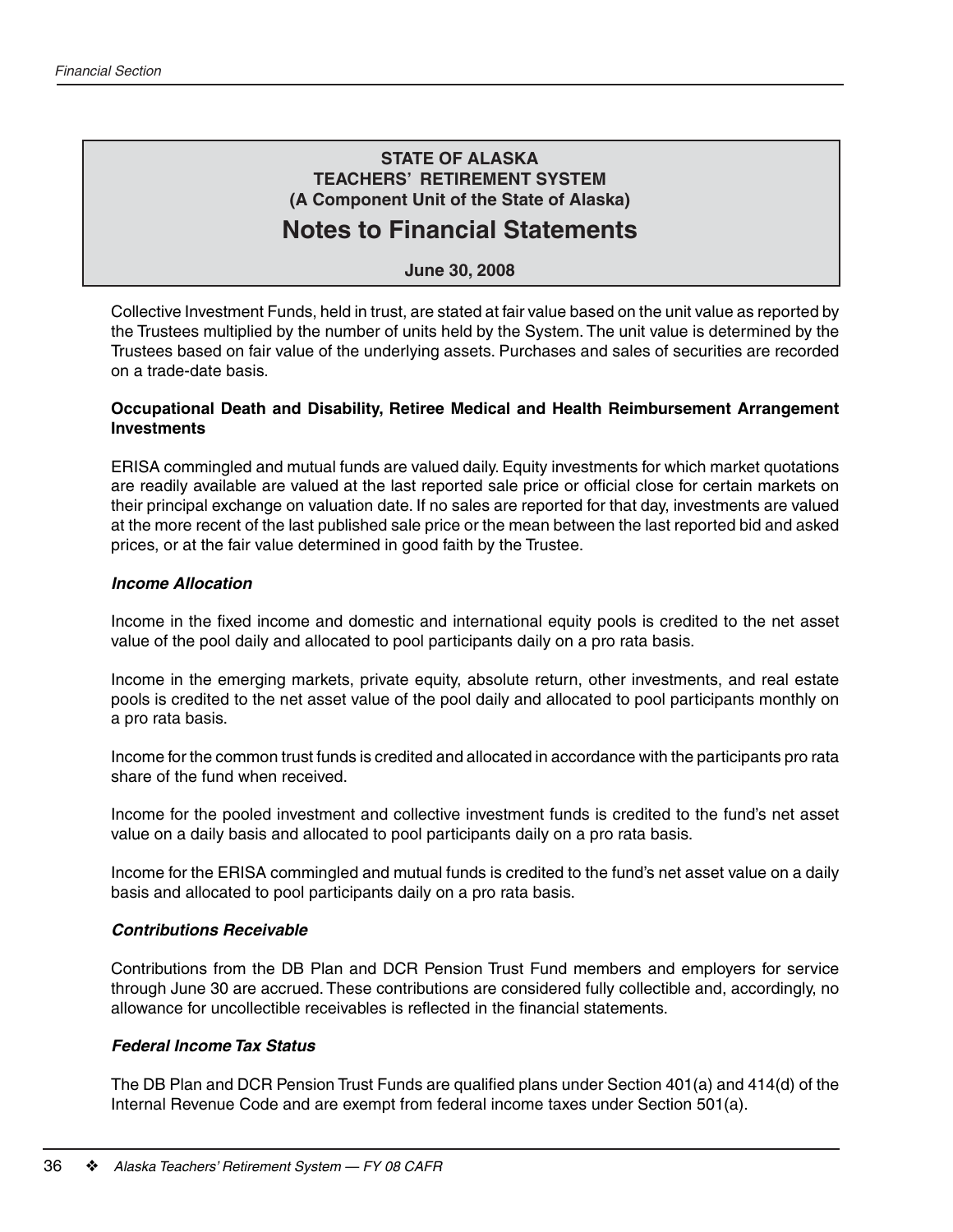Collective Investment Funds, held in trust, are stated at fair value based on the unit value as reported by the Trustees multiplied by the number of units held by the System. The unit value is determined by the Trustees based on fair value of the underlying assets. Purchases and sales of securities are recorded on a trade-date basis.

**Occupational Death and Disability, Retiree Medical and Health Reimbursement Arrangement Investments**

ERISA commingled and mutual funds are valued daily. Equity investments for which market quotations are readily available are valued at the last reported sale price or official close for certain markets on their principal exchange on valuation date. If no sales are reported for that day, investments are valued at the more recent of the last published sale price or the mean between the last reported bid and asked prices, or at the fair value determined in good faith by the Trustee.

***Income Allocation***

Income in the fixed income and domestic and international equity pools is credited to the net asset value of the pool daily and allocated to pool participants daily on a pro rata basis.

Income in the emerging markets, private equity, absolute return, other investments, and real estate pools is credited to the net asset value of the pool daily and allocated to pool participants monthly on a pro rata basis.

Income for the common trust funds is credited and allocated in accordance with the participants pro rata share of the fund when received.

Income for the pooled investment and collective investment funds is credited to the fund's net asset value on a daily basis and allocated to pool participants daily on a pro rata basis.

Income for the ERISA commingled and mutual funds is credited to the fund's net asset value on a daily basis and allocated to pool participants daily on a pro rata basis.

***Contributions Receivable***

Contributions from the DB Plan and DCR Pension Trust Fund members and employers for service through June 30 are accrued. These contributions are considered fully collectible and, accordingly, no allowance for uncollectible receivables is reflected in the financial statements.

***Federal Income Tax Status***

The DB Plan and DCR Pension Trust Funds are qualified plans under Section 401(a) and 414(d) of the Internal Revenue Code and are exempt from federal income taxes under Section 501(a).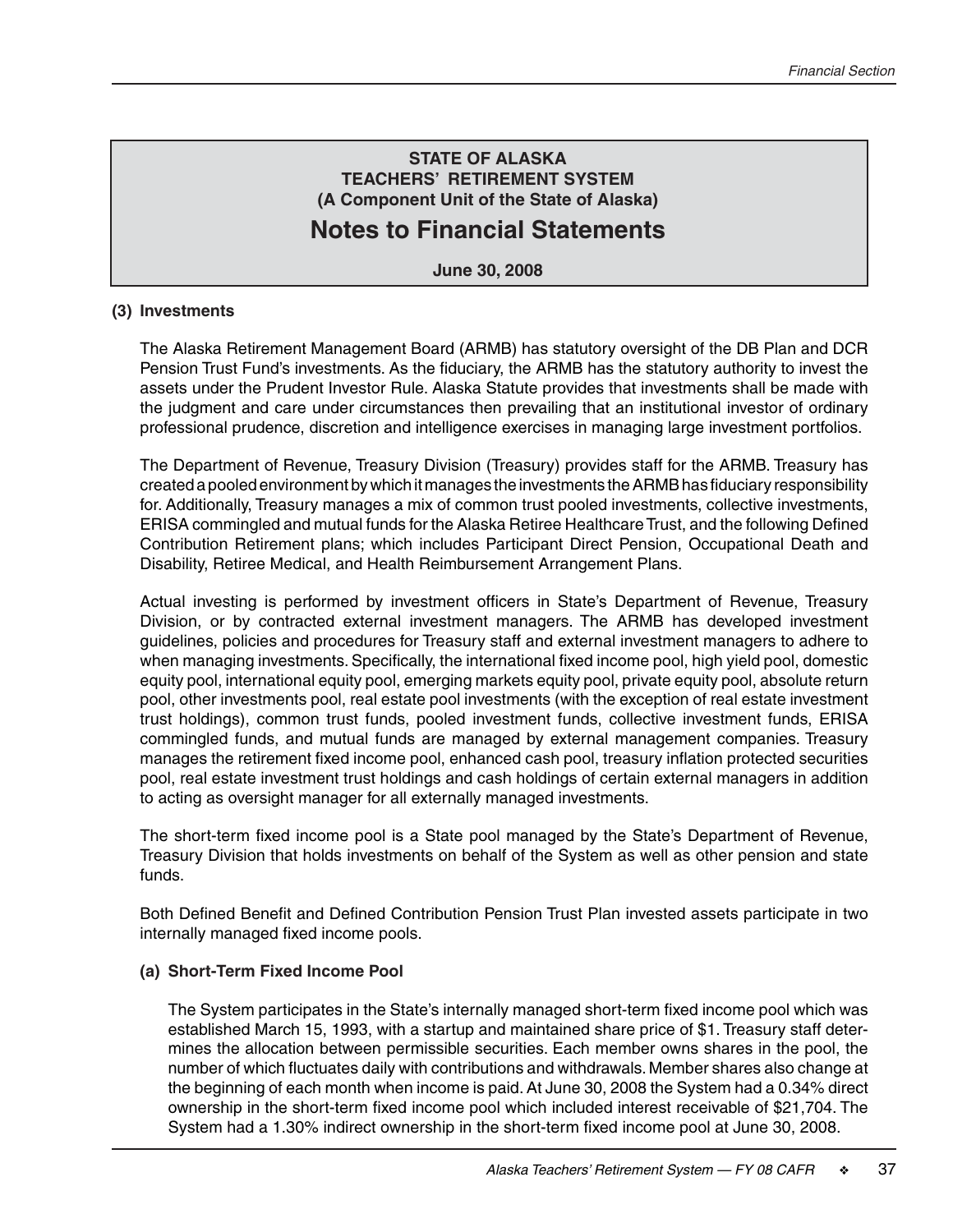**STATE OF ALASKA**
**TEACHERS' RETIREMENT SYSTEM**
**(A Component Unit of the State of Alaska)**

# Notes to Financial Statements

**June 30, 2008**

**(3) Investments**

The Alaska Retirement Management Board (ARMB) has statutory oversight of the DB Plan and DCR Pension Trust Fund's investments. As the fiduciary, the ARMB has the statutory authority to invest the assets under the Prudent Investor Rule. Alaska Statute provides that investments shall be made with the judgment and care under circumstances then prevailing that an institutional investor of ordinary professional prudence, discretion and intelligence exercises in managing large investment portfolios.

The Department of Revenue, Treasury Division (Treasury) provides staff for the ARMB. Treasury has created a pooled environment by which it manages the investments the ARMB has fiduciary responsibility for. Additionally, Treasury manages a mix of common trust pooled investments, collective investments, ERISA commingled and mutual funds for the Alaska Retiree Healthcare Trust, and the following Defined Contribution Retirement plans; which includes Participant Direct Pension, Occupational Death and Disability, Retiree Medical, and Health Reimbursement Arrangement Plans.

Actual investing is performed by investment officers in State's Department of Revenue, Treasury Division, or by contracted external investment managers. The ARMB has developed investment guidelines, policies and procedures for Treasury staff and external investment managers to adhere to when managing investments. Specifically, the international fixed income pool, high yield pool, domestic equity pool, international equity pool, emerging markets equity pool, private equity pool, absolute return pool, other investments pool, real estate pool investments (with the exception of real estate investment trust holdings), common trust funds, pooled investment funds, collective investment funds, ERISA commingled funds, and mutual funds are managed by external management companies. Treasury manages the retirement fixed income pool, enhanced cash pool, treasury inflation protected securities pool, real estate investment trust holdings and cash holdings of certain external managers in addition to acting as oversight manager for all externally managed investments.

The short-term fixed income pool is a State pool managed by the State's Department of Revenue, Treasury Division that holds investments on behalf of the System as well as other pension and state funds.

Both Defined Benefit and Defined Contribution Pension Trust Plan invested assets participate in two internally managed fixed income pools.

**(a) Short-Term Fixed Income Pool**

The System participates in the State's internally managed short-term fixed income pool which was established March 15, 1993, with a startup and maintained share price of $1. Treasury staff determines the allocation between permissible securities. Each member owns shares in the pool, the number of which fluctuates daily with contributions and withdrawals. Member shares also change at the beginning of each month when income is paid. At June 30, 2008 the System had a 0.34% direct ownership in the short-term fixed income pool which included interest receivable of $21,704. The System had a 1.30% indirect ownership in the short-term fixed income pool at June 30, 2008.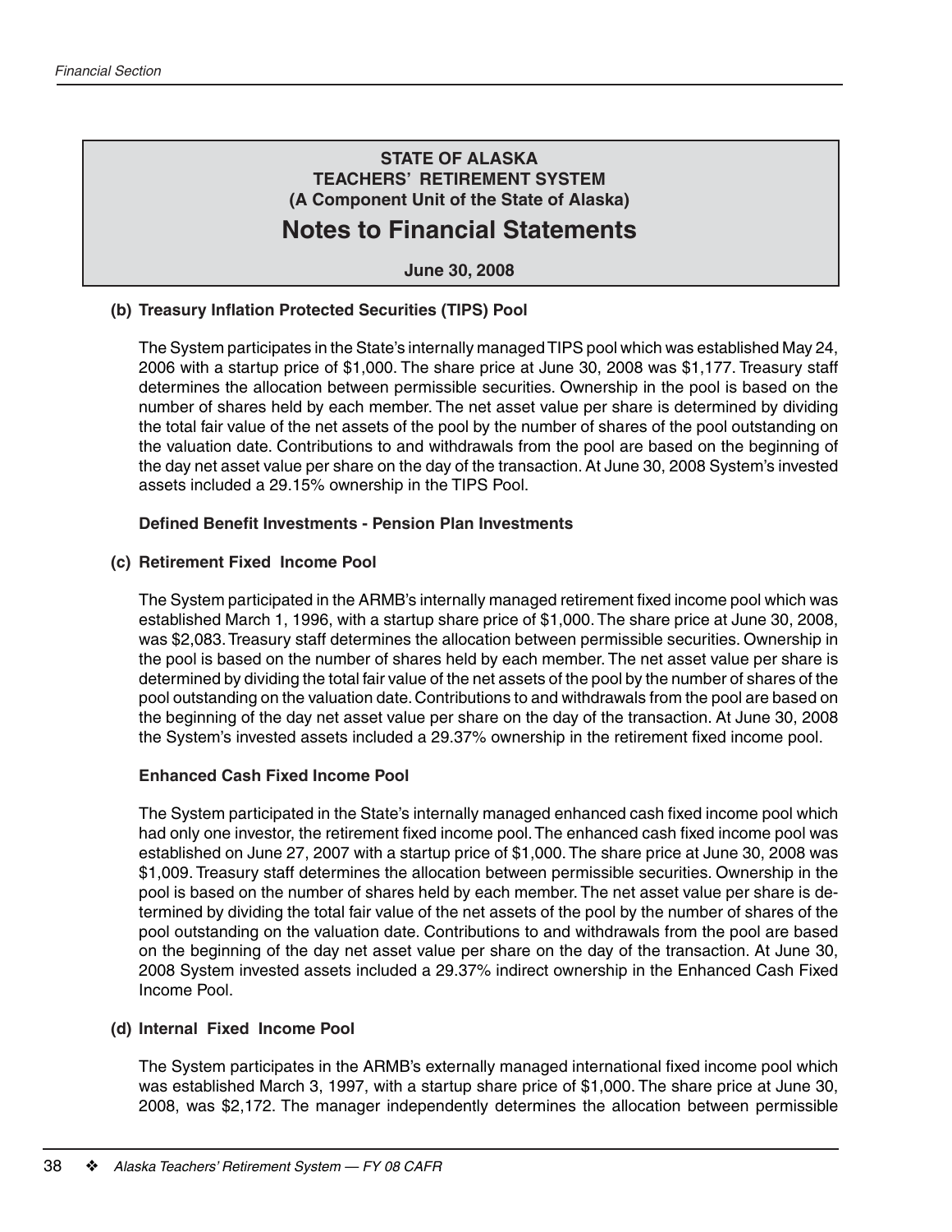**STATE OF ALASKA**
**TEACHERS' RETIREMENT SYSTEM**
**(A Component Unit of the State of Alaska)**

# Notes to Financial Statements

**June 30, 2008**

**(b) Treasury Inflation Protected Securities (TIPS) Pool**

The System participates in the State's internally managed TIPS pool which was established May 24, 2006 with a startup price of $1,000. The share price at June 30, 2008 was $1,177. Treasury staff determines the allocation between permissible securities. Ownership in the pool is based on the number of shares held by each member. The net asset value per share is determined by dividing the total fair value of the net assets of the pool by the number of shares of the pool outstanding on the valuation date. Contributions to and withdrawals from the pool are based on the beginning of the day net asset value per share on the day of the transaction. At June 30, 2008 System's invested assets included a 29.15% ownership in the TIPS Pool.

**Defined Benefit Investments - Pension Plan Investments**

**(c) Retirement Fixed Income Pool**

The System participated in the ARMB's internally managed retirement fixed income pool which was established March 1, 1996, with a startup share price of $1,000. The share price at June 30, 2008, was $2,083. Treasury staff determines the allocation between permissible securities. Ownership in the pool is based on the number of shares held by each member. The net asset value per share is determined by dividing the total fair value of the net assets of the pool by the number of shares of the pool outstanding on the valuation date. Contributions to and withdrawals from the pool are based on the beginning of the day net asset value per share on the day of the transaction. At June 30, 2008 the System's invested assets included a 29.37% ownership in the retirement fixed income pool.

**Enhanced Cash Fixed Income Pool**

The System participated in the State's internally managed enhanced cash fixed income pool which had only one investor, the retirement fixed income pool. The enhanced cash fixed income pool was established on June 27, 2007 with a startup price of $1,000. The share price at June 30, 2008 was $1,009. Treasury staff determines the allocation between permissible securities. Ownership in the pool is based on the number of shares held by each member. The net asset value per share is determined by dividing the total fair value of the net assets of the pool by the number of shares of the pool outstanding on the valuation date. Contributions to and withdrawals from the pool are based on the beginning of the day net asset value per share on the day of the transaction. At June 30, 2008 System invested assets included a 29.37% indirect ownership in the Enhanced Cash Fixed Income Pool.

**(d) Internal Fixed Income Pool**

The System participates in the ARMB's externally managed international fixed income pool which was established March 3, 1997, with a startup share price of $1,000. The share price at June 30, 2008, was $2,172. The manager independently determines the allocation between permissible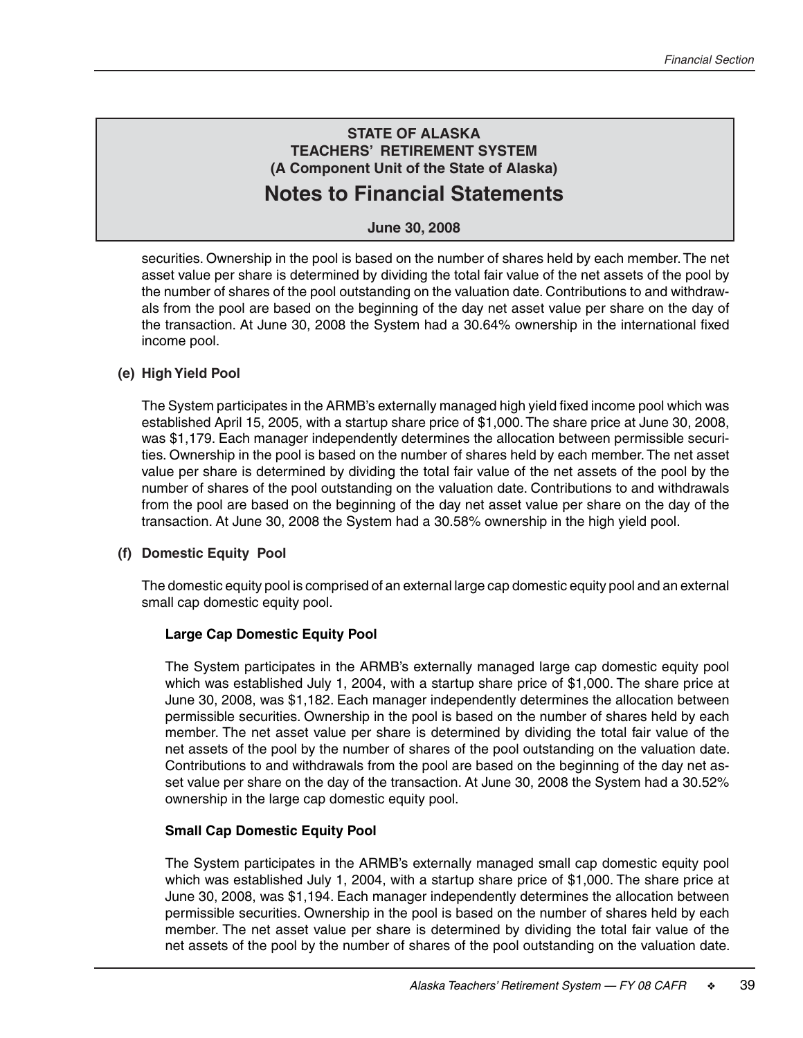securities. Ownership in the pool is based on the number of shares held by each member. The net asset value per share is determined by dividing the total fair value of the net assets of the pool by the number of shares of the pool outstanding on the valuation date. Contributions to and withdrawals from the pool are based on the beginning of the day net asset value per share on the day of the transaction. At June 30, 2008 the System had a 30.64% ownership in the international fixed income pool.

**(e) High Yield Pool**

The System participates in the ARMB's externally managed high yield fixed income pool which was established April 15, 2005, with a startup share price of $1,000. The share price at June 30, 2008, was $1,179. Each manager independently determines the allocation between permissible securities. Ownership in the pool is based on the number of shares held by each member. The net asset value per share is determined by dividing the total fair value of the net assets of the pool by the number of shares of the pool outstanding on the valuation date. Contributions to and withdrawals from the pool are based on the beginning of the day net asset value per share on the day of the transaction. At June 30, 2008 the System had a 30.58% ownership in the high yield pool.

**(f) Domestic Equity Pool**

The domestic equity pool is comprised of an external large cap domestic equity pool and an external small cap domestic equity pool.

**Large Cap Domestic Equity Pool**

The System participates in the ARMB's externally managed large cap domestic equity pool which was established July 1, 2004, with a startup share price of $1,000. The share price at June 30, 2008, was $1,182. Each manager independently determines the allocation between permissible securities. Ownership in the pool is based on the number of shares held by each member. The net asset value per share is determined by dividing the total fair value of the net assets of the pool by the number of shares of the pool outstanding on the valuation date. Contributions to and withdrawals from the pool are based on the beginning of the day net asset value per share on the day of the transaction. At June 30, 2008 the System had a 30.52% ownership in the large cap domestic equity pool.

**Small Cap Domestic Equity Pool**

The System participates in the ARMB's externally managed small cap domestic equity pool which was established July 1, 2004, with a startup share price of $1,000. The share price at June 30, 2008, was $1,194. Each manager independently determines the allocation between permissible securities. Ownership in the pool is based on the number of shares held by each member. The net asset value per share is determined by dividing the total fair value of the net assets of the pool by the number of shares of the pool outstanding on the valuation date.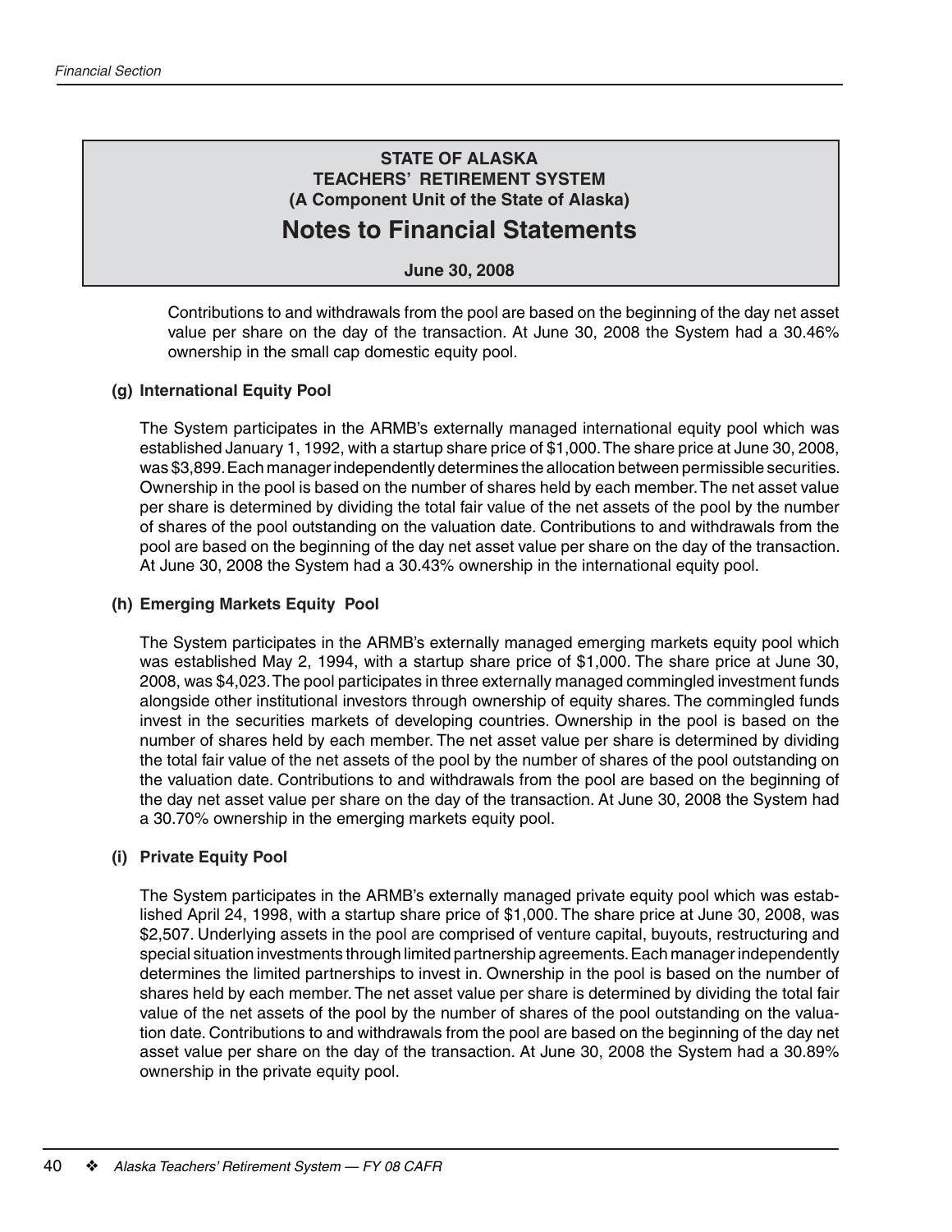**STATE OF ALASKA**
**TEACHERS' RETIREMENT SYSTEM**
**(A Component Unit of the State of Alaska)**

# Notes to Financial Statements

**June 30, 2008**

Contributions to and withdrawals from the pool are based on the beginning of the day net asset value per share on the day of the transaction. At June 30, 2008 the System had a 30.46% ownership in the small cap domestic equity pool.

### (g) International Equity Pool

The System participates in the ARMB's externally managed international equity pool which was established January 1, 1992, with a startup share price of $1,000. The share price at June 30, 2008, was $3,899. Each manager independently determines the allocation between permissible securities. Ownership in the pool is based on the number of shares held by each member. The net asset value per share is determined by dividing the total fair value of the net assets of the pool by the number of shares of the pool outstanding on the valuation date. Contributions to and withdrawals from the pool are based on the beginning of the day net asset value per share on the day of the transaction. At June 30, 2008 the System had a 30.43% ownership in the international equity pool.

### (h) Emerging Markets Equity Pool

The System participates in the ARMB's externally managed emerging markets equity pool which was established May 2, 1994, with a startup share price of $1,000. The share price at June 30, 2008, was $4,023. The pool participates in three externally managed commingled investment funds alongside other institutional investors through ownership of equity shares. The commingled funds invest in the securities markets of developing countries. Ownership in the pool is based on the number of shares held by each member. The net asset value per share is determined by dividing the total fair value of the net assets of the pool by the number of shares of the pool outstanding on the valuation date. Contributions to and withdrawals from the pool are based on the beginning of the day net asset value per share on the day of the transaction. At June 30, 2008 the System had a 30.70% ownership in the emerging markets equity pool.

### (i) Private Equity Pool

The System participates in the ARMB's externally managed private equity pool which was established April 24, 1998, with a startup share price of $1,000. The share price at June 30, 2008, was $2,507. Underlying assets in the pool are comprised of venture capital, buyouts, restructuring and special situation investments through limited partnership agreements. Each manager independently determines the limited partnerships to invest in. Ownership in the pool is based on the number of shares held by each member. The net asset value per share is determined by dividing the total fair value of the net assets of the pool by the number of shares of the pool outstanding on the valuation date. Contributions to and withdrawals from the pool are based on the beginning of the day net asset value per share on the day of the transaction. At June 30, 2008 the System had a 30.89% ownership in the private equity pool.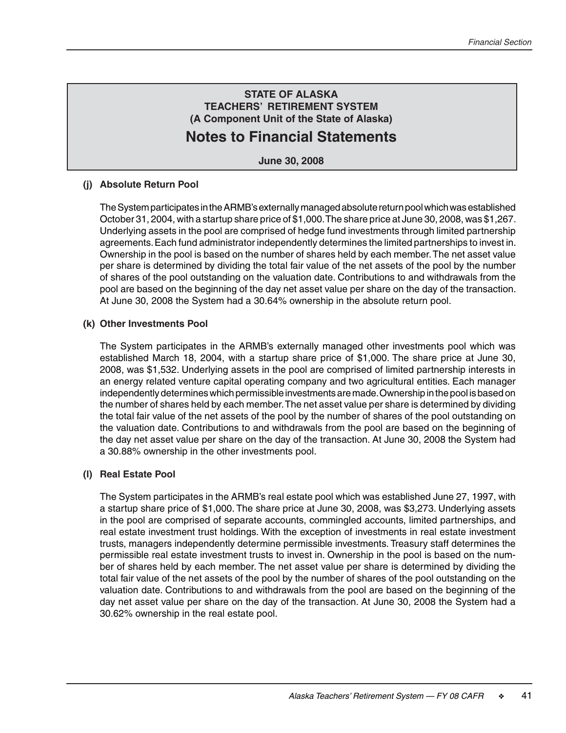# STATE OF ALASKA
## TEACHERS' RETIREMENT SYSTEM
### (A Component Unit of the State of Alaska)
# Notes to Financial Statements

**June 30, 2008**

**(j) Absolute Return Pool**

The System participates in the ARMB's externally managed absolute return pool which was established October 31, 2004, with a startup share price of $1,000. The share price at June 30, 2008, was $1,267. Underlying assets in the pool are comprised of hedge fund investments through limited partnership agreements. Each fund administrator independently determines the limited partnerships to invest in. Ownership in the pool is based on the number of shares held by each member. The net asset value per share is determined by dividing the total fair value of the net assets of the pool by the number of shares of the pool outstanding on the valuation date. Contributions to and withdrawals from the pool are based on the beginning of the day net asset value per share on the day of the transaction. At June 30, 2008 the System had a 30.64% ownership in the absolute return pool.

**(k) Other Investments Pool**

The System participates in the ARMB's externally managed other investments pool which was established March 18, 2004, with a startup share price of $1,000. The share price at June 30, 2008, was $1,532. Underlying assets in the pool are comprised of limited partnership interests in an energy related venture capital operating company and two agricultural entities. Each manager independently determines which permissible investments are made. Ownership in the pool is based on the number of shares held by each member. The net asset value per share is determined by dividing the total fair value of the net assets of the pool by the number of shares of the pool outstanding on the valuation date. Contributions to and withdrawals from the pool are based on the beginning of the day net asset value per share on the day of the transaction. At June 30, 2008 the System had a 30.88% ownership in the other investments pool.

**(l) Real Estate Pool**

The System participates in the ARMB's real estate pool which was established June 27, 1997, with a startup share price of $1,000. The share price at June 30, 2008, was $3,273. Underlying assets in the pool are comprised of separate accounts, commingled accounts, limited partnerships, and real estate investment trust holdings. With the exception of investments in real estate investment trusts, managers independently determine permissible investments. Treasury staff determines the permissible real estate investment trusts to invest in. Ownership in the pool is based on the number of shares held by each member. The net asset value per share is determined by dividing the total fair value of the net assets of the pool by the number of shares of the pool outstanding on the valuation date. Contributions to and withdrawals from the pool are based on the beginning of the day net asset value per share on the day of the transaction. At June 30, 2008 the System had a 30.62% ownership in the real estate pool.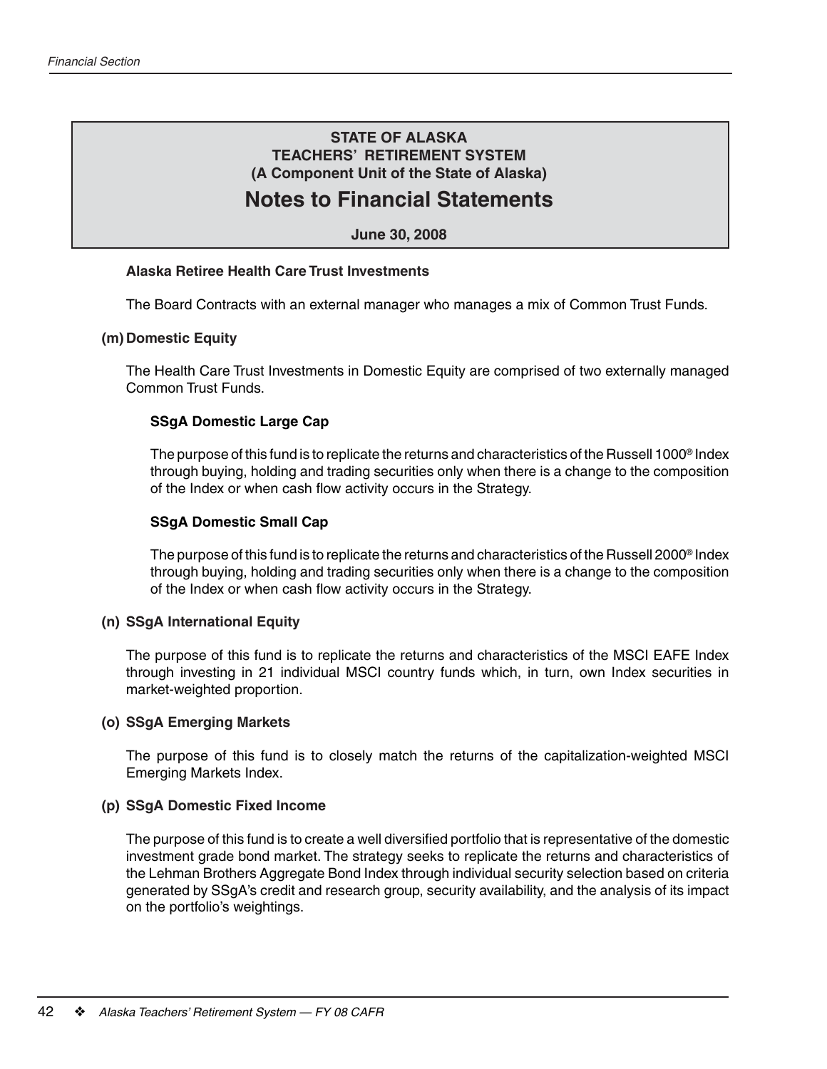# STATE OF ALASKA
## TEACHERS' RETIREMENT SYSTEM
### (A Component Unit of the State of Alaska)

# Notes to Financial Statements

**June 30, 2008**

**Alaska Retiree Health Care Trust Investments**

The Board Contracts with an external manager who manages a mix of Common Trust Funds.

**(m) Domestic Equity**

The Health Care Trust Investments in Domestic Equity are comprised of two externally managed Common Trust Funds.

**SSgA Domestic Large Cap**

The purpose of this fund is to replicate the returns and characteristics of the Russell 1000® Index through buying, holding and trading securities only when there is a change to the composition of the Index or when cash flow activity occurs in the Strategy.

**SSgA Domestic Small Cap**

The purpose of this fund is to replicate the returns and characteristics of the Russell 2000® Index through buying, holding and trading securities only when there is a change to the composition of the Index or when cash flow activity occurs in the Strategy.

**(n) SSgA International Equity**

The purpose of this fund is to replicate the returns and characteristics of the MSCI EAFE Index through investing in 21 individual MSCI country funds which, in turn, own Index securities in market-weighted proportion.

**(o) SSgA Emerging Markets**

The purpose of this fund is to closely match the returns of the capitalization-weighted MSCI Emerging Markets Index.

**(p) SSgA Domestic Fixed Income**

The purpose of this fund is to create a well diversified portfolio that is representative of the domestic investment grade bond market. The strategy seeks to replicate the returns and characteristics of the Lehman Brothers Aggregate Bond Index through individual security selection based on criteria generated by SSgA's credit and research group, security availability, and the analysis of its impact on the portfolio's weightings.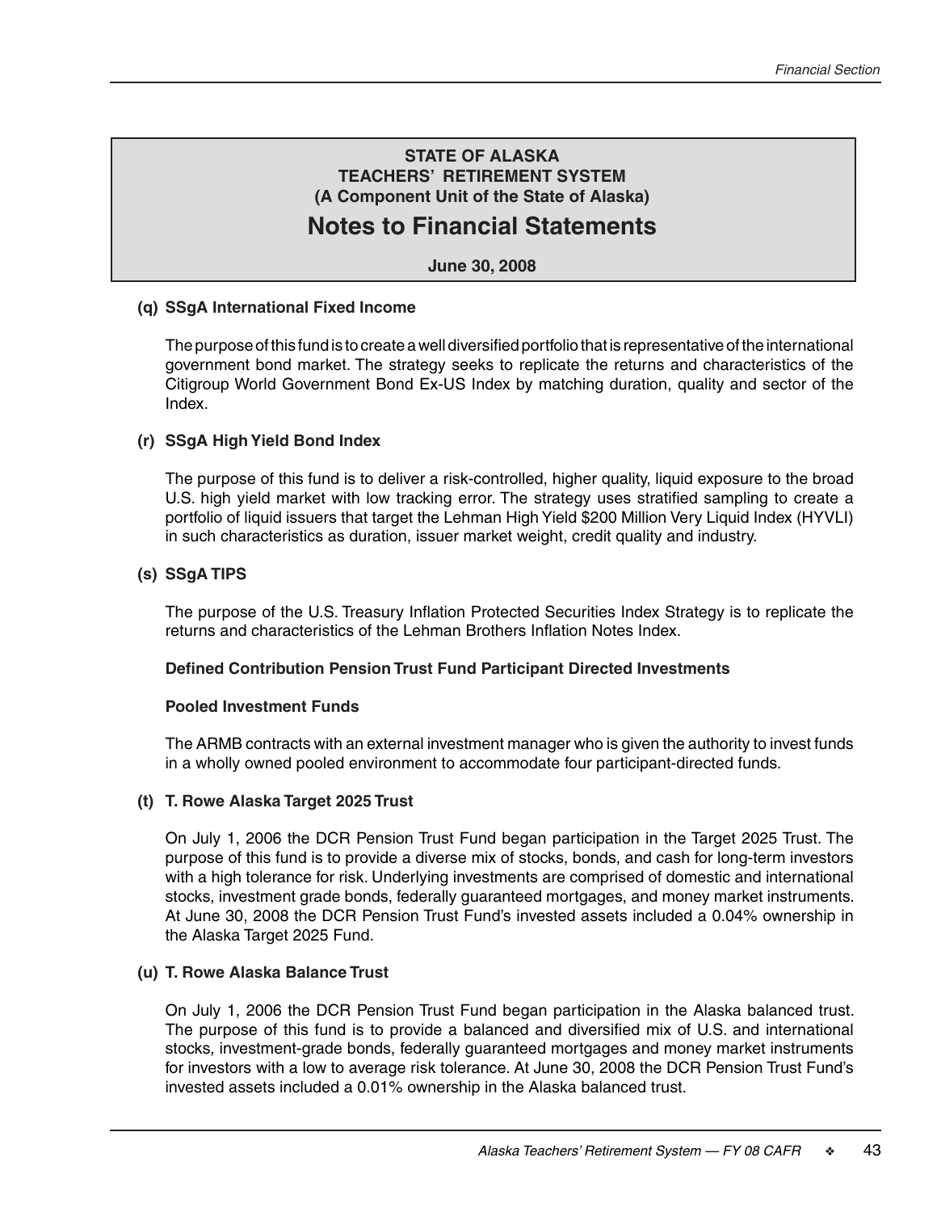## STATE OF ALASKA
## TEACHERS' RETIREMENT SYSTEM
## (A Component Unit of the State of Alaska)

# Notes to Financial Statements

**June 30, 2008**

**(q) SSgA International Fixed Income**

The purpose of this fund is to create a well diversified portfolio that is representative of the international government bond market. The strategy seeks to replicate the returns and characteristics of the Citigroup World Government Bond Ex-US Index by matching duration, quality and sector of the Index.

**(r) SSgA High Yield Bond Index**

The purpose of this fund is to deliver a risk-controlled, higher quality, liquid exposure to the broad U.S. high yield market with low tracking error. The strategy uses stratified sampling to create a portfolio of liquid issuers that target the Lehman High Yield $200 Million Very Liquid Index (HYVLI) in such characteristics as duration, issuer market weight, credit quality and industry.

**(s) SSgA TIPS**

The purpose of the U.S. Treasury Inflation Protected Securities Index Strategy is to replicate the returns and characteristics of the Lehman Brothers Inflation Notes Index.

**Defined Contribution Pension Trust Fund Participant Directed Investments**

**Pooled Investment Funds**

The ARMB contracts with an external investment manager who is given the authority to invest funds in a wholly owned pooled environment to accommodate four participant-directed funds.

**(t) T. Rowe Alaska Target 2025 Trust**

On July 1, 2006 the DCR Pension Trust Fund began participation in the Target 2025 Trust. The purpose of this fund is to provide a diverse mix of stocks, bonds, and cash for long-term investors with a high tolerance for risk. Underlying investments are comprised of domestic and international stocks, investment grade bonds, federally guaranteed mortgages, and money market instruments. At June 30, 2008 the DCR Pension Trust Fund's invested assets included a 0.04% ownership in the Alaska Target 2025 Fund.

**(u) T. Rowe Alaska Balance Trust**

On July 1, 2006 the DCR Pension Trust Fund began participation in the Alaska balanced trust. The purpose of this fund is to provide a balanced and diversified mix of U.S. and international stocks, investment-grade bonds, federally guaranteed mortgages and money market instruments for investors with a low to average risk tolerance. At June 30, 2008 the DCR Pension Trust Fund's invested assets included a 0.01% ownership in the Alaska balanced trust.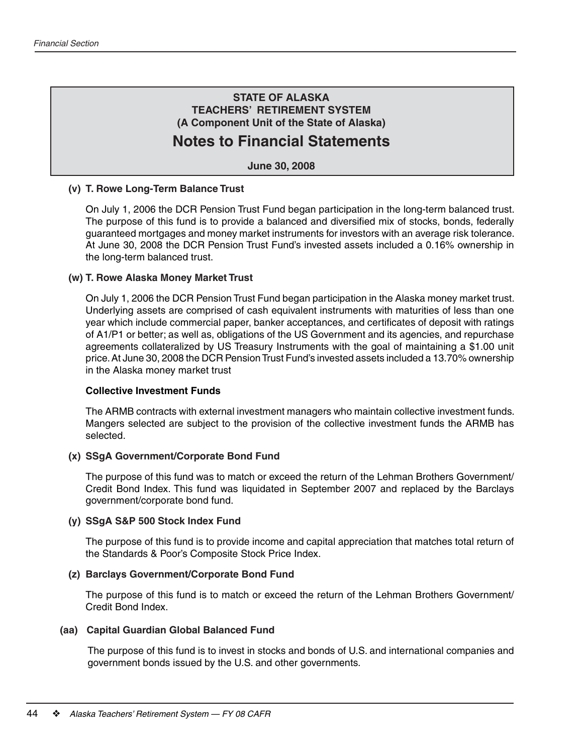## STATE OF ALASKA
## TEACHERS' RETIREMENT SYSTEM
## (A Component Unit of the State of Alaska)

# Notes to Financial Statements

**June 30, 2008**

**(v) T. Rowe Long-Term Balance Trust**

On July 1, 2006 the DCR Pension Trust Fund began participation in the long-term balanced trust. The purpose of this fund is to provide a balanced and diversified mix of stocks, bonds, federally guaranteed mortgages and money market instruments for investors with an average risk tolerance. At June 30, 2008 the DCR Pension Trust Fund's invested assets included a 0.16% ownership in the long-term balanced trust.

**(w) T. Rowe Alaska Money Market Trust**

On July 1, 2006 the DCR Pension Trust Fund began participation in the Alaska money market trust. Underlying assets are comprised of cash equivalent instruments with maturities of less than one year which include commercial paper, banker acceptances, and certificates of deposit with ratings of A1/P1 or better; as well as, obligations of the US Government and its agencies, and repurchase agreements collateralized by US Treasury Instruments with the goal of maintaining a $1.00 unit price. At June 30, 2008 the DCR Pension Trust Fund's invested assets included a 13.70% ownership in the Alaska money market trust

**Collective Investment Funds**

The ARMB contracts with external investment managers who maintain collective investment funds. Mangers selected are subject to the provision of the collective investment funds the ARMB has selected.

**(x) SSgA Government/Corporate Bond Fund**

The purpose of this fund was to match or exceed the return of the Lehman Brothers Government/ Credit Bond Index. This fund was liquidated in September 2007 and replaced by the Barclays government/corporate bond fund.

**(y) SSgA S&P 500 Stock Index Fund**

The purpose of this fund is to provide income and capital appreciation that matches total return of the Standards & Poor's Composite Stock Price Index.

**(z) Barclays Government/Corporate Bond Fund**

The purpose of this fund is to match or exceed the return of the Lehman Brothers Government/ Credit Bond Index.

**(aa) Capital Guardian Global Balanced Fund**

The purpose of this fund is to invest in stocks and bonds of U.S. and international companies and government bonds issued by the U.S. and other governments.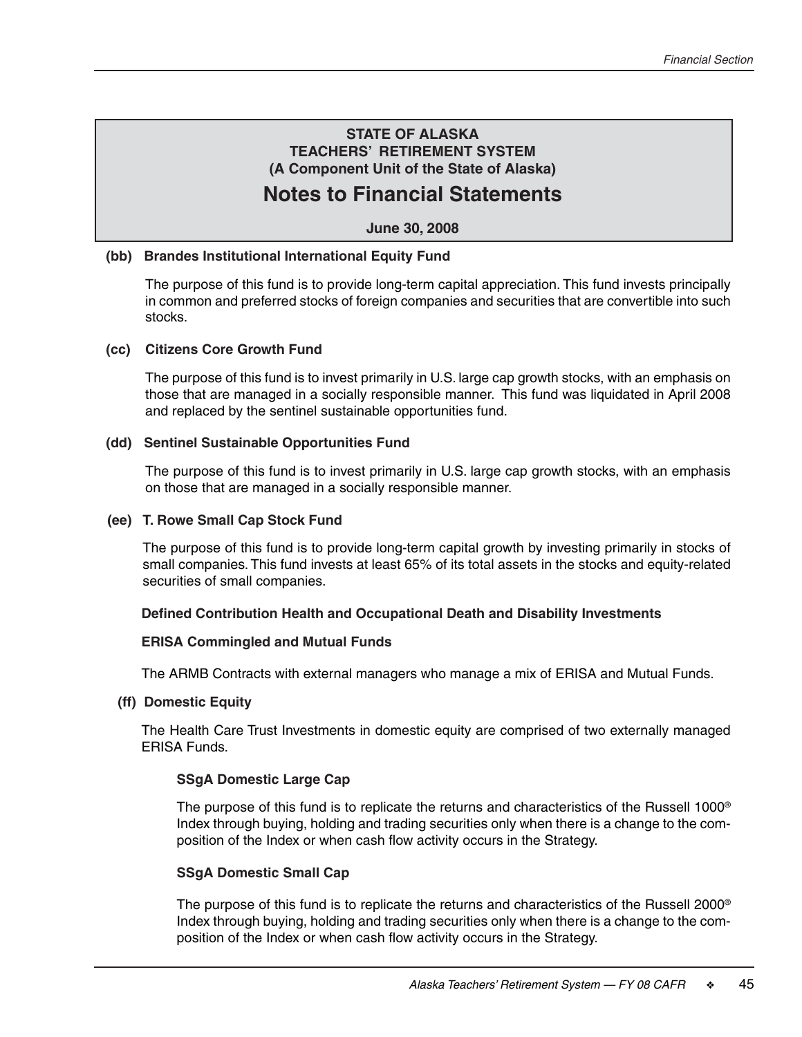# STATE OF ALASKA
# TEACHERS' RETIREMENT SYSTEM
## (A Component Unit of the State of Alaska)

# Notes to Financial Statements

**June 30, 2008**

**(bb) Brandes Institutional International Equity Fund**

The purpose of this fund is to provide long-term capital appreciation. This fund invests principally in common and preferred stocks of foreign companies and securities that are convertible into such stocks.

**(cc) Citizens Core Growth Fund**

The purpose of this fund is to invest primarily in U.S. large cap growth stocks, with an emphasis on those that are managed in a socially responsible manner. This fund was liquidated in April 2008 and replaced by the sentinel sustainable opportunities fund.

**(dd) Sentinel Sustainable Opportunities Fund**

The purpose of this fund is to invest primarily in U.S. large cap growth stocks, with an emphasis on those that are managed in a socially responsible manner.

**(ee) T. Rowe Small Cap Stock Fund**

The purpose of this fund is to provide long-term capital growth by investing primarily in stocks of small companies. This fund invests at least 65% of its total assets in the stocks and equity-related securities of small companies.

**Defined Contribution Health and Occupational Death and Disability Investments**

**ERISA Commingled and Mutual Funds**

The ARMB Contracts with external managers who manage a mix of ERISA and Mutual Funds.

**(ff) Domestic Equity**

The Health Care Trust Investments in domestic equity are comprised of two externally managed ERISA Funds.

**SSgA Domestic Large Cap**

The purpose of this fund is to replicate the returns and characteristics of the Russell 1000® Index through buying, holding and trading securities only when there is a change to the composition of the Index or when cash flow activity occurs in the Strategy.

**SSgA Domestic Small Cap**

The purpose of this fund is to replicate the returns and characteristics of the Russell 2000® Index through buying, holding and trading securities only when there is a change to the composition of the Index or when cash flow activity occurs in the Strategy.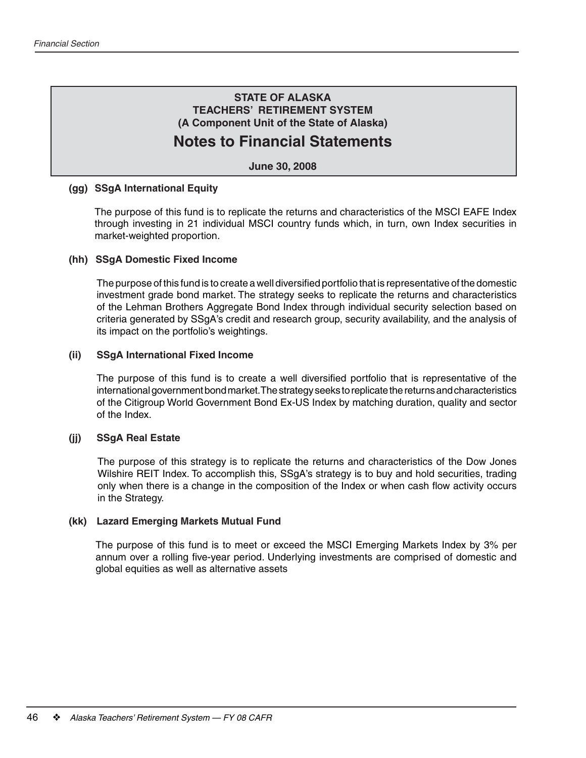**STATE OF ALASKA**
**TEACHERS' RETIREMENT SYSTEM**
**(A Component Unit of the State of Alaska)**

# Notes to Financial Statements

**June 30, 2008**

**(gg) SSgA International Equity**

The purpose of this fund is to replicate the returns and characteristics of the MSCI EAFE Index through investing in 21 individual MSCI country funds which, in turn, own Index securities in market-weighted proportion.

**(hh) SSgA Domestic Fixed Income**

The purpose of this fund is to create a well diversified portfolio that is representative of the domestic investment grade bond market. The strategy seeks to replicate the returns and characteristics of the Lehman Brothers Aggregate Bond Index through individual security selection based on criteria generated by SSgA's credit and research group, security availability, and the analysis of its impact on the portfolio's weightings.

**(ii) SSgA International Fixed Income**

The purpose of this fund is to create a well diversified portfolio that is representative of the international government bond market. The strategy seeks to replicate the returns and characteristics of the Citigroup World Government Bond Ex-US Index by matching duration, quality and sector of the Index.

**(jj) SSgA Real Estate**

The purpose of this strategy is to replicate the returns and characteristics of the Dow Jones Wilshire REIT Index. To accomplish this, SSgA's strategy is to buy and hold securities, trading only when there is a change in the composition of the Index or when cash flow activity occurs in the Strategy.

**(kk) Lazard Emerging Markets Mutual Fund**

The purpose of this fund is to meet or exceed the MSCI Emerging Markets Index by 3% per annum over a rolling five-year period. Underlying investments are comprised of domestic and global equities as well as alternative assets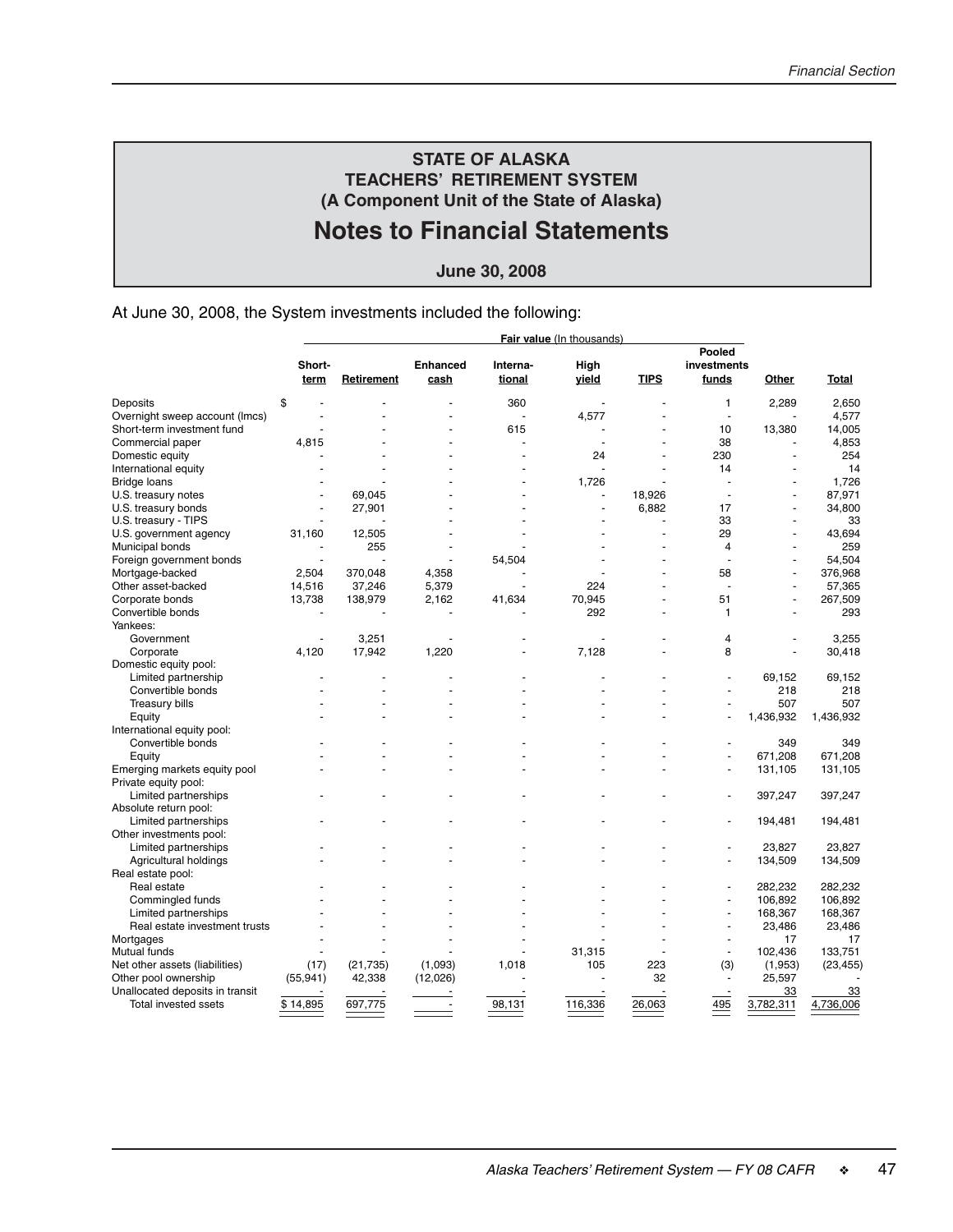# STATE OF ALASKA
# TEACHERS' RETIREMENT SYSTEM
# (A Component Unit of the State of Alaska)

# Notes to Financial Statements

**June 30, 2008**

At June 30, 2008, the System investments included the following:

| | **Fair value** (In thousands) | | | | | | | | |
|---|---|---|---|---|---|---|---|---|---|
| | **Short-term** | **Retirement** | **Enhanced cash** | **Interna-tional** | **High yield** | **TIPS** | **Pooled investments funds** | **Other** | **Total** |
| Deposits | $ - | - | - | 360 | - | - | 1 | 2,289 | 2,650 |
| Overnight sweep account (lmcs) | - | - | - | - | 4,577 | - | - | - | 4,577 |
| Short-term investment fund | - | - | - | 615 | - | - | 10 | 13,380 | 14,005 |
| Commercial paper | 4,815 | - | - | - | - | - | 38 | - | 4,853 |
| Domestic equity | - | - | - | - | 24 | - | 230 | - | 254 |
| International equity | - | - | - | - | - | - | 14 | - | 14 |
| Bridge loans | - | - | - | - | 1,726 | - | - | - | 1,726 |
| U.S. treasury notes | - | 69,045 | - | - | - | 18,926 | - | - | 87,971 |
| U.S. treasury bonds | - | 27,901 | - | - | - | 6,882 | 17 | - | 34,800 |
| U.S. treasury - TIPS | - | - | - | - | - | - | 33 | - | 33 |
| U.S. government agency | 31,160 | 12,505 | - | - | - | - | 29 | - | 43,694 |
| Municipal bonds | - | 255 | - | - | - | - | 4 | - | 259 |
| Foreign government bonds | - | - | - | 54,504 | - | - | - | - | 54,504 |
| Mortgage-backed | 2,504 | 370,048 | 4,358 | - | - | - | 58 | - | 376,968 |
| Other asset-backed | 14,516 | 37,246 | 5,379 | - | 224 | - | - | - | 57,365 |
| Corporate bonds | 13,738 | 138,979 | 2,162 | 41,634 | 70,945 | - | 51 | - | 267,509 |
| Convertible bonds | - | - | - | - | 292 | - | 1 | - | 293 |
| Yankees: | | | | | | | | | |
| Government | - | 3,251 | - | - | - | - | 4 | - | 3,255 |
| Corporate | 4,120 | 17,942 | 1,220 | - | 7,128 | - | 8 | - | 30,418 |
| Domestic equity pool: | | | | | | | | | |
| Limited partnership | - | - | - | - | - | - | - | 69,152 | 69,152 |
| Convertible bonds | - | - | - | - | - | - | - | 218 | 218 |
| Treasury bills | - | - | - | - | - | - | - | 507 | 507 |
| Equity | - | - | - | - | - | - | - | 1,436,932 | 1,436,932 |
| International equity pool: | | | | | | | | | |
| Convertible bonds | - | - | - | - | - | - | - | 349 | 349 |
| Equity | - | - | - | - | - | - | - | 671,208 | 671,208 |
| Emerging markets equity pool | - | - | - | - | - | - | - | 131,105 | 131,105 |
| Private equity pool: | | | | | | | | | |
| Limited partnerships | - | - | - | - | - | - | - | 397,247 | 397,247 |
| Absolute return pool: | | | | | | | | | |
| Limited partnerships | - | - | - | - | - | - | - | 194,481 | 194,481 |
| Other investments pool: | | | | | | | | | |
| Limited partnerships | - | - | - | - | - | - | - | 23,827 | 23,827 |
| Agricultural holdings | - | - | - | - | - | - | - | 134,509 | 134,509 |
| Real estate pool: | | | | | | | | | |
| Real estate | - | - | - | - | - | - | - | 282,232 | 282,232 |
| Commingled funds | - | - | - | - | - | - | - | 106,892 | 106,892 |
| Limited partnerships | - | - | - | - | - | - | - | 168,367 | 168,367 |
| Real estate investment trusts | - | - | - | - | - | - | - | 23,486 | 23,486 |
| Mortgages | - | - | - | - | - | - | - | 17 | 17 |
| Mutual funds | - | - | - | - | 31,315 | - | - | 102,436 | 133,751 |
| Net other assets (liabilities) | (17) | (21,735) | (1,093) | 1,018 | 105 | 223 | (3) | (1,953) | (23,455) |
| Other pool ownership | (55,941) | 42,338 | (12,026) | - | - | 32 | - | 25,597 | - |
| Unallocated deposits in transit | - | - | - | - | - | - | - | 33 | 33 |
| Total invested ssets | $ 14,895 | 697,775 | - | 98,131 | 116,336 | 26,063 | 495 | 3,782,311 | 4,736,006 |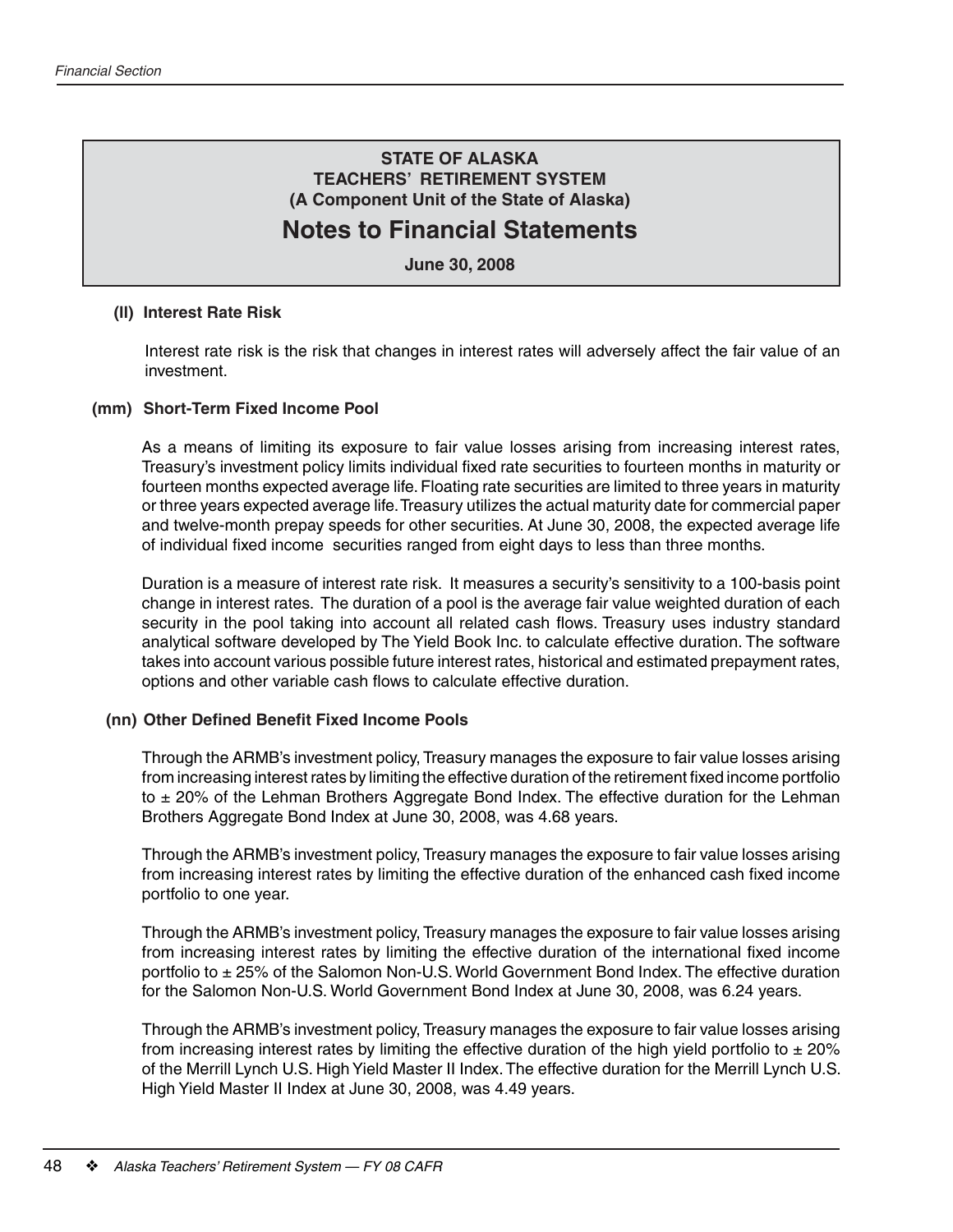**STATE OF ALASKA**
**TEACHERS' RETIREMENT SYSTEM**
**(A Component Unit of the State of Alaska)**

# Notes to Financial Statements

**June 30, 2008**

**(ll) Interest Rate Risk**

Interest rate risk is the risk that changes in interest rates will adversely affect the fair value of an investment.

**(mm) Short-Term Fixed Income Pool**

As a means of limiting its exposure to fair value losses arising from increasing interest rates, Treasury's investment policy limits individual fixed rate securities to fourteen months in maturity or fourteen months expected average life. Floating rate securities are limited to three years in maturity or three years expected average life. Treasury utilizes the actual maturity date for commercial paper and twelve-month prepay speeds for other securities. At June 30, 2008, the expected average life of individual fixed income securities ranged from eight days to less than three months.

Duration is a measure of interest rate risk. It measures a security's sensitivity to a 100-basis point change in interest rates. The duration of a pool is the average fair value weighted duration of each security in the pool taking into account all related cash flows. Treasury uses industry standard analytical software developed by The Yield Book Inc. to calculate effective duration. The software takes into account various possible future interest rates, historical and estimated prepayment rates, options and other variable cash flows to calculate effective duration.

**(nn) Other Defined Benefit Fixed Income Pools**

Through the ARMB's investment policy, Treasury manages the exposure to fair value losses arising from increasing interest rates by limiting the effective duration of the retirement fixed income portfolio to ± 20% of the Lehman Brothers Aggregate Bond Index. The effective duration for the Lehman Brothers Aggregate Bond Index at June 30, 2008, was 4.68 years.

Through the ARMB's investment policy, Treasury manages the exposure to fair value losses arising from increasing interest rates by limiting the effective duration of the enhanced cash fixed income portfolio to one year.

Through the ARMB's investment policy, Treasury manages the exposure to fair value losses arising from increasing interest rates by limiting the effective duration of the international fixed income portfolio to ± 25% of the Salomon Non-U.S. World Government Bond Index. The effective duration for the Salomon Non-U.S. World Government Bond Index at June 30, 2008, was 6.24 years.

Through the ARMB's investment policy, Treasury manages the exposure to fair value losses arising from increasing interest rates by limiting the effective duration of the high yield portfolio to ± 20% of the Merrill Lynch U.S. High Yield Master II Index. The effective duration for the Merrill Lynch U.S. High Yield Master II Index at June 30, 2008, was 4.49 years.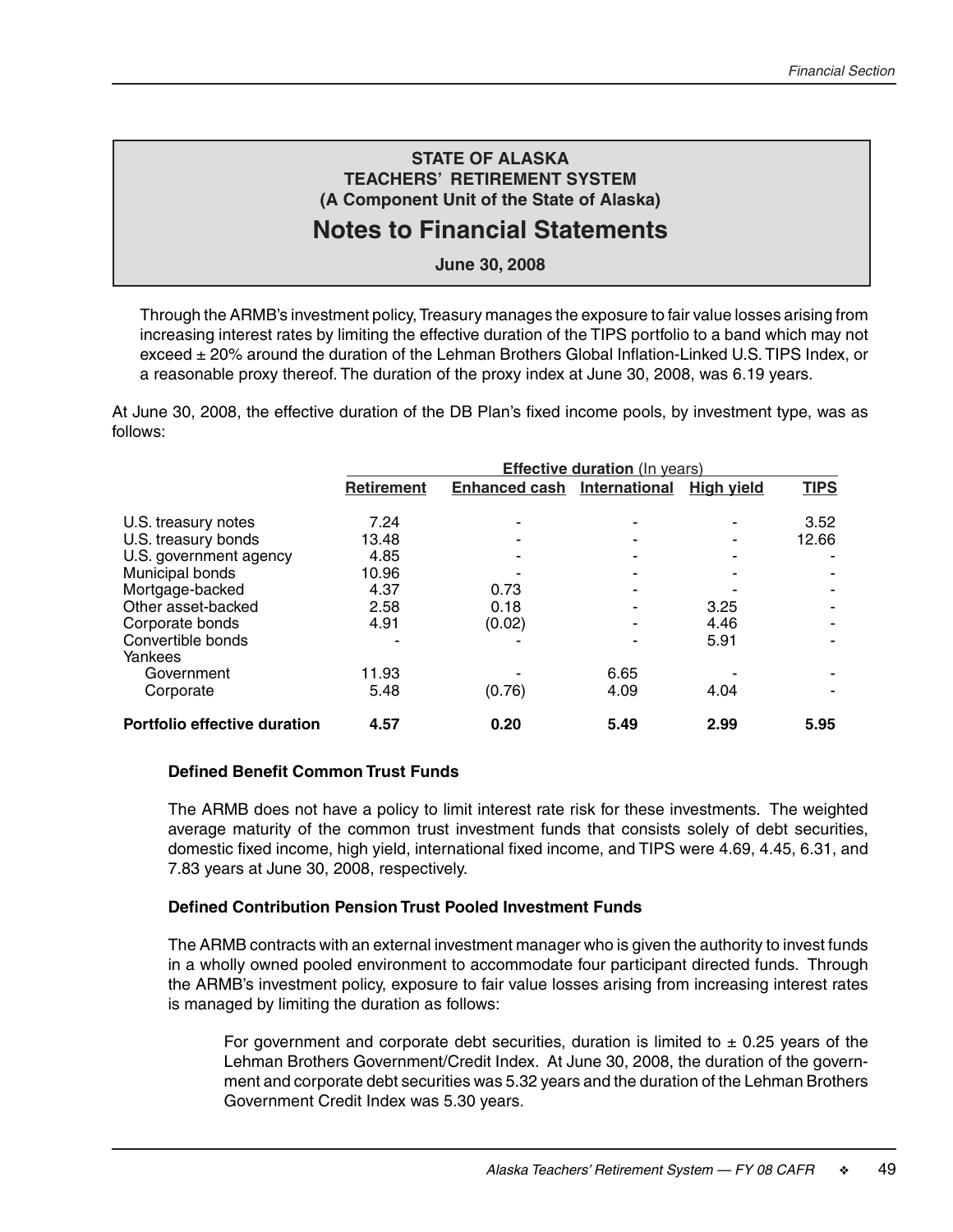**STATE OF ALASKA**
**TEACHERS' RETIREMENT SYSTEM**
**(A Component Unit of the State of Alaska)**

# Notes to Financial Statements

**June 30, 2008**

Through the ARMB's investment policy, Treasury manages the exposure to fair value losses arising from increasing interest rates by limiting the effective duration of the TIPS portfolio to a band which may not exceed ± 20% around the duration of the Lehman Brothers Global Inflation-Linked U.S. TIPS Index, or a reasonable proxy thereof. The duration of the proxy index at June 30, 2008, was 6.19 years.

At June 30, 2008, the effective duration of the DB Plan's fixed income pools, by investment type, was as follows:

| | **Effective duration** (In years) | | | | |
|---|---|---|---|---|---|
| | **Retirement** | **Enhanced cash** | **International** | **High yield** | **TIPS** |
| U.S. treasury notes | 7.24 | - | - | - | 3.52 |
| U.S. treasury bonds | 13.48 | - | - | - | 12.66 |
| U.S. government agency | 4.85 | - | - | - | - |
| Municipal bonds | 10.96 | - | - | - | - |
| Mortgage-backed | 4.37 | 0.73 | - | - | - |
| Other asset-backed | 2.58 | 0.18 | - | 3.25 | - |
| Corporate bonds | 4.91 | (0.02) | - | 4.46 | - |
| Convertible bonds | - | - | - | 5.91 | - |
| Yankees | | | | | |
| Government | 11.93 | - | 6.65 | - | - |
| Corporate | 5.48 | (0.76) | 4.09 | 4.04 | - |
| **Portfolio effective duration** | **4.57** | **0.20** | **5.49** | **2.99** | **5.95** |

### Defined Benefit Common Trust Funds

The ARMB does not have a policy to limit interest rate risk for these investments. The weighted average maturity of the common trust investment funds that consists solely of debt securities, domestic fixed income, high yield, international fixed income, and TIPS were 4.69, 4.45, 6.31, and 7.83 years at June 30, 2008, respectively.

### Defined Contribution Pension Trust Pooled Investment Funds

The ARMB contracts with an external investment manager who is given the authority to invest funds in a wholly owned pooled environment to accommodate four participant directed funds. Through the ARMB's investment policy, exposure to fair value losses arising from increasing interest rates is managed by limiting the duration as follows:

> For government and corporate debt securities, duration is limited to ± 0.25 years of the Lehman Brothers Government/Credit Index. At June 30, 2008, the duration of the government and corporate debt securities was 5.32 years and the duration of the Lehman Brothers Government Credit Index was 5.30 years.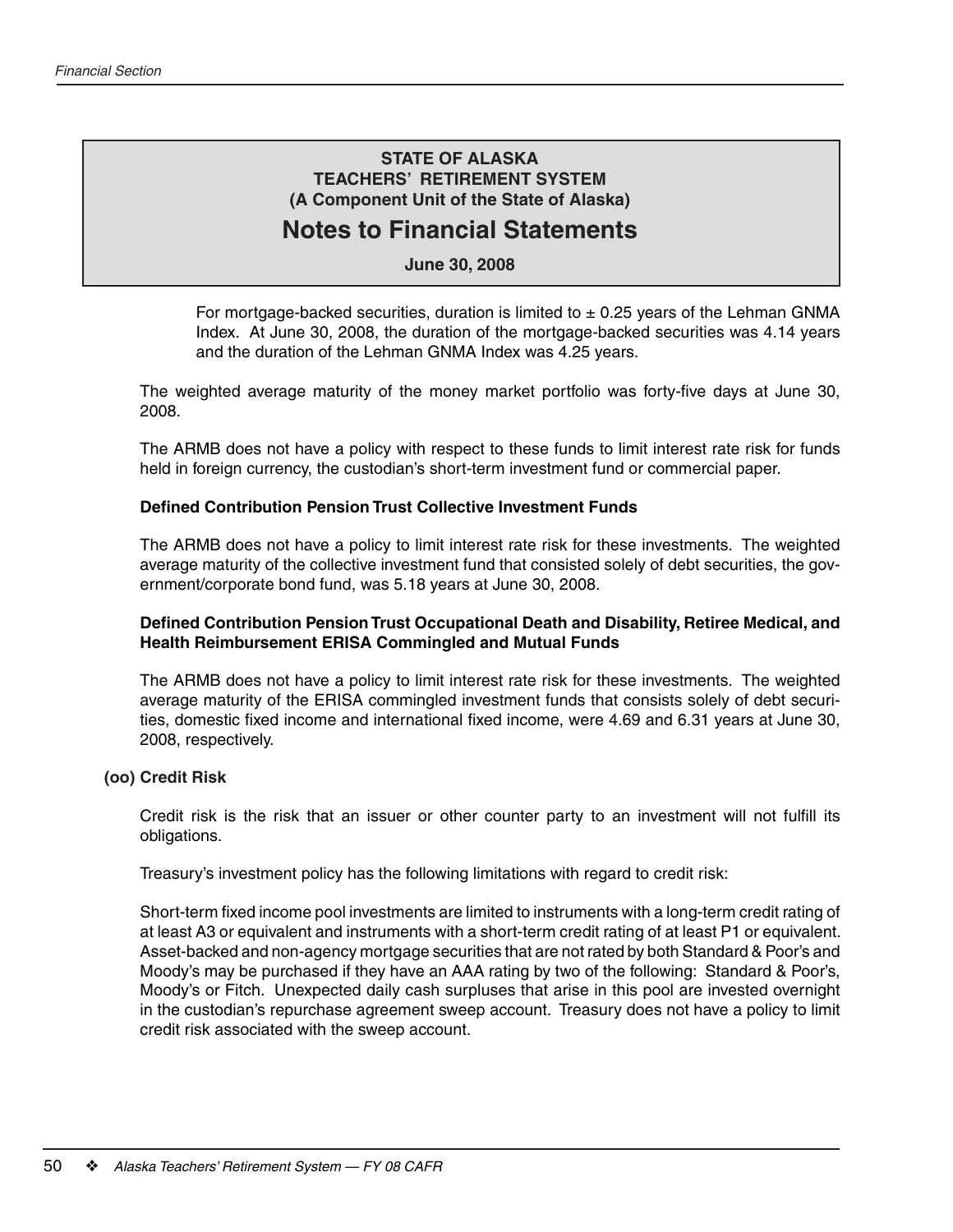For mortgage-backed securities, duration is limited to ± 0.25 years of the Lehman GNMA Index. At June 30, 2008, the duration of the mortgage-backed securities was 4.14 years and the duration of the Lehman GNMA Index was 4.25 years.

The weighted average maturity of the money market portfolio was forty-five days at June 30, 2008.

The ARMB does not have a policy with respect to these funds to limit interest rate risk for funds held in foreign currency, the custodian's short-term investment fund or commercial paper.

**Defined Contribution Pension Trust Collective Investment Funds**

The ARMB does not have a policy to limit interest rate risk for these investments. The weighted average maturity of the collective investment fund that consisted solely of debt securities, the government/corporate bond fund, was 5.18 years at June 30, 2008.

**Defined Contribution Pension Trust Occupational Death and Disability, Retiree Medical, and Health Reimbursement ERISA Commingled and Mutual Funds**

The ARMB does not have a policy to limit interest rate risk for these investments. The weighted average maturity of the ERISA commingled investment funds that consists solely of debt securities, domestic fixed income and international fixed income, were 4.69 and 6.31 years at June 30, 2008, respectively.

**(oo) Credit Risk**

Credit risk is the risk that an issuer or other counter party to an investment will not fulfill its obligations.

Treasury's investment policy has the following limitations with regard to credit risk:

Short-term fixed income pool investments are limited to instruments with a long-term credit rating of at least A3 or equivalent and instruments with a short-term credit rating of at least P1 or equivalent. Asset-backed and non-agency mortgage securities that are not rated by both Standard & Poor's and Moody's may be purchased if they have an AAA rating by two of the following: Standard & Poor's, Moody's or Fitch. Unexpected daily cash surpluses that arise in this pool are invested overnight in the custodian's repurchase agreement sweep account. Treasury does not have a policy to limit credit risk associated with the sweep account.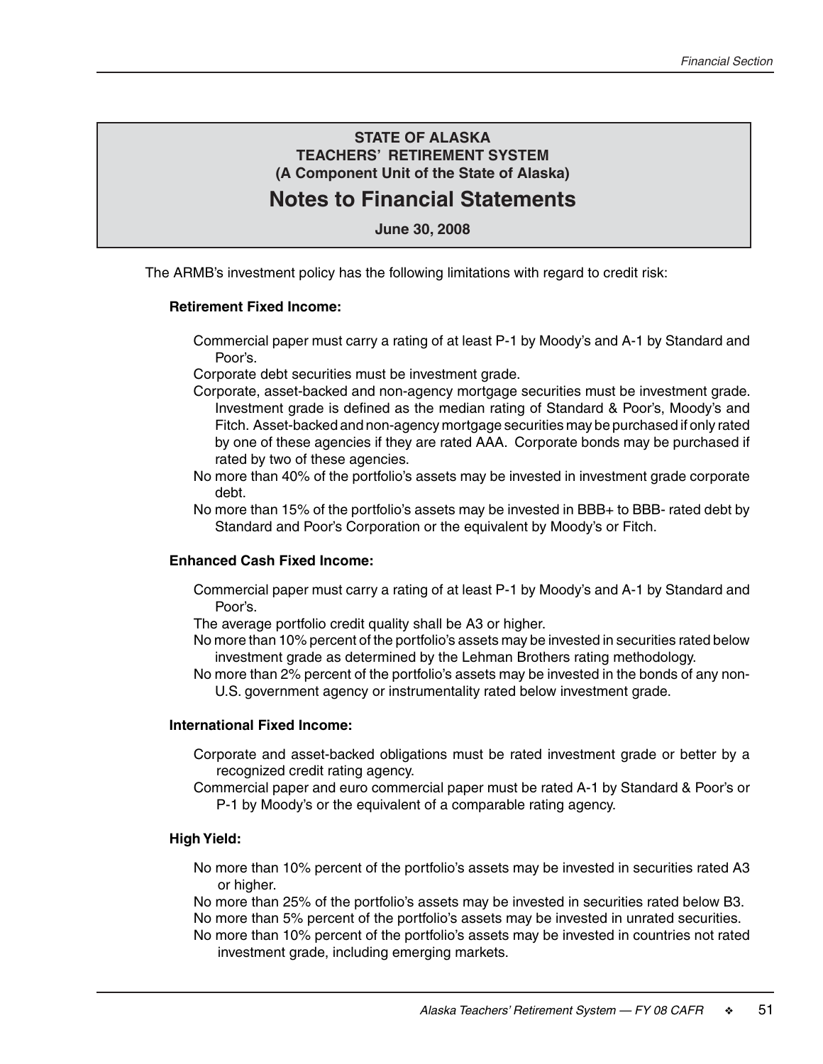# STATE OF ALASKA
# TEACHERS' RETIREMENT SYSTEM
## (A Component Unit of the State of Alaska)
# Notes to Financial Statements
**June 30, 2008**

The ARMB's investment policy has the following limitations with regard to credit risk:

**Retirement Fixed Income:**

Commercial paper must carry a rating of at least P-1 by Moody's and A-1 by Standard and Poor's.

Corporate debt securities must be investment grade.

Corporate, asset-backed and non-agency mortgage securities must be investment grade. Investment grade is defined as the median rating of Standard & Poor's, Moody's and Fitch. Asset-backed and non-agency mortgage securities may be purchased if only rated by one of these agencies if they are rated AAA. Corporate bonds may be purchased if rated by two of these agencies.

No more than 40% of the portfolio's assets may be invested in investment grade corporate debt.

No more than 15% of the portfolio's assets may be invested in BBB+ to BBB- rated debt by Standard and Poor's Corporation or the equivalent by Moody's or Fitch.

**Enhanced Cash Fixed Income:**

Commercial paper must carry a rating of at least P-1 by Moody's and A-1 by Standard and Poor's.

The average portfolio credit quality shall be A3 or higher.

No more than 10% percent of the portfolio's assets may be invested in securities rated below investment grade as determined by the Lehman Brothers rating methodology.

No more than 2% percent of the portfolio's assets may be invested in the bonds of any non-U.S. government agency or instrumentality rated below investment grade.

**International Fixed Income:**

Corporate and asset-backed obligations must be rated investment grade or better by a recognized credit rating agency.

Commercial paper and euro commercial paper must be rated A-1 by Standard & Poor's or P-1 by Moody's or the equivalent of a comparable rating agency.

**High Yield:**

No more than 10% percent of the portfolio's assets may be invested in securities rated A3 or higher.

No more than 25% of the portfolio's assets may be invested in securities rated below B3.

No more than 5% percent of the portfolio's assets may be invested in unrated securities.

No more than 10% percent of the portfolio's assets may be invested in countries not rated investment grade, including emerging markets.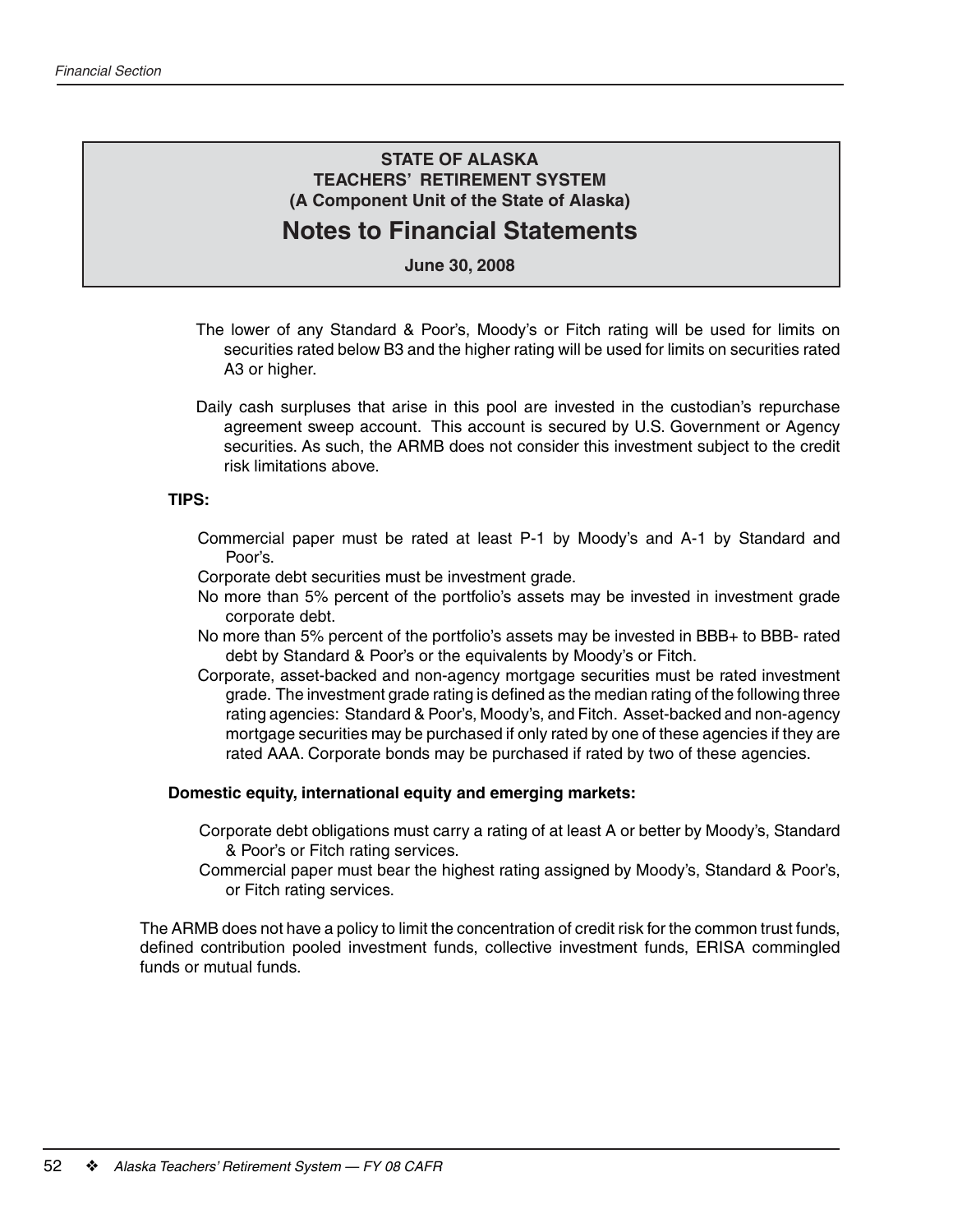**STATE OF ALASKA**
**TEACHERS' RETIREMENT SYSTEM**
**(A Component Unit of the State of Alaska)**

# Notes to Financial Statements

**June 30, 2008**

The lower of any Standard & Poor's, Moody's or Fitch rating will be used for limits on securities rated below B3 and the higher rating will be used for limits on securities rated A3 or higher.

Daily cash surpluses that arise in this pool are invested in the custodian's repurchase agreement sweep account. This account is secured by U.S. Government or Agency securities. As such, the ARMB does not consider this investment subject to the credit risk limitations above.

**TIPS:**

Commercial paper must be rated at least P-1 by Moody's and A-1 by Standard and Poor's.

Corporate debt securities must be investment grade.

No more than 5% percent of the portfolio's assets may be invested in investment grade corporate debt.

No more than 5% percent of the portfolio's assets may be invested in BBB+ to BBB- rated debt by Standard & Poor's or the equivalents by Moody's or Fitch.

Corporate, asset-backed and non-agency mortgage securities must be rated investment grade. The investment grade rating is defined as the median rating of the following three rating agencies: Standard & Poor's, Moody's, and Fitch. Asset-backed and non-agency mortgage securities may be purchased if only rated by one of these agencies if they are rated AAA. Corporate bonds may be purchased if rated by two of these agencies.

**Domestic equity, international equity and emerging markets:**

Corporate debt obligations must carry a rating of at least A or better by Moody's, Standard & Poor's or Fitch rating services.

Commercial paper must bear the highest rating assigned by Moody's, Standard & Poor's, or Fitch rating services.

The ARMB does not have a policy to limit the concentration of credit risk for the common trust funds, defined contribution pooled investment funds, collective investment funds, ERISA commingled funds or mutual funds.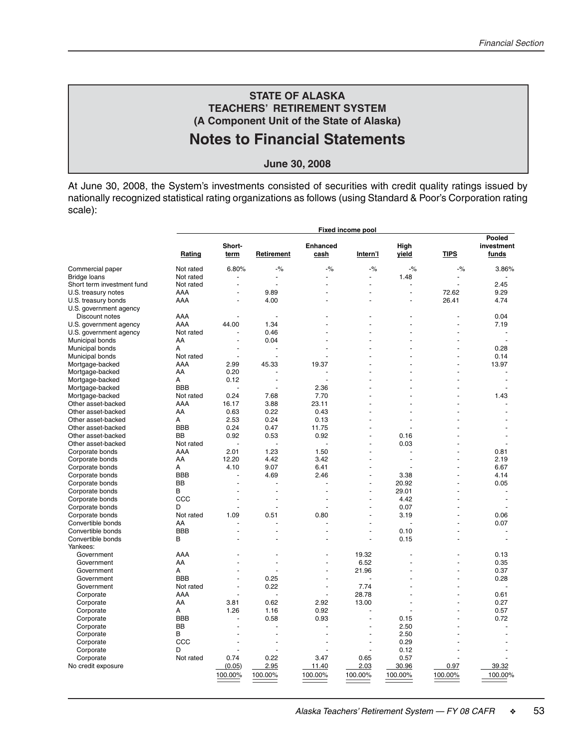## STATE OF ALASKA
## TEACHERS' RETIREMENT SYSTEM
## (A Component Unit of the State of Alaska)
# Notes to Financial Statements
### June 30, 2008

At June 30, 2008, the System's investments consisted of securities with credit quality ratings issued by nationally recognized statistical rating organizations as follows (using Standard & Poor's Corporation rating scale):

| | | Fixed income pool | | | | | | |
|---|---|---|---|---|---|---|---|---|
| | Rating | Short-term | Retirement | Enhanced cash | Intern'l | High yield | TIPS | Pooled investment funds |
| Commercial paper | Not rated | 6.80% | -% | -% | -% | -% | -% | 3.86% |
| Bridge loans | Not rated | - | - | - | - | 1.48 | - | - |
| Short term investment fund | Not rated | - | - | - | - | - | - | 2.45 |
| U.S. treasury notes | AAA | - | 9.89 | - | - | - | 72.62 | 9.29 |
| U.S. treasury bonds | AAA | - | 4.00 | - | - | - | 26.41 | 4.74 |
| U.S. government agency Discount notes | AAA | - | - | - | - | - | - | 0.04 |
| U.S. government agency | AAA | 44.00 | 1.34 | - | - | - | - | 7.19 |
| U.S. government agency | Not rated | - | 0.46 | - | - | - | - | - |
| Municipal bonds | AA | - | 0.04 | - | - | - | - | - |
| Municipal bonds | A | - | - | - | - | - | - | 0.28 |
| Municipal bonds | Not rated | - | - | - | - | - | - | 0.14 |
| Mortgage-backed | AAA | 2.99 | 45.33 | 19.37 | - | - | - | 13.97 |
| Mortgage-backed | AA | 0.20 | - | - | - | - | - | - |
| Mortgage-backed | A | 0.12 | - | - | - | - | - | - |
| Mortgage-backed | BBB | - | - | 2.36 | - | - | - | - |
| Mortgage-backed | Not rated | 0.24 | 7.68 | 7.70 | - | - | - | 1.43 |
| Other asset-backed | AAA | 16.17 | 3.88 | 23.11 | - | - | - | - |
| Other asset-backed | AA | 0.63 | 0.22 | 0.43 | - | - | - | - |
| Other asset-backed | A | 2.53 | 0.24 | 0.13 | - | - | - | - |
| Other asset-backed | BBB | 0.24 | 0.47 | 11.75 | - | - | - | - |
| Other asset-backed | BB | 0.92 | 0.53 | 0.92 | - | 0.16 | - | - |
| Other asset-backed | Not rated | - | - | - | - | 0.03 | - | - |
| Corporate bonds | AAA | 2.01 | 1.23 | 1.50 | - | - | - | 0.81 |
| Corporate bonds | AA | 12.20 | 4.42 | 3.42 | - | - | - | 2.19 |
| Corporate bonds | A | 4.10 | 9.07 | 6.41 | - | - | - | 6.67 |
| Corporate bonds | BBB | - | 4.69 | 2.46 | - | 3.38 | - | 4.14 |
| Corporate bonds | BB | - | - | - | - | 20.92 | - | 0.05 |
| Corporate bonds | B | - | - | - | - | 29.01 | - | - |
| Corporate bonds | CCC | - | - | - | - | 4.42 | - | - |
| Corporate bonds | D | - | - | - | - | 0.07 | - | - |
| Corporate bonds | Not rated | 1.09 | 0.51 | 0.80 | - | 3.19 | - | 0.06 |
| Convertible bonds | AA | - | - | - | - | - | - | 0.07 |
| Convertible bonds | BBB | - | - | - | - | 0.10 | - | - |
| Convertible bonds | B | - | - | - | - | 0.15 | - | - |
| Yankees: | | | | | | | | |
| Government | AAA | - | - | - | 19.32 | - | - | 0.13 |
| Government | AA | - | - | - | 6.52 | - | - | 0.35 |
| Government | A | - | - | - | 21.96 | - | - | 0.37 |
| Government | BBB | - | 0.25 | - | - | - | - | 0.28 |
| Government | Not rated | - | 0.22 | - | 7.74 | - | - | - |
| Corporate | AAA | - | - | - | 28.78 | - | - | 0.61 |
| Corporate | AA | 3.81 | 0.62 | 2.92 | 13.00 | - | - | 0.27 |
| Corporate | A | 1.26 | 1.16 | 0.92 | - | - | - | 0.57 |
| Corporate | BBB | - | 0.58 | 0.93 | - | 0.15 | - | 0.72 |
| Corporate | BB | - | - | - | - | 2.50 | - | - |
| Corporate | B | - | - | - | - | 2.50 | - | - |
| Corporate | CCC | - | - | - | - | 0.29 | - | - |
| Corporate | D | - | - | - | - | 0.12 | - | - |
| Corporate | Not rated | 0.74 | 0.22 | 3.47 | 0.65 | 0.57 | - | - |
| No credit exposure | | (0.05) | 2.95 | 11.40 | 2.03 | 30.96 | 0.97 | 39.32 |
| | | 100.00% | 100.00% | 100.00% | 100.00% | 100.00% | 100.00% | 100.00% |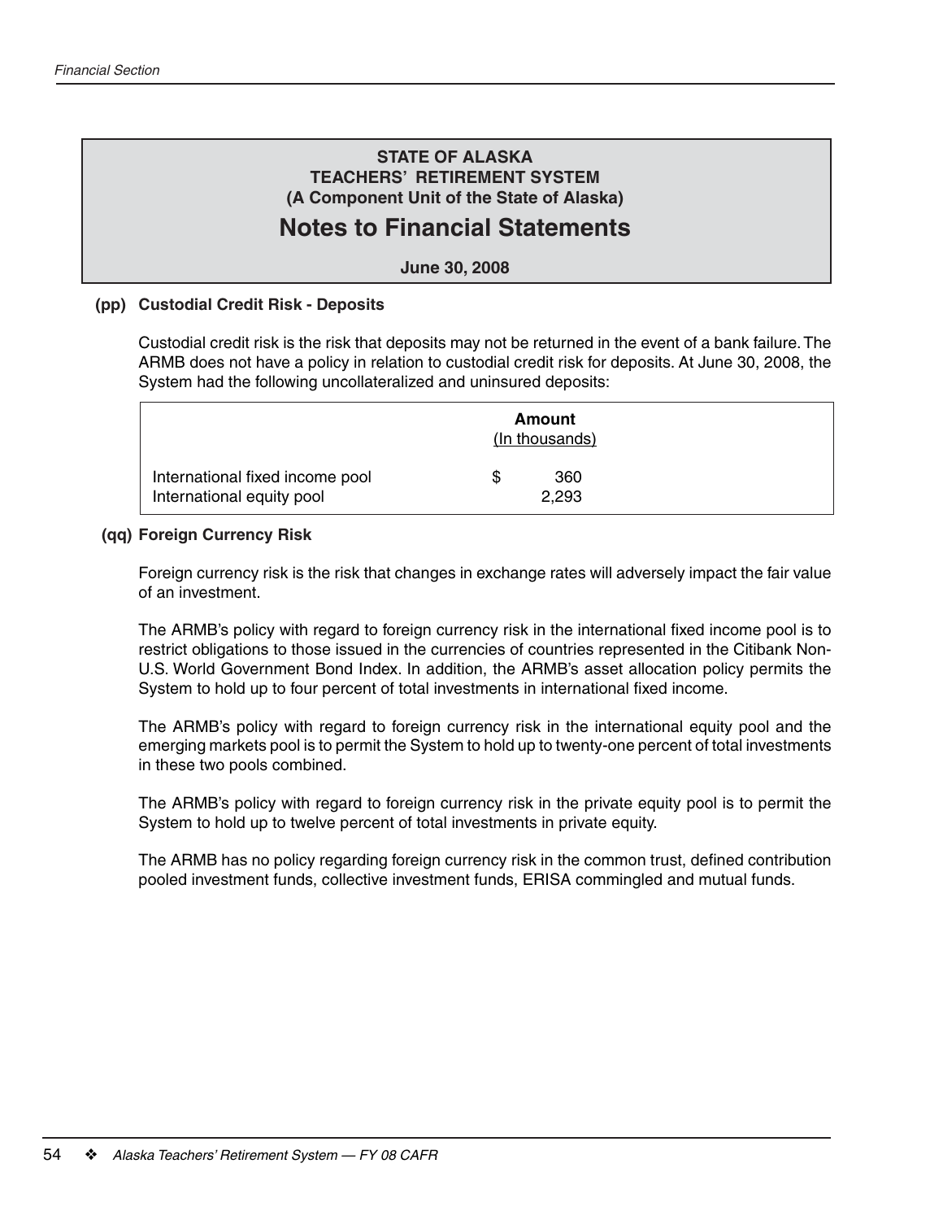**STATE OF ALASKA**
**TEACHERS' RETIREMENT SYSTEM**
**(A Component Unit of the State of Alaska)**

# Notes to Financial Statements

**June 30, 2008**

### (pp) Custodial Credit Risk - Deposits

Custodial credit risk is the risk that deposits may not be returned in the event of a bank failure. The ARMB does not have a policy in relation to custodial credit risk for deposits. At June 30, 2008, the System had the following uncollateralized and uninsured deposits:

| | Amount (In thousands) |
|---|---|
| International fixed income pool | $ 360 |
| International equity pool | 2,293 |

### (qq) Foreign Currency Risk

Foreign currency risk is the risk that changes in exchange rates will adversely impact the fair value of an investment.

The ARMB's policy with regard to foreign currency risk in the international fixed income pool is to restrict obligations to those issued in the currencies of countries represented in the Citibank Non-U.S. World Government Bond Index. In addition, the ARMB's asset allocation policy permits the System to hold up to four percent of total investments in international fixed income.

The ARMB's policy with regard to foreign currency risk in the international equity pool and the emerging markets pool is to permit the System to hold up to twenty-one percent of total investments in these two pools combined.

The ARMB's policy with regard to foreign currency risk in the private equity pool is to permit the System to hold up to twelve percent of total investments in private equity.

The ARMB has no policy regarding foreign currency risk in the common trust, defined contribution pooled investment funds, collective investment funds, ERISA commingled and mutual funds.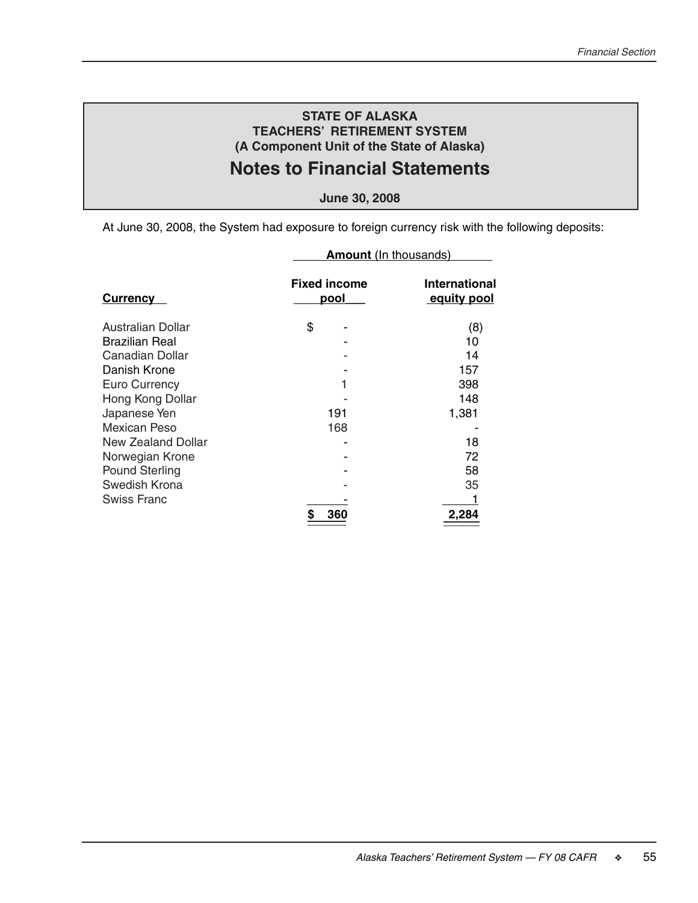**STATE OF ALASKA**
**TEACHERS' RETIREMENT SYSTEM**
**(A Component Unit of the State of Alaska)**

# Notes to Financial Statements

**June 30, 2008**

At June 30, 2008, the System had exposure to foreign currency risk with the following deposits:

| | **Amount** (In thousands) | |
|---|---|---|
| **Currency** | **Fixed income pool** | **International equity pool** |
| Australian Dollar | $ - | (8) |
| Brazilian Real | - | 10 |
| Canadian Dollar | - | 14 |
| Danish Krone | - | 157 |
| Euro Currency | 1 | 398 |
| Hong Kong Dollar | - | 148 |
| Japanese Yen | 191 | 1,381 |
| Mexican Peso | 168 | - |
| New Zealand Dollar | - | 18 |
| Norwegian Krone | - | 72 |
| Pound Sterling | - | 58 |
| Swedish Krona | - | 35 |
| Swiss Franc | - | 1 |
| | **$ 360** | **2,284** |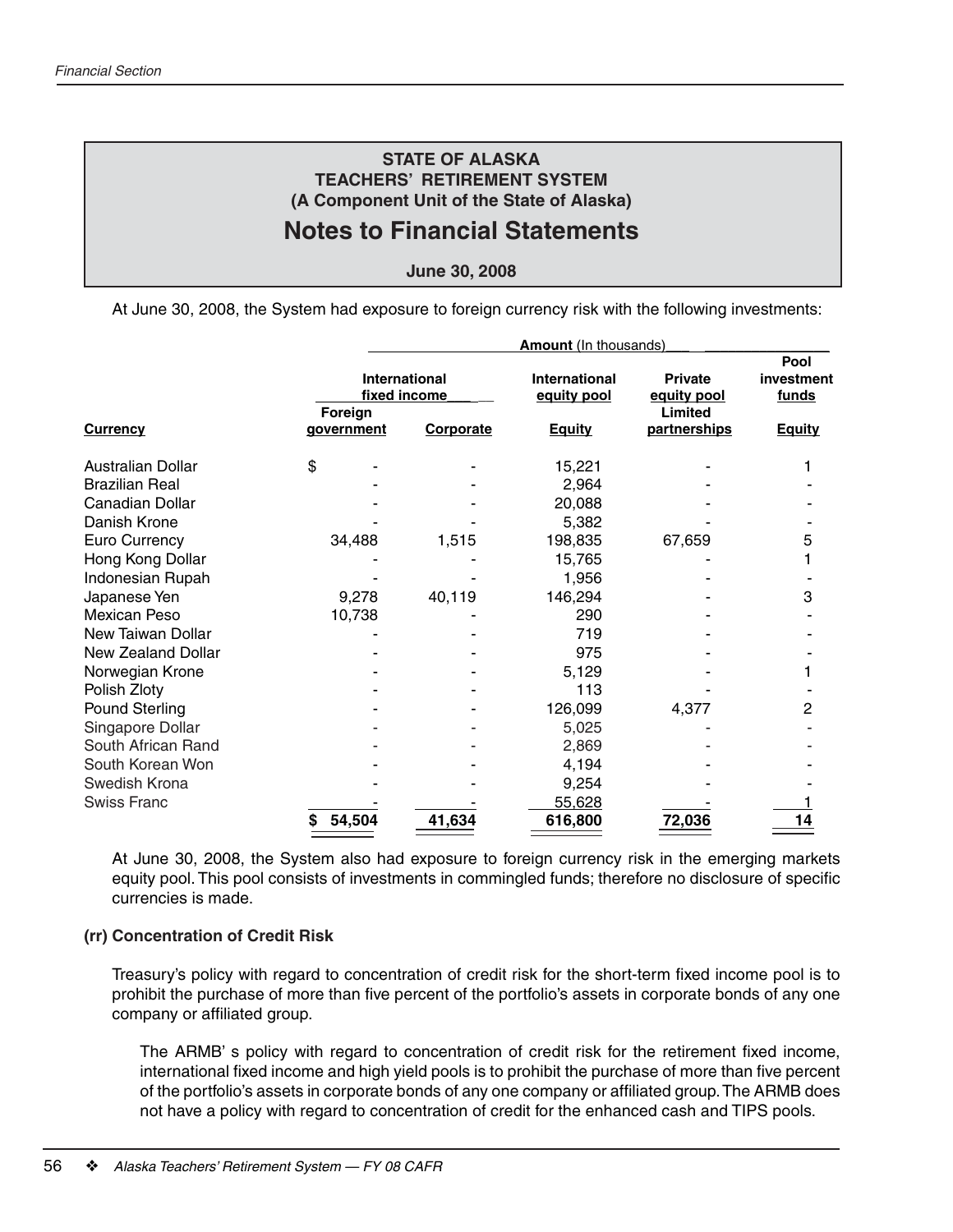**STATE OF ALASKA**
**TEACHERS' RETIREMENT SYSTEM**
**(A Component Unit of the State of Alaska)**

# Notes to Financial Statements

**June 30, 2008**

At June 30, 2008, the System had exposure to foreign currency risk with the following investments:

| | **Amount** (In thousands) | | | | |
|---|---|---|---|---|---|
| | **International fixed income** | | **International equity pool** | **Private equity pool** | **Pool investment funds** |
| **Currency** | **Foreign government** | **Corporate** | **Equity** | **Limited partnerships** | **Equity** |
| Australian Dollar | $ - | - | 15,221 | - | 1 |
| Brazilian Real | - | - | 2,964 | - | - |
| Canadian Dollar | - | - | 20,088 | - | - |
| Danish Krone | - | - | 5,382 | - | - |
| Euro Currency | 34,488 | 1,515 | 198,835 | 67,659 | 5 |
| Hong Kong Dollar | - | - | 15,765 | - | 1 |
| Indonesian Rupah | - | - | 1,956 | - | - |
| Japanese Yen | 9,278 | 40,119 | 146,294 | - | 3 |
| Mexican Peso | 10,738 | - | 290 | - | - |
| New Taiwan Dollar | - | - | 719 | - | - |
| New Zealand Dollar | - | - | 975 | - | - |
| Norwegian Krone | - | - | 5,129 | - | 1 |
| Polish Zloty | - | - | 113 | - | - |
| Pound Sterling | - | - | 126,099 | 4,377 | 2 |
| Singapore Dollar | - | - | 5,025 | - | - |
| South African Rand | - | - | 2,869 | - | - |
| South Korean Won | - | - | 4,194 | - | - |
| Swedish Krona | - | - | 9,254 | - | - |
| Swiss Franc | - | - | 55,628 | - | 1 |
| | $ 54,504 | 41,634 | 616,800 | 72,036 | 14 |

At June 30, 2008, the System also had exposure to foreign currency risk in the emerging markets equity pool. This pool consists of investments in commingled funds; therefore no disclosure of specific currencies is made.

### (rr) Concentration of Credit Risk

Treasury's policy with regard to concentration of credit risk for the short-term fixed income pool is to prohibit the purchase of more than five percent of the portfolio's assets in corporate bonds of any one company or affiliated group.

The ARMB' s policy with regard to concentration of credit risk for the retirement fixed income, international fixed income and high yield pools is to prohibit the purchase of more than five percent of the portfolio's assets in corporate bonds of any one company or affiliated group. The ARMB does not have a policy with regard to concentration of credit for the enhanced cash and TIPS pools.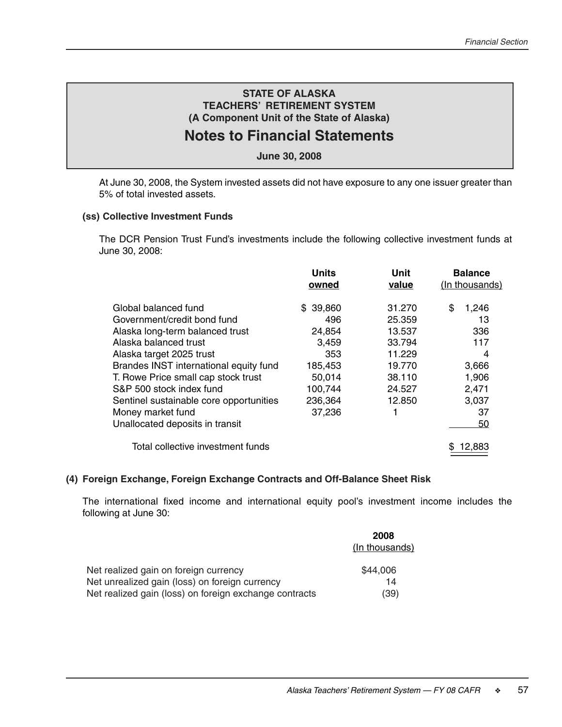**STATE OF ALASKA**
**TEACHERS' RETIREMENT SYSTEM**
**(A Component Unit of the State of Alaska)**

# Notes to Financial Statements

**June 30, 2008**

At June 30, 2008, the System invested assets did not have exposure to any one issuer greater than 5% of total invested assets.

### (ss) Collective Investment Funds

The DCR Pension Trust Fund's investments include the following collective investment funds at June 30, 2008:

| | Units owned | Unit value | Balance (In thousands) |
|---|---|---|---|
| Global balanced fund | $ 39,860 | 31.270 | $ 1,246 |
| Government/credit bond fund | 496 | 25.359 | 13 |
| Alaska long-term balanced trust | 24,854 | 13.537 | 336 |
| Alaska balanced trust | 3,459 | 33.794 | 117 |
| Alaska target 2025 trust | 353 | 11.229 | 4 |
| Brandes INST international equity fund | 185,453 | 19.770 | 3,666 |
| T. Rowe Price small cap stock trust | 50,014 | 38.110 | 1,906 |
| S&P 500 stock index fund | 100,744 | 24.527 | 2,471 |
| Sentinel sustainable core opportunities | 236,364 | 12.850 | 3,037 |
| Money market fund | 37,236 | 1 | 37 |
| Unallocated deposits in transit | | | 50 |
| Total collective investment funds | | | $ 12,883 |

## (4) Foreign Exchange, Foreign Exchange Contracts and Off-Balance Sheet Risk

The international fixed income and international equity pool's investment income includes the following at June 30:

| | 2008 (In thousands) |
|---|---|
| Net realized gain on foreign currency | $44,006 |
| Net unrealized gain (loss) on foreign currency | 14 |
| Net realized gain (loss) on foreign exchange contracts | (39) |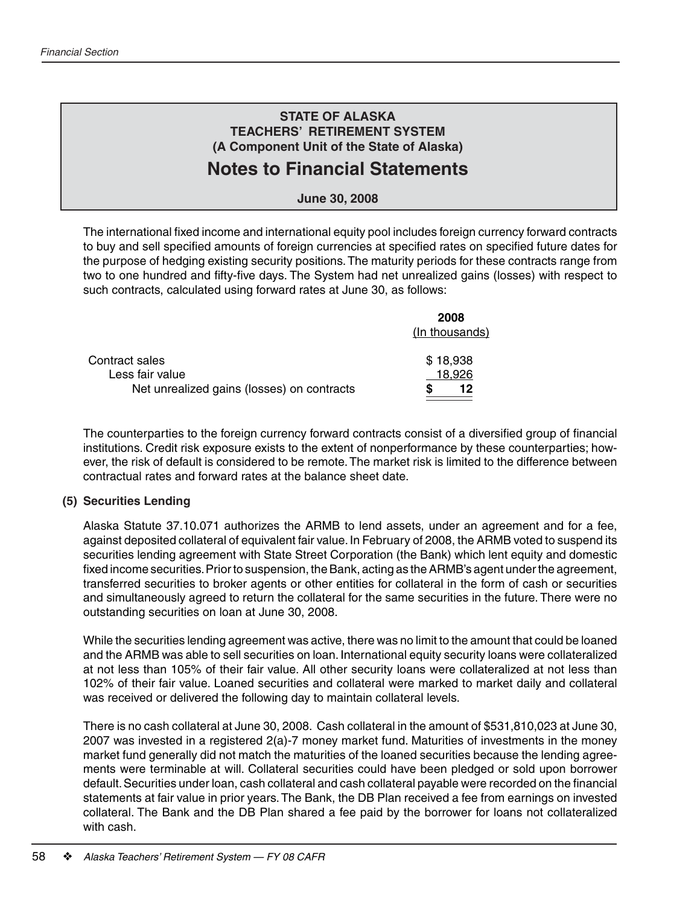The international fixed income and international equity pool includes foreign currency forward contracts to buy and sell specified amounts of foreign currencies at specified rates on specified future dates for the purpose of hedging existing security positions. The maturity periods for these contracts range from two to one hundred and fifty-five days. The System had net unrealized gains (losses) with respect to such contracts, calculated using forward rates at June 30, as follows:

| | 2008 (In thousands) |
|---|---|
| Contract sales | $ 18,938 |
| Less fair value | 18,926 |
| Net unrealized gains (losses) on contracts | **$ 12** |

The counterparties to the foreign currency forward contracts consist of a diversified group of financial institutions. Credit risk exposure exists to the extent of nonperformance by these counterparties; however, the risk of default is considered to be remote. The market risk is limited to the difference between contractual rates and forward rates at the balance sheet date.

### (5) Securities Lending

Alaska Statute 37.10.071 authorizes the ARMB to lend assets, under an agreement and for a fee, against deposited collateral of equivalent fair value. In February of 2008, the ARMB voted to suspend its securities lending agreement with State Street Corporation (the Bank) which lent equity and domestic fixed income securities. Prior to suspension, the Bank, acting as the ARMB's agent under the agreement, transferred securities to broker agents or other entities for collateral in the form of cash or securities and simultaneously agreed to return the collateral for the same securities in the future. There were no outstanding securities on loan at June 30, 2008.

While the securities lending agreement was active, there was no limit to the amount that could be loaned and the ARMB was able to sell securities on loan. International equity security loans were collateralized at not less than 105% of their fair value. All other security loans were collateralized at not less than 102% of their fair value. Loaned securities and collateral were marked to market daily and collateral was received or delivered the following day to maintain collateral levels.

There is no cash collateral at June 30, 2008. Cash collateral in the amount of $531,810,023 at June 30, 2007 was invested in a registered 2(a)-7 money market fund. Maturities of investments in the money market fund generally did not match the maturities of the loaned securities because the lending agreements were terminable at will. Collateral securities could have been pledged or sold upon borrower default. Securities under loan, cash collateral and cash collateral payable were recorded on the financial statements at fair value in prior years. The Bank, the DB Plan received a fee from earnings on invested collateral. The Bank and the DB Plan shared a fee paid by the borrower for loans not collateralized with cash.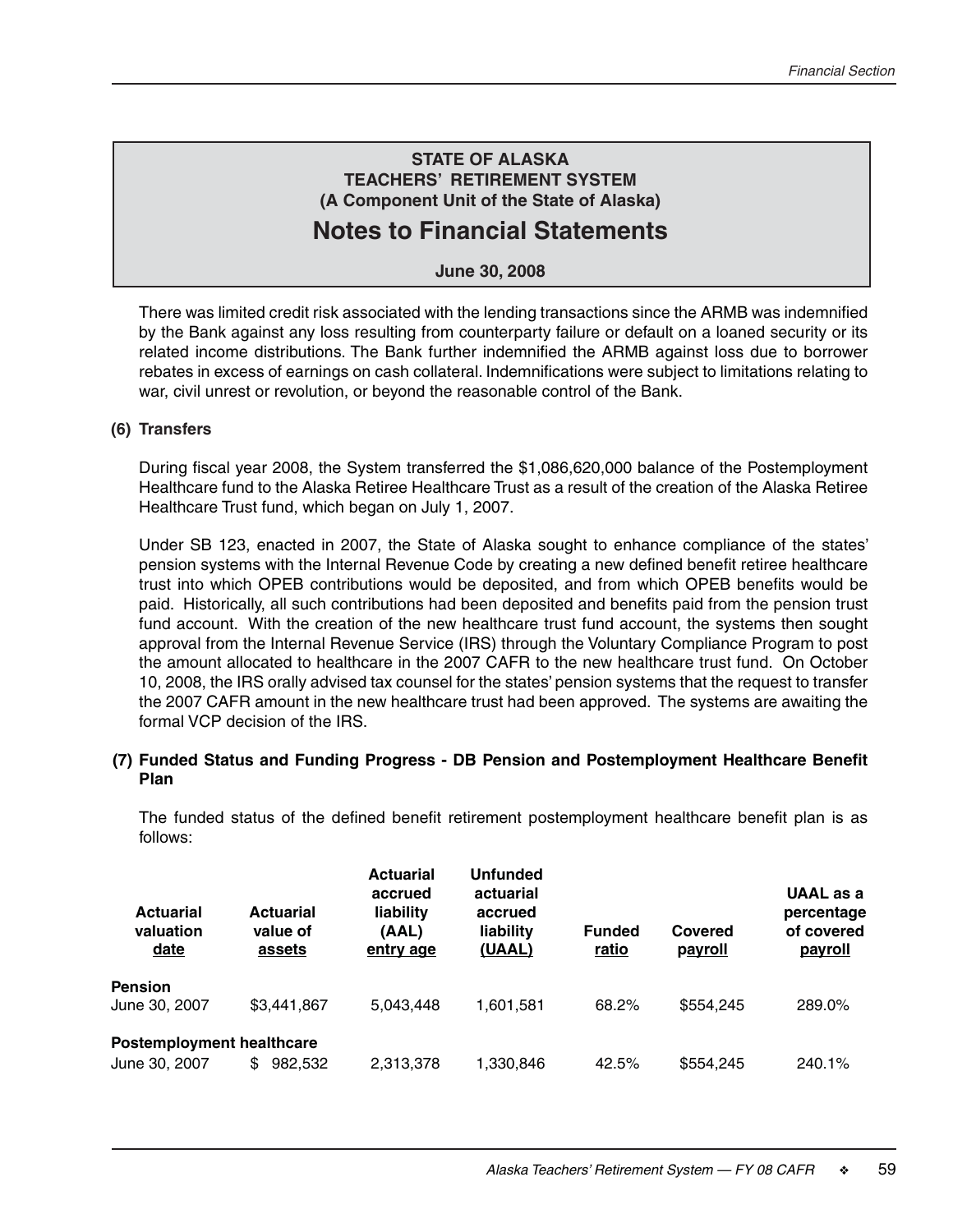**STATE OF ALASKA**
**TEACHERS' RETIREMENT SYSTEM**
**(A Component Unit of the State of Alaska)**

# Notes to Financial Statements

**June 30, 2008**

There was limited credit risk associated with the lending transactions since the ARMB was indemnified by the Bank against any loss resulting from counterparty failure or default on a loaned security or its related income distributions. The Bank further indemnified the ARMB against loss due to borrower rebates in excess of earnings on cash collateral. Indemnifications were subject to limitations relating to war, civil unrest or revolution, or beyond the reasonable control of the Bank.

### (6) Transfers

During fiscal year 2008, the System transferred the $1,086,620,000 balance of the Postemployment Healthcare fund to the Alaska Retiree Healthcare Trust as a result of the creation of the Alaska Retiree Healthcare Trust fund, which began on July 1, 2007.

Under SB 123, enacted in 2007, the State of Alaska sought to enhance compliance of the states' pension systems with the Internal Revenue Code by creating a new defined benefit retiree healthcare trust into which OPEB contributions would be deposited, and from which OPEB benefits would be paid. Historically, all such contributions had been deposited and benefits paid from the pension trust fund account. With the creation of the new healthcare trust fund account, the systems then sought approval from the Internal Revenue Service (IRS) through the Voluntary Compliance Program to post the amount allocated to healthcare in the 2007 CAFR to the new healthcare trust fund. On October 10, 2008, the IRS orally advised tax counsel for the states' pension systems that the request to transfer the 2007 CAFR amount in the new healthcare trust had been approved. The systems are awaiting the formal VCP decision of the IRS.

### (7) Funded Status and Funding Progress - DB Pension and Postemployment Healthcare Benefit Plan

The funded status of the defined benefit retirement postemployment healthcare benefit plan is as follows:

| Actuarial valuation date | Actuarial value of assets | Actuarial accrued liability (AAL) entry age | Unfunded actuarial accrued liability (UAAL) | Funded ratio | Covered payroll | UAAL as a percentage of covered payroll |
|---|---|---|---|---|---|---|
| **Pension** | | | | | | |
| June 30, 2007 | $3,441,867 | 5,043,448 | 1,601,581 | 68.2% | $554,245 | 289.0% |
| **Postemployment healthcare** | | | | | | |
| June 30, 2007 | $ 982,532 | 2,313,378 | 1,330,846 | 42.5% | $554,245 | 240.1% |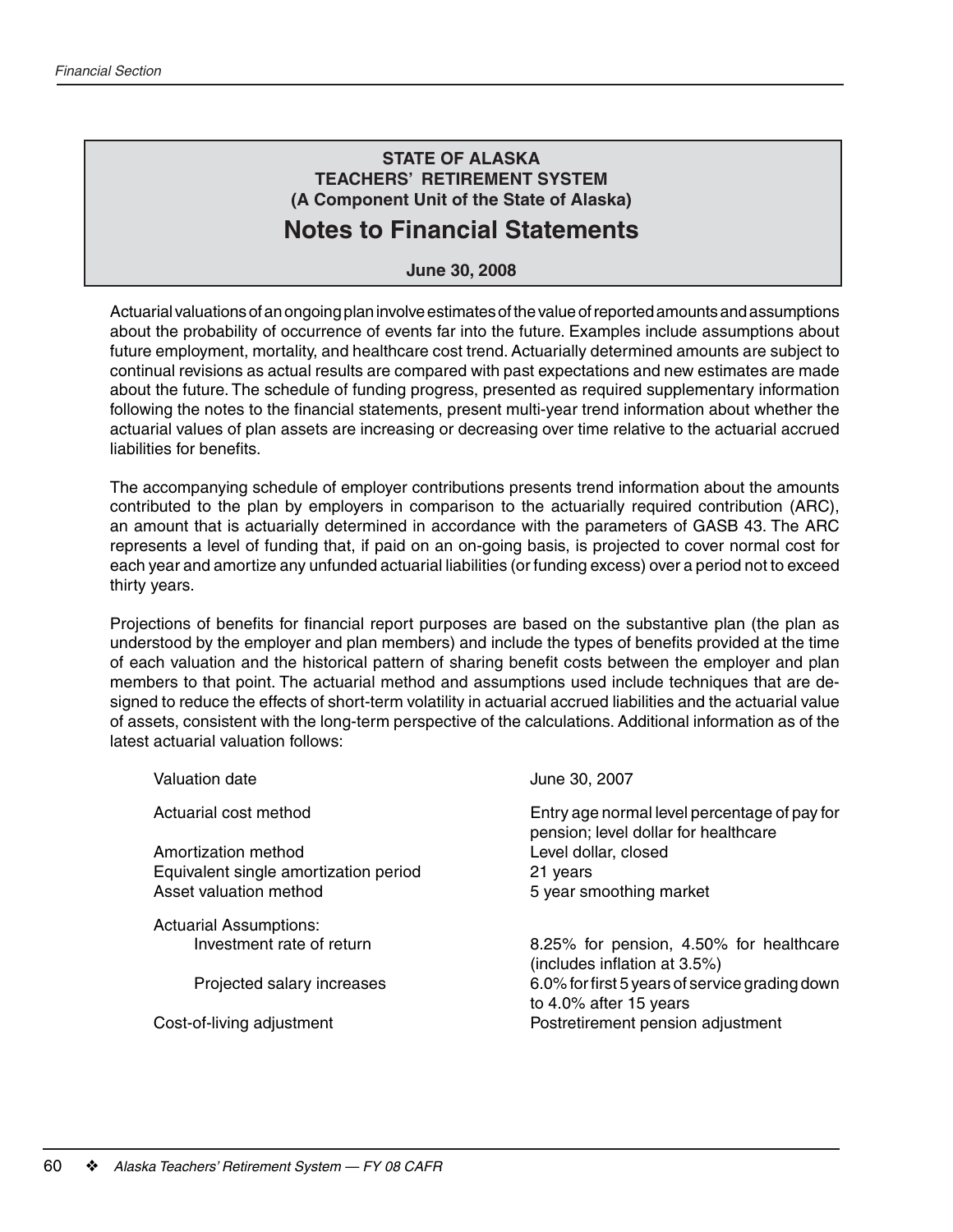**STATE OF ALASKA**
**TEACHERS' RETIREMENT SYSTEM**
**(A Component Unit of the State of Alaska)**

# Notes to Financial Statements

**June 30, 2008**

Actuarial valuations of an ongoing plan involve estimates of the value of reported amounts and assumptions about the probability of occurrence of events far into the future. Examples include assumptions about future employment, mortality, and healthcare cost trend. Actuarially determined amounts are subject to continual revisions as actual results are compared with past expectations and new estimates are made about the future. The schedule of funding progress, presented as required supplementary information following the notes to the financial statements, present multi-year trend information about whether the actuarial values of plan assets are increasing or decreasing over time relative to the actuarial accrued liabilities for benefits.

The accompanying schedule of employer contributions presents trend information about the amounts contributed to the plan by employers in comparison to the actuarially required contribution (ARC), an amount that is actuarially determined in accordance with the parameters of GASB 43. The ARC represents a level of funding that, if paid on an on-going basis, is projected to cover normal cost for each year and amortize any unfunded actuarial liabilities (or funding excess) over a period not to exceed thirty years.

Projections of benefits for financial report purposes are based on the substantive plan (the plan as understood by the employer and plan members) and include the types of benefits provided at the time of each valuation and the historical pattern of sharing benefit costs between the employer and plan members to that point. The actuarial method and assumptions used include techniques that are designed to reduce the effects of short-term volatility in actuarial accrued liabilities and the actuarial value of assets, consistent with the long-term perspective of the calculations. Additional information as of the latest actuarial valuation follows:

| | |
|---|---|
| Valuation date | June 30, 2007 |
| Actuarial cost method | Entry age normal level percentage of pay for pension; level dollar for healthcare |
| Amortization method | Level dollar, closed |
| Equivalent single amortization period | 21 years |
| Asset valuation method | 5 year smoothing market |
| Actuarial Assumptions: | |
| Investment rate of return | 8.25% for pension, 4.50% for healthcare (includes inflation at 3.5%) |
| Projected salary increases | 6.0% for first 5 years of service grading down to 4.0% after 15 years |
| Cost-of-living adjustment | Postretirement pension adjustment |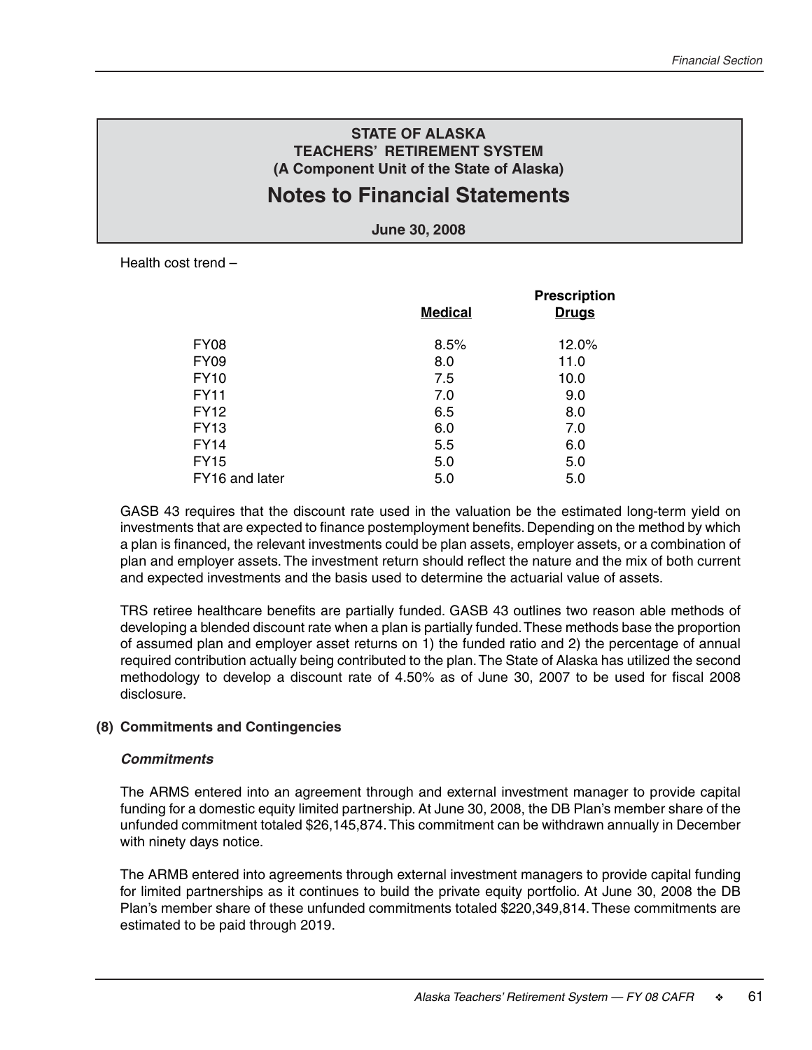Health cost trend –

| | Medical | Prescription Drugs |
|---|---|---|
| FY08 | 8.5% | 12.0% |
| FY09 | 8.0 | 11.0 |
| FY10 | 7.5 | 10.0 |
| FY11 | 7.0 | 9.0 |
| FY12 | 6.5 | 8.0 |
| FY13 | 6.0 | 7.0 |
| FY14 | 5.5 | 6.0 |
| FY15 | 5.0 | 5.0 |
| FY16 and later | 5.0 | 5.0 |

GASB 43 requires that the discount rate used in the valuation be the estimated long-term yield on investments that are expected to finance postemployment benefits. Depending on the method by which a plan is financed, the relevant investments could be plan assets, employer assets, or a combination of plan and employer assets. The investment return should reflect the nature and the mix of both current and expected investments and the basis used to determine the actuarial value of assets.

TRS retiree healthcare benefits are partially funded. GASB 43 outlines two reason able methods of developing a blended discount rate when a plan is partially funded. These methods base the proportion of assumed plan and employer asset returns on 1) the funded ratio and 2) the percentage of annual required contribution actually being contributed to the plan. The State of Alaska has utilized the second methodology to develop a discount rate of 4.50% as of June 30, 2007 to be used for fiscal 2008 disclosure.

**(8) Commitments and Contingencies**

***Commitments***

The ARMS entered into an agreement through and external investment manager to provide capital funding for a domestic equity limited partnership. At June 30, 2008, the DB Plan's member share of the unfunded commitment totaled $26,145,874. This commitment can be withdrawn annually in December with ninety days notice.

The ARMB entered into agreements through external investment managers to provide capital funding for limited partnerships as it continues to build the private equity portfolio. At June 30, 2008 the DB Plan's member share of these unfunded commitments totaled $220,349,814. These commitments are estimated to be paid through 2019.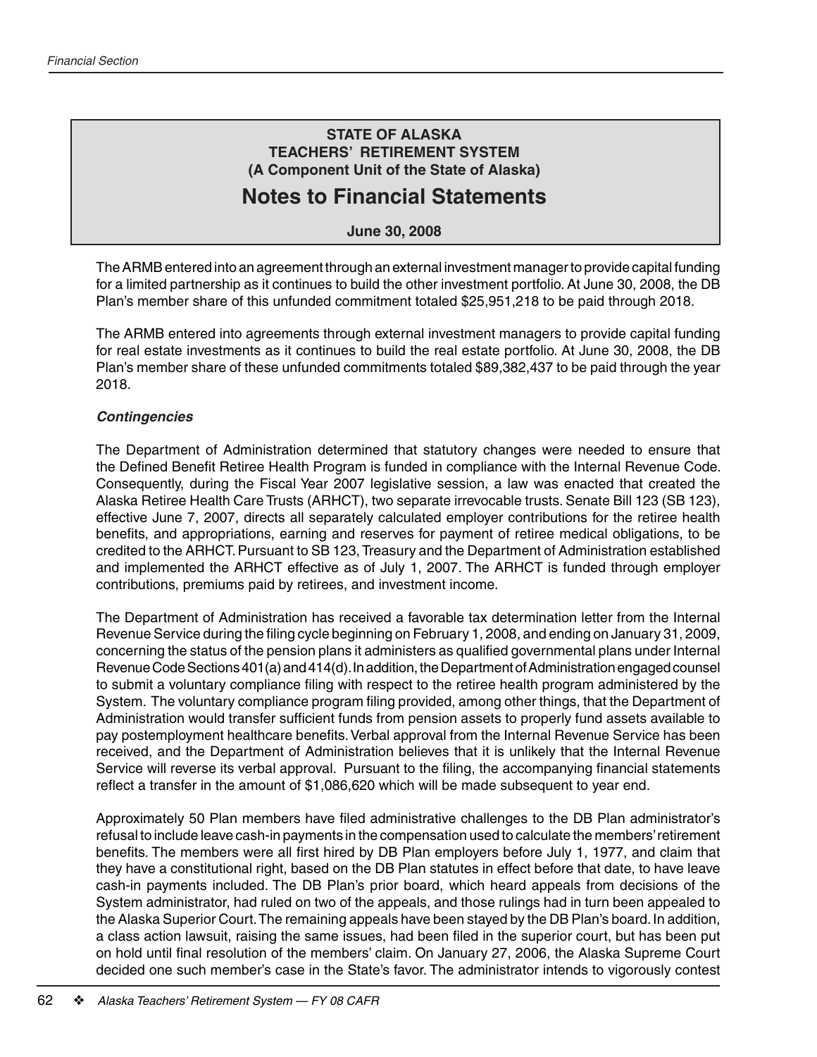**STATE OF ALASKA**
**TEACHERS' RETIREMENT SYSTEM**
**(A Component Unit of the State of Alaska)**

# Notes to Financial Statements

**June 30, 2008**

The ARMB entered into an agreement through an external investment manager to provide capital funding for a limited partnership as it continues to build the other investment portfolio. At June 30, 2008, the DB Plan's member share of this unfunded commitment totaled $25,951,218 to be paid through 2018.

The ARMB entered into agreements through external investment managers to provide capital funding for real estate investments as it continues to build the real estate portfolio. At June 30, 2008, the DB Plan's member share of these unfunded commitments totaled $89,382,437 to be paid through the year 2018.

***Contingencies***

The Department of Administration determined that statutory changes were needed to ensure that the Defined Benefit Retiree Health Program is funded in compliance with the Internal Revenue Code. Consequently, during the Fiscal Year 2007 legislative session, a law was enacted that created the Alaska Retiree Health Care Trusts (ARHCT), two separate irrevocable trusts. Senate Bill 123 (SB 123), effective June 7, 2007, directs all separately calculated employer contributions for the retiree health benefits, and appropriations, earning and reserves for payment of retiree medical obligations, to be credited to the ARHCT. Pursuant to SB 123, Treasury and the Department of Administration established and implemented the ARHCT effective as of July 1, 2007. The ARHCT is funded through employer contributions, premiums paid by retirees, and investment income.

The Department of Administration has received a favorable tax determination letter from the Internal Revenue Service during the filing cycle beginning on February 1, 2008, and ending on January 31, 2009, concerning the status of the pension plans it administers as qualified governmental plans under Internal Revenue Code Sections 401(a) and 414(d). In addition, the Department of Administration engaged counsel to submit a voluntary compliance filing with respect to the retiree health program administered by the System. The voluntary compliance program filing provided, among other things, that the Department of Administration would transfer sufficient funds from pension assets to properly fund assets available to pay postemployment healthcare benefits. Verbal approval from the Internal Revenue Service has been received, and the Department of Administration believes that it is unlikely that the Internal Revenue Service will reverse its verbal approval. Pursuant to the filing, the accompanying financial statements reflect a transfer in the amount of $1,086,620 which will be made subsequent to year end.

Approximately 50 Plan members have filed administrative challenges to the DB Plan administrator's refusal to include leave cash-in payments in the compensation used to calculate the members' retirement benefits. The members were all first hired by DB Plan employers before July 1, 1977, and claim that they have a constitutional right, based on the DB Plan statutes in effect before that date, to have leave cash-in payments included. The DB Plan's prior board, which heard appeals from decisions of the System administrator, had ruled on two of the appeals, and those rulings had in turn been appealed to the Alaska Superior Court. The remaining appeals have been stayed by the DB Plan's board. In addition, a class action lawsuit, raising the same issues, had been filed in the superior court, but has been put on hold until final resolution of the members' claim. On January 27, 2006, the Alaska Supreme Court decided one such member's case in the State's favor. The administrator intends to vigorously contest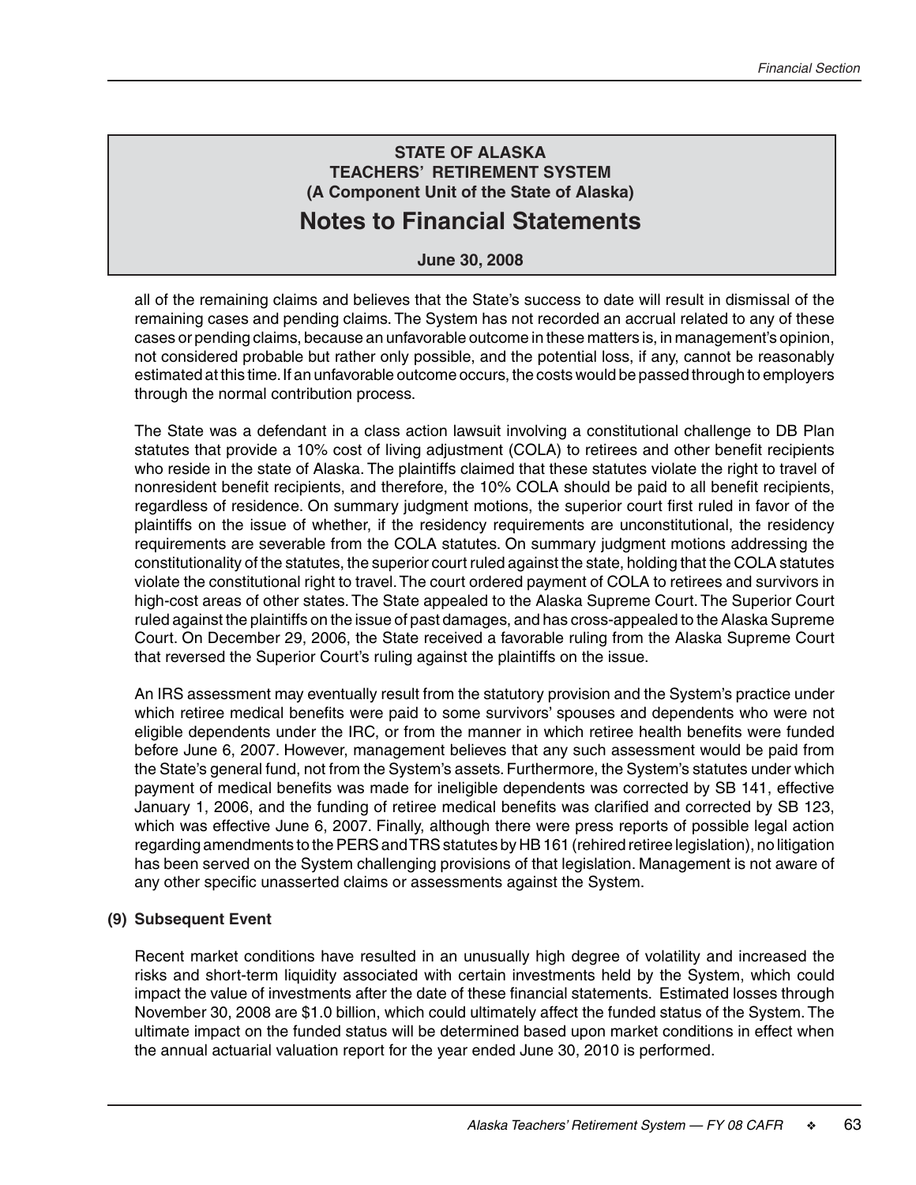all of the remaining claims and believes that the State's success to date will result in dismissal of the remaining cases and pending claims. The System has not recorded an accrual related to any of these cases or pending claims, because an unfavorable outcome in these matters is, in management's opinion, not considered probable but rather only possible, and the potential loss, if any, cannot be reasonably estimated at this time. If an unfavorable outcome occurs, the costs would be passed through to employers through the normal contribution process.

The State was a defendant in a class action lawsuit involving a constitutional challenge to DB Plan statutes that provide a 10% cost of living adjustment (COLA) to retirees and other benefit recipients who reside in the state of Alaska. The plaintiffs claimed that these statutes violate the right to travel of nonresident benefit recipients, and therefore, the 10% COLA should be paid to all benefit recipients, regardless of residence. On summary judgment motions, the superior court first ruled in favor of the plaintiffs on the issue of whether, if the residency requirements are unconstitutional, the residency requirements are severable from the COLA statutes. On summary judgment motions addressing the constitutionality of the statutes, the superior court ruled against the state, holding that the COLA statutes violate the constitutional right to travel. The court ordered payment of COLA to retirees and survivors in high-cost areas of other states. The State appealed to the Alaska Supreme Court. The Superior Court ruled against the plaintiffs on the issue of past damages, and has cross-appealed to the Alaska Supreme Court. On December 29, 2006, the State received a favorable ruling from the Alaska Supreme Court that reversed the Superior Court's ruling against the plaintiffs on the issue.

An IRS assessment may eventually result from the statutory provision and the System's practice under which retiree medical benefits were paid to some survivors' spouses and dependents who were not eligible dependents under the IRC, or from the manner in which retiree health benefits were funded before June 6, 2007. However, management believes that any such assessment would be paid from the State's general fund, not from the System's assets. Furthermore, the System's statutes under which payment of medical benefits was made for ineligible dependents was corrected by SB 141, effective January 1, 2006, and the funding of retiree medical benefits was clarified and corrected by SB 123, which was effective June 6, 2007. Finally, although there were press reports of possible legal action regarding amendments to the PERS and TRS statutes by HB 161 (rehired retiree legislation), no litigation has been served on the System challenging provisions of that legislation. Management is not aware of any other specific unasserted claims or assessments against the System.

**(9) Subsequent Event**

Recent market conditions have resulted in an unusually high degree of volatility and increased the risks and short-term liquidity associated with certain investments held by the System, which could impact the value of investments after the date of these financial statements. Estimated losses through November 30, 2008 are $1.0 billion, which could ultimately affect the funded status of the System. The ultimate impact on the funded status will be determined based upon market conditions in effect when the annual actuarial valuation report for the year ended June 30, 2010 is performed.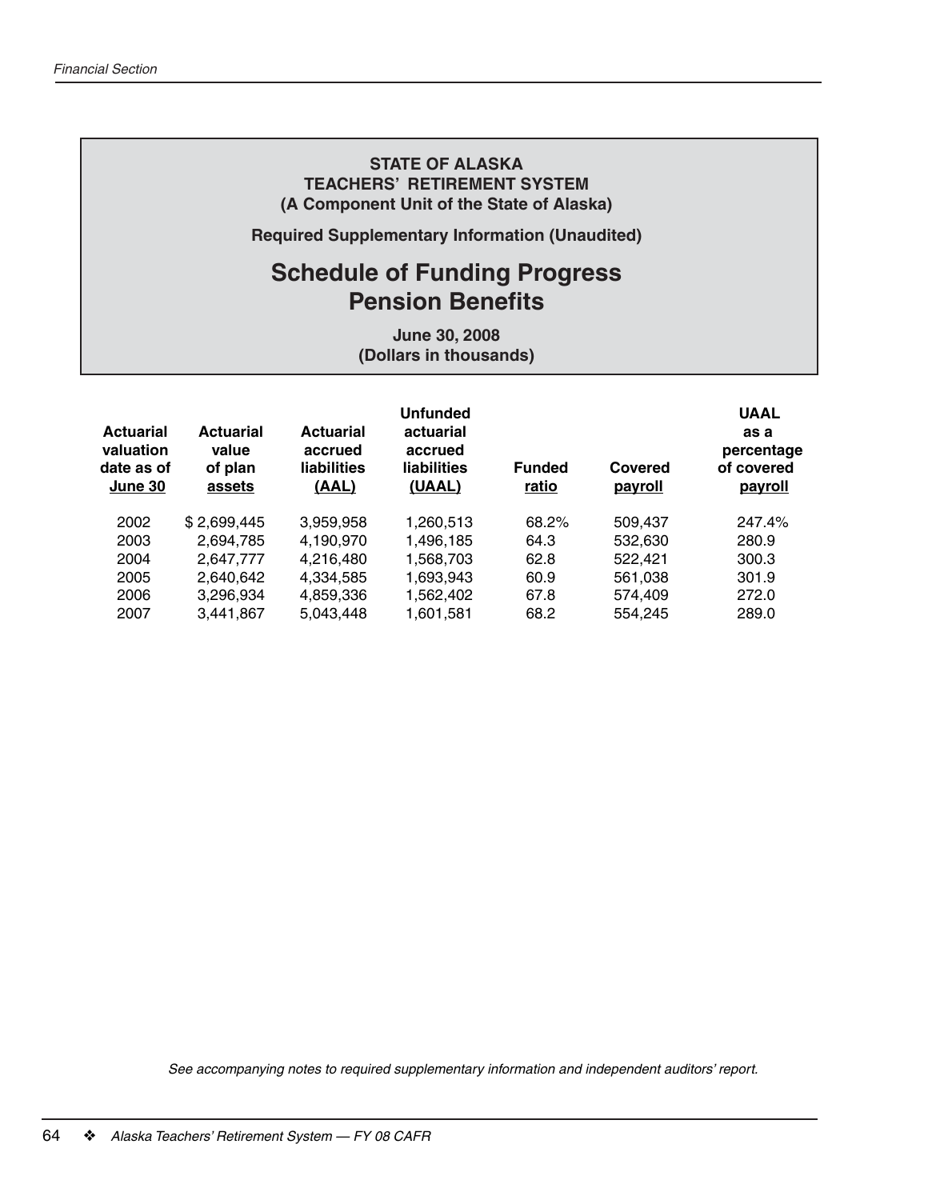**STATE OF ALASKA**
**TEACHERS' RETIREMENT SYSTEM**
**(A Component Unit of the State of Alaska)**

**Required Supplementary Information (Unaudited)**

# Schedule of Funding Progress
# Pension Benefits

**June 30, 2008**
**(Dollars in thousands)**

| Actuarial valuation date as of June 30 | Actuarial value of plan assets | Actuarial accrued liabilities (AAL) | Unfunded actuarial accrued liabilities (UAAL) | Funded ratio | Covered payroll | UAAL as a percentage of covered payroll |
|---|---|---|---|---|---|---|
| 2002 | $ 2,699,445 | 3,959,958 | 1,260,513 | 68.2% | 509,437 | 247.4% |
| 2003 | 2,694,785 | 4,190,970 | 1,496,185 | 64.3 | 532,630 | 280.9 |
| 2004 | 2,647,777 | 4,216,480 | 1,568,703 | 62.8 | 522,421 | 300.3 |
| 2005 | 2,640,642 | 4,334,585 | 1,693,943 | 60.9 | 561,038 | 301.9 |
| 2006 | 3,296,934 | 4,859,336 | 1,562,402 | 67.8 | 574,409 | 272.0 |
| 2007 | 3,441,867 | 5,043,448 | 1,601,581 | 68.2 | 554,245 | 289.0 |

*See accompanying notes to required supplementary information and independent auditors' report.*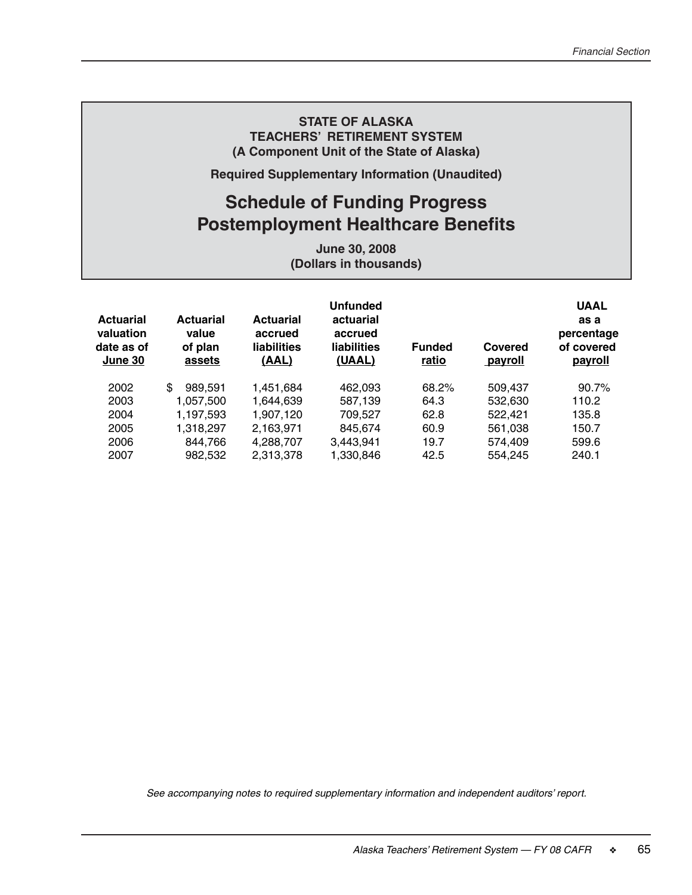**STATE OF ALASKA**
**TEACHERS' RETIREMENT SYSTEM**
**(A Component Unit of the State of Alaska)**

**Required Supplementary Information (Unaudited)**

# Schedule of Funding Progress
# Postemployment Healthcare Benefits

**June 30, 2008**
**(Dollars in thousands)**

| Actuarial valuation date as of June 30 | Actuarial value of plan assets | Actuarial accrued liabilities (AAL) | Unfunded actuarial accrued liabilities (UAAL) | Funded ratio | Covered payroll | UAAL as a percentage of covered payroll |
|---|---|---|---|---|---|---|
| 2002 | $ 989,591 | 1,451,684 | 462,093 | 68.2% | 509,437 | 90.7% |
| 2003 | 1,057,500 | 1,644,639 | 587,139 | 64.3 | 532,630 | 110.2 |
| 2004 | 1,197,593 | 1,907,120 | 709,527 | 62.8 | 522,421 | 135.8 |
| 2005 | 1,318,297 | 2,163,971 | 845,674 | 60.9 | 561,038 | 150.7 |
| 2006 | 844,766 | 4,288,707 | 3,443,941 | 19.7 | 574,409 | 599.6 |
| 2007 | 982,532 | 2,313,378 | 1,330,846 | 42.5 | 554,245 | 240.1 |

*See accompanying notes to required supplementary information and independent auditors' report.*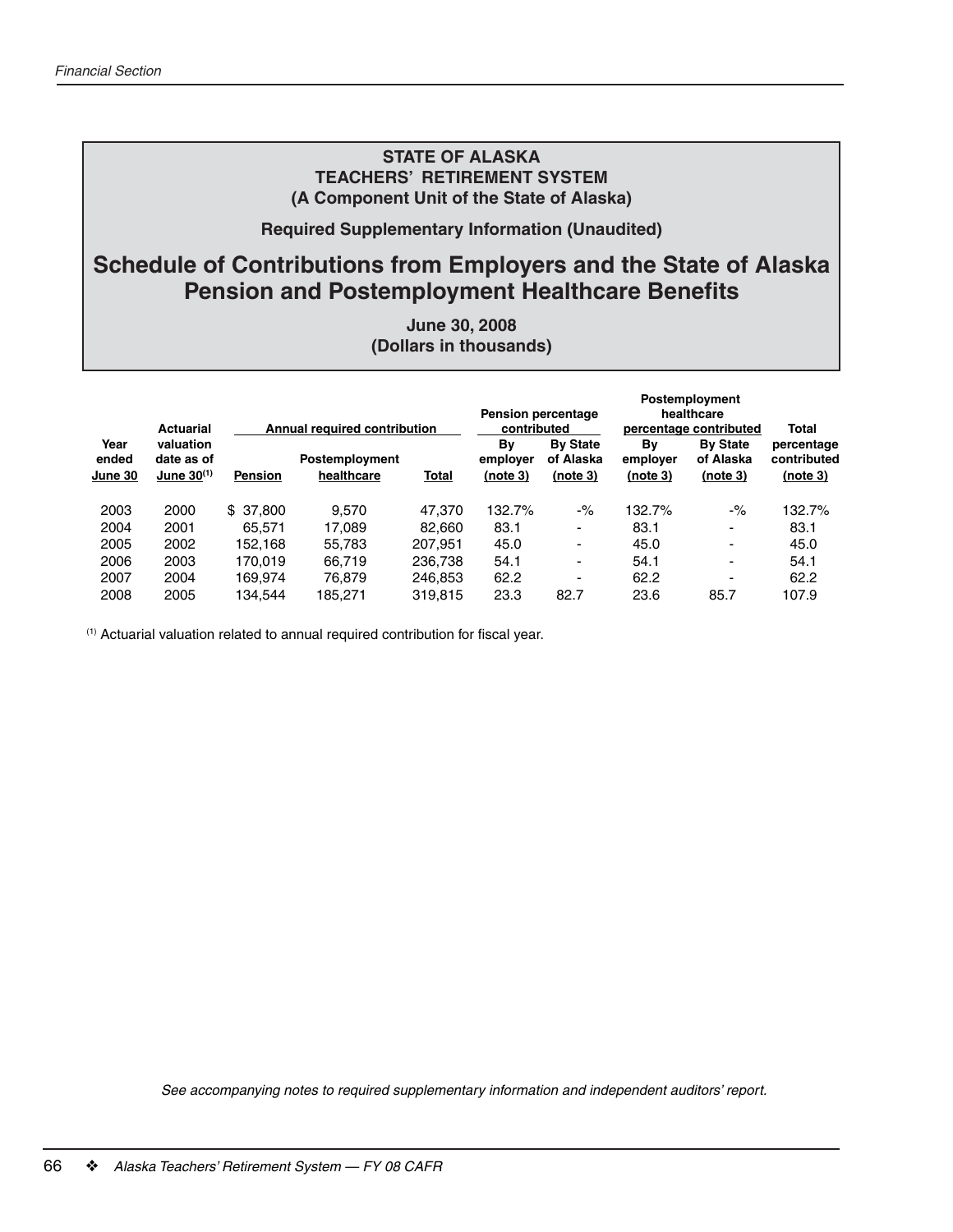## STATE OF ALASKA
## TEACHERS' RETIREMENT SYSTEM
## (A Component Unit of the State of Alaska)

**Required Supplementary Information (Unaudited)**

# Schedule of Contributions from Employers and the State of Alaska Pension and Postemployment Healthcare Benefits

**June 30, 2008**
**(Dollars in thousands)**

| Year ended June 30 | Actuarial valuation date as of June 30[1] | Annual required contribution | | | Pension percentage contributed | | Postemployment healthcare percentage contributed | | Total percentage contributed (note 3) |
|---|---|---|---|---|---|---|---|---|---|
| | | Pension | Postemployment healthcare | Total | By employer (note 3) | By State of Alaska (note 3) | By employer (note 3) | By State of Alaska (note 3) | |
| 2003 | 2000 | $ 37,800 | 9,570 | 47,370 | 132.7% | -% | 132.7% | -% | 132.7% |
| 2004 | 2001 | 65,571 | 17,089 | 82,660 | 83.1 | - | 83.1 | - | 83.1 |
| 2005 | 2002 | 152,168 | 55,783 | 207,951 | 45.0 | - | 45.0 | - | 45.0 |
| 2006 | 2003 | 170,019 | 66,719 | 236,738 | 54.1 | - | 54.1 | - | 54.1 |
| 2007 | 2004 | 169,974 | 76,879 | 246,853 | 62.2 | - | 62.2 | - | 62.2 |
| 2008 | 2005 | 134,544 | 185,271 | 319,815 | 23.3 | 82.7 | 23.6 | 85.7 | 107.9 |

[1] Actuarial valuation related to annual required contribution for fiscal year.

*See accompanying notes to required supplementary information and independent auditors' report.*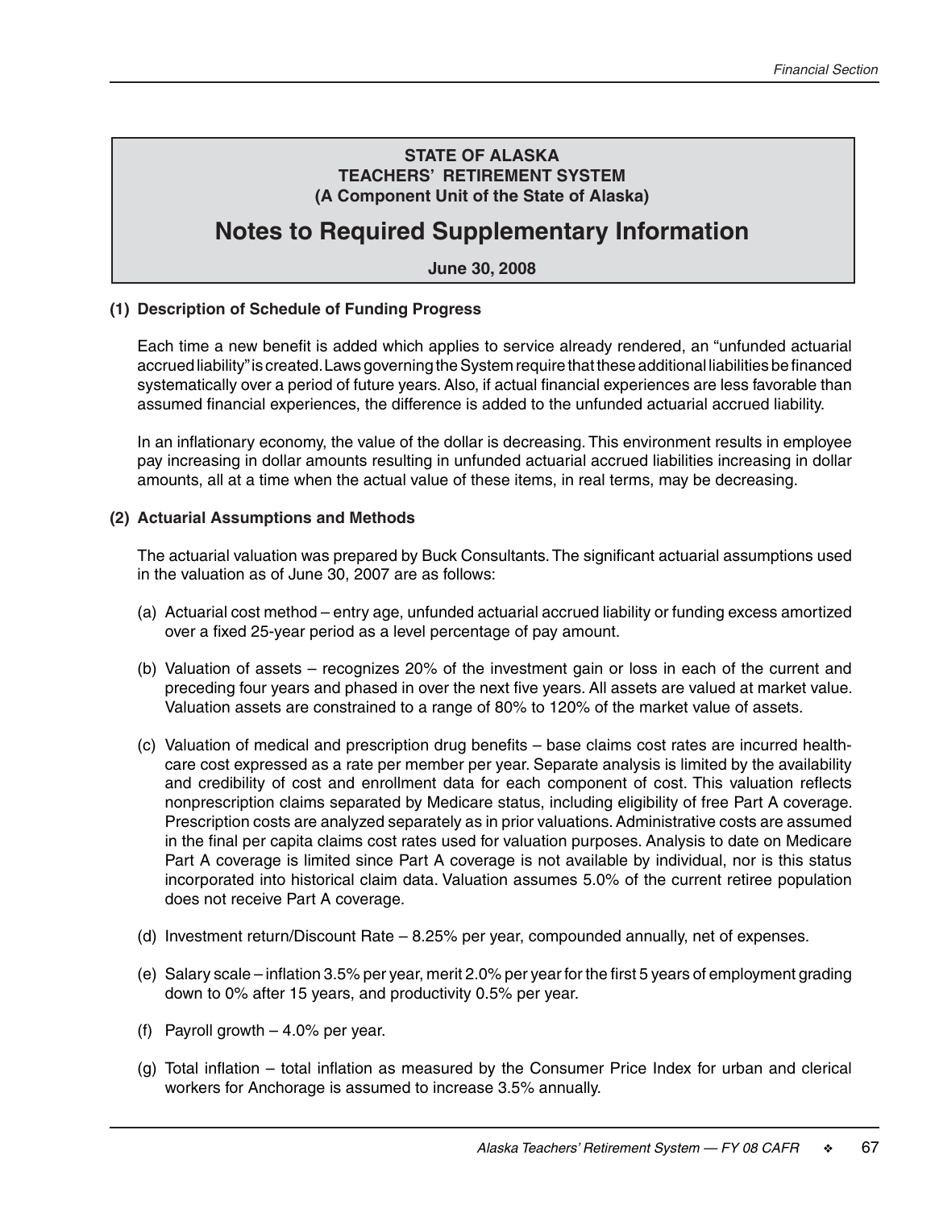**STATE OF ALASKA**
**TEACHERS' RETIREMENT SYSTEM**
**(A Component Unit of the State of Alaska)**

# Notes to Required Supplementary Information

**June 30, 2008**

### (1) Description of Schedule of Funding Progress

Each time a new benefit is added which applies to service already rendered, an "unfunded actuarial accrued liability" is created. Laws governing the System require that these additional liabilities be financed systematically over a period of future years. Also, if actual financial experiences are less favorable than assumed financial experiences, the difference is added to the unfunded actuarial accrued liability.

In an inflationary economy, the value of the dollar is decreasing. This environment results in employee pay increasing in dollar amounts resulting in unfunded actuarial accrued liabilities increasing in dollar amounts, all at a time when the actual value of these items, in real terms, may be decreasing.

### (2) Actuarial Assumptions and Methods

The actuarial valuation was prepared by Buck Consultants. The significant actuarial assumptions used in the valuation as of June 30, 2007 are as follows:

(a) Actuarial cost method – entry age, unfunded actuarial accrued liability or funding excess amortized over a fixed 25-year period as a level percentage of pay amount.

(b) Valuation of assets – recognizes 20% of the investment gain or loss in each of the current and preceding four years and phased in over the next five years. All assets are valued at market value. Valuation assets are constrained to a range of 80% to 120% of the market value of assets.

(c) Valuation of medical and prescription drug benefits – base claims cost rates are incurred health-care cost expressed as a rate per member per year. Separate analysis is limited by the availability and credibility of cost and enrollment data for each component of cost. This valuation reflects nonprescription claims separated by Medicare status, including eligibility of free Part A coverage. Prescription costs are analyzed separately as in prior valuations. Administrative costs are assumed in the final per capita claims cost rates used for valuation purposes. Analysis to date on Medicare Part A coverage is limited since Part A coverage is not available by individual, nor is this status incorporated into historical claim data. Valuation assumes 5.0% of the current retiree population does not receive Part A coverage.

(d) Investment return/Discount Rate – 8.25% per year, compounded annually, net of expenses.

(e) Salary scale – inflation 3.5% per year, merit 2.0% per year for the first 5 years of employment grading down to 0% after 15 years, and productivity 0.5% per year.

(f) Payroll growth – 4.0% per year.

(g) Total inflation – total inflation as measured by the Consumer Price Index for urban and clerical workers for Anchorage is assumed to increase 3.5% annually.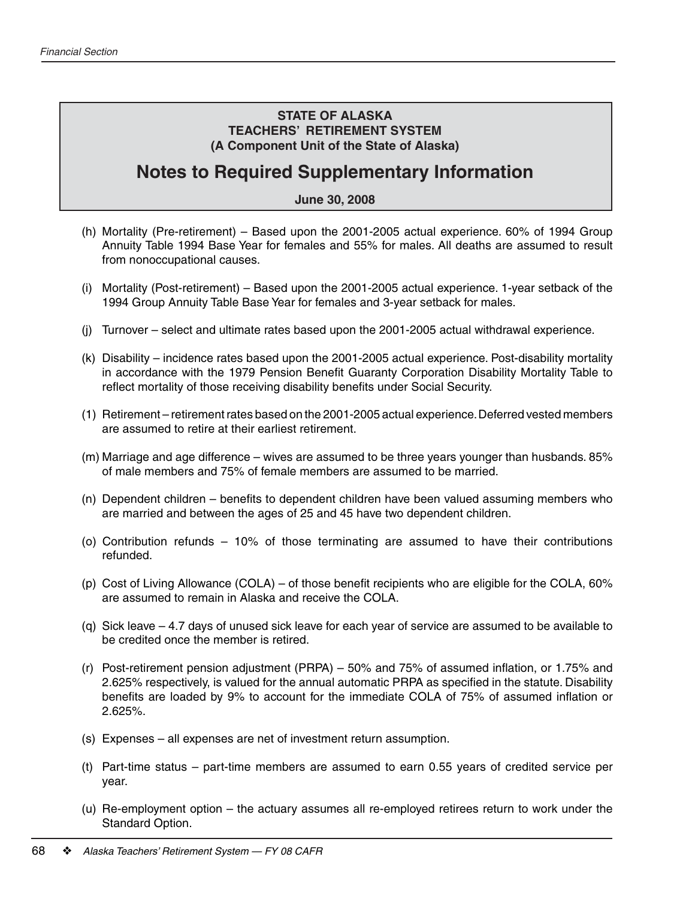**STATE OF ALASKA**
**TEACHERS' RETIREMENT SYSTEM**
**(A Component Unit of the State of Alaska)**

# Notes to Required Supplementary Information

**June 30, 2008**

(h) Mortality (Pre-retirement) – Based upon the 2001-2005 actual experience. 60% of 1994 Group Annuity Table 1994 Base Year for females and 55% for males. All deaths are assumed to result from nonoccupational causes.

(i) Mortality (Post-retirement) – Based upon the 2001-2005 actual experience. 1-year setback of the 1994 Group Annuity Table Base Year for females and 3-year setback for males.

(j) Turnover – select and ultimate rates based upon the 2001-2005 actual withdrawal experience.

(k) Disability – incidence rates based upon the 2001-2005 actual experience. Post-disability mortality in accordance with the 1979 Pension Benefit Guaranty Corporation Disability Mortality Table to reflect mortality of those receiving disability benefits under Social Security.

(1) Retirement – retirement rates based on the 2001-2005 actual experience. Deferred vested members are assumed to retire at their earliest retirement.

(m) Marriage and age difference – wives are assumed to be three years younger than husbands. 85% of male members and 75% of female members are assumed to be married.

(n) Dependent children – benefits to dependent children have been valued assuming members who are married and between the ages of 25 and 45 have two dependent children.

(o) Contribution refunds – 10% of those terminating are assumed to have their contributions refunded.

(p) Cost of Living Allowance (COLA) – of those benefit recipients who are eligible for the COLA, 60% are assumed to remain in Alaska and receive the COLA.

(q) Sick leave – 4.7 days of unused sick leave for each year of service are assumed to be available to be credited once the member is retired.

(r) Post-retirement pension adjustment (PRPA) – 50% and 75% of assumed inflation, or 1.75% and 2.625% respectively, is valued for the annual automatic PRPA as specified in the statute. Disability benefits are loaded by 9% to account for the immediate COLA of 75% of assumed inflation or 2.625%.

(s) Expenses – all expenses are net of investment return assumption.

(t) Part-time status – part-time members are assumed to earn 0.55 years of credited service per year.

(u) Re-employment option – the actuary assumes all re-employed retirees return to work under the Standard Option.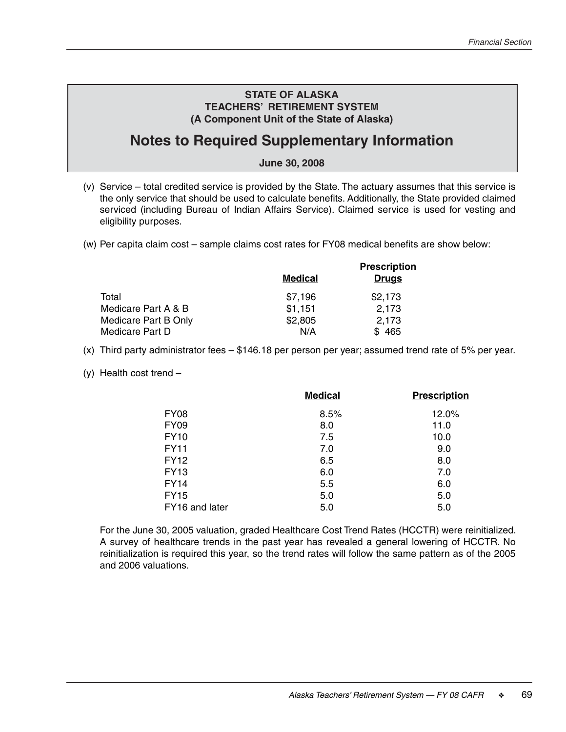**STATE OF ALASKA**
**TEACHERS' RETIREMENT SYSTEM**
**(A Component Unit of the State of Alaska)**

# Notes to Required Supplementary Information

**June 30, 2008**

(v) Service – total credited service is provided by the State. The actuary assumes that this service is the only service that should be used to calculate benefits. Additionally, the State provided claimed serviced (including Bureau of Indian Affairs Service). Claimed service is used for vesting and eligibility purposes.

(w) Per capita claim cost – sample claims cost rates for FY08 medical benefits are show below:

| | Medical | Prescription Drugs |
|---|---|---|
| Total | $7,196 | $2,173 |
| Medicare Part A & B | $1,151 | 2,173 |
| Medicare Part B Only | $2,805 | 2,173 |
| Medicare Part D | N/A | $ 465 |

(x) Third party administrator fees – $146.18 per person per year; assumed trend rate of 5% per year.

(y) Health cost trend –

| | Medical | Prescription |
|---|---|---|
| FY08 | 8.5% | 12.0% |
| FY09 | 8.0 | 11.0 |
| FY10 | 7.5 | 10.0 |
| FY11 | 7.0 | 9.0 |
| FY12 | 6.5 | 8.0 |
| FY13 | 6.0 | 7.0 |
| FY14 | 5.5 | 6.0 |
| FY15 | 5.0 | 5.0 |
| FY16 and later | 5.0 | 5.0 |

For the June 30, 2005 valuation, graded Healthcare Cost Trend Rates (HCCTR) were reinitialized. A survey of healthcare trends in the past year has revealed a general lowering of HCCTR. No reinitialization is required this year, so the trend rates will follow the same pattern as of the 2005 and 2006 valuations.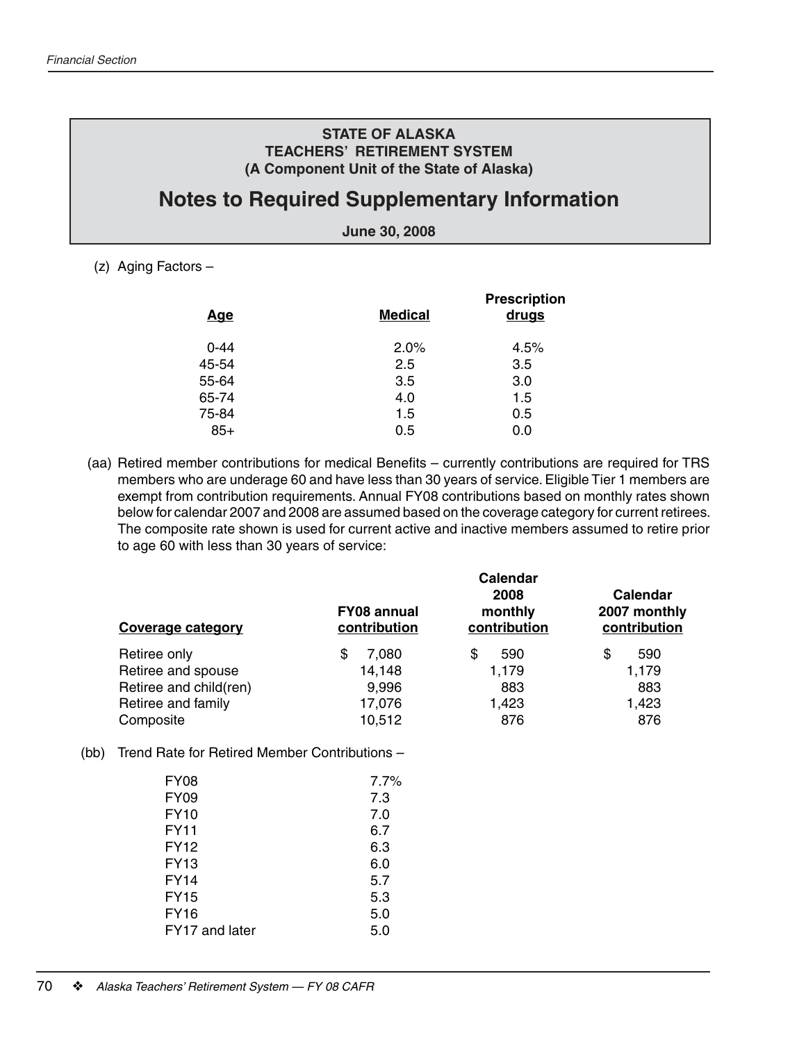**STATE OF ALASKA**
**TEACHERS' RETIREMENT SYSTEM**
**(A Component Unit of the State of Alaska)**

# Notes to Required Supplementary Information

**June 30, 2008**

(z) Aging Factors –

| Age | Medical | Prescription drugs |
|---|---|---|
| 0-44 | 2.0% | 4.5% |
| 45-54 | 2.5 | 3.5 |
| 55-64 | 3.5 | 3.0 |
| 65-74 | 4.0 | 1.5 |
| 75-84 | 1.5 | 0.5 |
| 85+ | 0.5 | 0.0 |

(aa) Retired member contributions for medical Benefits – currently contributions are required for TRS members who are underage 60 and have less than 30 years of service. Eligible Tier 1 members are exempt from contribution requirements. Annual FY08 contributions based on monthly rates shown below for calendar 2007 and 2008 are assumed based on the coverage category for current retirees. The composite rate shown is used for current active and inactive members assumed to retire prior to age 60 with less than 30 years of service:

| Coverage category | FY08 annual contribution | Calendar 2008 monthly contribution | Calendar 2007 monthly contribution |
|---|---|---|---|
| Retiree only | $ 7,080 | $ 590 | $ 590 |
| Retiree and spouse | 14,148 | 1,179 | 1,179 |
| Retiree and child(ren) | 9,996 | 883 | 883 |
| Retiree and family | 17,076 | 1,423 | 1,423 |
| Composite | 10,512 | 876 | 876 |

(bb) Trend Rate for Retired Member Contributions –

| | |
|---|---|
| FY08 | 7.7% |
| FY09 | 7.3 |
| FY10 | 7.0 |
| FY11 | 6.7 |
| FY12 | 6.3 |
| FY13 | 6.0 |
| FY14 | 5.7 |
| FY15 | 5.3 |
| FY16 | 5.0 |
| FY17 and later | 5.0 |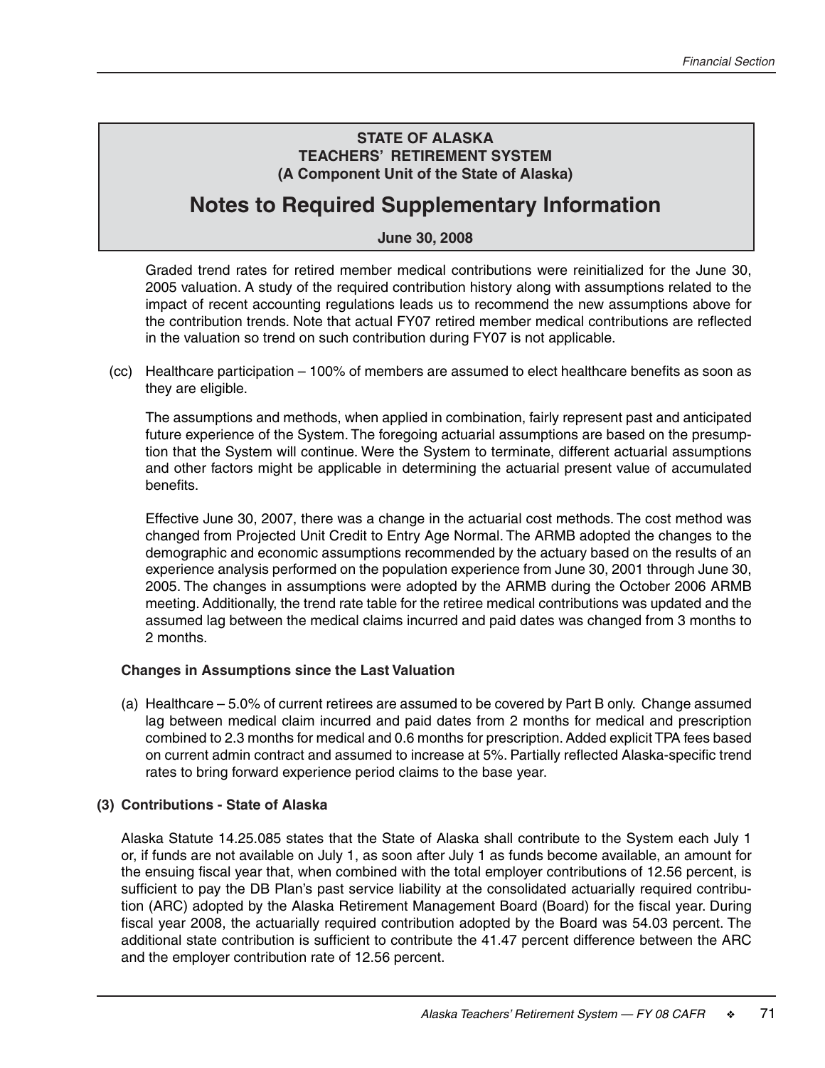**STATE OF ALASKA**
**TEACHERS' RETIREMENT SYSTEM**
**(A Component Unit of the State of Alaska)**

# Notes to Required Supplementary Information

**June 30, 2008**

Graded trend rates for retired member medical contributions were reinitialized for the June 30, 2005 valuation. A study of the required contribution history along with assumptions related to the impact of recent accounting regulations leads us to recommend the new assumptions above for the contribution trends. Note that actual FY07 retired member medical contributions are reflected in the valuation so trend on such contribution during FY07 is not applicable.

(cc) Healthcare participation – 100% of members are assumed to elect healthcare benefits as soon as they are eligible.

The assumptions and methods, when applied in combination, fairly represent past and anticipated future experience of the System. The foregoing actuarial assumptions are based on the presumption that the System will continue. Were the System to terminate, different actuarial assumptions and other factors might be applicable in determining the actuarial present value of accumulated benefits.

Effective June 30, 2007, there was a change in the actuarial cost methods. The cost method was changed from Projected Unit Credit to Entry Age Normal. The ARMB adopted the changes to the demographic and economic assumptions recommended by the actuary based on the results of an experience analysis performed on the population experience from June 30, 2001 through June 30, 2005. The changes in assumptions were adopted by the ARMB during the October 2006 ARMB meeting. Additionally, the trend rate table for the retiree medical contributions was updated and the assumed lag between the medical claims incurred and paid dates was changed from 3 months to 2 months.

**Changes in Assumptions since the Last Valuation**

(a) Healthcare – 5.0% of current retirees are assumed to be covered by Part B only. Change assumed lag between medical claim incurred and paid dates from 2 months for medical and prescription combined to 2.3 months for medical and 0.6 months for prescription. Added explicit TPA fees based on current admin contract and assumed to increase at 5%. Partially reflected Alaska-specific trend rates to bring forward experience period claims to the base year.

### (3) Contributions - State of Alaska

Alaska Statute 14.25.085 states that the State of Alaska shall contribute to the System each July 1 or, if funds are not available on July 1, as soon after July 1 as funds become available, an amount for the ensuing fiscal year that, when combined with the total employer contributions of 12.56 percent, is sufficient to pay the DB Plan's past service liability at the consolidated actuarially required contribution (ARC) adopted by the Alaska Retirement Management Board (Board) for the fiscal year. During fiscal year 2008, the actuarially required contribution adopted by the Board was 54.03 percent. The additional state contribution is sufficient to contribute the 41.47 percent difference between the ARC and the employer contribution rate of 12.56 percent.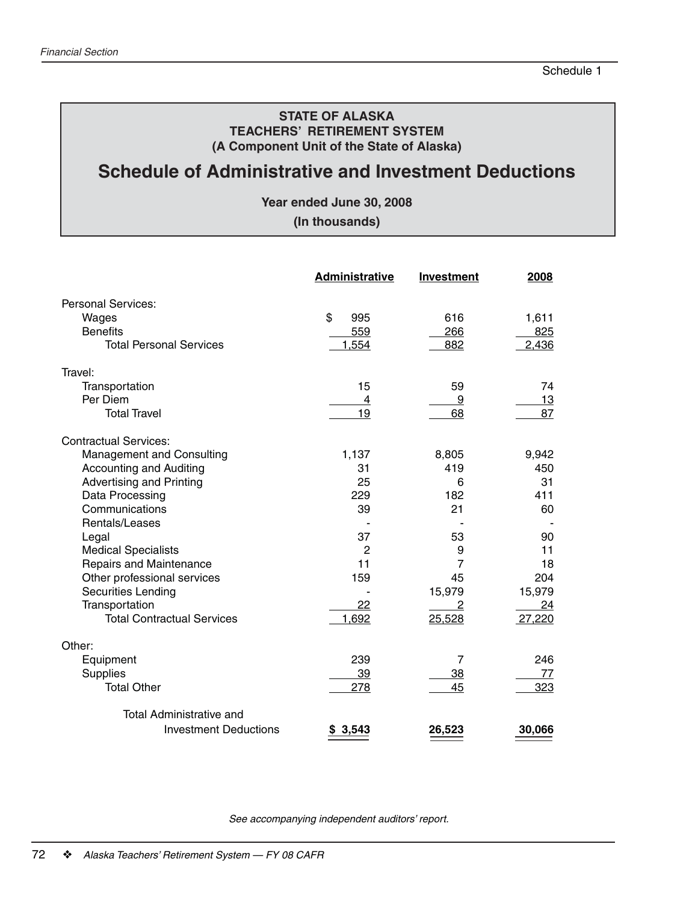Schedule 1

**STATE OF ALASKA**
**TEACHERS' RETIREMENT SYSTEM**
**(A Component Unit of the State of Alaska)**

# Schedule of Administrative and Investment Deductions

**Year ended June 30, 2008**
**(In thousands)**

| | Administrative | Investment | 2008 |
|---|---|---|---|
| Personal Services: | | | |
| Wages | $ 995 | 616 | 1,611 |
| Benefits | 559 | 266 | 825 |
| Total Personal Services | 1,554 | 882 | 2,436 |
| Travel: | | | |
| Transportation | 15 | 59 | 74 |
| Per Diem | 4 | 9 | 13 |
| Total Travel | 19 | 68 | 87 |
| Contractual Services: | | | |
| Management and Consulting | 1,137 | 8,805 | 9,942 |
| Accounting and Auditing | 31 | 419 | 450 |
| Advertising and Printing | 25 | 6 | 31 |
| Data Processing | 229 | 182 | 411 |
| Communications | 39 | 21 | 60 |
| Rentals/Leases | - | - | - |
| Legal | 37 | 53 | 90 |
| Medical Specialists | 2 | 9 | 11 |
| Repairs and Maintenance | 11 | 7 | 18 |
| Other professional services | 159 | 45 | 204 |
| Securities Lending | - | 15,979 | 15,979 |
| Transportation | 22 | 2 | 24 |
| Total Contractual Services | 1,692 | 25,528 | 27,220 |
| Other: | | | |
| Equipment | 239 | 7 | 246 |
| Supplies | 39 | 38 | 77 |
| Total Other | 278 | 45 | 323 |
| Total Administrative and Investment Deductions | **$ 3,543** | **26,523** | **30,066** |

*See accompanying independent auditors' report.*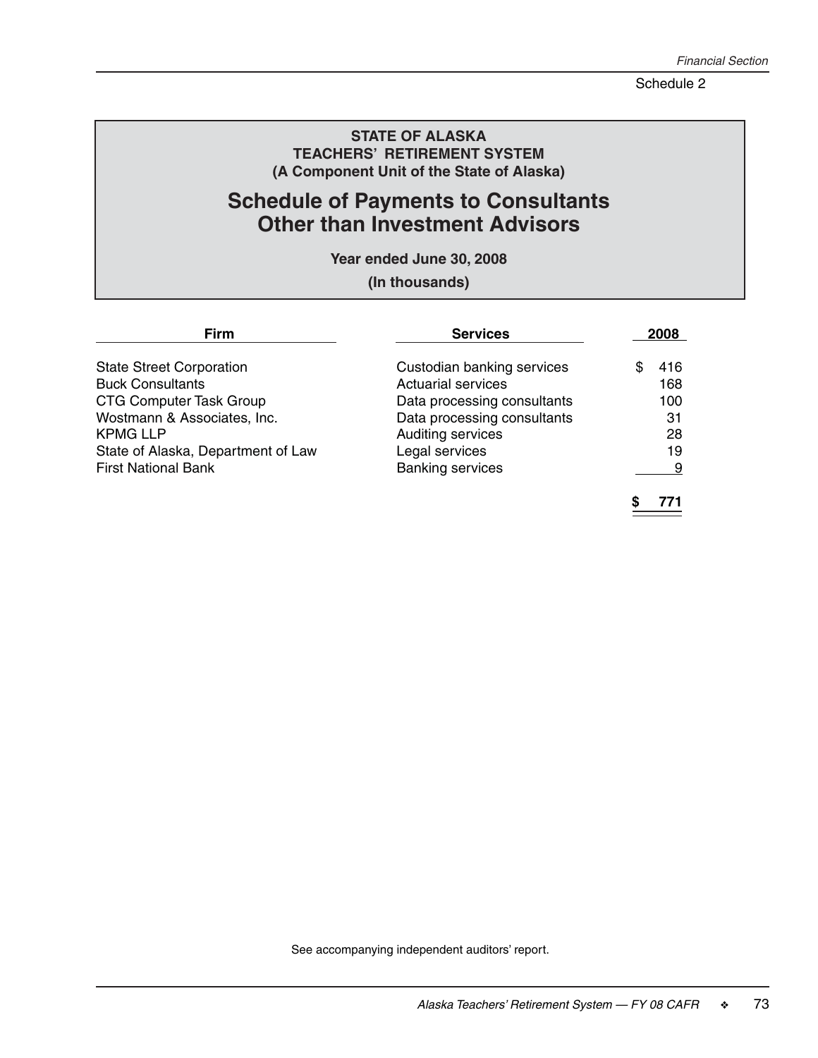Schedule 2

**STATE OF ALASKA**
**TEACHERS' RETIREMENT SYSTEM**
**(A Component Unit of the State of Alaska)**

# Schedule of Payments to Consultants Other than Investment Advisors

**Year ended June 30, 2008**

**(In thousands)**

| Firm | Services | 2008 |
|---|---|---|
| State Street Corporation | Custodian banking services | $ 416 |
| Buck Consultants | Actuarial services | 168 |
| CTG Computer Task Group | Data processing consultants | 100 |
| Wostmann & Associates, Inc. | Data processing consultants | 31 |
| KPMG LLP | Auditing services | 28 |
| State of Alaska, Department of Law | Legal services | 19 |
| First National Bank | Banking services | 9 |
| | | **$ 771** |

See accompanying independent auditors' report.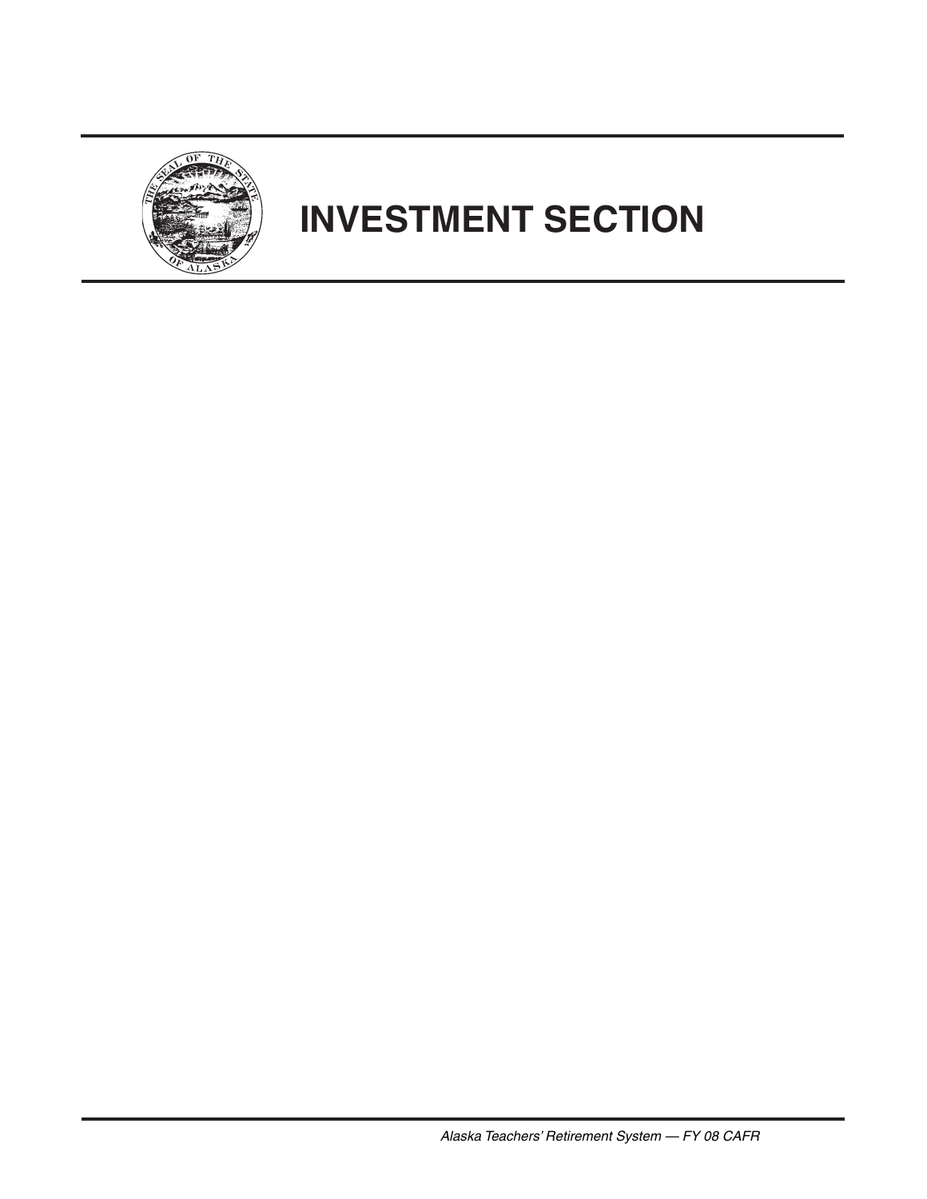# INVESTMENT SECTION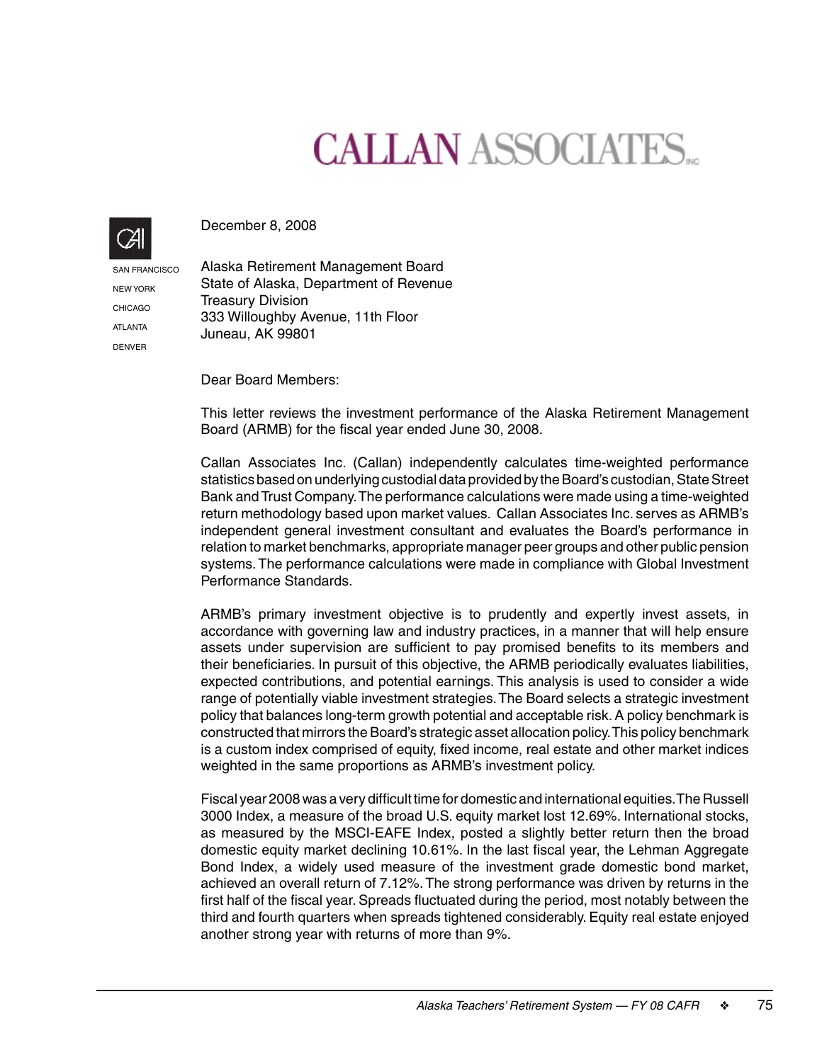# CALLAN ASSOCIATES INC

SAN FRANCISCO
NEW YORK
CHICAGO
ATLANTA
DENVER

December 8, 2008

Alaska Retirement Management Board
State of Alaska, Department of Revenue
Treasury Division
333 Willoughby Avenue, 11th Floor
Juneau, AK 99801

Dear Board Members:

This letter reviews the investment performance of the Alaska Retirement Management Board (ARMB) for the fiscal year ended June 30, 2008.

Callan Associates Inc. (Callan) independently calculates time-weighted performance statistics based on underlying custodial data provided by the Board's custodian, State Street Bank and Trust Company. The performance calculations were made using a time-weighted return methodology based upon market values. Callan Associates Inc. serves as ARMB's independent general investment consultant and evaluates the Board's performance in relation to market benchmarks, appropriate manager peer groups and other public pension systems. The performance calculations were made in compliance with Global Investment Performance Standards.

ARMB's primary investment objective is to prudently and expertly invest assets, in accordance with governing law and industry practices, in a manner that will help ensure assets under supervision are sufficient to pay promised benefits to its members and their beneficiaries. In pursuit of this objective, the ARMB periodically evaluates liabilities, expected contributions, and potential earnings. This analysis is used to consider a wide range of potentially viable investment strategies. The Board selects a strategic investment policy that balances long-term growth potential and acceptable risk. A policy benchmark is constructed that mirrors the Board's strategic asset allocation policy. This policy benchmark is a custom index comprised of equity, fixed income, real estate and other market indices weighted in the same proportions as ARMB's investment policy.

Fiscal year 2008 was a very difficult time for domestic and international equities. The Russell 3000 Index, a measure of the broad U.S. equity market lost 12.69%. International stocks, as measured by the MSCI-EAFE Index, posted a slightly better return then the broad domestic equity market declining 10.61%. In the last fiscal year, the Lehman Aggregate Bond Index, a widely used measure of the investment grade domestic bond market, achieved an overall return of 7.12%. The strong performance was driven by returns in the first half of the fiscal year. Spreads fluctuated during the period, most notably between the third and fourth quarters when spreads tightened considerably. Equity real estate enjoyed another strong year with returns of more than 9%.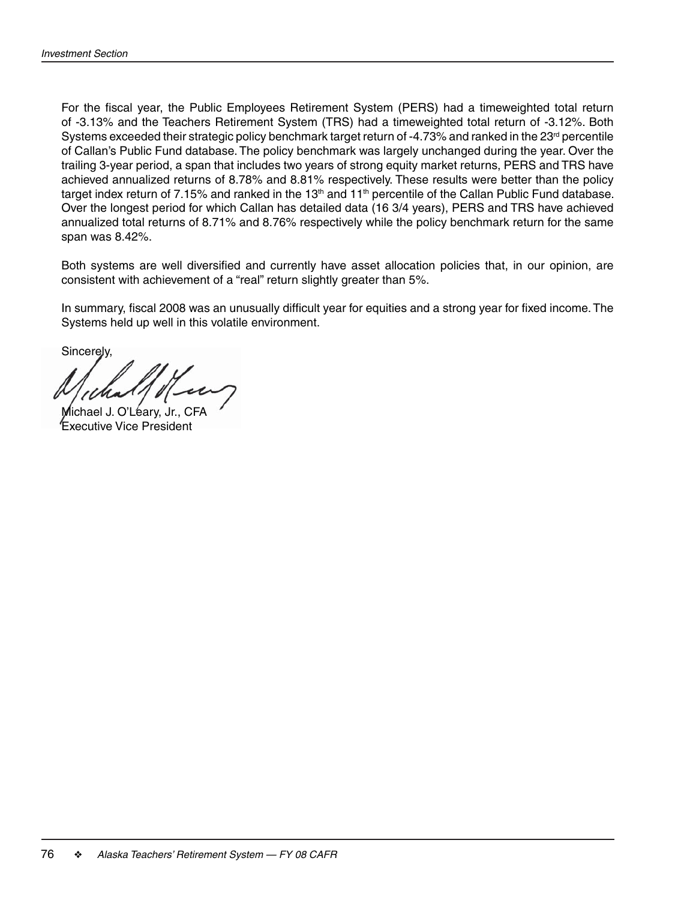For the fiscal year, the Public Employees Retirement System (PERS) had a timeweighted total return of -3.13% and the Teachers Retirement System (TRS) had a timeweighted total return of -3.12%. Both Systems exceeded their strategic policy benchmark target return of -4.73% and ranked in the 23rd percentile of Callan's Public Fund database. The policy benchmark was largely unchanged during the year. Over the trailing 3-year period, a span that includes two years of strong equity market returns, PERS and TRS have achieved annualized returns of 8.78% and 8.81% respectively. These results were better than the policy target index return of 7.15% and ranked in the 13th and 11th percentile of the Callan Public Fund database. Over the longest period for which Callan has detailed data (16 3/4 years), PERS and TRS have achieved annualized total returns of 8.71% and 8.76% respectively while the policy benchmark return for the same span was 8.42%.

Both systems are well diversified and currently have asset allocation policies that, in our opinion, are consistent with achievement of a "real" return slightly greater than 5%.

In summary, fiscal 2008 was an unusually difficult year for equities and a strong year for fixed income. The Systems held up well in this volatile environment.

Sincerely,

Michael J. O'Leary, Jr., CFA
Executive Vice President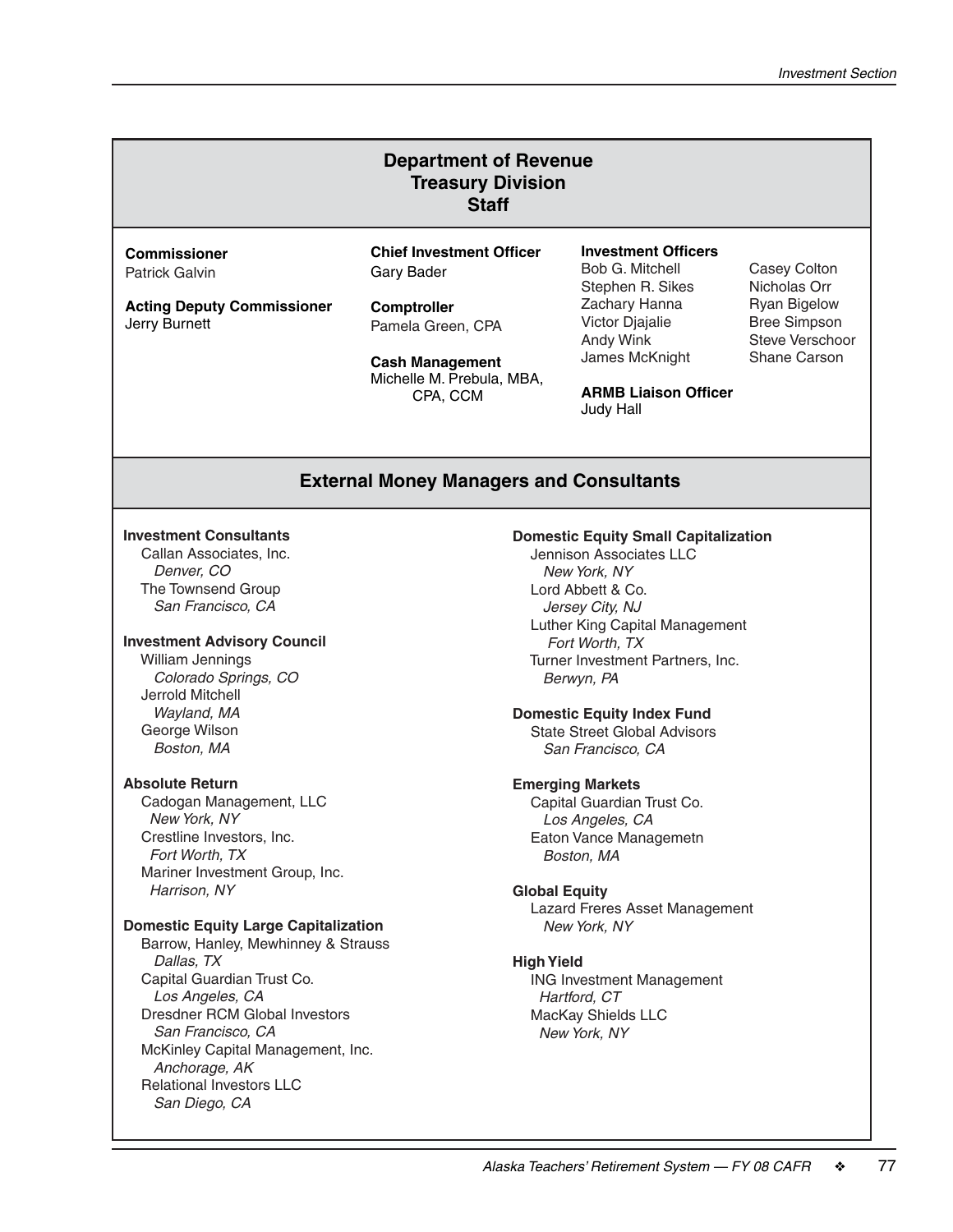## Department of Revenue Treasury Division Staff

**Commissioner**
Patrick Galvin

**Acting Deputy Commissioner**
Jerry Burnett

**Chief Investment Officer**
Gary Bader

**Comptroller**
Pamela Green, CPA

**Cash Management**
Michelle M. Prebula, MBA, CPA, CCM

**Investment Officers**
Bob G. Mitchell
Stephen R. Sikes
Zachary Hanna
Victor Djajalie
Andy Wink
James McKnight
Casey Colton
Nicholas Orr
Ryan Bigelow
Bree Simpson
Steve Verschoor
Shane Carson

**ARMB Liaison Officer**
Judy Hall

## External Money Managers and Consultants

**Investment Consultants**
Callan Associates, Inc.
*Denver, CO*
The Townsend Group
*San Francisco, CA*

**Investment Advisory Council**
William Jennings
*Colorado Springs, CO*
Jerrold Mitchell
*Wayland, MA*
George Wilson
*Boston, MA*

**Absolute Return**
Cadogan Management, LLC
*New York, NY*
Crestline Investors, Inc.
*Fort Worth, TX*
Mariner Investment Group, Inc.
*Harrison, NY*

**Domestic Equity Large Capitalization**
Barrow, Hanley, Mewhinney & Strauss
*Dallas, TX*
Capital Guardian Trust Co.
*Los Angeles, CA*
Dresdner RCM Global Investors
*San Francisco, CA*
McKinley Capital Management, Inc.
*Anchorage, AK*
Relational Investors LLC
*San Diego, CA*

**Domestic Equity Small Capitalization**
Jennison Associates LLC
*New York, NY*
Lord Abbett & Co.
*Jersey City, NJ*
Luther King Capital Management
*Fort Worth, TX*
Turner Investment Partners, Inc.
*Berwyn, PA*

**Domestic Equity Index Fund**
State Street Global Advisors
*San Francisco, CA*

**Emerging Markets**
Capital Guardian Trust Co.
*Los Angeles, CA*
Eaton Vance Managemetn
*Boston, MA*

**Global Equity**
Lazard Freres Asset Management
*New York, NY*

**High Yield**
ING Investment Management
*Hartford, CT*
MacKay Shields LLC
*New York, NY*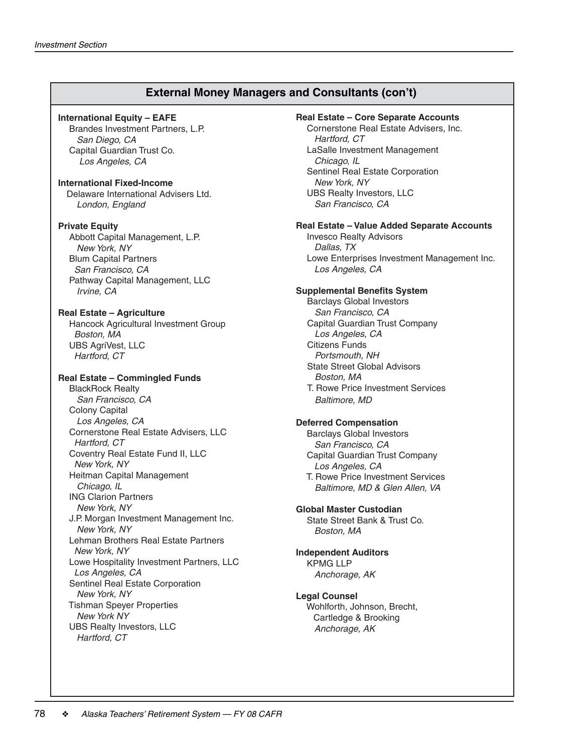## External Money Managers and Consultants (con't)

**International Equity – EAFE**
Brandes Investment Partners, L.P.
*San Diego, CA*
Capital Guardian Trust Co.
*Los Angeles, CA*

**International Fixed-Income**
Delaware International Advisers Ltd.
*London, England*

**Private Equity**
Abbott Capital Management, L.P.
*New York, NY*
Blum Capital Partners
*San Francisco, CA*
Pathway Capital Management, LLC
*Irvine, CA*

**Real Estate – Agriculture**
Hancock Agricultural Investment Group
*Boston, MA*
UBS AgriVest, LLC
*Hartford, CT*

**Real Estate – Commingled Funds**
BlackRock Realty
*San Francisco, CA*
Colony Capital
*Los Angeles, CA*
Cornerstone Real Estate Advisers, LLC
*Hartford, CT*
Coventry Real Estate Fund II, LLC
*New York, NY*
Heitman Capital Management
*Chicago, IL*
ING Clarion Partners
*New York, NY*
J.P. Morgan Investment Management Inc.
*New York, NY*
Lehman Brothers Real Estate Partners
*New York, NY*
Lowe Hospitality Investment Partners, LLC
*Los Angeles, CA*
Sentinel Real Estate Corporation
*New York, NY*
Tishman Speyer Properties
*New York NY*
UBS Realty Investors, LLC
*Hartford, CT*

**Real Estate – Core Separate Accounts**
Cornerstone Real Estate Advisers, Inc.
*Hartford, CT*
LaSalle Investment Management
*Chicago, IL*
Sentinel Real Estate Corporation
*New York, NY*
UBS Realty Investors, LLC
*San Francisco, CA*

**Real Estate – Value Added Separate Accounts**
Invesco Realty Advisors
*Dallas, TX*
Lowe Enterprises Investment Management Inc.
*Los Angeles, CA*

**Supplemental Benefits System**
Barclays Global Investors
*San Francisco, CA*
Capital Guardian Trust Company
*Los Angeles, CA*
Citizens Funds
*Portsmouth, NH*
State Street Global Advisors
*Boston, MA*
T. Rowe Price Investment Services
*Baltimore, MD*

**Deferred Compensation**
Barclays Global Investors
*San Francisco, CA*
Capital Guardian Trust Company
*Los Angeles, CA*
T. Rowe Price Investment Services
*Baltimore, MD & Glen Allen, VA*

**Global Master Custodian**
State Street Bank & Trust Co.
*Boston, MA*

**Independent Auditors**
KPMG LLP
*Anchorage, AK*

**Legal Counsel**
Wohlforth, Johnson, Brecht, Cartledge & Brooking
*Anchorage, AK*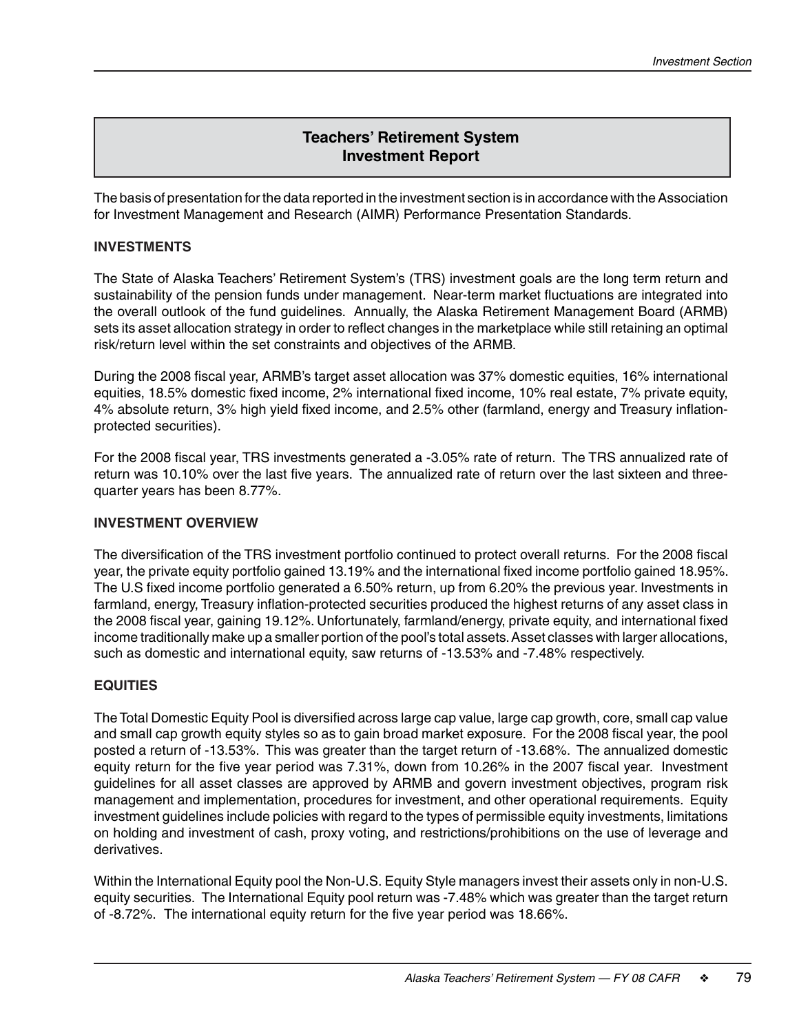# Teachers' Retirement System
# Investment Report

The basis of presentation for the data reported in the investment section is in accordance with the Association for Investment Management and Research (AIMR) Performance Presentation Standards.

## INVESTMENTS

The State of Alaska Teachers' Retirement System's (TRS) investment goals are the long term return and sustainability of the pension funds under management. Near-term market fluctuations are integrated into the overall outlook of the fund guidelines. Annually, the Alaska Retirement Management Board (ARMB) sets its asset allocation strategy in order to reflect changes in the marketplace while still retaining an optimal risk/return level within the set constraints and objectives of the ARMB.

During the 2008 fiscal year, ARMB's target asset allocation was 37% domestic equities, 16% international equities, 18.5% domestic fixed income, 2% international fixed income, 10% real estate, 7% private equity, 4% absolute return, 3% high yield fixed income, and 2.5% other (farmland, energy and Treasury inflation-protected securities).

For the 2008 fiscal year, TRS investments generated a -3.05% rate of return. The TRS annualized rate of return was 10.10% over the last five years. The annualized rate of return over the last sixteen and three-quarter years has been 8.77%.

## INVESTMENT OVERVIEW

The diversification of the TRS investment portfolio continued to protect overall returns. For the 2008 fiscal year, the private equity portfolio gained 13.19% and the international fixed income portfolio gained 18.95%. The U.S fixed income portfolio generated a 6.50% return, up from 6.20% the previous year. Investments in farmland, energy, Treasury inflation-protected securities produced the highest returns of any asset class in the 2008 fiscal year, gaining 19.12%. Unfortunately, farmland/energy, private equity, and international fixed income traditionally make up a smaller portion of the pool's total assets. Asset classes with larger allocations, such as domestic and international equity, saw returns of -13.53% and -7.48% respectively.

## EQUITIES

The Total Domestic Equity Pool is diversified across large cap value, large cap growth, core, small cap value and small cap growth equity styles so as to gain broad market exposure. For the 2008 fiscal year, the pool posted a return of -13.53%. This was greater than the target return of -13.68%. The annualized domestic equity return for the five year period was 7.31%, down from 10.26% in the 2007 fiscal year. Investment guidelines for all asset classes are approved by ARMB and govern investment objectives, program risk management and implementation, procedures for investment, and other operational requirements. Equity investment guidelines include policies with regard to the types of permissible equity investments, limitations on holding and investment of cash, proxy voting, and restrictions/prohibitions on the use of leverage and derivatives.

Within the International Equity pool the Non-U.S. Equity Style managers invest their assets only in non-U.S. equity securities. The International Equity pool return was -7.48% which was greater than the target return of -8.72%. The international equity return for the five year period was 18.66%.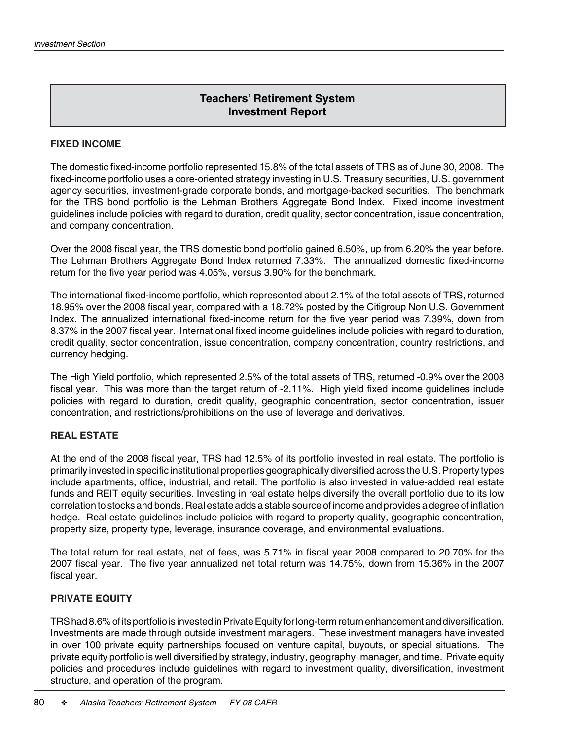# Teachers' Retirement System Investment Report

## FIXED INCOME

The domestic fixed-income portfolio represented 15.8% of the total assets of TRS as of June 30, 2008. The fixed-income portfolio uses a core-oriented strategy investing in U.S. Treasury securities, U.S. government agency securities, investment-grade corporate bonds, and mortgage-backed securities. The benchmark for the TRS bond portfolio is the Lehman Brothers Aggregate Bond Index. Fixed income investment guidelines include policies with regard to duration, credit quality, sector concentration, issue concentration, and company concentration.

Over the 2008 fiscal year, the TRS domestic bond portfolio gained 6.50%, up from 6.20% the year before. The Lehman Brothers Aggregate Bond Index returned 7.33%. The annualized domestic fixed-income return for the five year period was 4.05%, versus 3.90% for the benchmark.

The international fixed-income portfolio, which represented about 2.1% of the total assets of TRS, returned 18.95% over the 2008 fiscal year, compared with a 18.72% posted by the Citigroup Non U.S. Government Index. The annualized international fixed-income return for the five year period was 7.39%, down from 8.37% in the 2007 fiscal year. International fixed income guidelines include policies with regard to duration, credit quality, sector concentration, issue concentration, company concentration, country restrictions, and currency hedging.

The High Yield portfolio, which represented 2.5% of the total assets of TRS, returned -0.9% over the 2008 fiscal year. This was more than the target return of -2.11%. High yield fixed income guidelines include policies with regard to duration, credit quality, geographic concentration, sector concentration, issuer concentration, and restrictions/prohibitions on the use of leverage and derivatives.

## REAL ESTATE

At the end of the 2008 fiscal year, TRS had 12.5% of its portfolio invested in real estate. The portfolio is primarily invested in specific institutional properties geographically diversified across the U.S. Property types include apartments, office, industrial, and retail. The portfolio is also invested in value-added real estate funds and REIT equity securities. Investing in real estate helps diversify the overall portfolio due to its low correlation to stocks and bonds. Real estate adds a stable source of income and provides a degree of inflation hedge. Real estate guidelines include policies with regard to property quality, geographic concentration, property size, property type, leverage, insurance coverage, and environmental evaluations.

The total return for real estate, net of fees, was 5.71% in fiscal year 2008 compared to 20.70% for the 2007 fiscal year. The five year annualized net total return was 14.75%, down from 15.36% in the 2007 fiscal year.

## PRIVATE EQUITY

TRS had 8.6% of its portfolio is invested in Private Equity for long-term return enhancement and diversification. Investments are made through outside investment managers. These investment managers have invested in over 100 private equity partnerships focused on venture capital, buyouts, or special situations. The private equity portfolio is well diversified by strategy, industry, geography, manager, and time. Private equity policies and procedures include guidelines with regard to investment quality, diversification, investment structure, and operation of the program.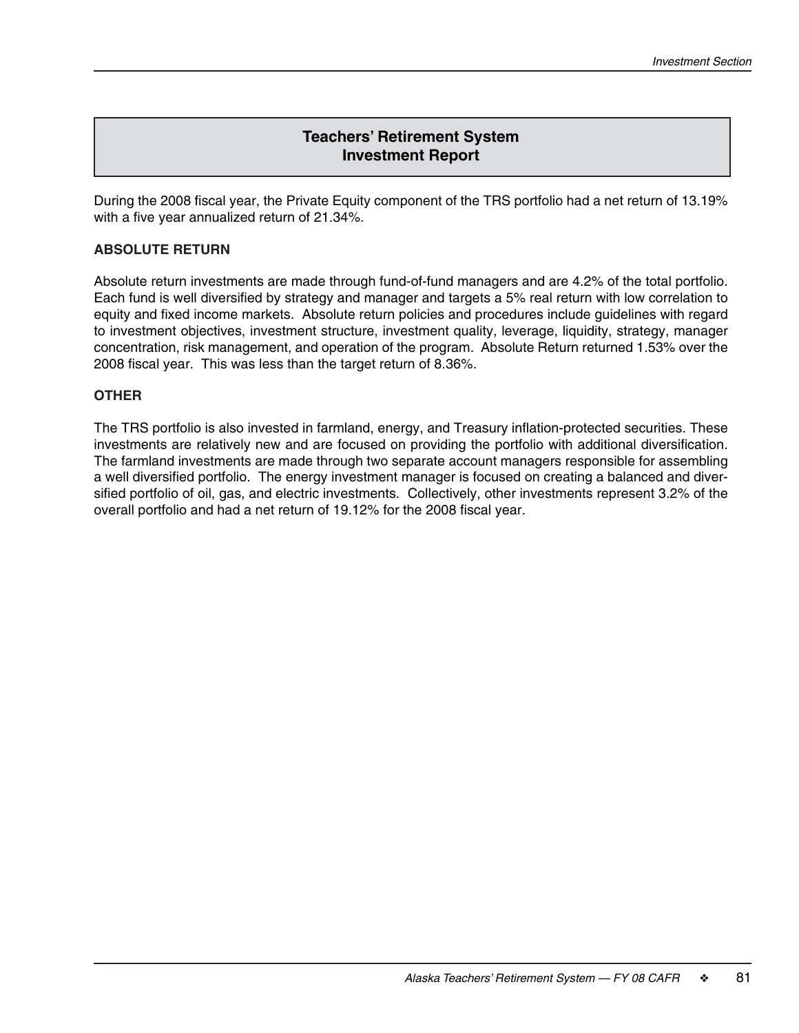## Teachers' Retirement System
## Investment Report

During the 2008 fiscal year, the Private Equity component of the TRS portfolio had a net return of 13.19% with a five year annualized return of 21.34%.

### ABSOLUTE RETURN

Absolute return investments are made through fund-of-fund managers and are 4.2% of the total portfolio. Each fund is well diversified by strategy and manager and targets a 5% real return with low correlation to equity and fixed income markets. Absolute return policies and procedures include guidelines with regard to investment objectives, investment structure, investment quality, leverage, liquidity, strategy, manager concentration, risk management, and operation of the program. Absolute Return returned 1.53% over the 2008 fiscal year. This was less than the target return of 8.36%.

### OTHER

The TRS portfolio is also invested in farmland, energy, and Treasury inflation-protected securities. These investments are relatively new and are focused on providing the portfolio with additional diversification. The farmland investments are made through two separate account managers responsible for assembling a well diversified portfolio. The energy investment manager is focused on creating a balanced and diversified portfolio of oil, gas, and electric investments. Collectively, other investments represent 3.2% of the overall portfolio and had a net return of 19.12% for the 2008 fiscal year.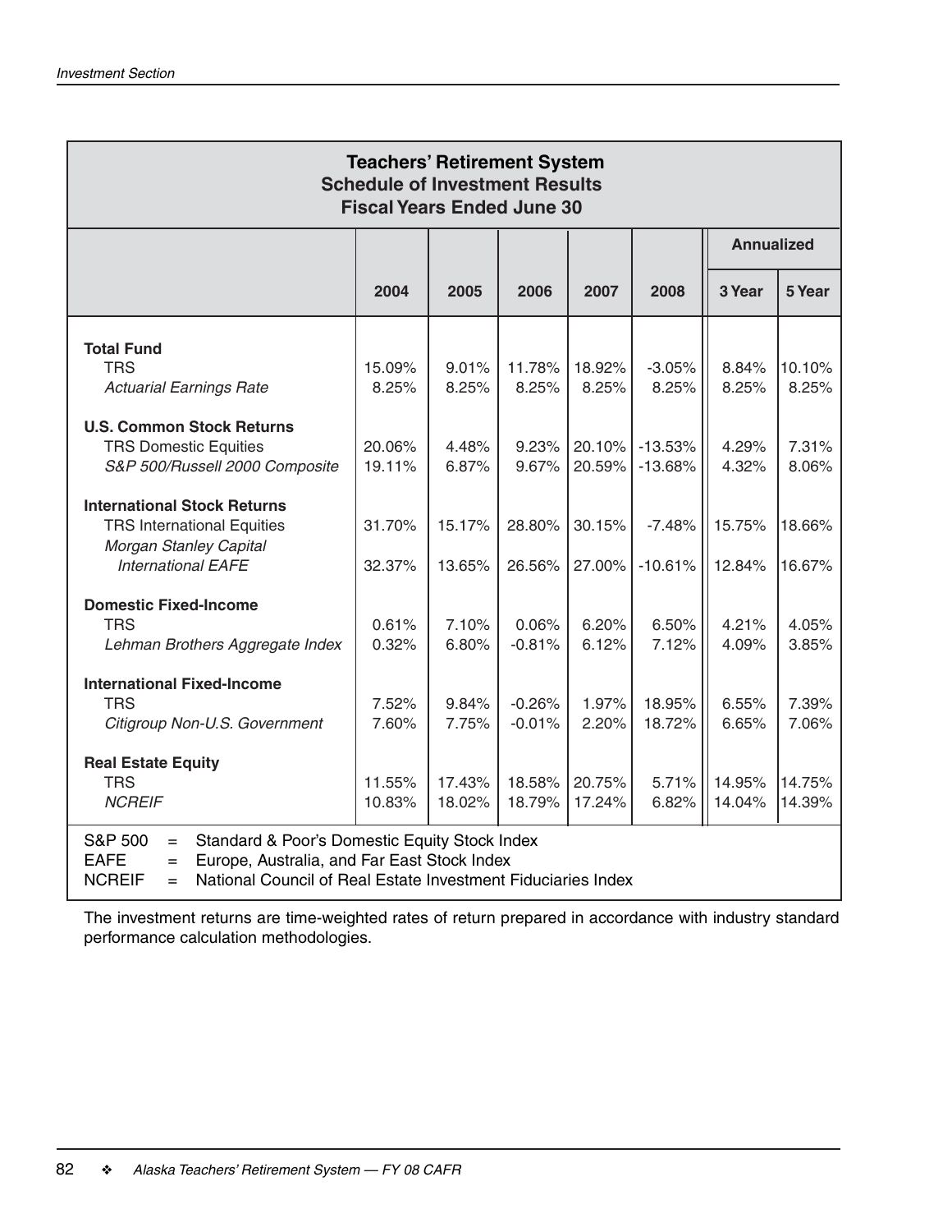## Teachers' Retirement System
### Schedule of Investment Results
### Fiscal Years Ended June 30

| | 2004 | 2005 | 2006 | 2007 | 2008 | Annualized 3 Year | Annualized 5 Year |
|---|---|---|---|---|---|---|---|
| **Total Fund** | | | | | | | |
| TRS | 15.09% | 9.01% | 11.78% | 18.92% | -3.05% | 8.84% | 10.10% |
| *Actuarial Earnings Rate* | 8.25% | 8.25% | 8.25% | 8.25% | 8.25% | 8.25% | 8.25% |
| **U.S. Common Stock Returns** | | | | | | | |
| TRS Domestic Equities | 20.06% | 4.48% | 9.23% | 20.10% | -13.53% | 4.29% | 7.31% |
| *S&P 500/Russell 2000 Composite* | 19.11% | 6.87% | 9.67% | 20.59% | -13.68% | 4.32% | 8.06% |
| **International Stock Returns** | | | | | | | |
| TRS International Equities | 31.70% | 15.17% | 28.80% | 30.15% | -7.48% | 15.75% | 18.66% |
| *Morgan Stanley Capital International EAFE* | 32.37% | 13.65% | 26.56% | 27.00% | -10.61% | 12.84% | 16.67% |
| **Domestic Fixed-Income** | | | | | | | |
| TRS | 0.61% | 7.10% | 0.06% | 6.20% | 6.50% | 4.21% | 4.05% |
| *Lehman Brothers Aggregate Index* | 0.32% | 6.80% | -0.81% | 6.12% | 7.12% | 4.09% | 3.85% |
| **International Fixed-Income** | | | | | | | |
| TRS | 7.52% | 9.84% | -0.26% | 1.97% | 18.95% | 6.55% | 7.39% |
| *Citigroup Non-U.S. Government* | 7.60% | 7.75% | -0.01% | 2.20% | 18.72% | 6.65% | 7.06% |
| **Real Estate Equity** | | | | | | | |
| TRS | 11.55% | 17.43% | 18.58% | 20.75% | 5.71% | 14.95% | 14.75% |
| *NCREIF* | 10.83% | 18.02% | 18.79% | 17.24% | 6.82% | 14.04% | 14.39% |

S&P 500 = Standard & Poor's Domestic Equity Stock Index
EAFE = Europe, Australia, and Far East Stock Index
NCREIF = National Council of Real Estate Investment Fiduciaries Index

The investment returns are time-weighted rates of return prepared in accordance with industry standard performance calculation methodologies.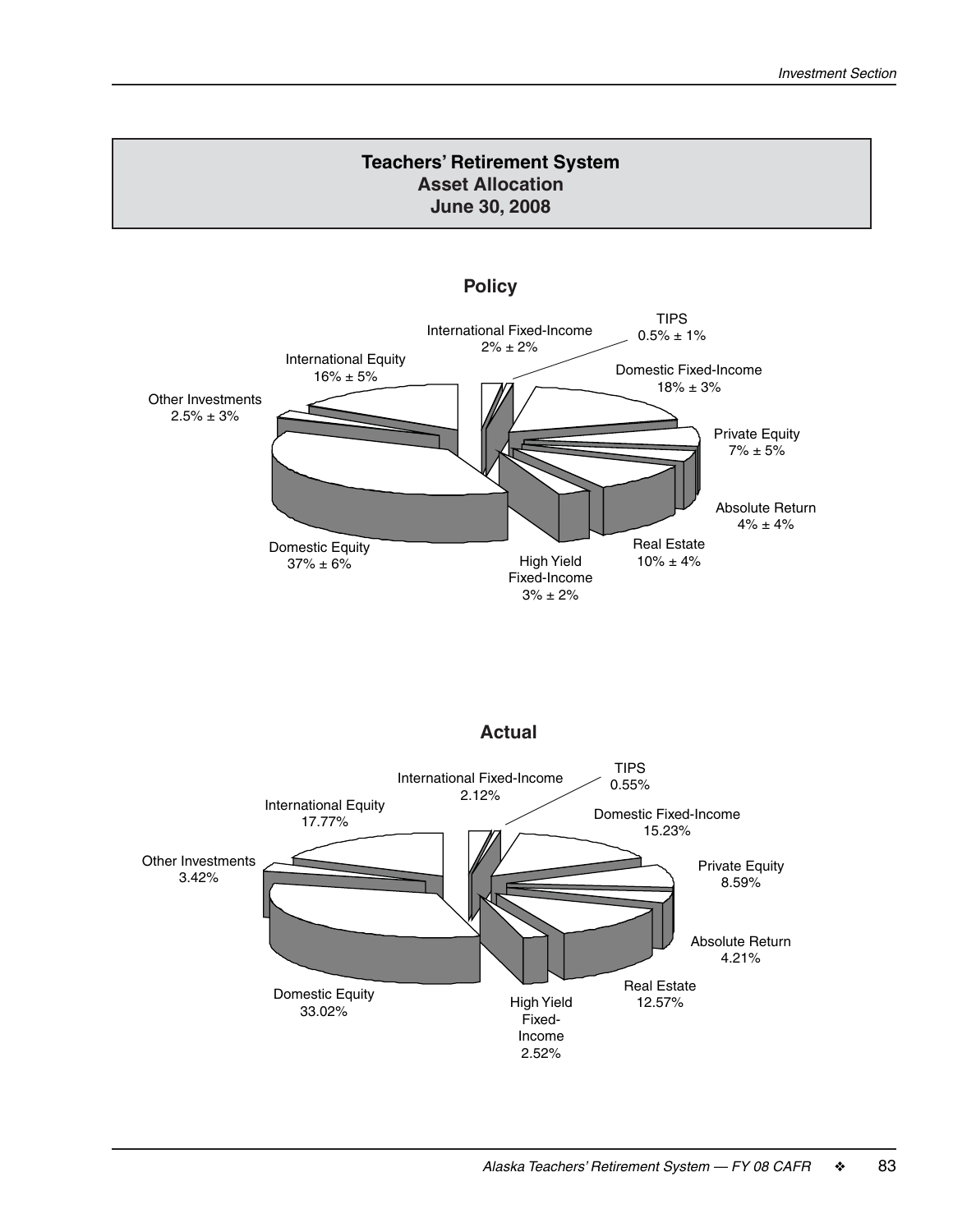## Teachers' Retirement System
## Asset Allocation
## June 30, 2008

### Policy

International Fixed-Income 2% ± 2%

TIPS 0.5% ± 1%

International Equity 16% ± 5%

Domestic Fixed-Income 18% ± 3%

Other Investments 2.5% ± 3%

Private Equity 7% ± 5%

Absolute Return 4% ± 4%

Real Estate 10% ± 4%

Domestic Equity 37% ± 6%

High Yield Fixed-Income 3% ± 2%

### Actual

International Fixed-Income 2.12%

TIPS 0.55%

International Equity 17.77%

Domestic Fixed-Income 15.23%

Other Investments 3.42%

Private Equity 8.59%

Absolute Return 4.21%

Real Estate 12.57%

Domestic Equity 33.02%

High Yield Fixed-Income 2.52%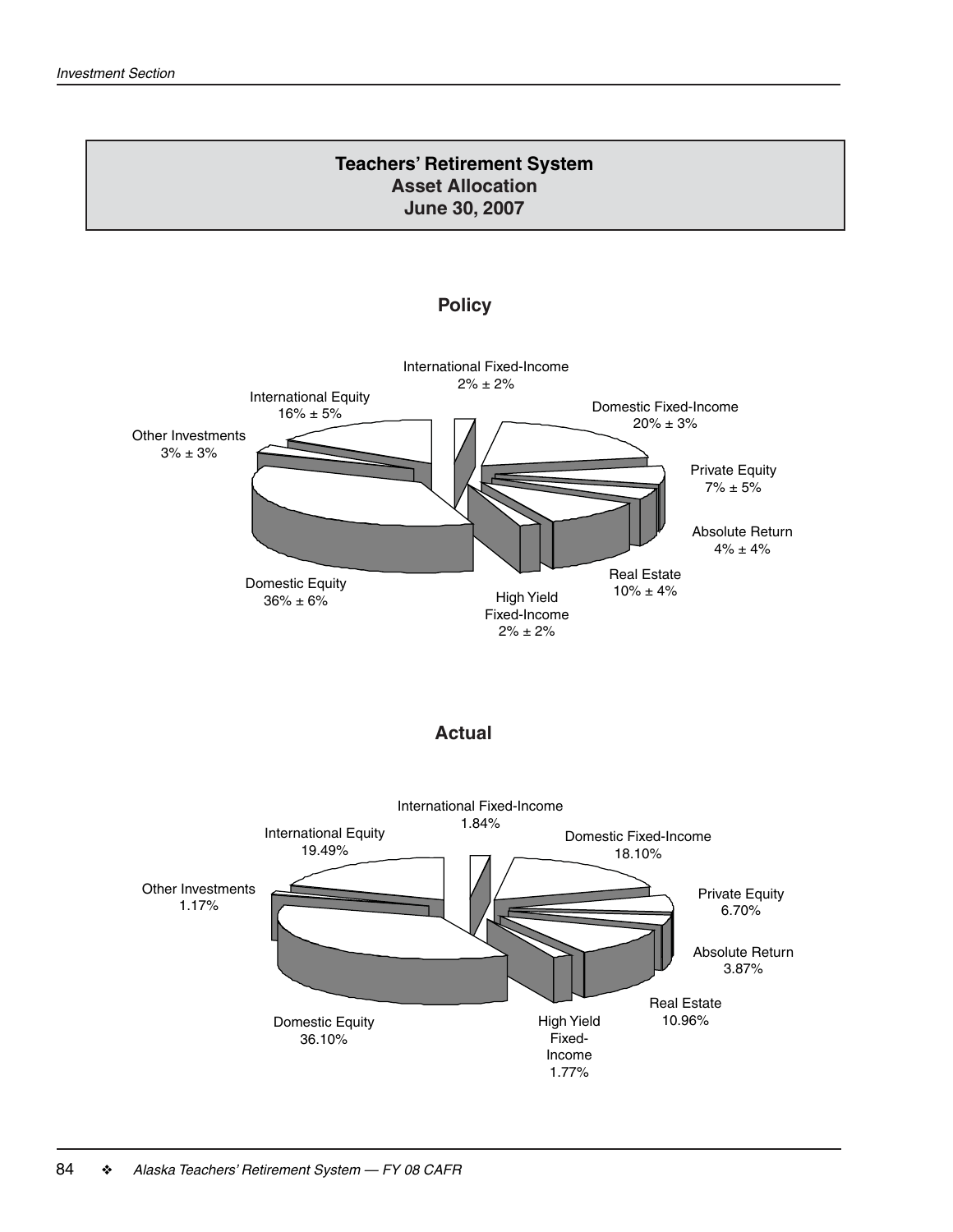**Teachers' Retirement System**
**Asset Allocation**
**June 30, 2007**

### Policy

International Fixed-Income
2% ± 2%

Domestic Fixed-Income
20% ± 3%

Private Equity
7% ± 5%

Absolute Return
4% ± 4%

Real Estate
10% ± 4%

High Yield
Fixed-Income
2% ± 2%

Domestic Equity
36% ± 6%

Other Investments
3% ± 3%

International Equity
16% ± 5%

### Actual

International Fixed-Income
1.84%

Domestic Fixed-Income
18.10%

Private Equity
6.70%

Absolute Return
3.87%

Real Estate
10.96%

High Yield
Fixed-
Income
1.77%

Domestic Equity
36.10%

Other Investments
1.17%

International Equity
19.49%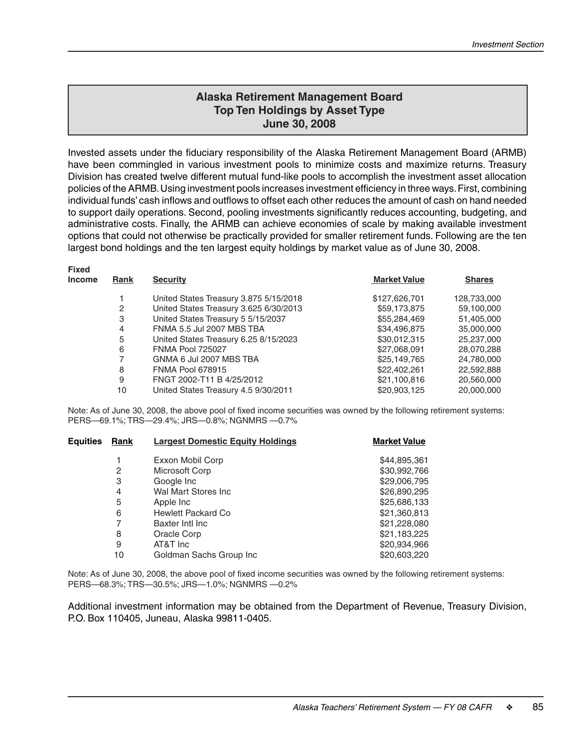## Alaska Retirement Management Board
## Top Ten Holdings by Asset Type
## June 30, 2008

Invested assets under the fiduciary responsibility of the Alaska Retirement Management Board (ARMB) have been commingled in various investment pools to minimize costs and maximize returns. Treasury Division has created twelve different mutual fund-like pools to accomplish the investment asset allocation policies of the ARMB. Using investment pools increases investment efficiency in three ways. First, combining individual funds' cash inflows and outflows to offset each other reduces the amount of cash on hand needed to support daily operations. Second, pooling investments significantly reduces accounting, budgeting, and administrative costs. Finally, the ARMB can achieve economies of scale by making available investment options that could not otherwise be practically provided for smaller retirement funds. Following are the ten largest bond holdings and the ten largest equity holdings by market value as of June 30, 2008.

| Fixed Income | Rank | Security | Market Value | Shares |
|---|---|---|---|---|
| | 1 | United States Treasury 3.875 5/15/2018 | $127,626,701 | 128,733,000 |
| | 2 | United States Treasury 3.625 6/30/2013 | $59,173,875 | 59,100,000 |
| | 3 | United States Treasury 5 5/15/2037 | $55,284,469 | 51,405,000 |
| | 4 | FNMA 5.5 Jul 2007 MBS TBA | $34,496,875 | 35,000,000 |
| | 5 | United States Treasury 6.25 8/15/2023 | $30,012,315 | 25,237,000 |
| | 6 | FNMA Pool 725027 | $27,068,091 | 28,070,288 |
| | 7 | GNMA 6 Jul 2007 MBS TBA | $25,149,765 | 24,780,000 |
| | 8 | FNMA Pool 678915 | $22,402,261 | 22,592,888 |
| | 9 | FNGT 2002-T11 B 4/25/2012 | $21,100,816 | 20,560,000 |
| | 10 | United States Treasury 4.5 9/30/2011 | $20,903,125 | 20,000,000 |

Note: As of June 30, 2008, the above pool of fixed income securities was owned by the following retirement systems: PERS—69.1%; TRS—29.4%; JRS—0.8%; NGNMRS —0.7%

| Equities | Rank | Largest Domestic Equity Holdings | Market Value |
|---|---|---|---|
| | 1 | Exxon Mobil Corp | $44,895,361 |
| | 2 | Microsoft Corp | $30,992,766 |
| | 3 | Google Inc | $29,006,795 |
| | 4 | Wal Mart Stores Inc | $26,890,295 |
| | 5 | Apple Inc | $25,686,133 |
| | 6 | Hewlett Packard Co | $21,360,813 |
| | 7 | Baxter Intl Inc | $21,228,080 |
| | 8 | Oracle Corp | $21,183,225 |
| | 9 | AT&T Inc | $20,934,966 |
| | 10 | Goldman Sachs Group Inc | $20,603,220 |

Note: As of June 30, 2008, the above pool of fixed income securities was owned by the following retirement systems: PERS—68.3%; TRS—30.5%; JRS—1.0%; NGNMRS —0.2%

Additional investment information may be obtained from the Department of Revenue, Treasury Division, P.O. Box 110405, Juneau, Alaska 99811-0405.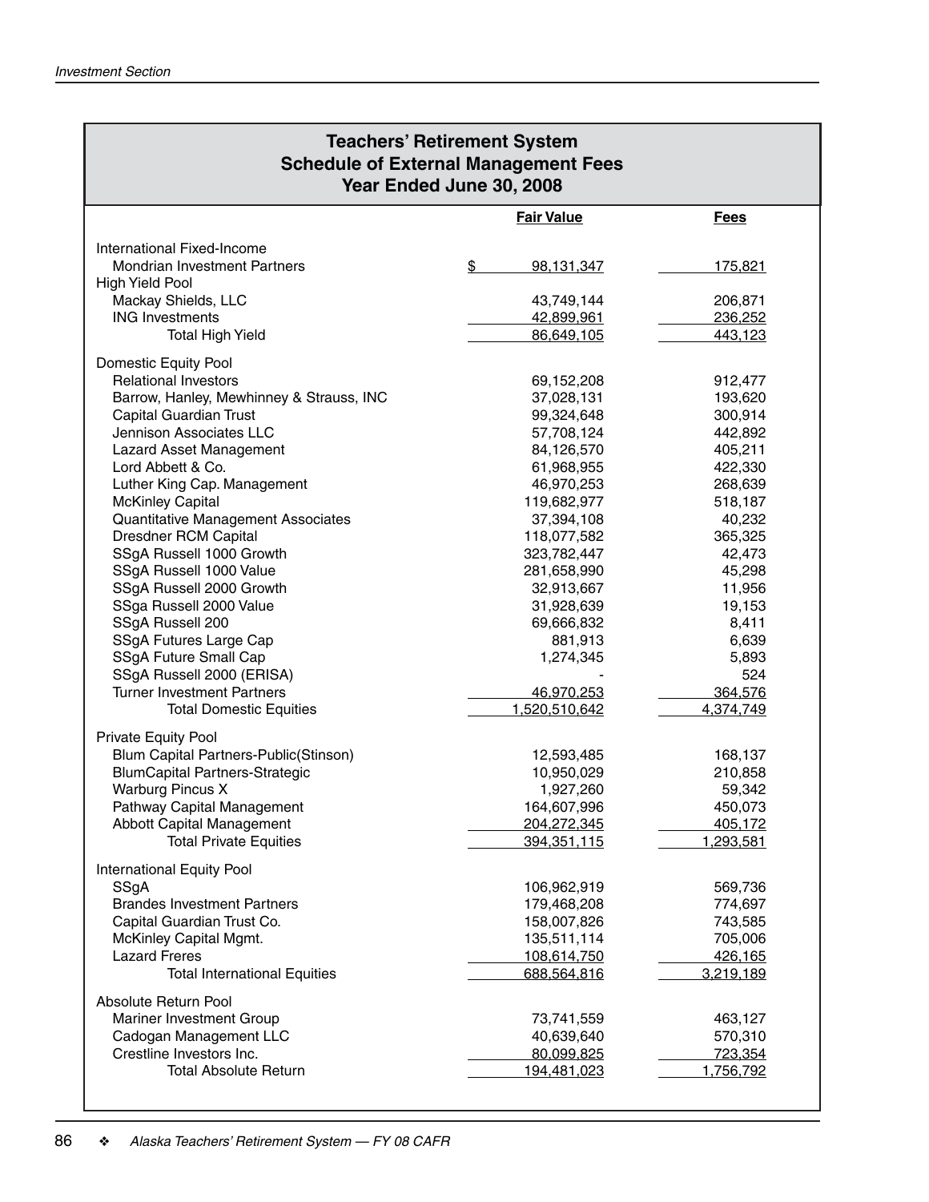## Teachers' Retirement System
## Schedule of External Management Fees
## Year Ended June 30, 2008

| | Fair Value | Fees |
|---|---|---|
| International Fixed-Income | | |
| Mondrian Investment Partners | $ 98,131,347 | 175,821 |
| High Yield Pool | | |
| Mackay Shields, LLC | 43,749,144 | 206,871 |
| ING Investments | 42,899,961 | 236,252 |
| Total High Yield | 86,649,105 | 443,123 |
| Domestic Equity Pool | | |
| Relational Investors | 69,152,208 | 912,477 |
| Barrow, Hanley, Mewhinney & Strauss, INC | 37,028,131 | 193,620 |
| Capital Guardian Trust | 99,324,648 | 300,914 |
| Jennison Associates LLC | 57,708,124 | 442,892 |
| Lazard Asset Management | 84,126,570 | 405,211 |
| Lord Abbett & Co. | 61,968,955 | 422,330 |
| Luther King Cap. Management | 46,970,253 | 268,639 |
| McKinley Capital | 119,682,977 | 518,187 |
| Quantitative Management Associates | 37,394,108 | 40,232 |
| Dresdner RCM Capital | 118,077,582 | 365,325 |
| SSgA Russell 1000 Growth | 323,782,447 | 42,473 |
| SSgA Russell 1000 Value | 281,658,990 | 45,298 |
| SSgA Russell 2000 Growth | 32,913,667 | 11,956 |
| SSga Russell 2000 Value | 31,928,639 | 19,153 |
| SSgA Russell 200 | 69,666,832 | 8,411 |
| SSgA Futures Large Cap | 881,913 | 6,639 |
| SSgA Future Small Cap | 1,274,345 | 5,893 |
| SSgA Russell 2000 (ERISA) | - | 524 |
| Turner Investment Partners | 46,970,253 | 364,576 |
| Total Domestic Equities | 1,520,510,642 | 4,374,749 |
| Private Equity Pool | | |
| Blum Capital Partners-Public(Stinson) | 12,593,485 | 168,137 |
| BlumCapital Partners-Strategic | 10,950,029 | 210,858 |
| Warburg Pincus X | 1,927,260 | 59,342 |
| Pathway Capital Management | 164,607,996 | 450,073 |
| Abbott Capital Management | 204,272,345 | 405,172 |
| Total Private Equities | 394,351,115 | 1,293,581 |
| International Equity Pool | | |
| SSgA | 106,962,919 | 569,736 |
| Brandes Investment Partners | 179,468,208 | 774,697 |
| Capital Guardian Trust Co. | 158,007,826 | 743,585 |
| McKinley Capital Mgmt. | 135,511,114 | 705,006 |
| Lazard Freres | 108,614,750 | 426,165 |
| Total International Equities | 688,564,816 | 3,219,189 |
| Absolute Return Pool | | |
| Mariner Investment Group | 73,741,559 | 463,127 |
| Cadogan Management LLC | 40,639,640 | 570,310 |
| Crestline Investors Inc. | 80,099,825 | 723,354 |
| Total Absolute Return | 194,481,023 | 1,756,792 |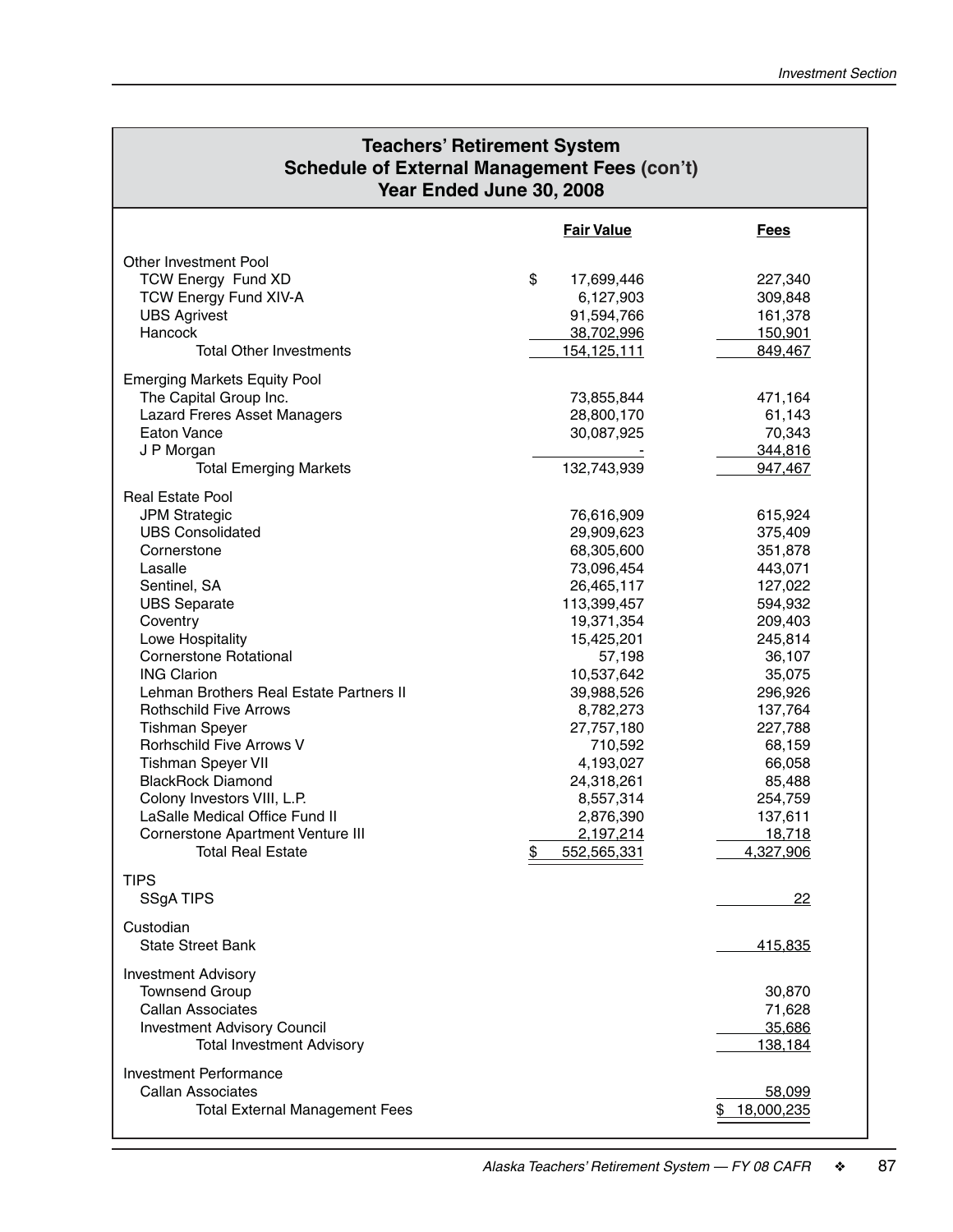## Teachers' Retirement System
## Schedule of External Management Fees (con't)
## Year Ended June 30, 2008

| | Fair Value | Fees |
|---|---|---|
| Other Investment Pool | | |
| TCW Energy Fund XD | $ 17,699,446 | 227,340 |
| TCW Energy Fund XIV-A | 6,127,903 | 309,848 |
| UBS Agrivest | 91,594,766 | 161,378 |
| Hancock | 38,702,996 | 150,901 |
| Total Other Investments | 154,125,111 | 849,467 |
| Emerging Markets Equity Pool | | |
| The Capital Group Inc. | 73,855,844 | 471,164 |
| Lazard Freres Asset Managers | 28,800,170 | 61,143 |
| Eaton Vance | 30,087,925 | 70,343 |
| J P Morgan | - | 344,816 |
| Total Emerging Markets | 132,743,939 | 947,467 |
| Real Estate Pool | | |
| JPM Strategic | 76,616,909 | 615,924 |
| UBS Consolidated | 29,909,623 | 375,409 |
| Cornerstone | 68,305,600 | 351,878 |
| Lasalle | 73,096,454 | 443,071 |
| Sentinel, SA | 26,465,117 | 127,022 |
| UBS Separate | 113,399,457 | 594,932 |
| Coventry | 19,371,354 | 209,403 |
| Lowe Hospitality | 15,425,201 | 245,814 |
| Cornerstone Rotational | 57,198 | 36,107 |
| ING Clarion | 10,537,642 | 35,075 |
| Lehman Brothers Real Estate Partners II | 39,988,526 | 296,926 |
| Rothschild Five Arrows | 8,782,273 | 137,764 |
| Tishman Speyer | 27,757,180 | 227,788 |
| Rorhschild Five Arrows V | 710,592 | 68,159 |
| Tishman Speyer VII | 4,193,027 | 66,058 |
| BlackRock Diamond | 24,318,261 | 85,488 |
| Colony Investors VIII, L.P. | 8,557,314 | 254,759 |
| LaSalle Medical Office Fund II | 2,876,390 | 137,611 |
| Cornerstone Apartment Venture III | 2,197,214 | 18,718 |
| Total Real Estate | $ 552,565,331 | 4,327,906 |
| TIPS | | |
| SSgA TIPS | | 22 |
| Custodian | | |
| State Street Bank | | 415,835 |
| Investment Advisory | | |
| Townsend Group | | 30,870 |
| Callan Associates | | 71,628 |
| Investment Advisory Council | | 35,686 |
| Total Investment Advisory | | 138,184 |
| Investment Performance | | |
| Callan Associates | | 58,099 |
| Total External Management Fees | | $ 18,000,235 |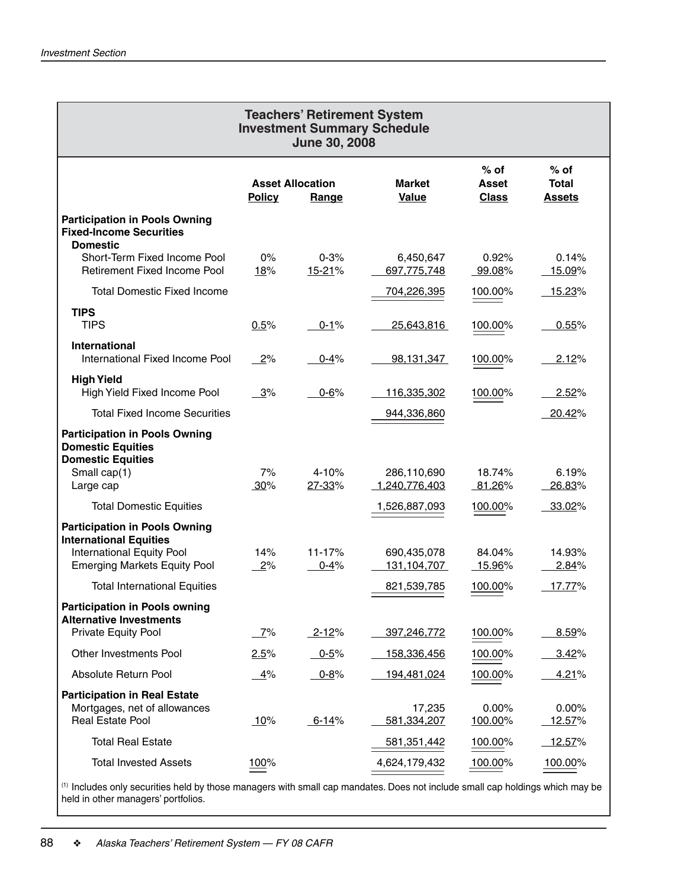## Teachers' Retirement System Investment Summary Schedule June 30, 2008

| | Asset Allocation | | Market | % of Asset | % of Total |
|---|---|---|---|---|---|
| | Policy | Range | Value | Class | Assets |
| **Participation in Pools Owning Fixed-Income Securities** | | | | | |
| **Domestic** | | | | | |
| Short-Term Fixed Income Pool | 0% | 0-3% | 6,450,647 | 0.92% | 0.14% |
| Retirement Fixed Income Pool | 18% | 15-21% | 697,775,748 | 99.08% | 15.09% |
| Total Domestic Fixed Income | | | 704,226,395 | 100.00% | 15.23% |
| **TIPS** | | | | | |
| TIPS | 0.5% | 0-1% | 25,643,816 | 100.00% | 0.55% |
| **International** | | | | | |
| International Fixed Income Pool | 2% | 0-4% | 98,131,347 | 100.00% | 2.12% |
| **High Yield** | | | | | |
| High Yield Fixed Income Pool | 3% | 0-6% | 116,335,302 | 100.00% | 2.52% |
| Total Fixed Income Securities | | | 944,336,860 | | 20.42% |
| **Participation in Pools Owning Domestic Equities** | | | | | |
| **Domestic Equities** | | | | | |
| Small cap(1) | 7% | 4-10% | 286,110,690 | 18.74% | 6.19% |
| Large cap | 30% | 27-33% | 1,240,776,403 | 81.26% | 26.83% |
| Total Domestic Equities | | | 1,526,887,093 | 100.00% | 33.02% |
| **Participation in Pools Owning International Equities** | | | | | |
| International Equity Pool | 14% | 11-17% | 690,435,078 | 84.04% | 14.93% |
| Emerging Markets Equity Pool | 2% | 0-4% | 131,104,707 | 15.96% | 2.84% |
| Total International Equities | | | 821,539,785 | 100.00% | 17.77% |
| **Participation in Pools owning Alternative Investments** | | | | | |
| Private Equity Pool | 7% | 2-12% | 397,246,772 | 100.00% | 8.59% |
| Other Investments Pool | 2.5% | 0-5% | 158,336,456 | 100.00% | 3.42% |
| Absolute Return Pool | 4% | 0-8% | 194,481,024 | 100.00% | 4.21% |
| **Participation in Real Estate** | | | | | |
| Mortgages, net of allowances | | | 17,235 | 0.00% | 0.00% |
| Real Estate Pool | 10% | 6-14% | 581,334,207 | 100.00% | 12.57% |
| Total Real Estate | | | 581,351,442 | 100.00% | 12.57% |
| Total Invested Assets | 100% | | 4,624,179,432 | 100.00% | 100.00% |

(1) Includes only securities held by those managers with small cap mandates. Does not include small cap holdings which may be held in other managers' portfolios.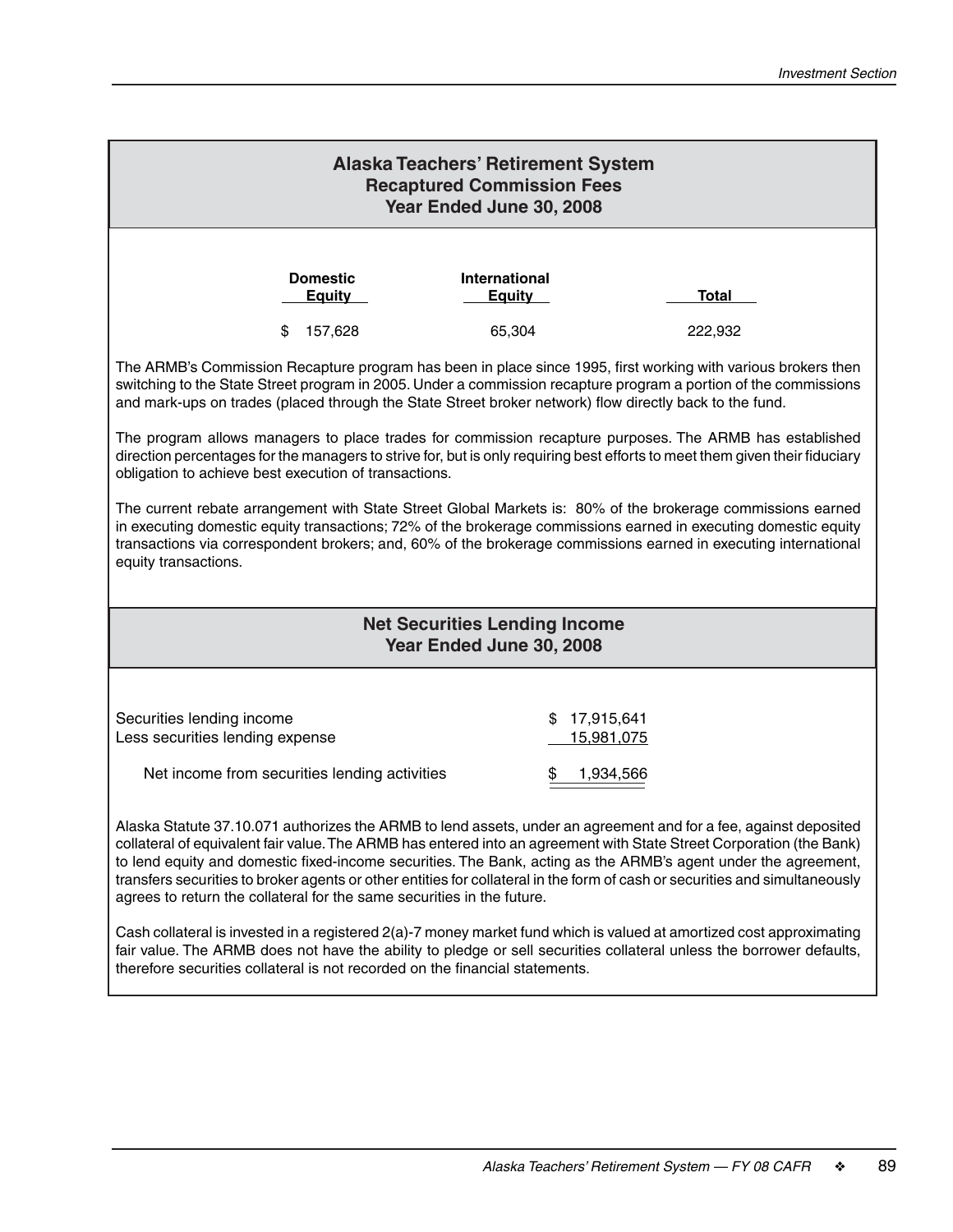## Alaska Teachers' Retirement System
## Recaptured Commission Fees
## Year Ended June 30, 2008

| Domestic Equity | International Equity | Total |
|---|---|---|
| $ 157,628 | 65,304 | 222,932 |

The ARMB's Commission Recapture program has been in place since 1995, first working with various brokers then switching to the State Street program in 2005. Under a commission recapture program a portion of the commissions and mark-ups on trades (placed through the State Street broker network) flow directly back to the fund.

The program allows managers to place trades for commission recapture purposes. The ARMB has established direction percentages for the managers to strive for, but is only requiring best efforts to meet them given their fiduciary obligation to achieve best execution of transactions.

The current rebate arrangement with State Street Global Markets is: 80% of the brokerage commissions earned in executing domestic equity transactions; 72% of the brokerage commissions earned in executing domestic equity transactions via correspondent brokers; and, 60% of the brokerage commissions earned in executing international equity transactions.

## Net Securities Lending Income
## Year Ended June 30, 2008

| | |
|---|---|
| Securities lending income | $ 17,915,641 |
| Less securities lending expense | 15,981,075 |
| Net income from securities lending activities | $ 1,934,566 |

Alaska Statute 37.10.071 authorizes the ARMB to lend assets, under an agreement and for a fee, against deposited collateral of equivalent fair value. The ARMB has entered into an agreement with State Street Corporation (the Bank) to lend equity and domestic fixed-income securities. The Bank, acting as the ARMB's agent under the agreement, transfers securities to broker agents or other entities for collateral in the form of cash or securities and simultaneously agrees to return the collateral for the same securities in the future.

Cash collateral is invested in a registered 2(a)-7 money market fund which is valued at amortized cost approximating fair value. The ARMB does not have the ability to pledge or sell securities collateral unless the borrower defaults, therefore securities collateral is not recorded on the financial statements.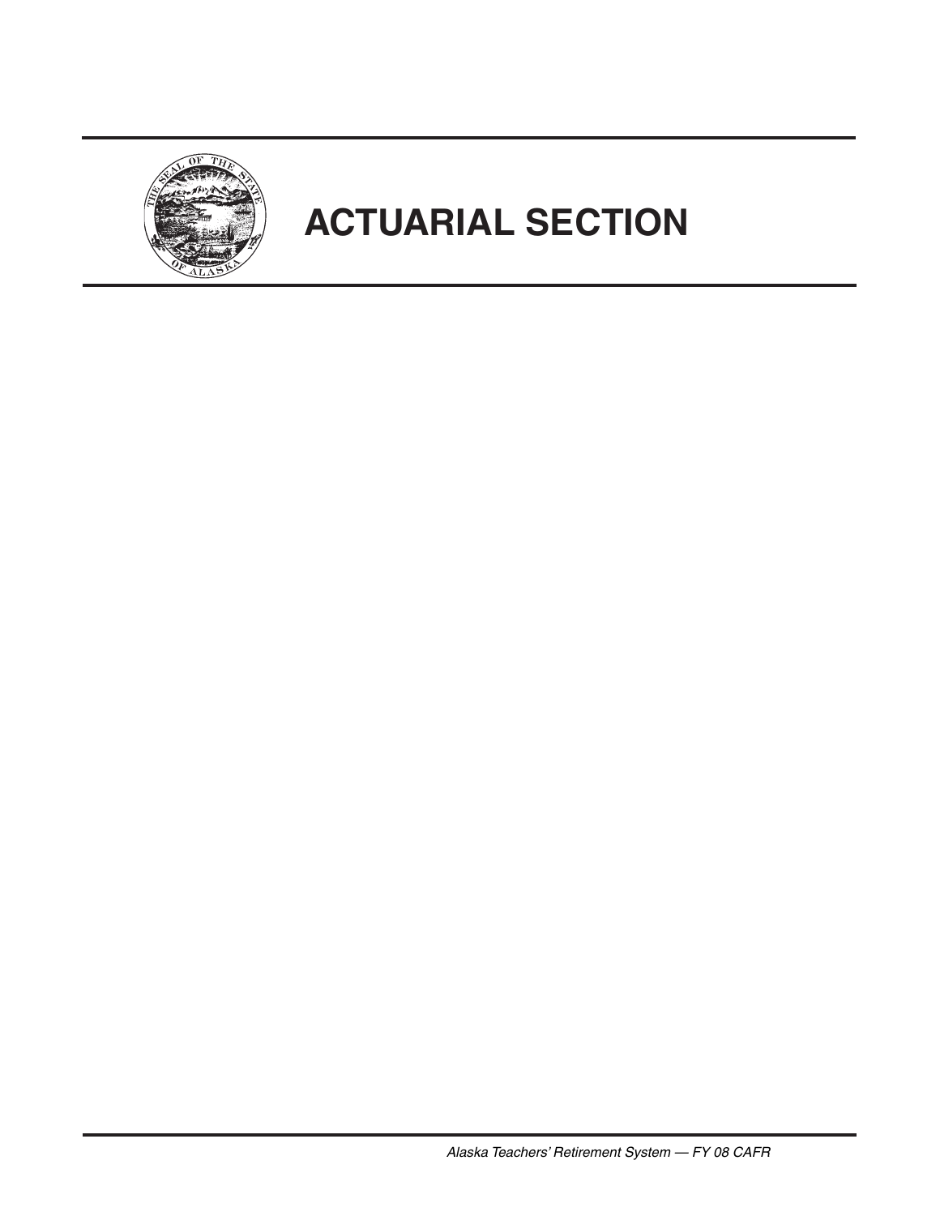# ACTUARIAL SECTION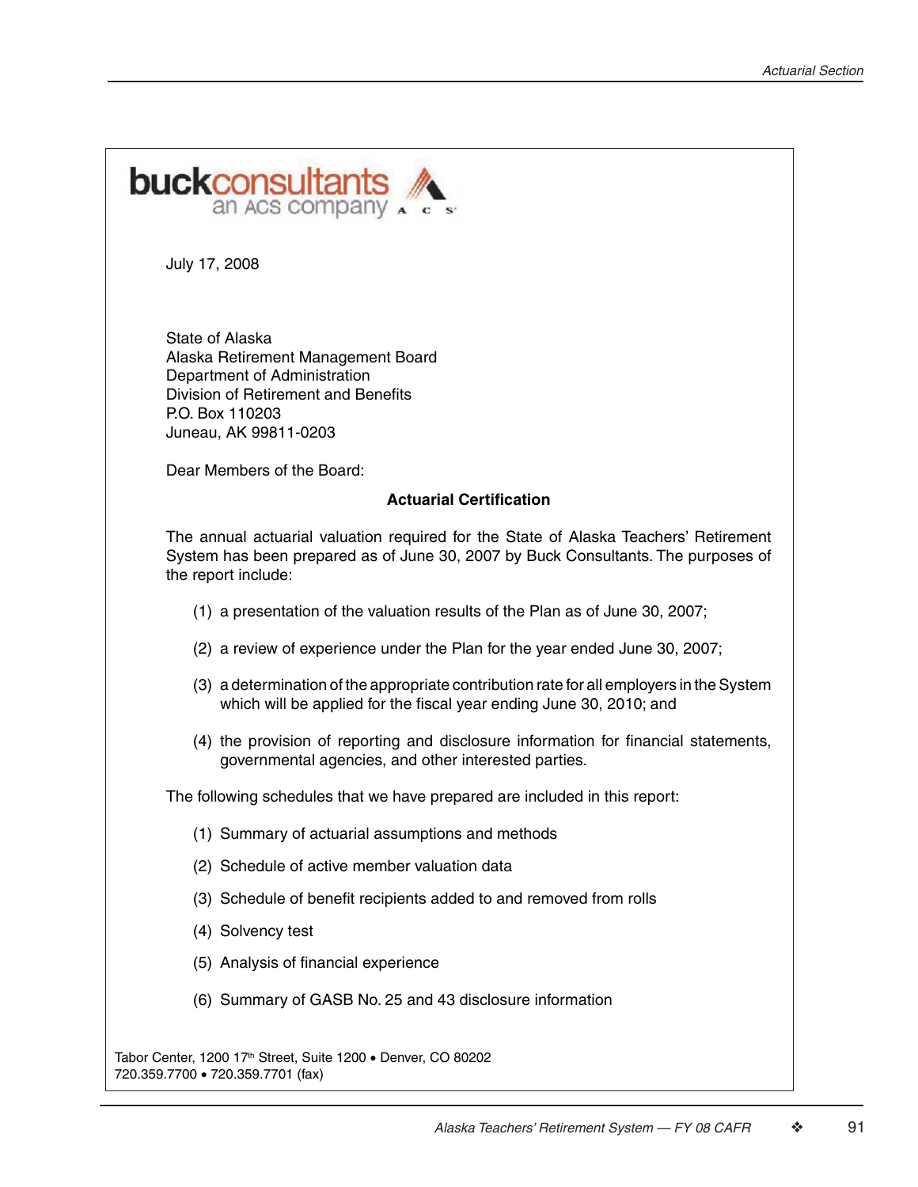buckconsultants
an ACS company

July 17, 2008

State of Alaska
Alaska Retirement Management Board
Department of Administration
Division of Retirement and Benefits
P.O. Box 110203
Juneau, AK 99811-0203

Dear Members of the Board:

**Actuarial Certification**

The annual actuarial valuation required for the State of Alaska Teachers' Retirement System has been prepared as of June 30, 2007 by Buck Consultants. The purposes of the report include:

(1) a presentation of the valuation results of the Plan as of June 30, 2007;

(2) a review of experience under the Plan for the year ended June 30, 2007;

(3) a determination of the appropriate contribution rate for all employers in the System which will be applied for the fiscal year ending June 30, 2010; and

(4) the provision of reporting and disclosure information for financial statements, governmental agencies, and other interested parties.

The following schedules that we have prepared are included in this report:

(1) Summary of actuarial assumptions and methods

(2) Schedule of active member valuation data

(3) Schedule of benefit recipients added to and removed from rolls

(4) Solvency test

(5) Analysis of financial experience

(6) Summary of GASB No. 25 and 43 disclosure information

Tabor Center, 1200 17th Street, Suite 1200 • Denver, CO 80202
720.359.7700 • 720.359.7701 (fax)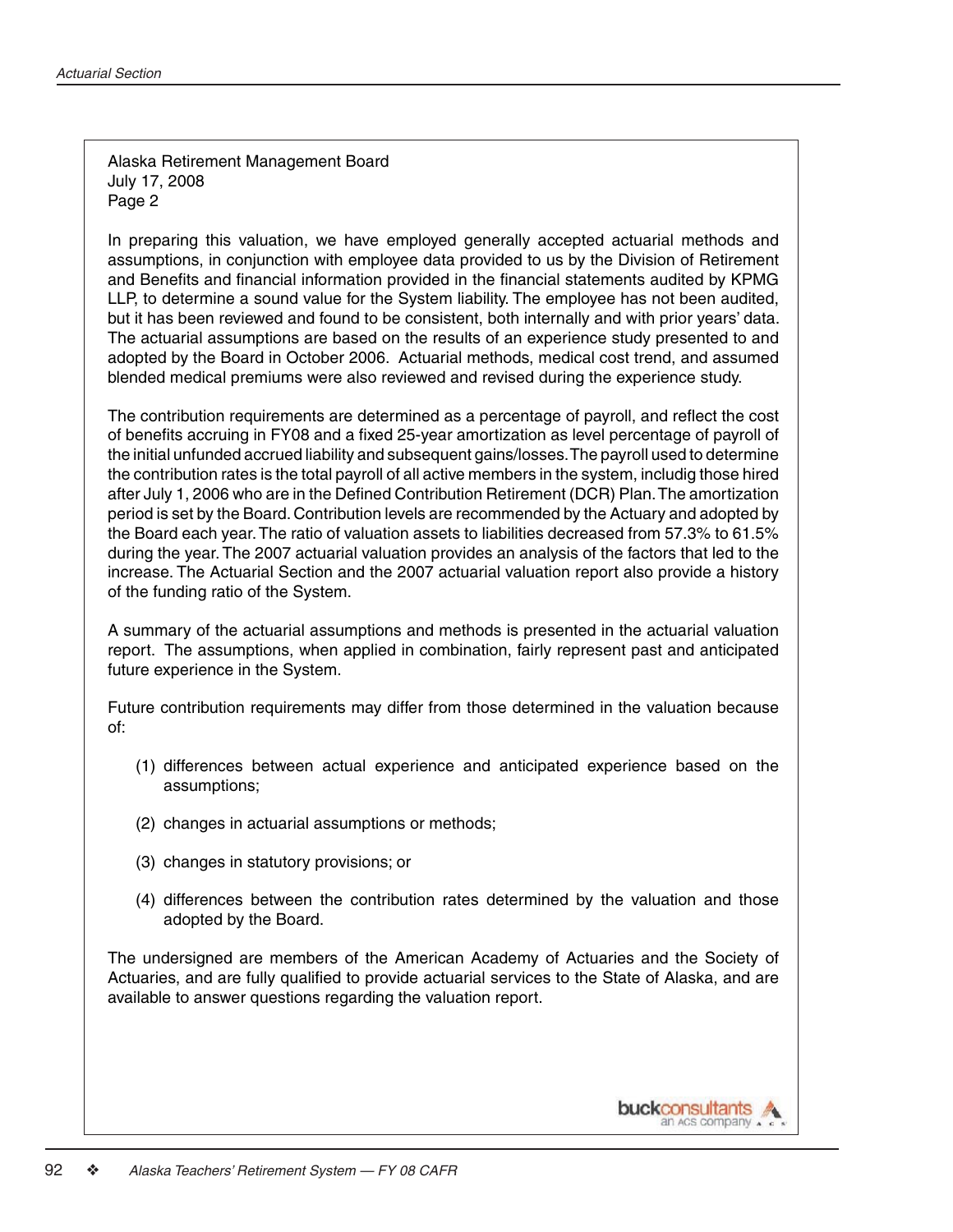Alaska Retirement Management Board
July 17, 2008
Page 2

In preparing this valuation, we have employed generally accepted actuarial methods and assumptions, in conjunction with employee data provided to us by the Division of Retirement and Benefits and financial information provided in the financial statements audited by KPMG LLP, to determine a sound value for the System liability. The employee has not been audited, but it has been reviewed and found to be consistent, both internally and with prior years' data. The actuarial assumptions are based on the results of an experience study presented to and adopted by the Board in October 2006. Actuarial methods, medical cost trend, and assumed blended medical premiums were also reviewed and revised during the experience study.

The contribution requirements are determined as a percentage of payroll, and reflect the cost of benefits accruing in FY08 and a fixed 25-year amortization as level percentage of payroll of the initial unfunded accrued liability and subsequent gains/losses. The payroll used to determine the contribution rates is the total payroll of all active members in the system, includig those hired after July 1, 2006 who are in the Defined Contribution Retirement (DCR) Plan. The amortization period is set by the Board. Contribution levels are recommended by the Actuary and adopted by the Board each year. The ratio of valuation assets to liabilities decreased from 57.3% to 61.5% during the year. The 2007 actuarial valuation provides an analysis of the factors that led to the increase. The Actuarial Section and the 2007 actuarial valuation report also provide a history of the funding ratio of the System.

A summary of the actuarial assumptions and methods is presented in the actuarial valuation report. The assumptions, when applied in combination, fairly represent past and anticipated future experience in the System.

Future contribution requirements may differ from those determined in the valuation because of:

(1) differences between actual experience and anticipated experience based on the assumptions;

(2) changes in actuarial assumptions or methods;

(3) changes in statutory provisions; or

(4) differences between the contribution rates determined by the valuation and those adopted by the Board.

The undersigned are members of the American Academy of Actuaries and the Society of Actuaries, and are fully qualified to provide actuarial services to the State of Alaska, and are available to answer questions regarding the valuation report.

buckconsultants
an ACS company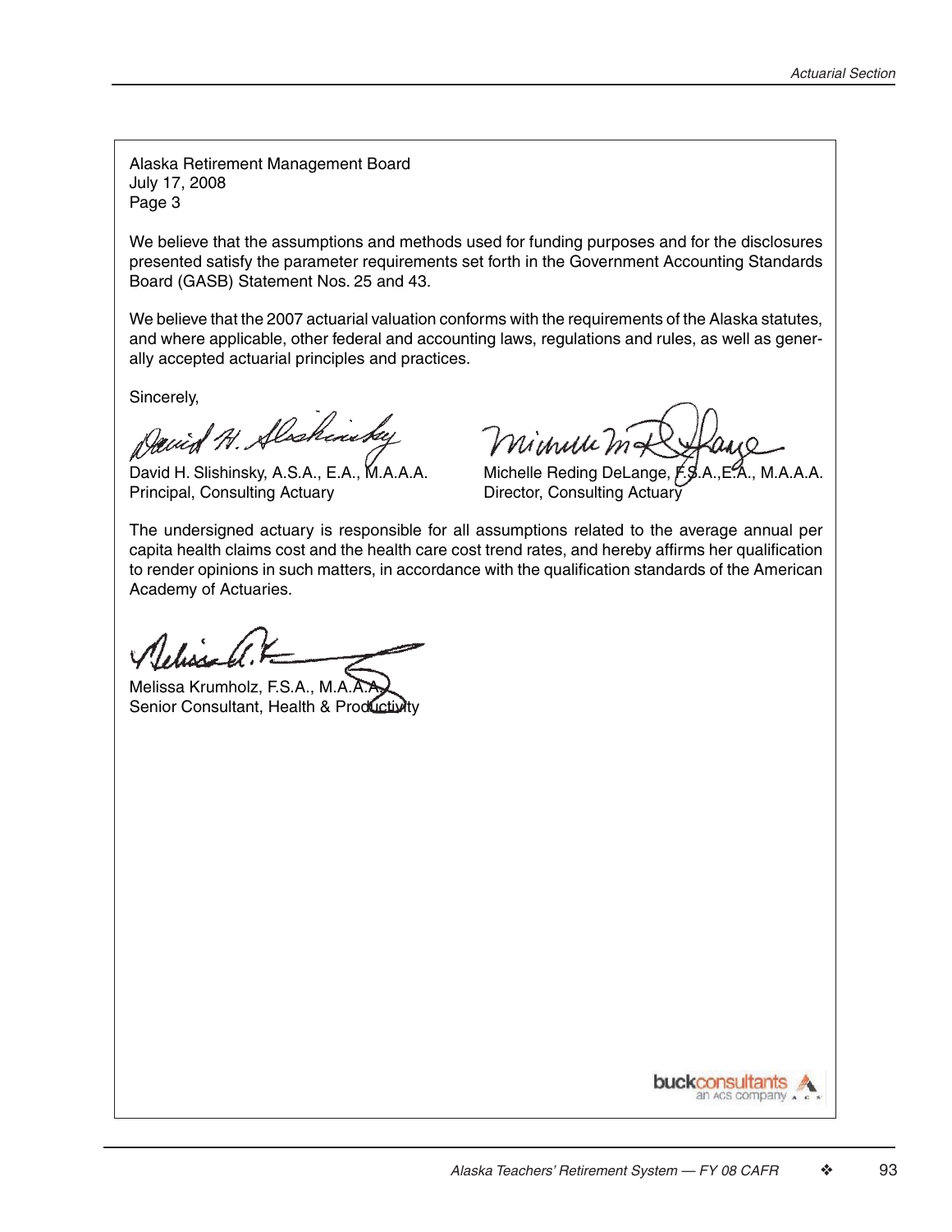Alaska Retirement Management Board
July 17, 2008
Page 3

We believe that the assumptions and methods used for funding purposes and for the disclosures presented satisfy the parameter requirements set forth in the Government Accounting Standards Board (GASB) Statement Nos. 25 and 43.

We believe that the 2007 actuarial valuation conforms with the requirements of the Alaska statutes, and where applicable, other federal and accounting laws, regulations and rules, as well as generally accepted actuarial principles and practices.

Sincerely,

David H. Slishinsky, A.S.A., E.A., M.A.A.A.
Principal, Consulting Actuary

Michelle Reding DeLange, F.S.A., E.A., M.A.A.A.
Director, Consulting Actuary

The undersigned actuary is responsible for all assumptions related to the average annual per capita health claims cost and the health care cost trend rates, and hereby affirms her qualification to render opinions in such matters, in accordance with the qualification standards of the American Academy of Actuaries.

Melissa Krumholz, F.S.A., M.A.A.A.
Senior Consultant, Health & Productivity

buckconsultants
an ACS company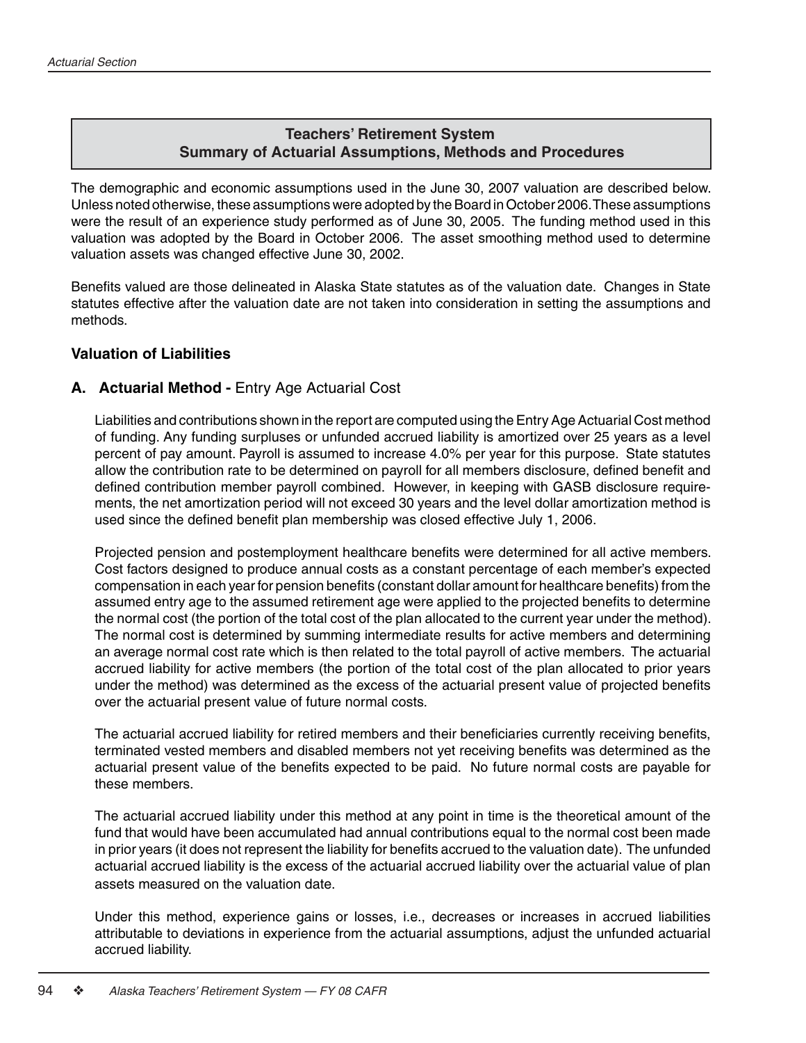## Teachers' Retirement System
## Summary of Actuarial Assumptions, Methods and Procedures

The demographic and economic assumptions used in the June 30, 2007 valuation are described below. Unless noted otherwise, these assumptions were adopted by the Board in October 2006. These assumptions were the result of an experience study performed as of June 30, 2005. The funding method used in this valuation was adopted by the Board in October 2006. The asset smoothing method used to determine valuation assets was changed effective June 30, 2002.

Benefits valued are those delineated in Alaska State statutes as of the valuation date. Changes in State statutes effective after the valuation date are not taken into consideration in setting the assumptions and methods.

### Valuation of Liabilities

**A. Actuarial Method -** Entry Age Actuarial Cost

Liabilities and contributions shown in the report are computed using the Entry Age Actuarial Cost method of funding. Any funding surpluses or unfunded accrued liability is amortized over 25 years as a level percent of pay amount. Payroll is assumed to increase 4.0% per year for this purpose. State statutes allow the contribution rate to be determined on payroll for all members disclosure, defined benefit and defined contribution member payroll combined. However, in keeping with GASB disclosure requirements, the net amortization period will not exceed 30 years and the level dollar amortization method is used since the defined benefit plan membership was closed effective July 1, 2006.

Projected pension and postemployment healthcare benefits were determined for all active members. Cost factors designed to produce annual costs as a constant percentage of each member's expected compensation in each year for pension benefits (constant dollar amount for healthcare benefits) from the assumed entry age to the assumed retirement age were applied to the projected benefits to determine the normal cost (the portion of the total cost of the plan allocated to the current year under the method). The normal cost is determined by summing intermediate results for active members and determining an average normal cost rate which is then related to the total payroll of active members. The actuarial accrued liability for active members (the portion of the total cost of the plan allocated to prior years under the method) was determined as the excess of the actuarial present value of projected benefits over the actuarial present value of future normal costs.

The actuarial accrued liability for retired members and their beneficiaries currently receiving benefits, terminated vested members and disabled members not yet receiving benefits was determined as the actuarial present value of the benefits expected to be paid. No future normal costs are payable for these members.

The actuarial accrued liability under this method at any point in time is the theoretical amount of the fund that would have been accumulated had annual contributions equal to the normal cost been made in prior years (it does not represent the liability for benefits accrued to the valuation date). The unfunded actuarial accrued liability is the excess of the actuarial accrued liability over the actuarial value of plan assets measured on the valuation date.

Under this method, experience gains or losses, i.e., decreases or increases in accrued liabilities attributable to deviations in experience from the actuarial assumptions, adjust the unfunded actuarial accrued liability.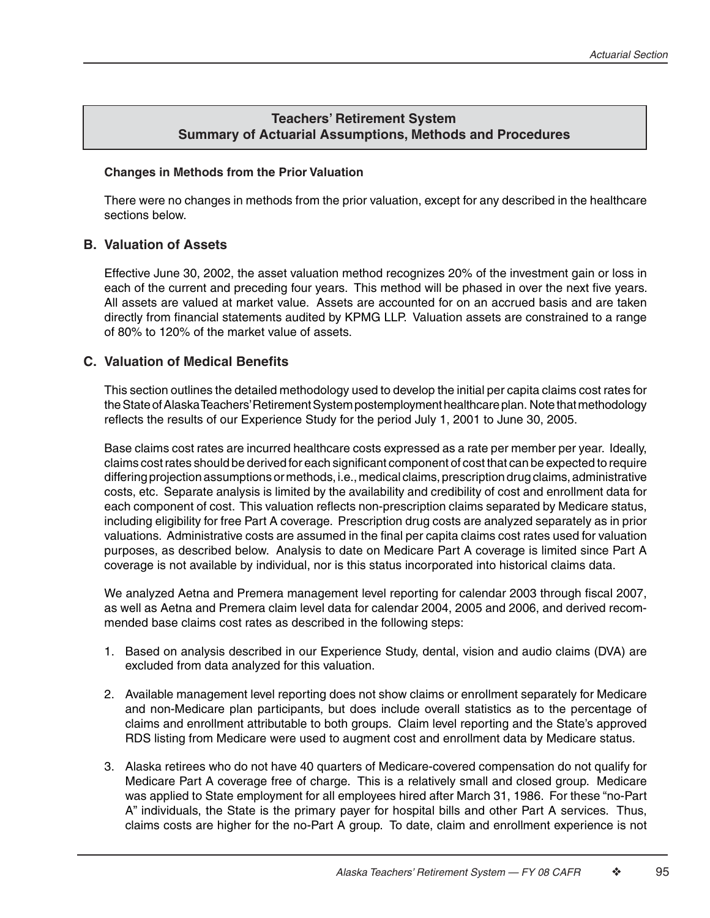## Teachers' Retirement System
## Summary of Actuarial Assumptions, Methods and Procedures

**Changes in Methods from the Prior Valuation**

There were no changes in methods from the prior valuation, except for any described in the healthcare sections below.

### B. Valuation of Assets

Effective June 30, 2002, the asset valuation method recognizes 20% of the investment gain or loss in each of the current and preceding four years. This method will be phased in over the next five years. All assets are valued at market value. Assets are accounted for on an accrued basis and are taken directly from financial statements audited by KPMG LLP. Valuation assets are constrained to a range of 80% to 120% of the market value of assets.

### C. Valuation of Medical Benefits

This section outlines the detailed methodology used to develop the initial per capita claims cost rates for the State of Alaska Teachers' Retirement System postemployment healthcare plan. Note that methodology reflects the results of our Experience Study for the period July 1, 2001 to June 30, 2005.

Base claims cost rates are incurred healthcare costs expressed as a rate per member per year. Ideally, claims cost rates should be derived for each significant component of cost that can be expected to require differing projection assumptions or methods, i.e., medical claims, prescription drug claims, administrative costs, etc. Separate analysis is limited by the availability and credibility of cost and enrollment data for each component of cost. This valuation reflects non-prescription claims separated by Medicare status, including eligibility for free Part A coverage. Prescription drug costs are analyzed separately as in prior valuations. Administrative costs are assumed in the final per capita claims cost rates used for valuation purposes, as described below. Analysis to date on Medicare Part A coverage is limited since Part A coverage is not available by individual, nor is this status incorporated into historical claims data.

We analyzed Aetna and Premera management level reporting for calendar 2003 through fiscal 2007, as well as Aetna and Premera claim level data for calendar 2004, 2005 and 2006, and derived recommended base claims cost rates as described in the following steps:

1. Based on analysis described in our Experience Study, dental, vision and audio claims (DVA) are excluded from data analyzed for this valuation.

2. Available management level reporting does not show claims or enrollment separately for Medicare and non-Medicare plan participants, but does include overall statistics as to the percentage of claims and enrollment attributable to both groups. Claim level reporting and the State's approved RDS listing from Medicare were used to augment cost and enrollment data by Medicare status.

3. Alaska retirees who do not have 40 quarters of Medicare-covered compensation do not qualify for Medicare Part A coverage free of charge. This is a relatively small and closed group. Medicare was applied to State employment for all employees hired after March 31, 1986. For these "no-Part A" individuals, the State is the primary payer for hospital bills and other Part A services. Thus, claims costs are higher for the no-Part A group. To date, claim and enrollment experience is not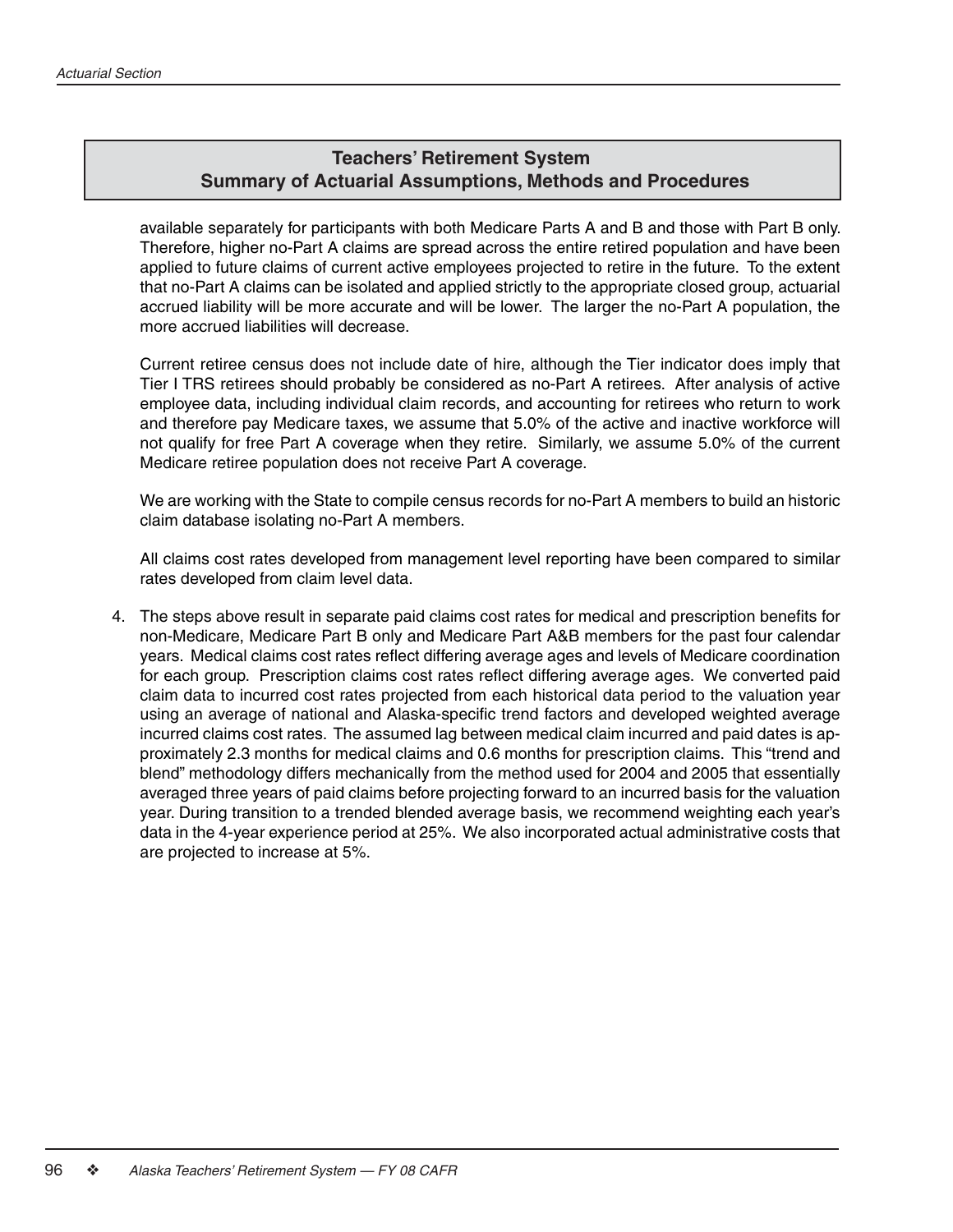## Teachers' Retirement System
## Summary of Actuarial Assumptions, Methods and Procedures

available separately for participants with both Medicare Parts A and B and those with Part B only. Therefore, higher no-Part A claims are spread across the entire retired population and have been applied to future claims of current active employees projected to retire in the future. To the extent that no-Part A claims can be isolated and applied strictly to the appropriate closed group, actuarial accrued liability will be more accurate and will be lower. The larger the no-Part A population, the more accrued liabilities will decrease.

Current retiree census does not include date of hire, although the Tier indicator does imply that Tier I TRS retirees should probably be considered as no-Part A retirees. After analysis of active employee data, including individual claim records, and accounting for retirees who return to work and therefore pay Medicare taxes, we assume that 5.0% of the active and inactive workforce will not qualify for free Part A coverage when they retire. Similarly, we assume 5.0% of the current Medicare retiree population does not receive Part A coverage.

We are working with the State to compile census records for no-Part A members to build an historic claim database isolating no-Part A members.

All claims cost rates developed from management level reporting have been compared to similar rates developed from claim level data.

4. The steps above result in separate paid claims cost rates for medical and prescription benefits for non-Medicare, Medicare Part B only and Medicare Part A&B members for the past four calendar years. Medical claims cost rates reflect differing average ages and levels of Medicare coordination for each group. Prescription claims cost rates reflect differing average ages. We converted paid claim data to incurred cost rates projected from each historical data period to the valuation year using an average of national and Alaska-specific trend factors and developed weighted average incurred claims cost rates. The assumed lag between medical claim incurred and paid dates is approximately 2.3 months for medical claims and 0.6 months for prescription claims. This "trend and blend" methodology differs mechanically from the method used for 2004 and 2005 that essentially averaged three years of paid claims before projecting forward to an incurred basis for the valuation year. During transition to a trended blended average basis, we recommend weighting each year's data in the 4-year experience period at 25%. We also incorporated actual administrative costs that are projected to increase at 5%.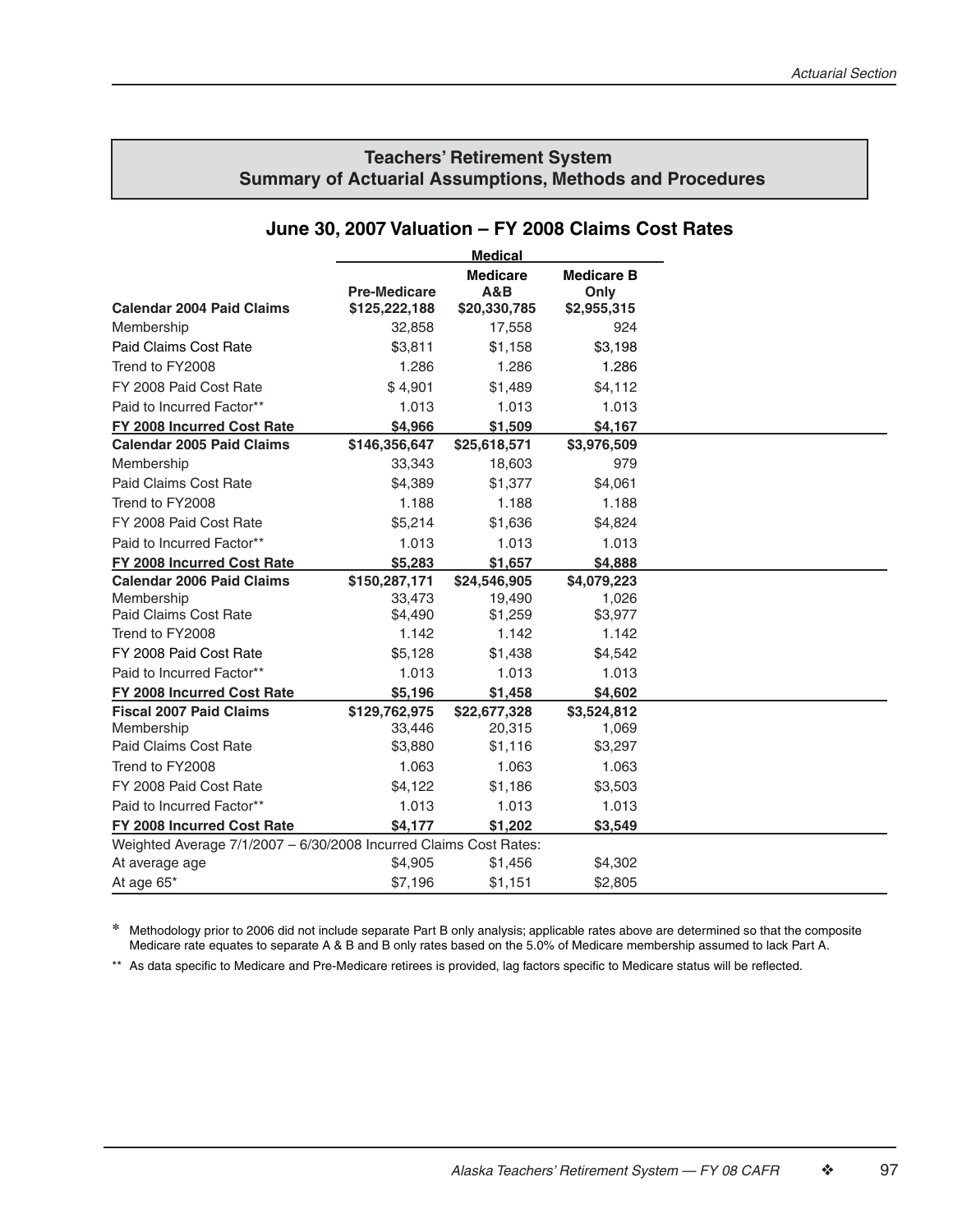## Teachers' Retirement System
## Summary of Actuarial Assumptions, Methods and Procedures

### June 30, 2007 Valuation – FY 2008 Claims Cost Rates

| | Medical | | |
|---|---|---|---|
| | **Pre-Medicare** | **Medicare A&B** | **Medicare B Only** |
| **Calendar 2004 Paid Claims** | **$125,222,188** | **$20,330,785** | **$2,955,315** |
| Membership | 32,858 | 17,558 | 924 |
| Paid Claims Cost Rate | $3,811 | $1,158 | $3,198 |
| Trend to FY2008 | 1.286 | 1.286 | 1.286 |
| FY 2008 Paid Cost Rate | $ 4,901 | $1,489 | $4,112 |
| Paid to Incurred Factor** | 1.013 | 1.013 | 1.013 |
| **FY 2008 Incurred Cost Rate** | **$4,966** | **$1,509** | **$4,167** |
| **Calendar 2005 Paid Claims** | **$146,356,647** | **$25,618,571** | **$3,976,509** |
| Membership | 33,343 | 18,603 | 979 |
| Paid Claims Cost Rate | $4,389 | $1,377 | $4,061 |
| Trend to FY2008 | 1.188 | 1.188 | 1.188 |
| FY 2008 Paid Cost Rate | $5,214 | $1,636 | $4,824 |
| Paid to Incurred Factor** | 1.013 | 1.013 | 1.013 |
| **FY 2008 Incurred Cost Rate** | **$5,283** | **$1,657** | **$4,888** |
| **Calendar 2006 Paid Claims** | **$150,287,171** | **$24,546,905** | **$4,079,223** |
| Membership | 33,473 | 19,490 | 1,026 |
| Paid Claims Cost Rate | $4,490 | $1,259 | $3,977 |
| Trend to FY2008 | 1.142 | 1.142 | 1.142 |
| FY 2008 Paid Cost Rate | $5,128 | $1,438 | $4,542 |
| Paid to Incurred Factor** | 1.013 | 1.013 | 1.013 |
| **FY 2008 Incurred Cost Rate** | **$5,196** | **$1,458** | **$4,602** |
| **Fiscal 2007 Paid Claims** | **$129,762,975** | **$22,677,328** | **$3,524,812** |
| Membership | 33,446 | 20,315 | 1,069 |
| Paid Claims Cost Rate | $3,880 | $1,116 | $3,297 |
| Trend to FY2008 | 1.063 | 1.063 | 1.063 |
| FY 2008 Paid Cost Rate | $4,122 | $1,186 | $3,503 |
| Paid to Incurred Factor** | 1.013 | 1.013 | 1.013 |
| **FY 2008 Incurred Cost Rate** | **$4,177** | **$1,202** | **$3,549** |
| Weighted Average 7/1/2007 – 6/30/2008 Incurred Claims Cost Rates: | | | |
| At average age | $4,905 | $1,456 | $4,302 |
| At age 65* | $7,196 | $1,151 | $2,805 |

\* Methodology prior to 2006 did not include separate Part B only analysis; applicable rates above are determined so that the composite Medicare rate equates to separate A & B and B only rates based on the 5.0% of Medicare membership assumed to lack Part A.

\*\* As data specific to Medicare and Pre-Medicare retirees is provided, lag factors specific to Medicare status will be reflected.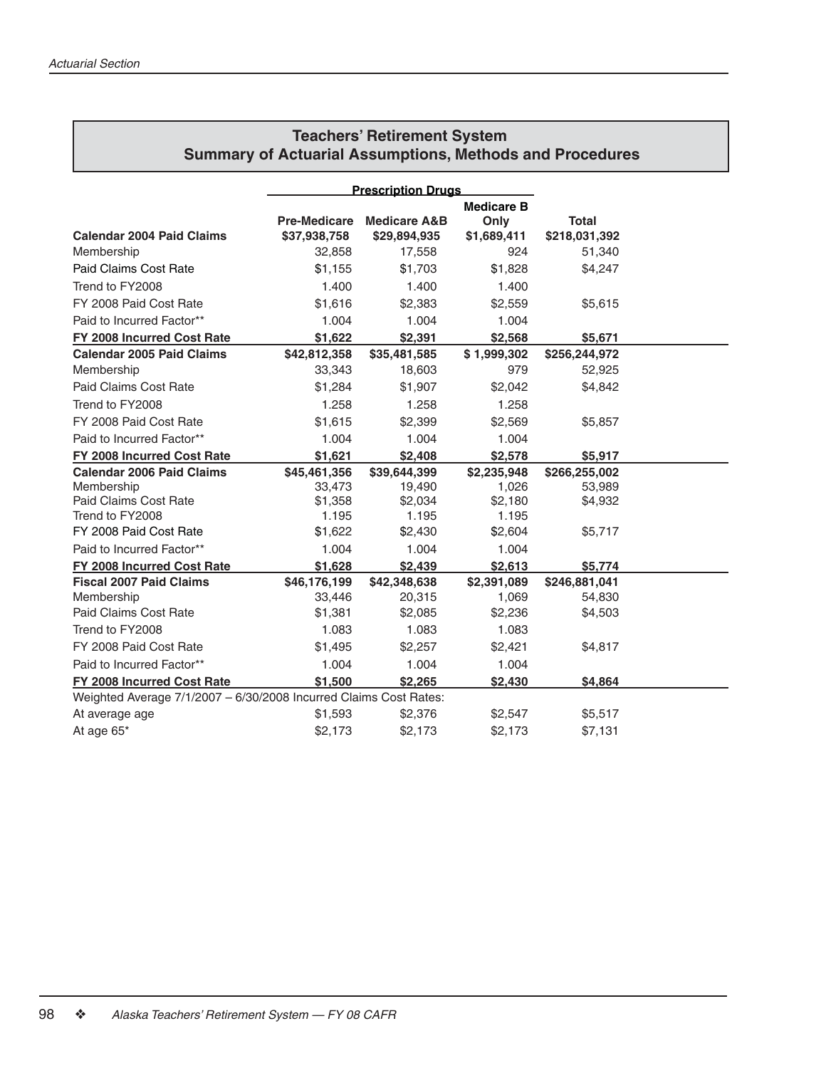## Teachers' Retirement System
## Summary of Actuarial Assumptions, Methods and Procedures

| | Prescription Drugs | | | |
|---|---|---|---|---|
| | **Pre-Medicare** | **Medicare A&B** | **Medicare B Only** | **Total** |
| **Calendar 2004 Paid Claims** | **$37,938,758** | **$29,894,935** | **$1,689,411** | **$218,031,392** |
| Membership | 32,858 | 17,558 | 924 | 51,340 |
| Paid Claims Cost Rate | $1,155 | $1,703 | $1,828 | $4,247 |
| Trend to FY2008 | 1.400 | 1.400 | 1.400 | |
| FY 2008 Paid Cost Rate | $1,616 | $2,383 | $2,559 | $5,615 |
| Paid to Incurred Factor** | 1.004 | 1.004 | 1.004 | |
| **FY 2008 Incurred Cost Rate** | **$1,622** | **$2,391** | **$2,568** | **$5,671** |
| **Calendar 2005 Paid Claims** | **$42,812,358** | **$35,481,585** | **$ 1,999,302** | **$256,244,972** |
| Membership | 33,343 | 18,603 | 979 | 52,925 |
| Paid Claims Cost Rate | $1,284 | $1,907 | $2,042 | $4,842 |
| Trend to FY2008 | 1.258 | 1.258 | 1.258 | |
| FY 2008 Paid Cost Rate | $1,615 | $2,399 | $2,569 | $5,857 |
| Paid to Incurred Factor** | 1.004 | 1.004 | 1.004 | |
| **FY 2008 Incurred Cost Rate** | **$1,621** | **$2,408** | **$2,578** | **$5,917** |
| **Calendar 2006 Paid Claims** | **$45,461,356** | **$39,644,399** | **$2,235,948** | **$266,255,002** |
| Membership | 33,473 | 19,490 | 1,026 | 53,989 |
| Paid Claims Cost Rate | $1,358 | $2,034 | $2,180 | $4,932 |
| Trend to FY2008 | 1.195 | 1.195 | 1.195 | |
| FY 2008 Paid Cost Rate | $1,622 | $2,430 | $2,604 | $5,717 |
| Paid to Incurred Factor** | 1.004 | 1.004 | 1.004 | |
| **FY 2008 Incurred Cost Rate** | **$1,628** | **$2,439** | **$2,613** | **$5,774** |
| **Fiscal 2007 Paid Claims** | **$46,176,199** | **$42,348,638** | **$2,391,089** | **$246,881,041** |
| Membership | 33,446 | 20,315 | 1,069 | 54,830 |
| Paid Claims Cost Rate | $1,381 | $2,085 | $2,236 | $4,503 |
| Trend to FY2008 | 1.083 | 1.083 | 1.083 | |
| FY 2008 Paid Cost Rate | $1,495 | $2,257 | $2,421 | $4,817 |
| Paid to Incurred Factor** | 1.004 | 1.004 | 1.004 | |
| **FY 2008 Incurred Cost Rate** | **$1,500** | **$2,265** | **$2,430** | **$4,864** |
| Weighted Average 7/1/2007 – 6/30/2008 Incurred Claims Cost Rates: | | | | |
| At average age | $1,593 | $2,376 | $2,547 | $5,517 |
| At age 65* | $2,173 | $2,173 | $2,173 | $7,131 |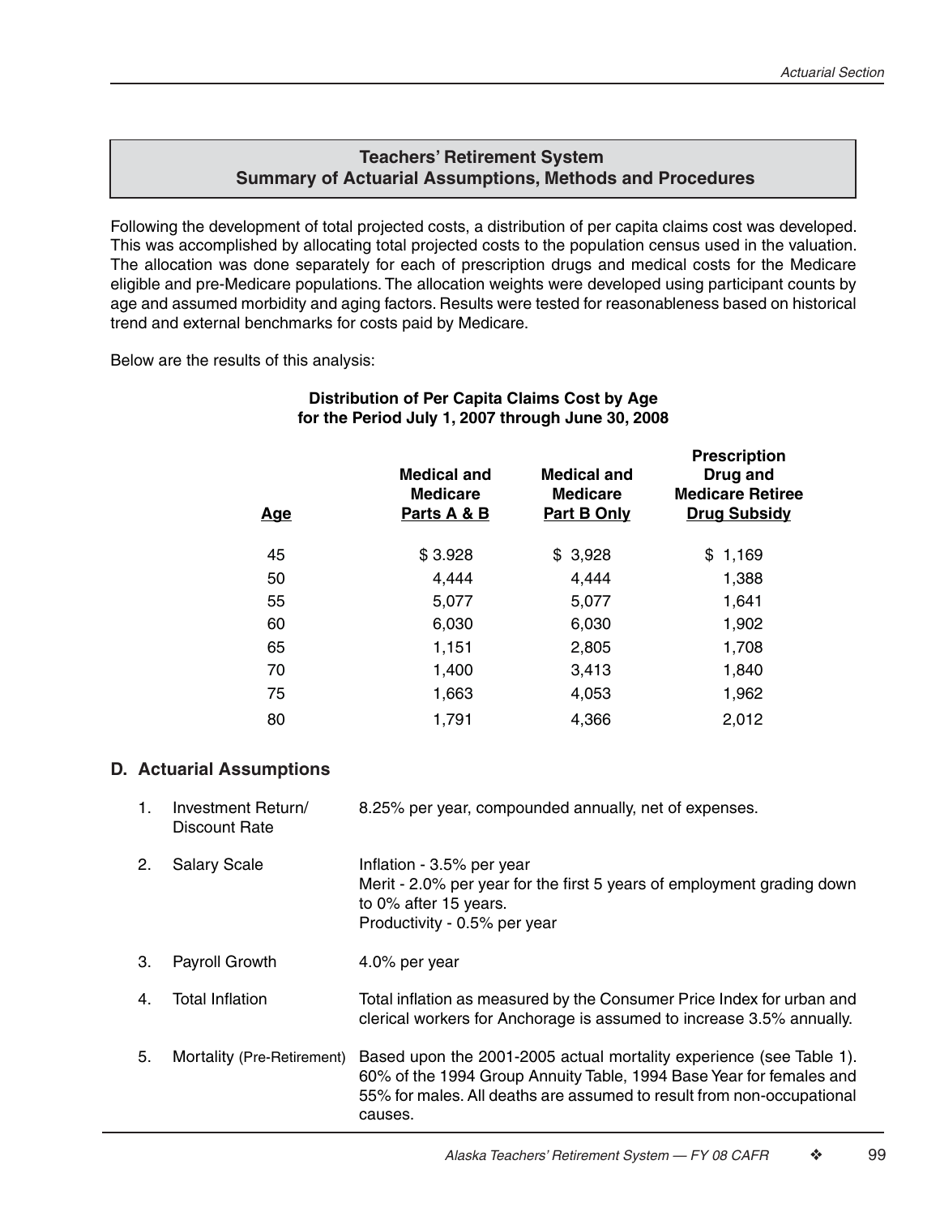## Teachers' Retirement System
## Summary of Actuarial Assumptions, Methods and Procedures

Following the development of total projected costs, a distribution of per capita claims cost was developed. This was accomplished by allocating total projected costs to the population census used in the valuation. The allocation was done separately for each of prescription drugs and medical costs for the Medicare eligible and pre-Medicare populations. The allocation weights were developed using participant counts by age and assumed morbidity and aging factors. Results were tested for reasonableness based on historical trend and external benchmarks for costs paid by Medicare.

Below are the results of this analysis:

**Distribution of Per Capita Claims Cost by Age for the Period July 1, 2007 through June 30, 2008**

| Age | Medical and Medicare Parts A & B | Medical and Medicare Part B Only | Prescription Drug and Medicare Retiree Drug Subsidy |
|---|---|---|---|
| 45 | $ 3.928 | $ 3,928 | $ 1,169 |
| 50 | 4,444 | 4,444 | 1,388 |
| 55 | 5,077 | 5,077 | 1,641 |
| 60 | 6,030 | 6,030 | 1,902 |
| 65 | 1,151 | 2,805 | 1,708 |
| 70 | 1,400 | 3,413 | 1,840 |
| 75 | 1,663 | 4,053 | 1,962 |
| 80 | 1,791 | 4,366 | 2,012 |

### D. Actuarial Assumptions

1. Investment Return/ Discount Rate — 8.25% per year, compounded annually, net of expenses.

2. Salary Scale — Inflation - 3.5% per year
   Merit - 2.0% per year for the first 5 years of employment grading down to 0% after 15 years.
   Productivity - 0.5% per year

3. Payroll Growth — 4.0% per year

4. Total Inflation — Total inflation as measured by the Consumer Price Index for urban and clerical workers for Anchorage is assumed to increase 3.5% annually.

5. Mortality (Pre-Retirement) — Based upon the 2001-2005 actual mortality experience (see Table 1). 60% of the 1994 Group Annuity Table, 1994 Base Year for females and 55% for males. All deaths are assumed to result from non-occupational causes.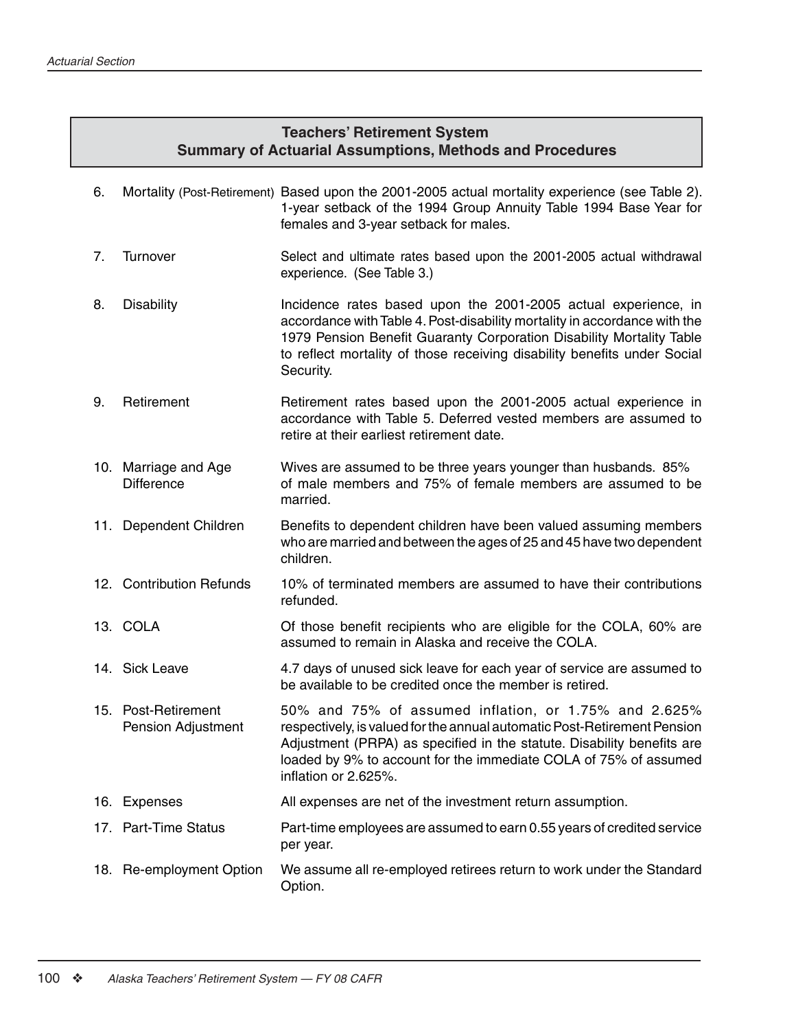## Teachers' Retirement System
## Summary of Actuarial Assumptions, Methods and Procedures

6. Mortality (Post-Retirement) Based upon the 2001-2005 actual mortality experience (see Table 2). 1-year setback of the 1994 Group Annuity Table 1994 Base Year for females and 3-year setback for males.

7. Turnover Select and ultimate rates based upon the 2001-2005 actual withdrawal experience. (See Table 3.)

8. Disability Incidence rates based upon the 2001-2005 actual experience, in accordance with Table 4. Post-disability mortality in accordance with the 1979 Pension Benefit Guaranty Corporation Disability Mortality Table to reflect mortality of those receiving disability benefits under Social Security.

9. Retirement Retirement rates based upon the 2001-2005 actual experience in accordance with Table 5. Deferred vested members are assumed to retire at their earliest retirement date.

10. Marriage and Age Difference Wives are assumed to be three years younger than husbands. 85% of male members and 75% of female members are assumed to be married.

11. Dependent Children Benefits to dependent children have been valued assuming members who are married and between the ages of 25 and 45 have two dependent children.

12. Contribution Refunds 10% of terminated members are assumed to have their contributions refunded.

13. COLA Of those benefit recipients who are eligible for the COLA, 60% are assumed to remain in Alaska and receive the COLA.

14. Sick Leave 4.7 days of unused sick leave for each year of service are assumed to be available to be credited once the member is retired.

15. Post-Retirement Pension Adjustment 50% and 75% of assumed inflation, or 1.75% and 2.625% respectively, is valued for the annual automatic Post-Retirement Pension Adjustment (PRPA) as specified in the statute. Disability benefits are loaded by 9% to account for the immediate COLA of 75% of assumed inflation or 2.625%.

16. Expenses All expenses are net of the investment return assumption.

17. Part-Time Status Part-time employees are assumed to earn 0.55 years of credited service per year.

18. Re-employment Option We assume all re-employed retirees return to work under the Standard Option.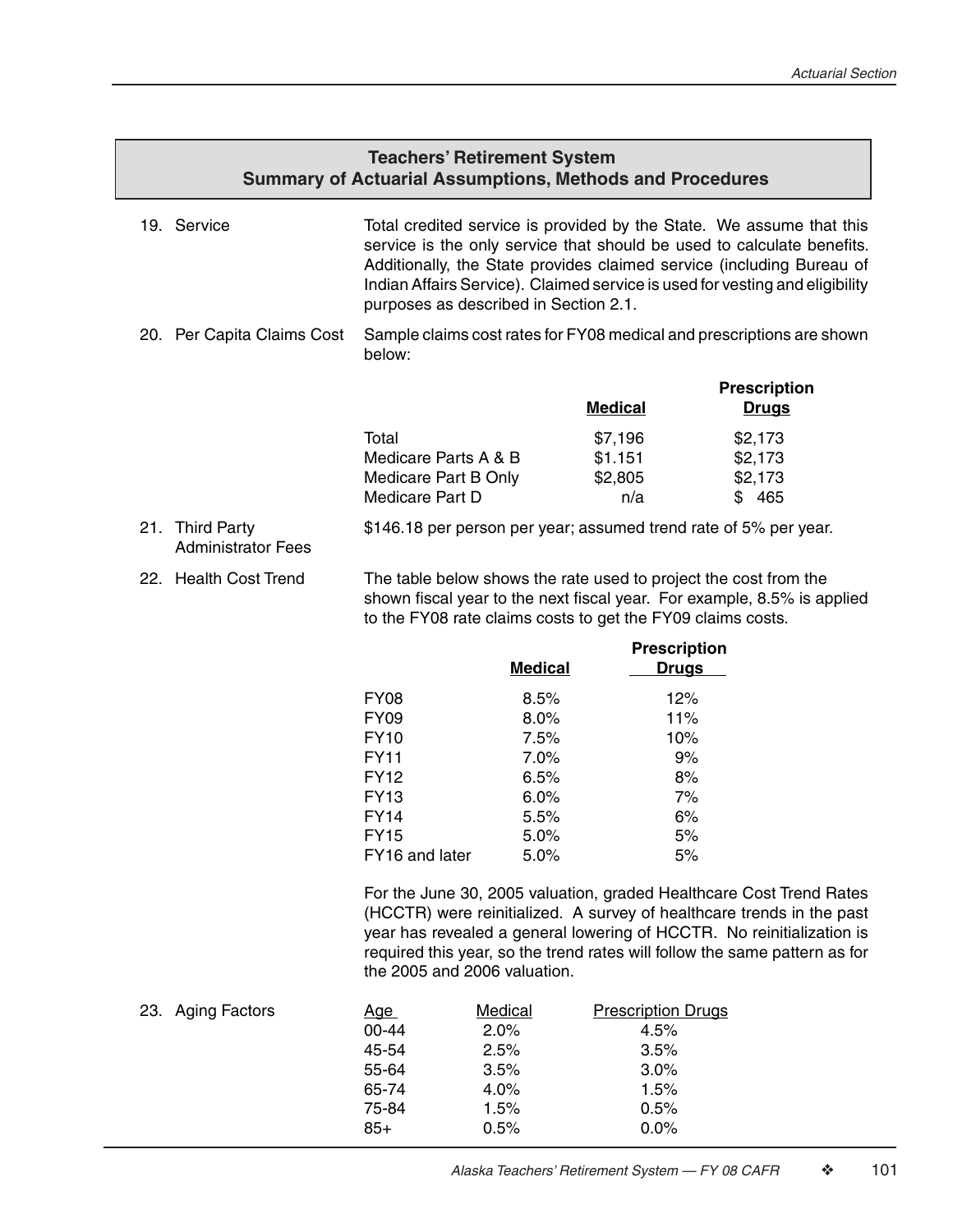## Teachers' Retirement System
## Summary of Actuarial Assumptions, Methods and Procedures

19. **Service** — Total credited service is provided by the State. We assume that this service is the only service that should be used to calculate benefits. Additionally, the State provides claimed service (including Bureau of Indian Affairs Service). Claimed service is used for vesting and eligibility purposes as described in Section 2.1.

20. **Per Capita Claims Cost** — Sample claims cost rates for FY08 medical and prescriptions are shown below:

| | Medical | Prescription Drugs |
|---|---|---|
| Total | $7,196 | $2,173 |
| Medicare Parts A & B | $1.151 | $2,173 |
| Medicare Part B Only | $2,805 | $2,173 |
| Medicare Part D | n/a | $ 465 |

21. **Third Party Administrator Fees** — $146.18 per person per year; assumed trend rate of 5% per year.

22. **Health Cost Trend** — The table below shows the rate used to project the cost from the shown fiscal year to the next fiscal year. For example, 8.5% is applied to the FY08 rate claims costs to get the FY09 claims costs.

| | Medical | Prescription Drugs |
|---|---|---|
| FY08 | 8.5% | 12% |
| FY09 | 8.0% | 11% |
| FY10 | 7.5% | 10% |
| FY11 | 7.0% | 9% |
| FY12 | 6.5% | 8% |
| FY13 | 6.0% | 7% |
| FY14 | 5.5% | 6% |
| FY15 | 5.0% | 5% |
| FY16 and later | 5.0% | 5% |

For the June 30, 2005 valuation, graded Healthcare Cost Trend Rates (HCCTR) were reinitialized. A survey of healthcare trends in the past year has revealed a general lowering of HCCTR. No reinitialization is required this year, so the trend rates will follow the same pattern as for the 2005 and 2006 valuation.

23. **Aging Factors**

| Age | Medical | Prescription Drugs |
|---|---|---|
| 00-44 | 2.0% | 4.5% |
| 45-54 | 2.5% | 3.5% |
| 55-64 | 3.5% | 3.0% |
| 65-74 | 4.0% | 1.5% |
| 75-84 | 1.5% | 0.5% |
| 85+ | 0.5% | 0.0% |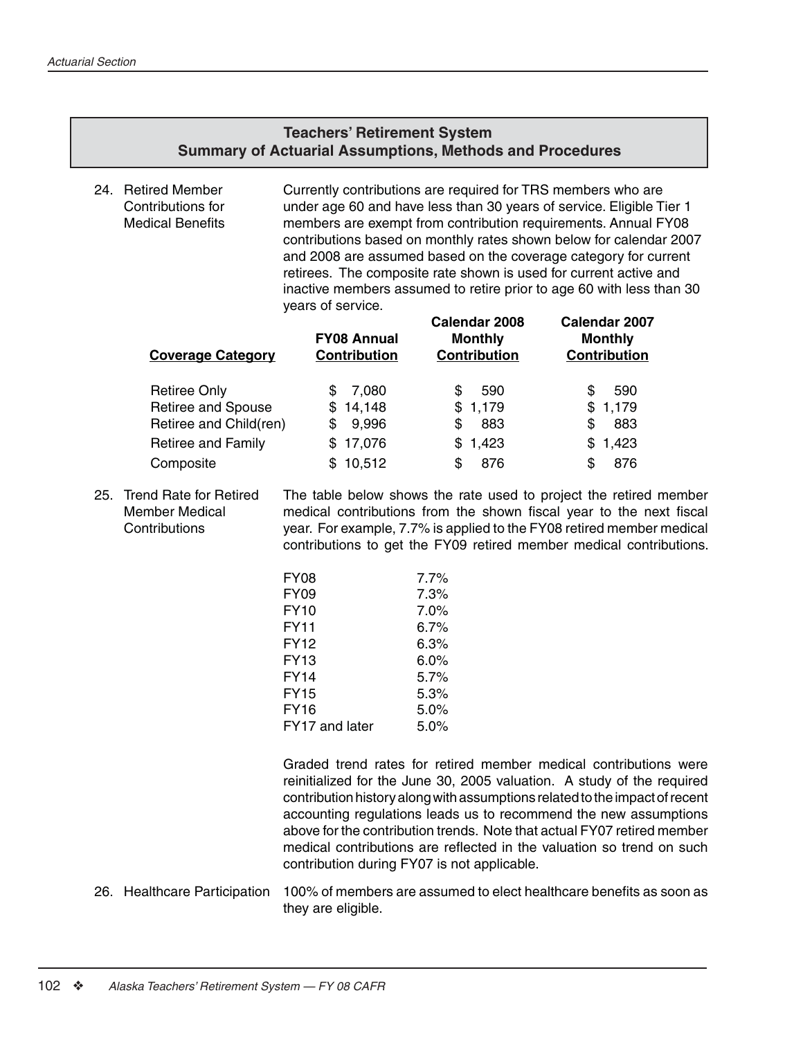## Teachers' Retirement System
## Summary of Actuarial Assumptions, Methods and Procedures

24. Retired Member Contributions for Medical Benefits

Currently contributions are required for TRS members who are under age 60 and have less than 30 years of service. Eligible Tier 1 members are exempt from contribution requirements. Annual FY08 contributions based on monthly rates shown below for calendar 2007 and 2008 are assumed based on the coverage category for current retirees. The composite rate shown is used for current active and inactive members assumed to retire prior to age 60 with less than 30 years of service.

| Coverage Category | FY08 Annual Contribution | Calendar 2008 Monthly Contribution | Calendar 2007 Monthly Contribution |
|---|---|---|---|
| Retiree Only | $ 7,080 | $ 590 | $ 590 |
| Retiree and Spouse | $ 14,148 | $ 1,179 | $ 1,179 |
| Retiree and Child(ren) | $ 9,996 | $ 883 | $ 883 |
| Retiree and Family | $ 17,076 | $ 1,423 | $ 1,423 |
| Composite | $ 10,512 | $ 876 | $ 876 |

25. Trend Rate for Retired Member Medical Contributions

The table below shows the rate used to project the retired member medical contributions from the shown fiscal year to the next fiscal year. For example, 7.7% is applied to the FY08 retired member medical contributions to get the FY09 retired member medical contributions.

| Fiscal Year | Rate |
|---|---|
| FY08 | 7.7% |
| FY09 | 7.3% |
| FY10 | 7.0% |
| FY11 | 6.7% |
| FY12 | 6.3% |
| FY13 | 6.0% |
| FY14 | 5.7% |
| FY15 | 5.3% |
| FY16 | 5.0% |
| FY17 and later | 5.0% |

Graded trend rates for retired member medical contributions were reinitialized for the June 30, 2005 valuation. A study of the required contribution history along with assumptions related to the impact of recent accounting regulations leads us to recommend the new assumptions above for the contribution trends. Note that actual FY07 retired member medical contributions are reflected in the valuation so trend on such contribution during FY07 is not applicable.

26. Healthcare Participation

100% of members are assumed to elect healthcare benefits as soon as they are eligible.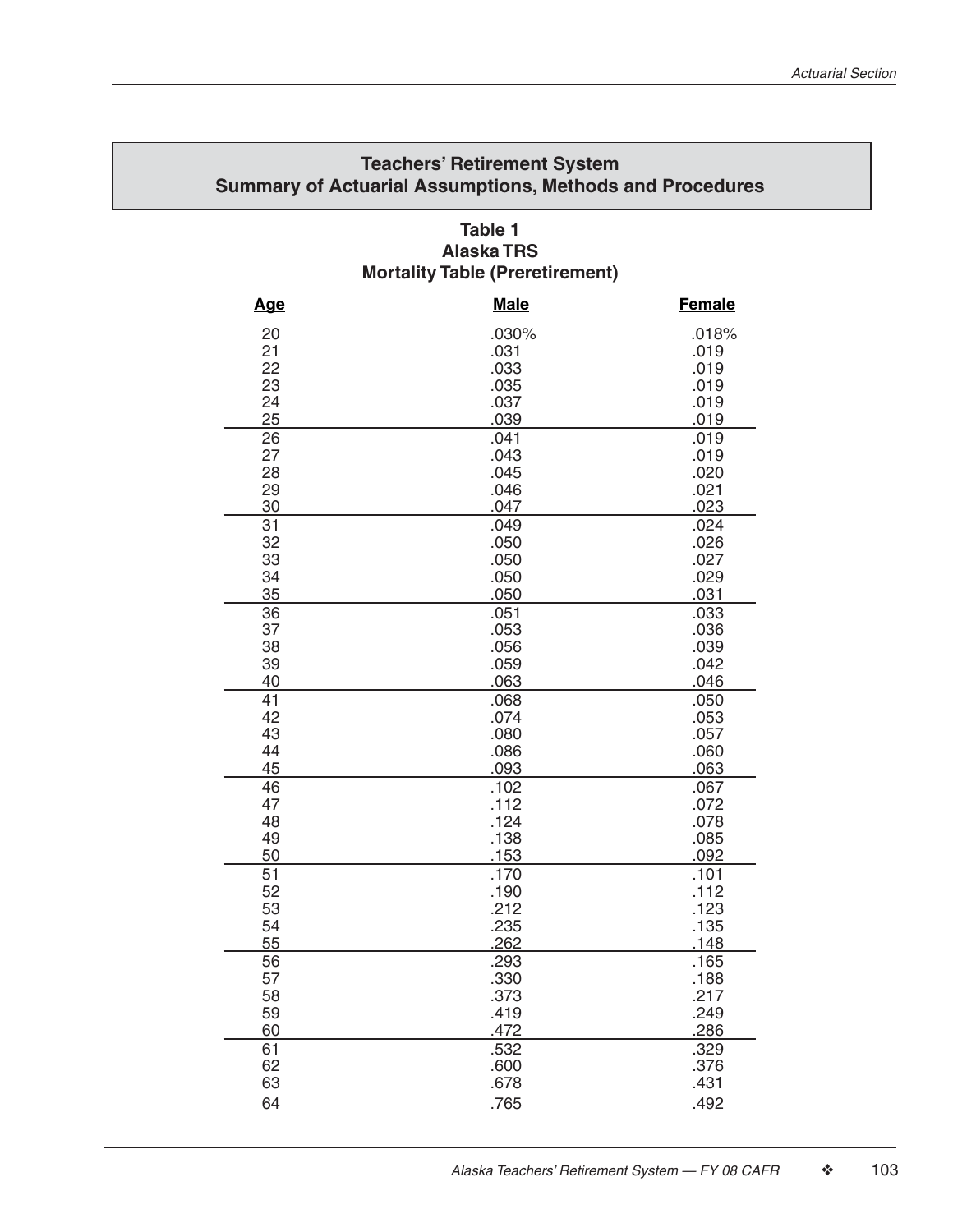## Teachers' Retirement System
## Summary of Actuarial Assumptions, Methods and Procedures

### Table 1
### Alaska TRS
### Mortality Table (Preretirement)

| Age | Male | Female |
|---|---|---|
| 20 | .030% | .018% |
| 21 | .031 | .019 |
| 22 | .033 | .019 |
| 23 | .035 | .019 |
| 24 | .037 | .019 |
| 25 | .039 | .019 |
| 26 | .041 | .019 |
| 27 | .043 | .019 |
| 28 | .045 | .020 |
| 29 | .046 | .021 |
| 30 | .047 | .023 |
| 31 | .049 | .024 |
| 32 | .050 | .026 |
| 33 | .050 | .027 |
| 34 | .050 | .029 |
| 35 | .050 | .031 |
| 36 | .051 | .033 |
| 37 | .053 | .036 |
| 38 | .056 | .039 |
| 39 | .059 | .042 |
| 40 | .063 | .046 |
| 41 | .068 | .050 |
| 42 | .074 | .053 |
| 43 | .080 | .057 |
| 44 | .086 | .060 |
| 45 | .093 | .063 |
| 46 | .102 | .067 |
| 47 | .112 | .072 |
| 48 | .124 | .078 |
| 49 | .138 | .085 |
| 50 | .153 | .092 |
| 51 | .170 | .101 |
| 52 | .190 | .112 |
| 53 | .212 | .123 |
| 54 | .235 | .135 |
| 55 | .262 | .148 |
| 56 | .293 | .165 |
| 57 | .330 | .188 |
| 58 | .373 | .217 |
| 59 | .419 | .249 |
| 60 | .472 | .286 |
| 61 | .532 | .329 |
| 62 | .600 | .376 |
| 63 | .678 | .431 |
| 64 | .765 | .492 |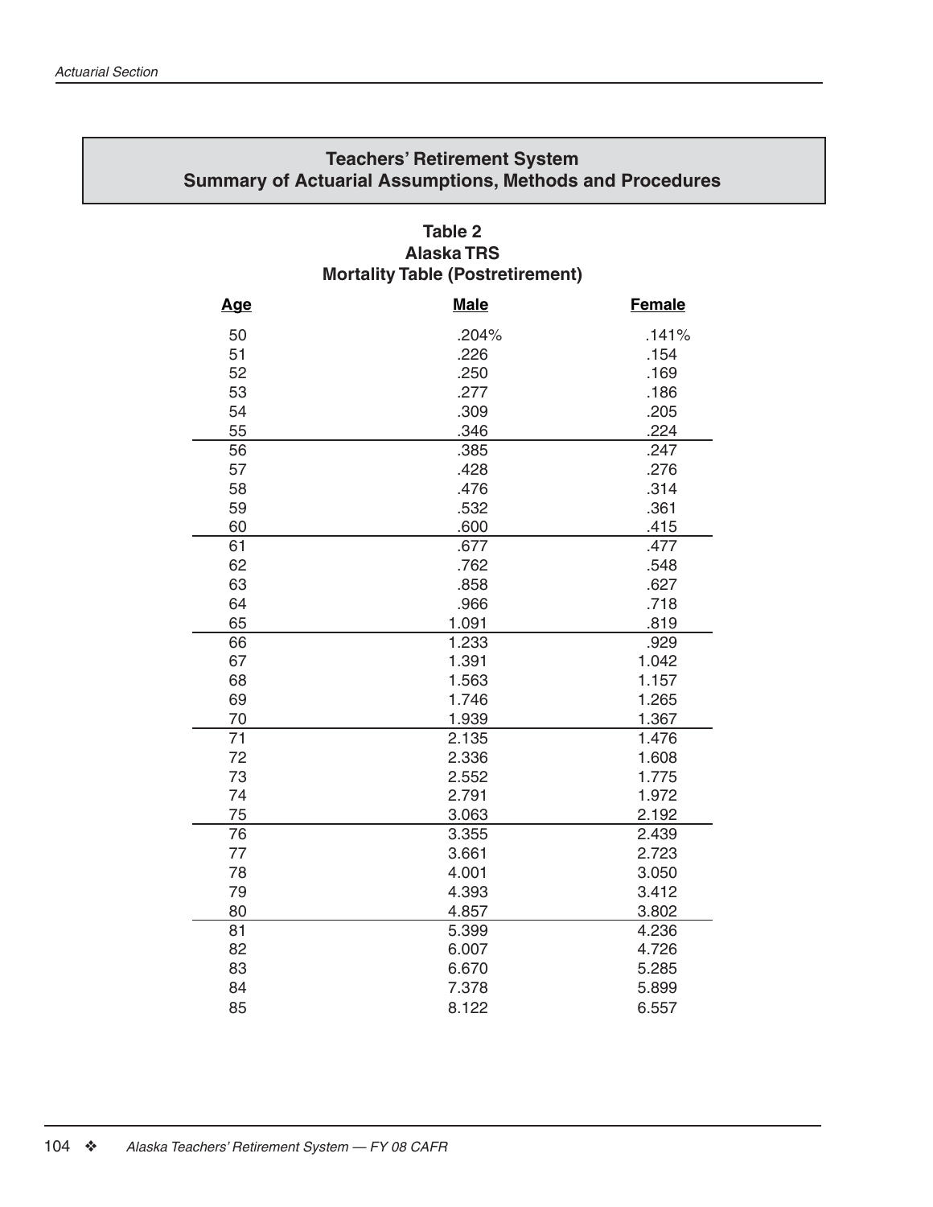## Teachers' Retirement System
## Summary of Actuarial Assumptions, Methods and Procedures

### Table 2
### Alaska TRS
### Mortality Table (Postretirement)

| Age | Male | Female |
|---|---|---|
| 50 | .204% | .141% |
| 51 | .226 | .154 |
| 52 | .250 | .169 |
| 53 | .277 | .186 |
| 54 | .309 | .205 |
| 55 | .346 | .224 |
| 56 | .385 | .247 |
| 57 | .428 | .276 |
| 58 | .476 | .314 |
| 59 | .532 | .361 |
| 60 | .600 | .415 |
| 61 | .677 | .477 |
| 62 | .762 | .548 |
| 63 | .858 | .627 |
| 64 | .966 | .718 |
| 65 | 1.091 | .819 |
| 66 | 1.233 | .929 |
| 67 | 1.391 | 1.042 |
| 68 | 1.563 | 1.157 |
| 69 | 1.746 | 1.265 |
| 70 | 1.939 | 1.367 |
| 71 | 2.135 | 1.476 |
| 72 | 2.336 | 1.608 |
| 73 | 2.552 | 1.775 |
| 74 | 2.791 | 1.972 |
| 75 | 3.063 | 2.192 |
| 76 | 3.355 | 2.439 |
| 77 | 3.661 | 2.723 |
| 78 | 4.001 | 3.050 |
| 79 | 4.393 | 3.412 |
| 80 | 4.857 | 3.802 |
| 81 | 5.399 | 4.236 |
| 82 | 6.007 | 4.726 |
| 83 | 6.670 | 5.285 |
| 84 | 7.378 | 5.899 |
| 85 | 8.122 | 6.557 |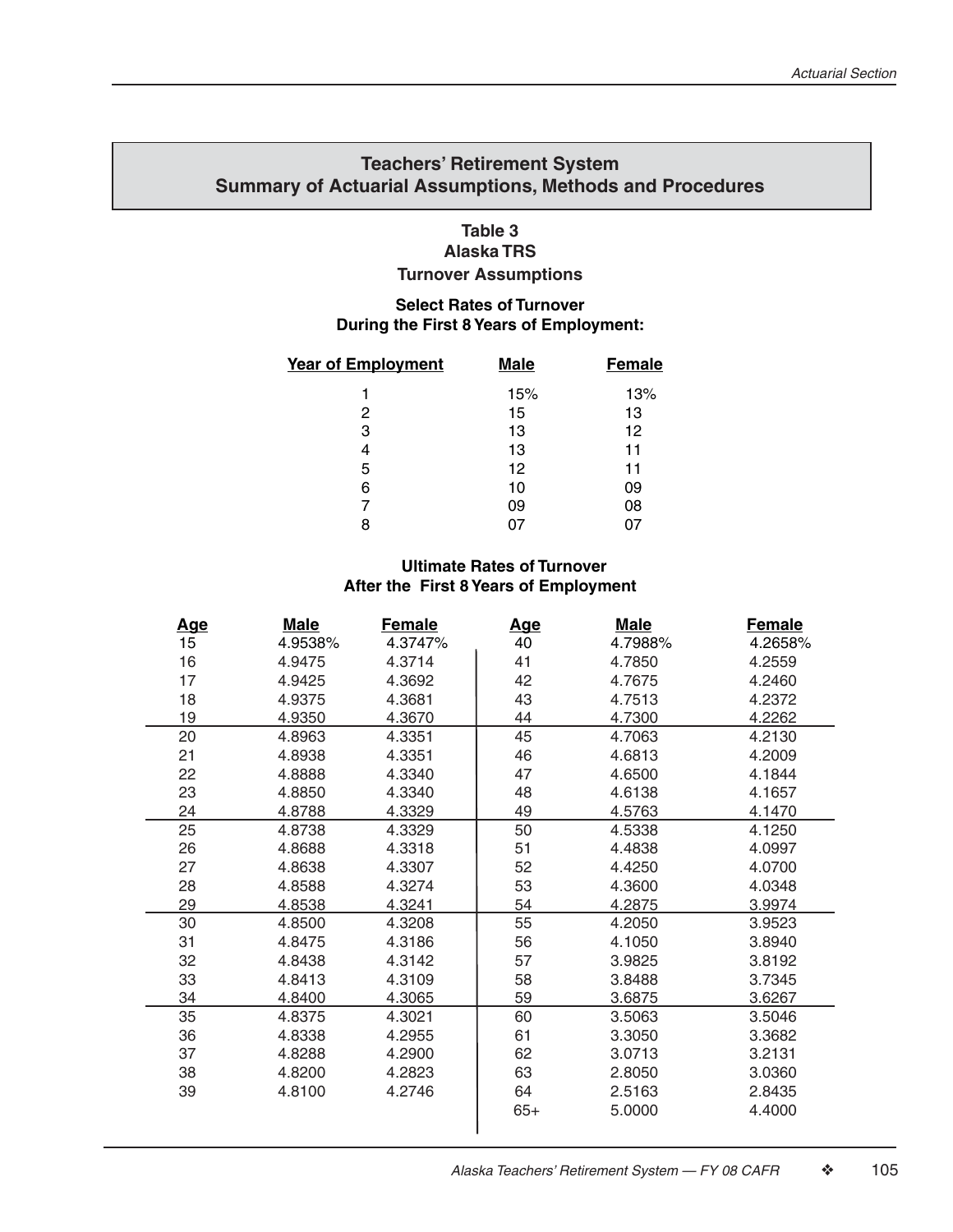## Teachers' Retirement System
## Summary of Actuarial Assumptions, Methods and Procedures

### Table 3
### Alaska TRS
### Turnover Assumptions

**Select Rates of Turnover During the First 8 Years of Employment:**

| Year of Employment | Male | Female |
|---|---|---|
| 1 | 15% | 13% |
| 2 | 15 | 13 |
| 3 | 13 | 12 |
| 4 | 13 | 11 |
| 5 | 12 | 11 |
| 6 | 10 | 09 |
| 7 | 09 | 08 |
| 8 | 07 | 07 |

**Ultimate Rates of Turnover After the First 8 Years of Employment**

| Age | Male | Female | Age | Male | Female |
|---|---|---|---|---|---|
| 15 | 4.9538% | 4.3747% | 40 | 4.7988% | 4.2658% |
| 16 | 4.9475 | 4.3714 | 41 | 4.7850 | 4.2559 |
| 17 | 4.9425 | 4.3692 | 42 | 4.7675 | 4.2460 |
| 18 | 4.9375 | 4.3681 | 43 | 4.7513 | 4.2372 |
| 19 | 4.9350 | 4.3670 | 44 | 4.7300 | 4.2262 |
| 20 | 4.8963 | 4.3351 | 45 | 4.7063 | 4.2130 |
| 21 | 4.8938 | 4.3351 | 46 | 4.6813 | 4.2009 |
| 22 | 4.8888 | 4.3340 | 47 | 4.6500 | 4.1844 |
| 23 | 4.8850 | 4.3340 | 48 | 4.6138 | 4.1657 |
| 24 | 4.8788 | 4.3329 | 49 | 4.5763 | 4.1470 |
| 25 | 4.8738 | 4.3329 | 50 | 4.5338 | 4.1250 |
| 26 | 4.8688 | 4.3318 | 51 | 4.4838 | 4.0997 |
| 27 | 4.8638 | 4.3307 | 52 | 4.4250 | 4.0700 |
| 28 | 4.8588 | 4.3274 | 53 | 4.3600 | 4.0348 |
| 29 | 4.8538 | 4.3241 | 54 | 4.2875 | 3.9974 |
| 30 | 4.8500 | 4.3208 | 55 | 4.2050 | 3.9523 |
| 31 | 4.8475 | 4.3186 | 56 | 4.1050 | 3.8940 |
| 32 | 4.8438 | 4.3142 | 57 | 3.9825 | 3.8192 |
| 33 | 4.8413 | 4.3109 | 58 | 3.8488 | 3.7345 |
| 34 | 4.8400 | 4.3065 | 59 | 3.6875 | 3.6267 |
| 35 | 4.8375 | 4.3021 | 60 | 3.5063 | 3.5046 |
| 36 | 4.8338 | 4.2955 | 61 | 3.3050 | 3.3682 |
| 37 | 4.8288 | 4.2900 | 62 | 3.0713 | 3.2131 |
| 38 | 4.8200 | 4.2823 | 63 | 2.8050 | 3.0360 |
| 39 | 4.8100 | 4.2746 | 64 | 2.5163 | 2.8435 |
| | | | 65+ | 5.0000 | 4.4000 |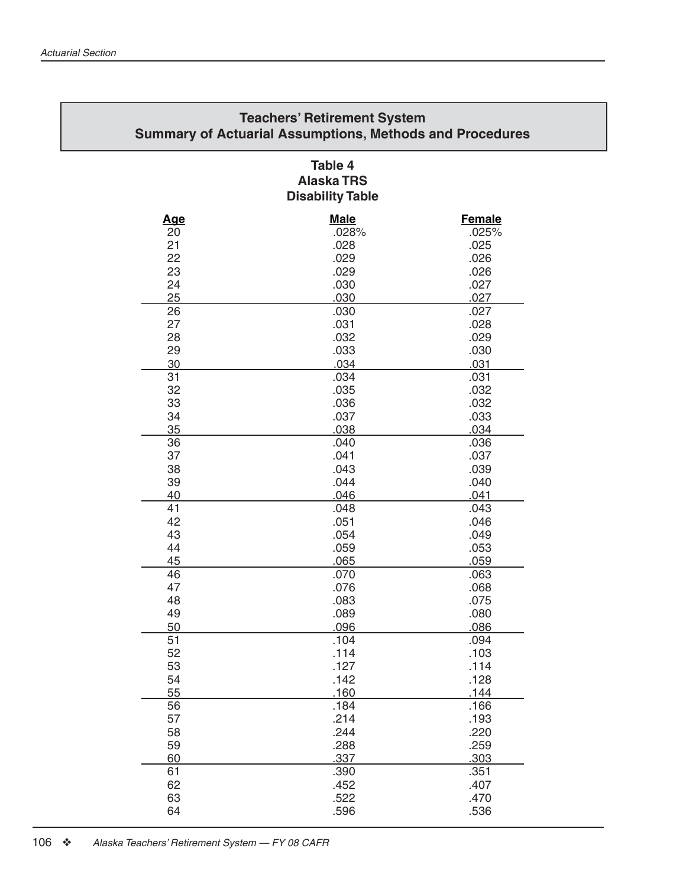## Teachers' Retirement System
## Summary of Actuarial Assumptions, Methods and Procedures

### Table 4
### Alaska TRS
### Disability Table

| Age | Male | Female |
|---|---|---|
| 20 | .028% | .025% |
| 21 | .028 | .025 |
| 22 | .029 | .026 |
| 23 | .029 | .026 |
| 24 | .030 | .027 |
| 25 | .030 | .027 |
| 26 | .030 | .027 |
| 27 | .031 | .028 |
| 28 | .032 | .029 |
| 29 | .033 | .030 |
| 30 | .034 | .031 |
| 31 | .034 | .031 |
| 32 | .035 | .032 |
| 33 | .036 | .032 |
| 34 | .037 | .033 |
| 35 | .038 | .034 |
| 36 | .040 | .036 |
| 37 | .041 | .037 |
| 38 | .043 | .039 |
| 39 | .044 | .040 |
| 40 | .046 | .041 |
| 41 | .048 | .043 |
| 42 | .051 | .046 |
| 43 | .054 | .049 |
| 44 | .059 | .053 |
| 45 | .065 | .059 |
| 46 | .070 | .063 |
| 47 | .076 | .068 |
| 48 | .083 | .075 |
| 49 | .089 | .080 |
| 50 | .096 | .086 |
| 51 | .104 | .094 |
| 52 | .114 | .103 |
| 53 | .127 | .114 |
| 54 | .142 | .128 |
| 55 | .160 | .144 |
| 56 | .184 | .166 |
| 57 | .214 | .193 |
| 58 | .244 | .220 |
| 59 | .288 | .259 |
| 60 | .337 | .303 |
| 61 | .390 | .351 |
| 62 | .452 | .407 |
| 63 | .522 | .470 |
| 64 | .596 | .536 |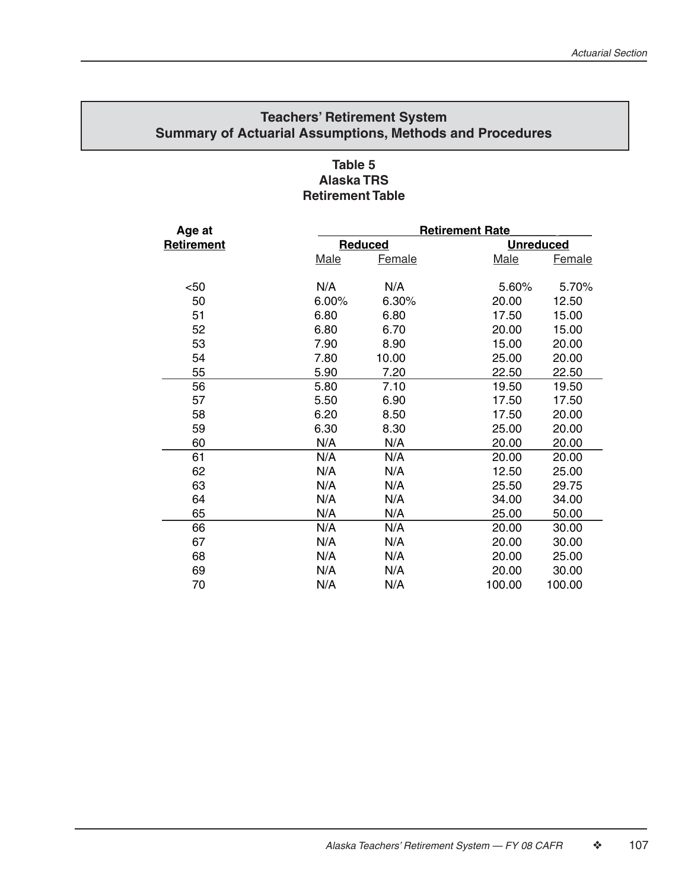## Teachers' Retirement System
## Summary of Actuarial Assumptions, Methods and Procedures

### Table 5
### Alaska TRS
### Retirement Table

| Age at Retirement | Retirement Rate | | | |
|---|---|---|---|---|
| | Reduced | | Unreduced | |
| | Male | Female | Male | Female |
| <50 | N/A | N/A | 5.60% | 5.70% |
| 50 | 6.00% | 6.30% | 20.00 | 12.50 |
| 51 | 6.80 | 6.80 | 17.50 | 15.00 |
| 52 | 6.80 | 6.70 | 20.00 | 15.00 |
| 53 | 7.90 | 8.90 | 15.00 | 20.00 |
| 54 | 7.80 | 10.00 | 25.00 | 20.00 |
| 55 | 5.90 | 7.20 | 22.50 | 22.50 |
| 56 | 5.80 | 7.10 | 19.50 | 19.50 |
| 57 | 5.50 | 6.90 | 17.50 | 17.50 |
| 58 | 6.20 | 8.50 | 17.50 | 20.00 |
| 59 | 6.30 | 8.30 | 25.00 | 20.00 |
| 60 | N/A | N/A | 20.00 | 20.00 |
| 61 | N/A | N/A | 20.00 | 20.00 |
| 62 | N/A | N/A | 12.50 | 25.00 |
| 63 | N/A | N/A | 25.50 | 29.75 |
| 64 | N/A | N/A | 34.00 | 34.00 |
| 65 | N/A | N/A | 25.00 | 50.00 |
| 66 | N/A | N/A | 20.00 | 30.00 |
| 67 | N/A | N/A | 20.00 | 30.00 |
| 68 | N/A | N/A | 20.00 | 25.00 |
| 69 | N/A | N/A | 20.00 | 30.00 |
| 70 | N/A | N/A | 100.00 | 100.00 |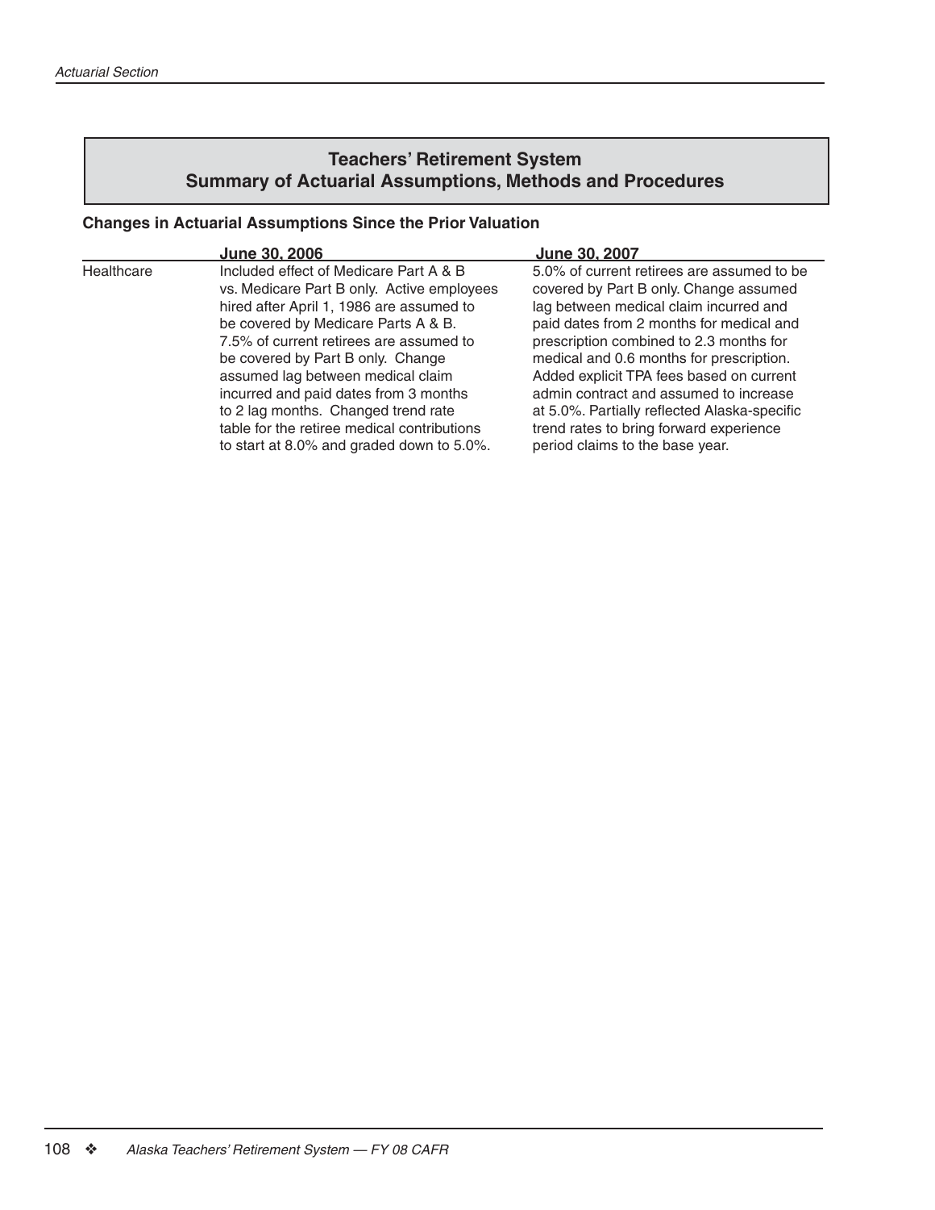## Teachers' Retirement System
## Summary of Actuarial Assumptions, Methods and Procedures

**Changes in Actuarial Assumptions Since the Prior Valuation**

| | June 30, 2006 | June 30, 2007 |
|---|---|---|
| Healthcare | Included effect of Medicare Part A & B vs. Medicare Part B only. Active employees hired after April 1, 1986 are assumed to be covered by Medicare Parts A & B. 7.5% of current retirees are assumed to be covered by Part B only. Change assumed lag between medical claim incurred and paid dates from 3 months to 2 lag months. Changed trend rate table for the retiree medical contributions to start at 8.0% and graded down to 5.0%. | 5.0% of current retirees are assumed to be covered by Part B only. Change assumed lag between medical claim incurred and paid dates from 2 months for medical and prescription combined to 2.3 months for medical and 0.6 months for prescription. Added explicit TPA fees based on current admin contract and assumed to increase at 5.0%. Partially reflected Alaska-specific trend rates to bring forward experience period claims to the base year. |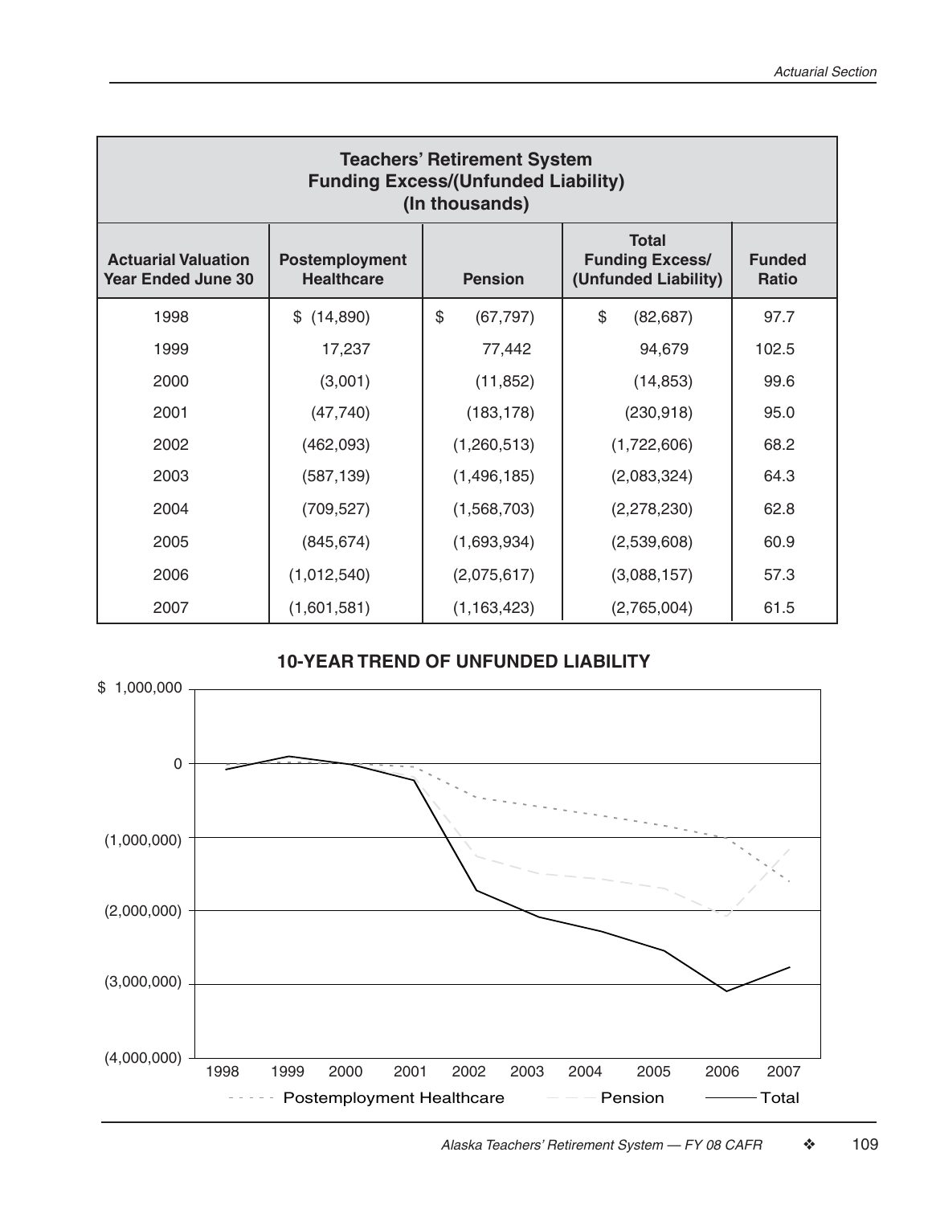| Teachers' Retirement System Funding Excess/(Unfunded Liability) (In thousands) | | | | |
|---|---|---|---|---|
| **Actuarial Valuation Year Ended June 30** | **Postemployment Healthcare** | **Pension** | **Total Funding Excess/ (Unfunded Liability)** | **Funded Ratio** |
| 1998 | $ (14,890) | $ (67,797) | $ (82,687) | 97.7 |
| 1999 | 17,237 | 77,442 | 94,679 | 102.5 |
| 2000 | (3,001) | (11,852) | (14,853) | 99.6 |
| 2001 | (47,740) | (183,178) | (230,918) | 95.0 |
| 2002 | (462,093) | (1,260,513) | (1,722,606) | 68.2 |
| 2003 | (587,139) | (1,496,185) | (2,083,324) | 64.3 |
| 2004 | (709,527) | (1,568,703) | (2,278,230) | 62.8 |
| 2005 | (845,674) | (1,693,934) | (2,539,608) | 60.9 |
| 2006 | (1,012,540) | (2,075,617) | (3,088,157) | 57.3 |
| 2007 | (1,601,581) | (1,163,423) | (2,765,004) | 61.5 |

**10-YEAR TREND OF UNFUNDED LIABILITY**

$ 1,000,000
0
(1,000,000)
(2,000,000)
(3,000,000)
(4,000,000)

1998 1999 2000 2001 2002 2003 2004 2005 2006 2007

Postemployment Healthcare — Pension — Total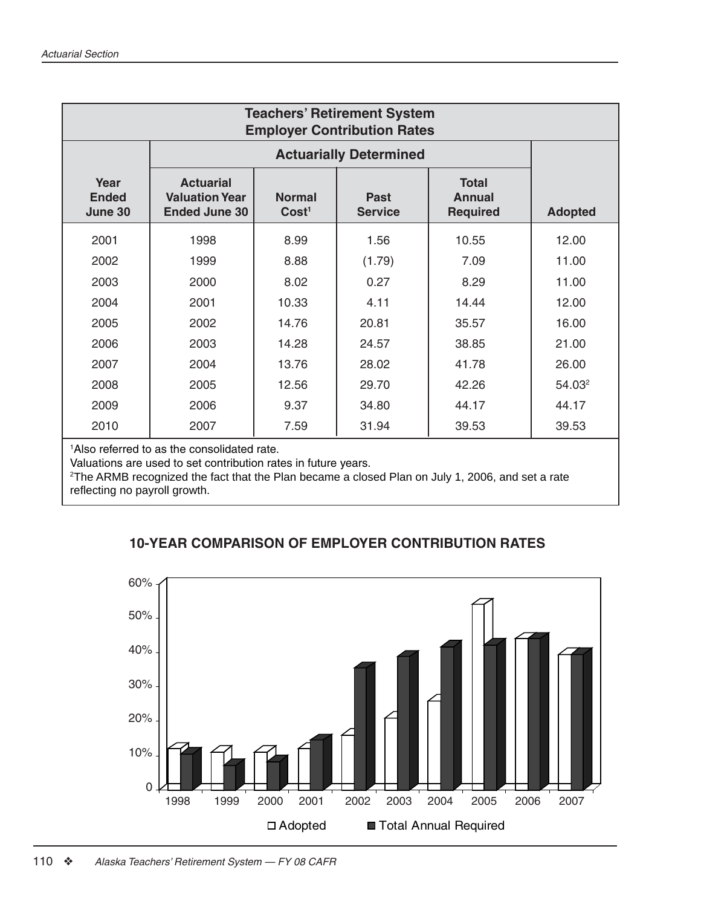**Teachers' Retirement System**
**Employer Contribution Rates**

| Year Ended June 30 | Actuarially Determined | | | | Adopted |
|---|---|---|---|---|---|
| | Actuarial Valuation Year Ended June 30 | Normal Cost[1] | Past Service | Total Annual Required | |
| 2001 | 1998 | 8.99 | 1.56 | 10.55 | 12.00 |
| 2002 | 1999 | 8.88 | (1.79) | 7.09 | 11.00 |
| 2003 | 2000 | 8.02 | 0.27 | 8.29 | 11.00 |
| 2004 | 2001 | 10.33 | 4.11 | 14.44 | 12.00 |
| 2005 | 2002 | 14.76 | 20.81 | 35.57 | 16.00 |
| 2006 | 2003 | 14.28 | 24.57 | 38.85 | 21.00 |
| 2007 | 2004 | 13.76 | 28.02 | 41.78 | 26.00 |
| 2008 | 2005 | 12.56 | 29.70 | 42.26 | 54.03[2] |
| 2009 | 2006 | 9.37 | 34.80 | 44.17 | 44.17 |
| 2010 | 2007 | 7.59 | 31.94 | 39.53 | 39.53 |

[1]Also referred to as the consolidated rate.
Valuations are used to set contribution rates in future years.
[2]The ARMB recognized the fact that the Plan became a closed Plan on July 1, 2006, and set a rate reflecting no payroll growth.

**10-YEAR COMPARISON OF EMPLOYER CONTRIBUTION RATES**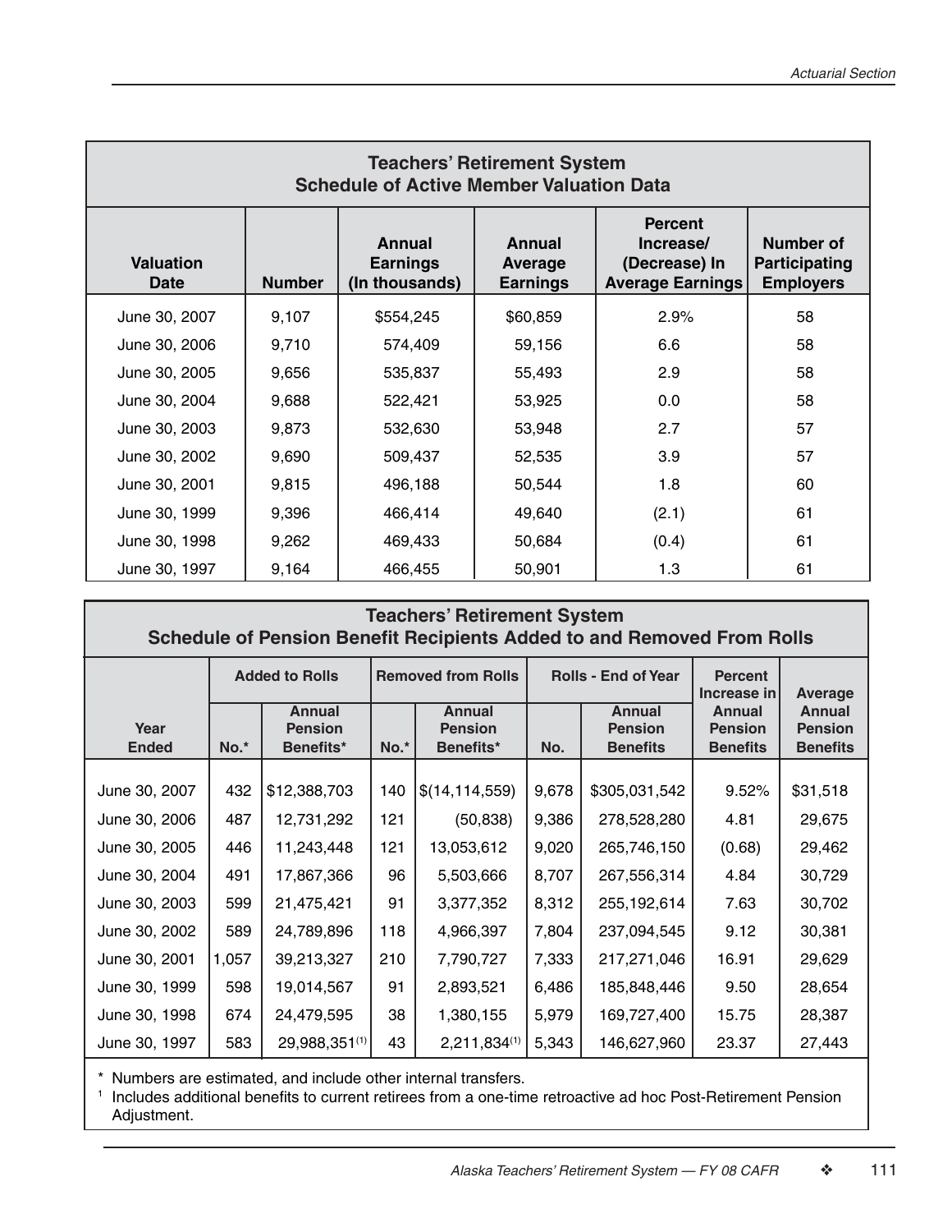## Teachers' Retirement System
### Schedule of Active Member Valuation Data

| Valuation Date | Number | Annual Earnings (In thousands) | Annual Average Earnings | Percent Increase/ (Decrease) In Average Earnings | Number of Participating Employers |
|---|---|---|---|---|---|
| June 30, 2007 | 9,107 | $554,245 | $60,859 | 2.9% | 58 |
| June 30, 2006 | 9,710 | 574,409 | 59,156 | 6.6 | 58 |
| June 30, 2005 | 9,656 | 535,837 | 55,493 | 2.9 | 58 |
| June 30, 2004 | 9,688 | 522,421 | 53,925 | 0.0 | 58 |
| June 30, 2003 | 9,873 | 532,630 | 53,948 | 2.7 | 57 |
| June 30, 2002 | 9,690 | 509,437 | 52,535 | 3.9 | 57 |
| June 30, 2001 | 9,815 | 496,188 | 50,544 | 1.8 | 60 |
| June 30, 1999 | 9,396 | 466,414 | 49,640 | (2.1) | 61 |
| June 30, 1998 | 9,262 | 469,433 | 50,684 | (0.4) | 61 |
| June 30, 1997 | 9,164 | 466,455 | 50,901 | 1.3 | 61 |

## Teachers' Retirement System
### Schedule of Pension Benefit Recipients Added to and Removed From Rolls

| Year Ended | Added to Rolls | | Removed from Rolls | | Rolls - End of Year | | Percent Increase in Annual Pension Benefits | Average Annual Pension Benefits |
|---|---|---|---|---|---|---|---|---|
| | No.* | Annual Pension Benefits* | No.* | Annual Pension Benefits* | No. | Annual Pension Benefits | | |
| June 30, 2007 | 432 | $12,388,703 | 140 | $(14,114,559) | 9,678 | $305,031,542 | 9.52% | $31,518 |
| June 30, 2006 | 487 | 12,731,292 | 121 | (50,838) | 9,386 | 278,528,280 | 4.81 | 29,675 |
| June 30, 2005 | 446 | 11,243,448 | 121 | 13,053,612 | 9,020 | 265,746,150 | (0.68) | 29,462 |
| June 30, 2004 | 491 | 17,867,366 | 96 | 5,503,666 | 8,707 | 267,556,314 | 4.84 | 30,729 |
| June 30, 2003 | 599 | 21,475,421 | 91 | 3,377,352 | 8,312 | 255,192,614 | 7.63 | 30,702 |
| June 30, 2002 | 589 | 24,789,896 | 118 | 4,966,397 | 7,804 | 237,094,545 | 9.12 | 30,381 |
| June 30, 2001 | 1,057 | 39,213,327 | 210 | 7,790,727 | 7,333 | 217,271,046 | 16.91 | 29,629 |
| June 30, 1999 | 598 | 19,014,567 | 91 | 2,893,521 | 6,486 | 185,848,446 | 9.50 | 28,654 |
| June 30, 1998 | 674 | 24,479,595 | 38 | 1,380,155 | 5,979 | 169,727,400 | 15.75 | 28,387 |
| June 30, 1997 | 583 | 29,988,351[(1)] | 43 | 2,211,834[(1)] | 5,343 | 146,627,960 | 23.37 | 27,443 |

\* Numbers are estimated, and include other internal transfers.

[1] Includes additional benefits to current retirees from a one-time retroactive ad hoc Post-Retirement Pension Adjustment.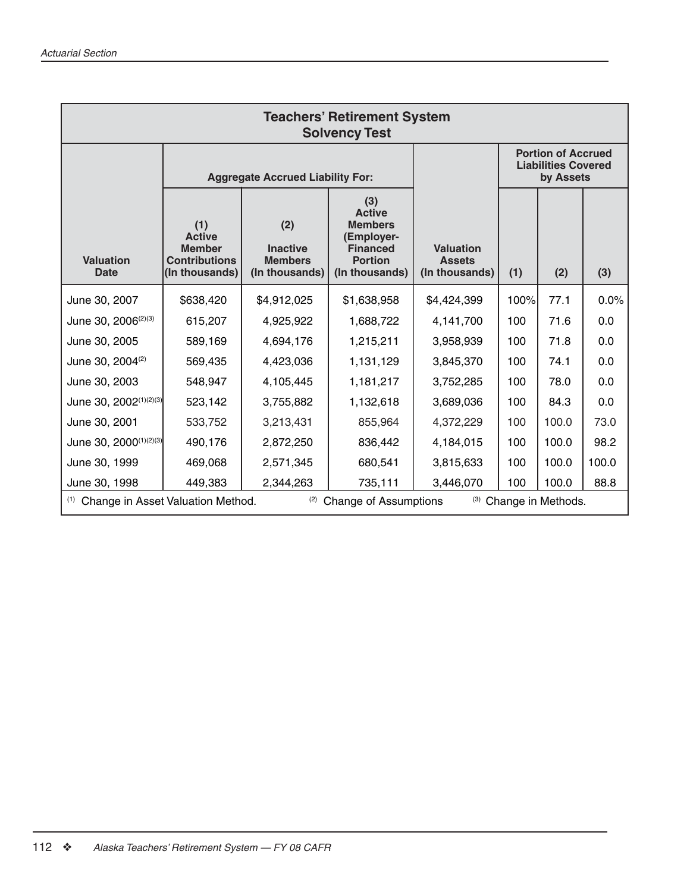## Teachers' Retirement System
### Solvency Test

| Valuation Date | Aggregate Accrued Liability For: | | | Valuation Assets (In thousands) | Portion of Accrued Liabilities Covered by Assets | | |
|---|---|---|---|---|---|---|---|
| | (1) Active Member Contributions (In thousands) | (2) Inactive Members (In thousands) | (3) Active Members (Employer-Financed Portion (In thousands) | | (1) | (2) | (3) |
| June 30, 2007 | $638,420 | $4,912,025 | $1,638,958 | $4,424,399 | 100% | 77.1 | 0.0% |
| June 30, 2006[2][3] | 615,207 | 4,925,922 | 1,688,722 | 4,141,700 | 100 | 71.6 | 0.0 |
| June 30, 2005 | 589,169 | 4,694,176 | 1,215,211 | 3,958,939 | 100 | 71.8 | 0.0 |
| June 30, 2004[2] | 569,435 | 4,423,036 | 1,131,129 | 3,845,370 | 100 | 74.1 | 0.0 |
| June 30, 2003 | 548,947 | 4,105,445 | 1,181,217 | 3,752,285 | 100 | 78.0 | 0.0 |
| June 30, 2002[1][2][3] | 523,142 | 3,755,882 | 1,132,618 | 3,689,036 | 100 | 84.3 | 0.0 |
| June 30, 2001 | 533,752 | 3,213,431 | 855,964 | 4,372,229 | 100 | 100.0 | 73.0 |
| June 30, 2000[1][2][3] | 490,176 | 2,872,250 | 836,442 | 4,184,015 | 100 | 100.0 | 98.2 |
| June 30, 1999 | 469,068 | 2,571,345 | 680,541 | 3,815,633 | 100 | 100.0 | 100.0 |
| June 30, 1998 | 449,383 | 2,344,263 | 735,111 | 3,446,070 | 100 | 100.0 | 88.8 |

[1] Change in Asset Valuation Method. [2] Change of Assumptions [3] Change in Methods.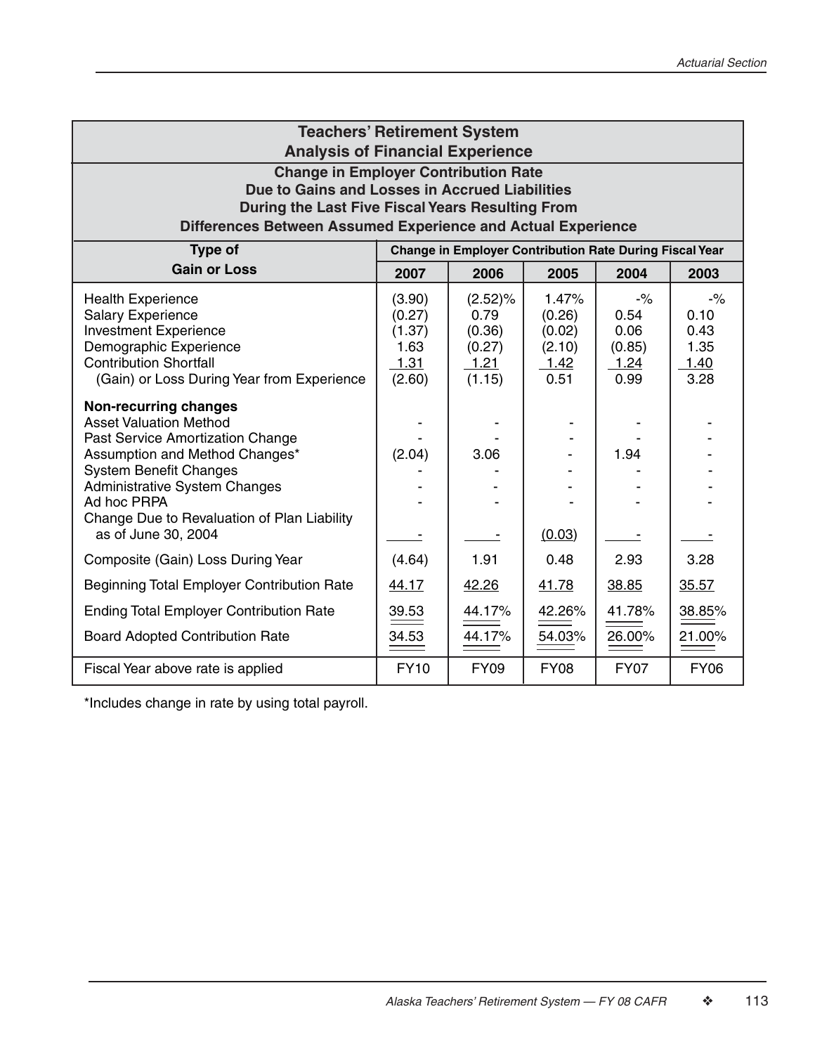| Teachers' Retirement System Analysis of Financial Experience | | | | | |
|---|---|---|---|---|---|
| Change in Employer Contribution Rate Due to Gains and Losses in Accrued Liabilities During the Last Five Fiscal Years Resulting From Differences Between Assumed Experience and Actual Experience | | | | | |
| **Type of Gain or Loss** | **Change in Employer Contribution Rate During Fiscal Year** | | | | |
| | **2007** | **2006** | **2005** | **2004** | **2003** |
| Health Experience | (3.90) | (2.52)% | 1.47% | -% | -% |
| Salary Experience | (0.27) | 0.79 | (0.26) | 0.54 | 0.10 |
| Investment Experience | (1.37) | (0.36) | (0.02) | 0.06 | 0.43 |
| Demographic Experience | 1.63 | (0.27) | (2.10) | (0.85) | 1.35 |
| Contribution Shortfall | 1.31 | 1.21 | 1.42 | 1.24 | 1.40 |
| (Gain) or Loss During Year from Experience | (2.60) | (1.15) | 0.51 | 0.99 | 3.28 |
| **Non-recurring changes** | | | | | |
| Asset Valuation Method | - | - | - | - | - |
| Past Service Amortization Change | - | - | - | - | - |
| Assumption and Method Changes* | (2.04) | 3.06 | - | 1.94 | - |
| System Benefit Changes | - | - | - | - | - |
| Administrative System Changes | - | - | - | - | - |
| Ad hoc PRPA | - | - | - | - | - |
| Change Due to Revaluation of Plan Liability as of June 30, 2004 | - | - | (0.03) | - | - |
| Composite (Gain) Loss During Year | (4.64) | 1.91 | 0.48 | 2.93 | 3.28 |
| Beginning Total Employer Contribution Rate | 44.17 | 42.26 | 41.78 | 38.85 | 35.57 |
| Ending Total Employer Contribution Rate | 39.53 | 44.17% | 42.26% | 41.78% | 38.85% |
| Board Adopted Contribution Rate | 34.53 | 44.17% | 54.03% | 26.00% | 21.00% |
| Fiscal Year above rate is applied | FY10 | FY09 | FY08 | FY07 | FY06 |

*Includes change in rate by using total payroll.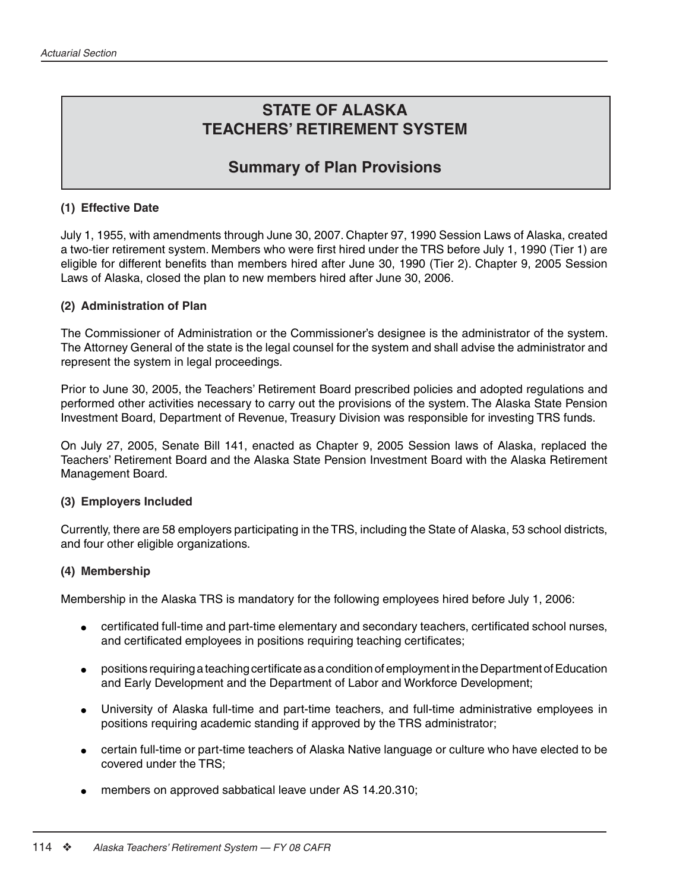# STATE OF ALASKA
# TEACHERS' RETIREMENT SYSTEM

## Summary of Plan Provisions

### (1) Effective Date

July 1, 1955, with amendments through June 30, 2007. Chapter 97, 1990 Session Laws of Alaska, created a two-tier retirement system. Members who were first hired under the TRS before July 1, 1990 (Tier 1) are eligible for different benefits than members hired after June 30, 1990 (Tier 2). Chapter 9, 2005 Session Laws of Alaska, closed the plan to new members hired after June 30, 2006.

### (2) Administration of Plan

The Commissioner of Administration or the Commissioner's designee is the administrator of the system. The Attorney General of the state is the legal counsel for the system and shall advise the administrator and represent the system in legal proceedings.

Prior to June 30, 2005, the Teachers' Retirement Board prescribed policies and adopted regulations and performed other activities necessary to carry out the provisions of the system. The Alaska State Pension Investment Board, Department of Revenue, Treasury Division was responsible for investing TRS funds.

On July 27, 2005, Senate Bill 141, enacted as Chapter 9, 2005 Session laws of Alaska, replaced the Teachers' Retirement Board and the Alaska State Pension Investment Board with the Alaska Retirement Management Board.

### (3) Employers Included

Currently, there are 58 employers participating in the TRS, including the State of Alaska, 53 school districts, and four other eligible organizations.

### (4) Membership

Membership in the Alaska TRS is mandatory for the following employees hired before July 1, 2006:

- certificated full-time and part-time elementary and secondary teachers, certificated school nurses, and certificated employees in positions requiring teaching certificates;
- positions requiring a teaching certificate as a condition of employment in the Department of Education and Early Development and the Department of Labor and Workforce Development;
- University of Alaska full-time and part-time teachers, and full-time administrative employees in positions requiring academic standing if approved by the TRS administrator;
- certain full-time or part-time teachers of Alaska Native language or culture who have elected to be covered under the TRS;
- members on approved sabbatical leave under AS 14.20.310;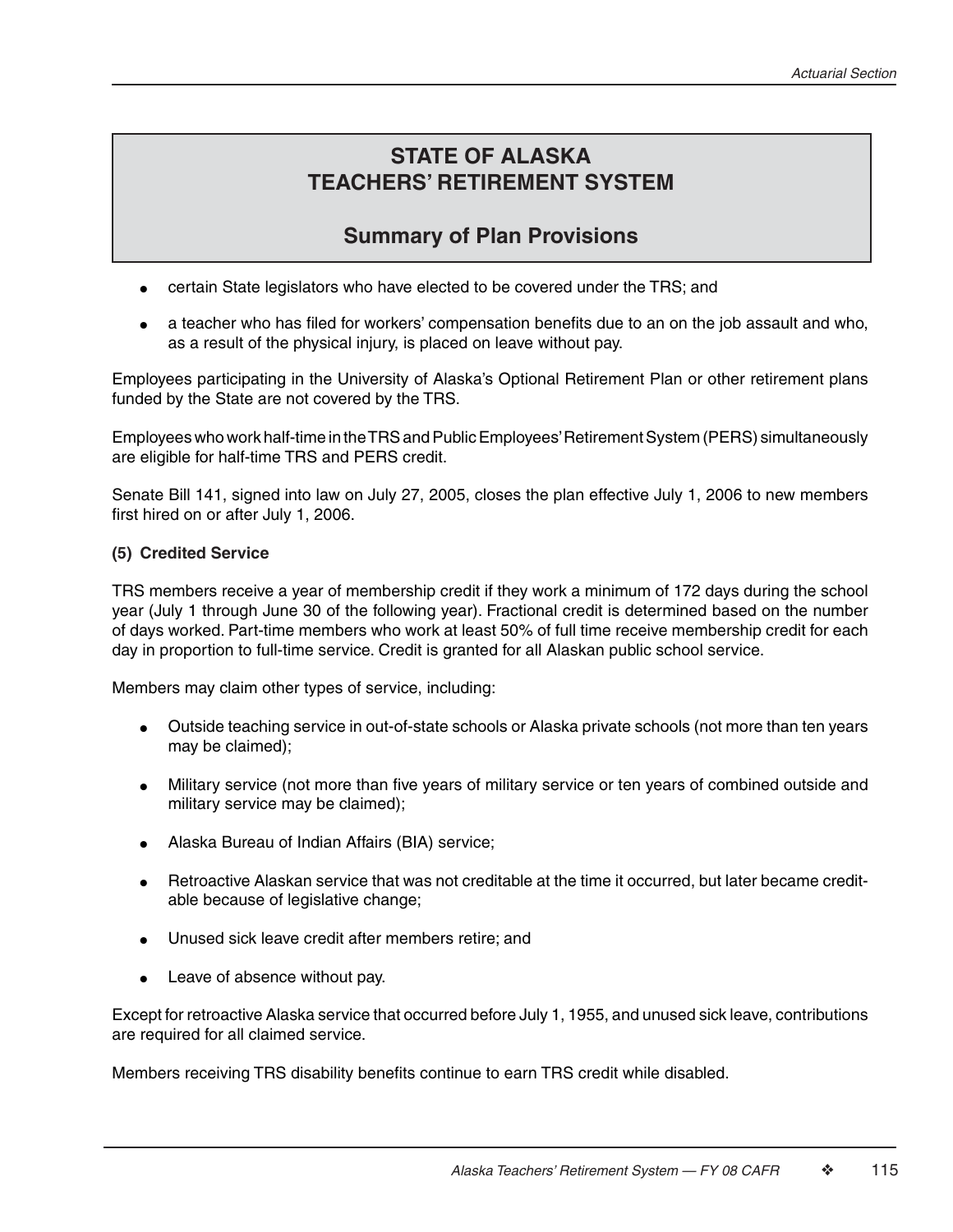# STATE OF ALASKA
# TEACHERS' RETIREMENT SYSTEM

## Summary of Plan Provisions

- certain State legislators who have elected to be covered under the TRS; and
- a teacher who has filed for workers' compensation benefits due to an on the job assault and who, as a result of the physical injury, is placed on leave without pay.

Employees participating in the University of Alaska's Optional Retirement Plan or other retirement plans funded by the State are not covered by the TRS.

Employees who work half-time in the TRS and Public Employees' Retirement System (PERS) simultaneously are eligible for half-time TRS and PERS credit.

Senate Bill 141, signed into law on July 27, 2005, closes the plan effective July 1, 2006 to new members first hired on or after July 1, 2006.

**(5) Credited Service**

TRS members receive a year of membership credit if they work a minimum of 172 days during the school year (July 1 through June 30 of the following year). Fractional credit is determined based on the number of days worked. Part-time members who work at least 50% of full time receive membership credit for each day in proportion to full-time service. Credit is granted for all Alaskan public school service.

Members may claim other types of service, including:

- Outside teaching service in out-of-state schools or Alaska private schools (not more than ten years may be claimed);
- Military service (not more than five years of military service or ten years of combined outside and military service may be claimed);
- Alaska Bureau of Indian Affairs (BIA) service;
- Retroactive Alaskan service that was not creditable at the time it occurred, but later became creditable because of legislative change;
- Unused sick leave credit after members retire; and
- Leave of absence without pay.

Except for retroactive Alaska service that occurred before July 1, 1955, and unused sick leave, contributions are required for all claimed service.

Members receiving TRS disability benefits continue to earn TRS credit while disabled.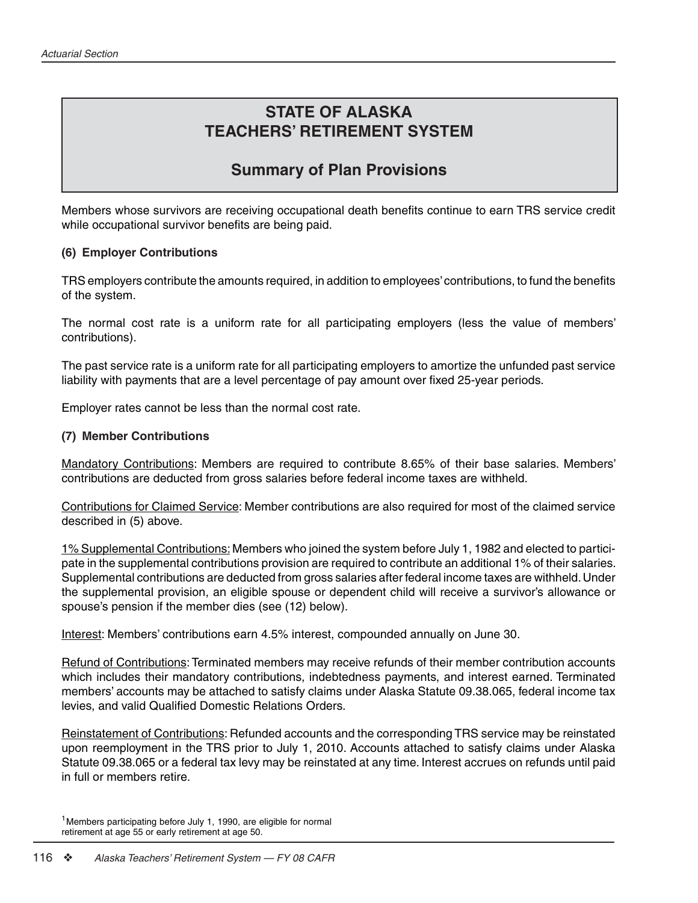# STATE OF ALASKA
# TEACHERS' RETIREMENT SYSTEM

## Summary of Plan Provisions

Members whose survivors are receiving occupational death benefits continue to earn TRS service credit while occupational survivor benefits are being paid.

**(6) Employer Contributions**

TRS employers contribute the amounts required, in addition to employees' contributions, to fund the benefits of the system.

The normal cost rate is a uniform rate for all participating employers (less the value of members' contributions).

The past service rate is a uniform rate for all participating employers to amortize the unfunded past service liability with payments that are a level percentage of pay amount over fixed 25-year periods.

Employer rates cannot be less than the normal cost rate.

**(7) Member Contributions**

Mandatory Contributions: Members are required to contribute 8.65% of their base salaries. Members' contributions are deducted from gross salaries before federal income taxes are withheld.

Contributions for Claimed Service: Member contributions are also required for most of the claimed service described in (5) above.

1% Supplemental Contributions: Members who joined the system before July 1, 1982 and elected to participate in the supplemental contributions provision are required to contribute an additional 1% of their salaries. Supplemental contributions are deducted from gross salaries after federal income taxes are withheld. Under the supplemental provision, an eligible spouse or dependent child will receive a survivor's allowance or spouse's pension if the member dies (see (12) below).

Interest: Members' contributions earn 4.5% interest, compounded annually on June 30.

Refund of Contributions: Terminated members may receive refunds of their member contribution accounts which includes their mandatory contributions, indebtedness payments, and interest earned. Terminated members' accounts may be attached to satisfy claims under Alaska Statute 09.38.065, federal income tax levies, and valid Qualified Domestic Relations Orders.

Reinstatement of Contributions: Refunded accounts and the corresponding TRS service may be reinstated upon reemployment in the TRS prior to July 1, 2010. Accounts attached to satisfy claims under Alaska Statute 09.38.065 or a federal tax levy may be reinstated at any time. Interest accrues on refunds until paid in full or members retire.

[1] Members participating before July 1, 1990, are eligible for normal retirement at age 55 or early retirement at age 50.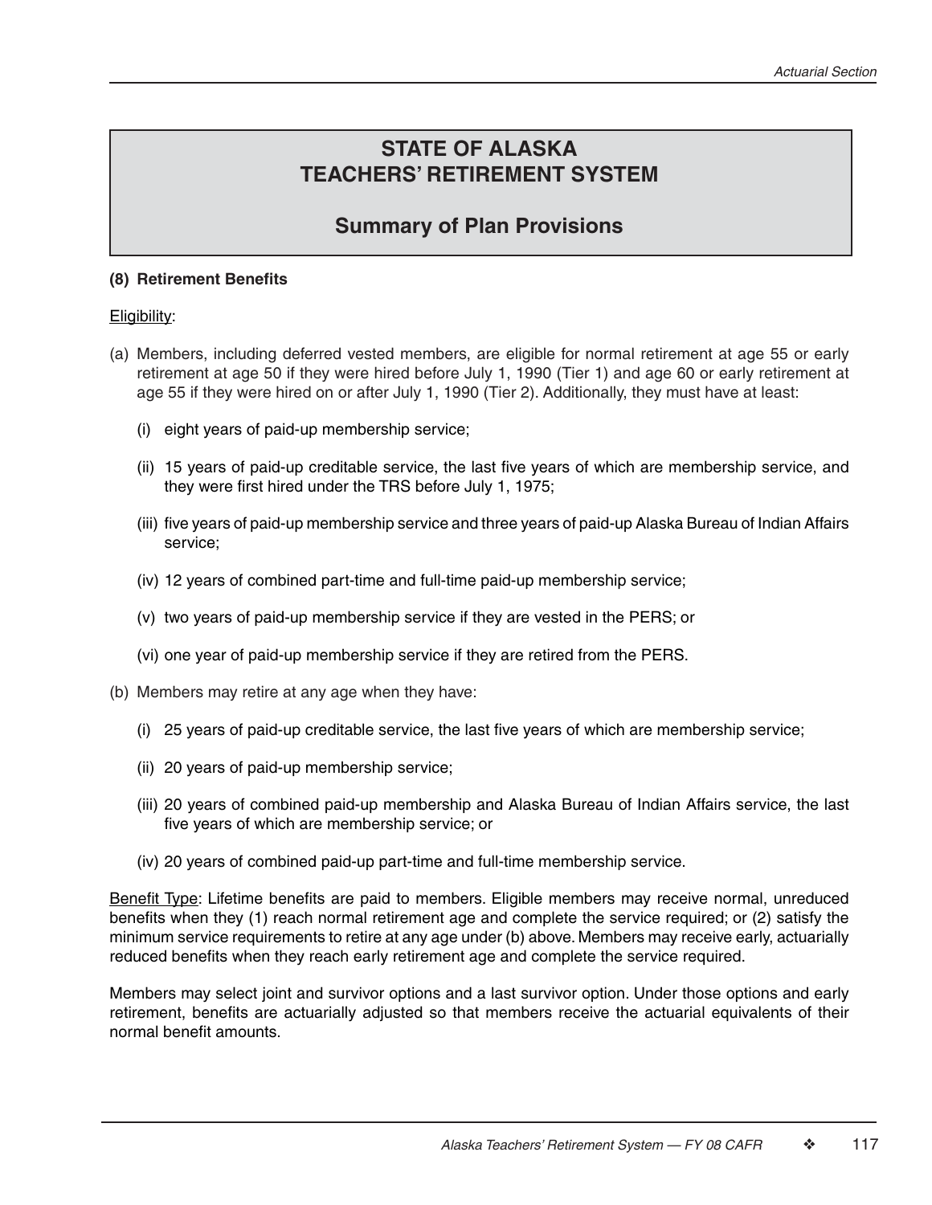## STATE OF ALASKA TEACHERS' RETIREMENT SYSTEM

## Summary of Plan Provisions

**(8) Retirement Benefits**

Eligibility:

(a) Members, including deferred vested members, are eligible for normal retirement at age 55 or early retirement at age 50 if they were hired before July 1, 1990 (Tier 1) and age 60 or early retirement at age 55 if they were hired on or after July 1, 1990 (Tier 2). Additionally, they must have at least:

   (i) eight years of paid-up membership service;

   (ii) 15 years of paid-up creditable service, the last five years of which are membership service, and they were first hired under the TRS before July 1, 1975;

   (iii) five years of paid-up membership service and three years of paid-up Alaska Bureau of Indian Affairs service;

   (iv) 12 years of combined part-time and full-time paid-up membership service;

   (v) two years of paid-up membership service if they are vested in the PERS; or

   (vi) one year of paid-up membership service if they are retired from the PERS.

(b) Members may retire at any age when they have:

   (i) 25 years of paid-up creditable service, the last five years of which are membership service;

   (ii) 20 years of paid-up membership service;

   (iii) 20 years of combined paid-up membership and Alaska Bureau of Indian Affairs service, the last five years of which are membership service; or

   (iv) 20 years of combined paid-up part-time and full-time membership service.

Benefit Type: Lifetime benefits are paid to members. Eligible members may receive normal, unreduced benefits when they (1) reach normal retirement age and complete the service required; or (2) satisfy the minimum service requirements to retire at any age under (b) above. Members may receive early, actuarially reduced benefits when they reach early retirement age and complete the service required.

Members may select joint and survivor options and a last survivor option. Under those options and early retirement, benefits are actuarially adjusted so that members receive the actuarial equivalents of their normal benefit amounts.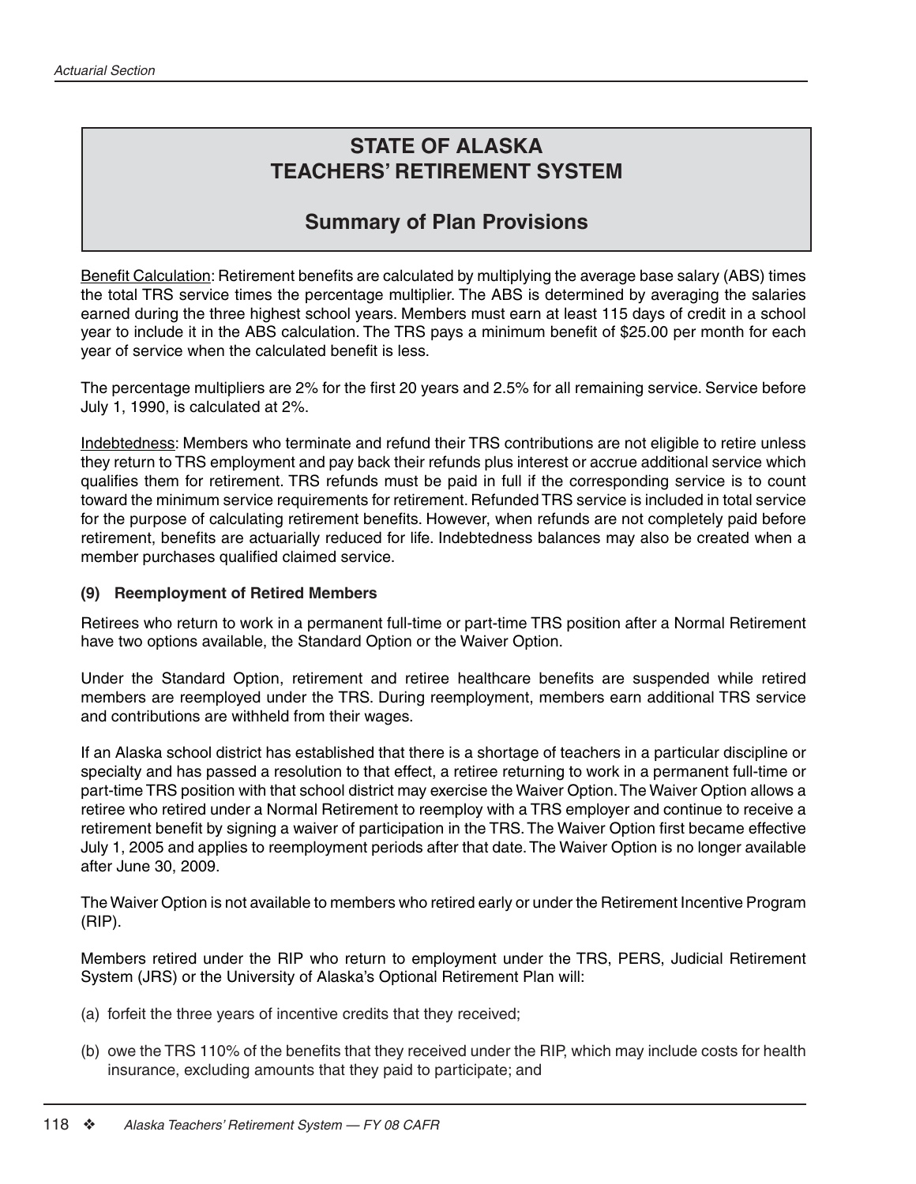# STATE OF ALASKA
# TEACHERS' RETIREMENT SYSTEM

## Summary of Plan Provisions

Benefit Calculation: Retirement benefits are calculated by multiplying the average base salary (ABS) times the total TRS service times the percentage multiplier. The ABS is determined by averaging the salaries earned during the three highest school years. Members must earn at least 115 days of credit in a school year to include it in the ABS calculation. The TRS pays a minimum benefit of $25.00 per month for each year of service when the calculated benefit is less.

The percentage multipliers are 2% for the first 20 years and 2.5% for all remaining service. Service before July 1, 1990, is calculated at 2%.

Indebtedness: Members who terminate and refund their TRS contributions are not eligible to retire unless they return to TRS employment and pay back their refunds plus interest or accrue additional service which qualifies them for retirement. TRS refunds must be paid in full if the corresponding service is to count toward the minimum service requirements for retirement. Refunded TRS service is included in total service for the purpose of calculating retirement benefits. However, when refunds are not completely paid before retirement, benefits are actuarially reduced for life. Indebtedness balances may also be created when a member purchases qualified claimed service.

**(9) Reemployment of Retired Members**

Retirees who return to work in a permanent full-time or part-time TRS position after a Normal Retirement have two options available, the Standard Option or the Waiver Option.

Under the Standard Option, retirement and retiree healthcare benefits are suspended while retired members are reemployed under the TRS. During reemployment, members earn additional TRS service and contributions are withheld from their wages.

If an Alaska school district has established that there is a shortage of teachers in a particular discipline or specialty and has passed a resolution to that effect, a retiree returning to work in a permanent full-time or part-time TRS position with that school district may exercise the Waiver Option. The Waiver Option allows a retiree who retired under a Normal Retirement to reemploy with a TRS employer and continue to receive a retirement benefit by signing a waiver of participation in the TRS. The Waiver Option first became effective July 1, 2005 and applies to reemployment periods after that date. The Waiver Option is no longer available after June 30, 2009.

The Waiver Option is not available to members who retired early or under the Retirement Incentive Program (RIP).

Members retired under the RIP who return to employment under the TRS, PERS, Judicial Retirement System (JRS) or the University of Alaska's Optional Retirement Plan will:

(a) forfeit the three years of incentive credits that they received;

(b) owe the TRS 110% of the benefits that they received under the RIP, which may include costs for health insurance, excluding amounts that they paid to participate; and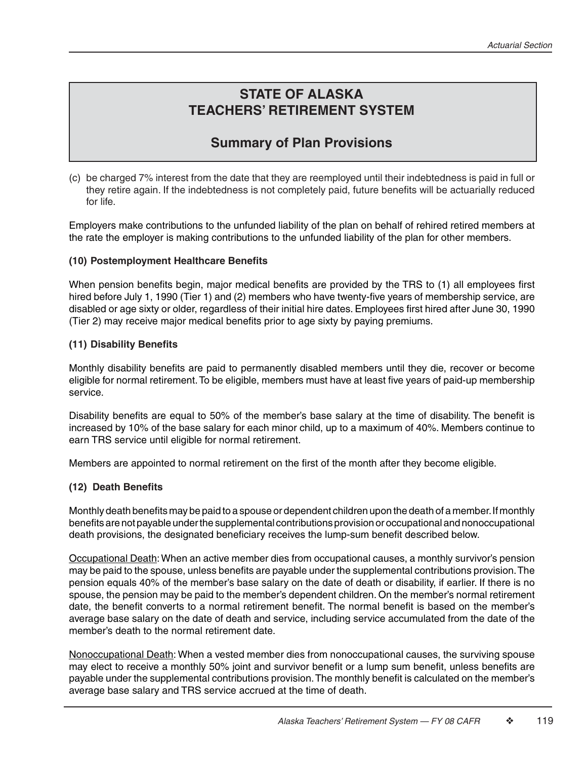# STATE OF ALASKA
# TEACHERS' RETIREMENT SYSTEM

## Summary of Plan Provisions

(c) be charged 7% interest from the date that they are reemployed until their indebtedness is paid in full or they retire again. If the indebtedness is not completely paid, future benefits will be actuarially reduced for life.

Employers make contributions to the unfunded liability of the plan on behalf of rehired retired members at the rate the employer is making contributions to the unfunded liability of the plan for other members.

**(10) Postemployment Healthcare Benefits**

When pension benefits begin, major medical benefits are provided by the TRS to (1) all employees first hired before July 1, 1990 (Tier 1) and (2) members who have twenty-five years of membership service, are disabled or age sixty or older, regardless of their initial hire dates. Employees first hired after June 30, 1990 (Tier 2) may receive major medical benefits prior to age sixty by paying premiums.

**(11) Disability Benefits**

Monthly disability benefits are paid to permanently disabled members until they die, recover or become eligible for normal retirement. To be eligible, members must have at least five years of paid-up membership service.

Disability benefits are equal to 50% of the member's base salary at the time of disability. The benefit is increased by 10% of the base salary for each minor child, up to a maximum of 40%. Members continue to earn TRS service until eligible for normal retirement.

Members are appointed to normal retirement on the first of the month after they become eligible.

**(12) Death Benefits**

Monthly death benefits may be paid to a spouse or dependent children upon the death of a member. If monthly benefits are not payable under the supplemental contributions provision or occupational and nonoccupational death provisions, the designated beneficiary receives the lump-sum benefit described below.

Occupational Death: When an active member dies from occupational causes, a monthly survivor's pension may be paid to the spouse, unless benefits are payable under the supplemental contributions provision. The pension equals 40% of the member's base salary on the date of death or disability, if earlier. If there is no spouse, the pension may be paid to the member's dependent children. On the member's normal retirement date, the benefit converts to a normal retirement benefit. The normal benefit is based on the member's average base salary on the date of death and service, including service accumulated from the date of the member's death to the normal retirement date.

Nonoccupational Death: When a vested member dies from nonoccupational causes, the surviving spouse may elect to receive a monthly 50% joint and survivor benefit or a lump sum benefit, unless benefits are payable under the supplemental contributions provision. The monthly benefit is calculated on the member's average base salary and TRS service accrued at the time of death.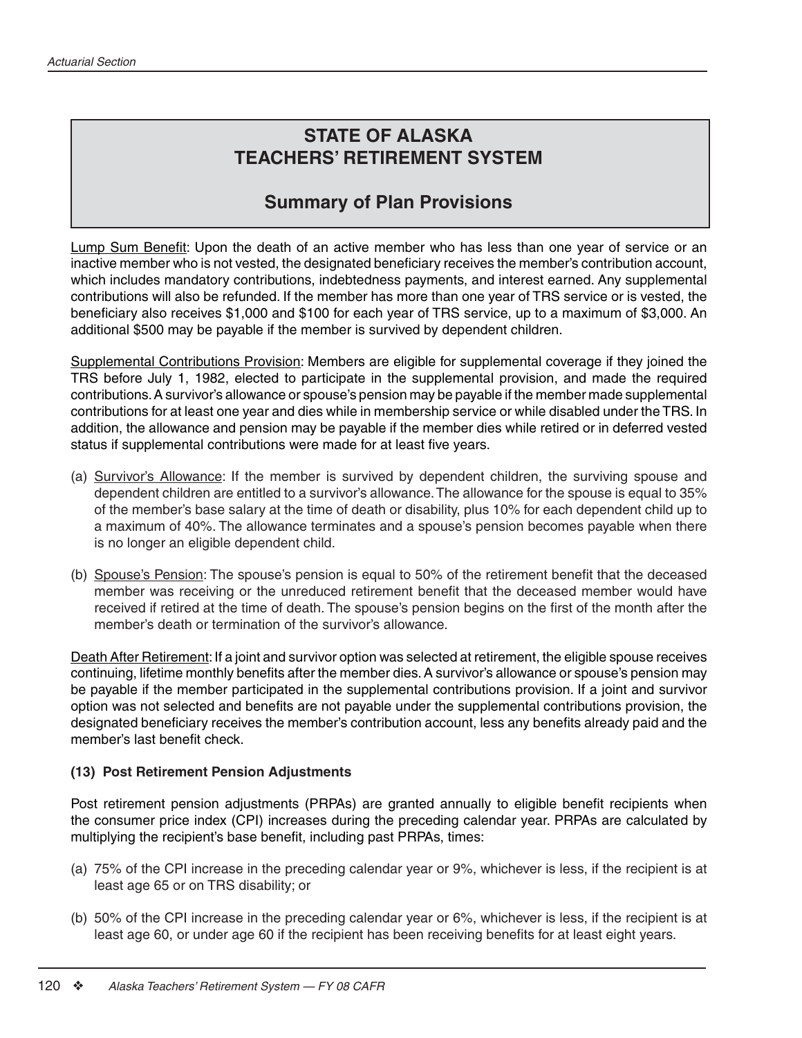# STATE OF ALASKA TEACHERS' RETIREMENT SYSTEM

## Summary of Plan Provisions

Lump Sum Benefit: Upon the death of an active member who has less than one year of service or an inactive member who is not vested, the designated beneficiary receives the member's contribution account, which includes mandatory contributions, indebtedness payments, and interest earned. Any supplemental contributions will also be refunded. If the member has more than one year of TRS service or is vested, the beneficiary also receives $1,000 and $100 for each year of TRS service, up to a maximum of $3,000. An additional $500 may be payable if the member is survived by dependent children.

Supplemental Contributions Provision: Members are eligible for supplemental coverage if they joined the TRS before July 1, 1982, elected to participate in the supplemental provision, and made the required contributions. A survivor's allowance or spouse's pension may be payable if the member made supplemental contributions for at least one year and dies while in membership service or while disabled under the TRS. In addition, the allowance and pension may be payable if the member dies while retired or in deferred vested status if supplemental contributions were made for at least five years.

(a) Survivor's Allowance: If the member is survived by dependent children, the surviving spouse and dependent children are entitled to a survivor's allowance. The allowance for the spouse is equal to 35% of the member's base salary at the time of death or disability, plus 10% for each dependent child up to a maximum of 40%. The allowance terminates and a spouse's pension becomes payable when there is no longer an eligible dependent child.

(b) Spouse's Pension: The spouse's pension is equal to 50% of the retirement benefit that the deceased member was receiving or the unreduced retirement benefit that the deceased member would have received if retired at the time of death. The spouse's pension begins on the first of the month after the member's death or termination of the survivor's allowance.

Death After Retirement: If a joint and survivor option was selected at retirement, the eligible spouse receives continuing, lifetime monthly benefits after the member dies. A survivor's allowance or spouse's pension may be payable if the member participated in the supplemental contributions provision. If a joint and survivor option was not selected and benefits are not payable under the supplemental contributions provision, the designated beneficiary receives the member's contribution account, less any benefits already paid and the member's last benefit check.

**(13) Post Retirement Pension Adjustments**

Post retirement pension adjustments (PRPAs) are granted annually to eligible benefit recipients when the consumer price index (CPI) increases during the preceding calendar year. PRPAs are calculated by multiplying the recipient's base benefit, including past PRPAs, times:

(a) 75% of the CPI increase in the preceding calendar year or 9%, whichever is less, if the recipient is at least age 65 or on TRS disability; or

(b) 50% of the CPI increase in the preceding calendar year or 6%, whichever is less, if the recipient is at least age 60, or under age 60 if the recipient has been receiving benefits for at least eight years.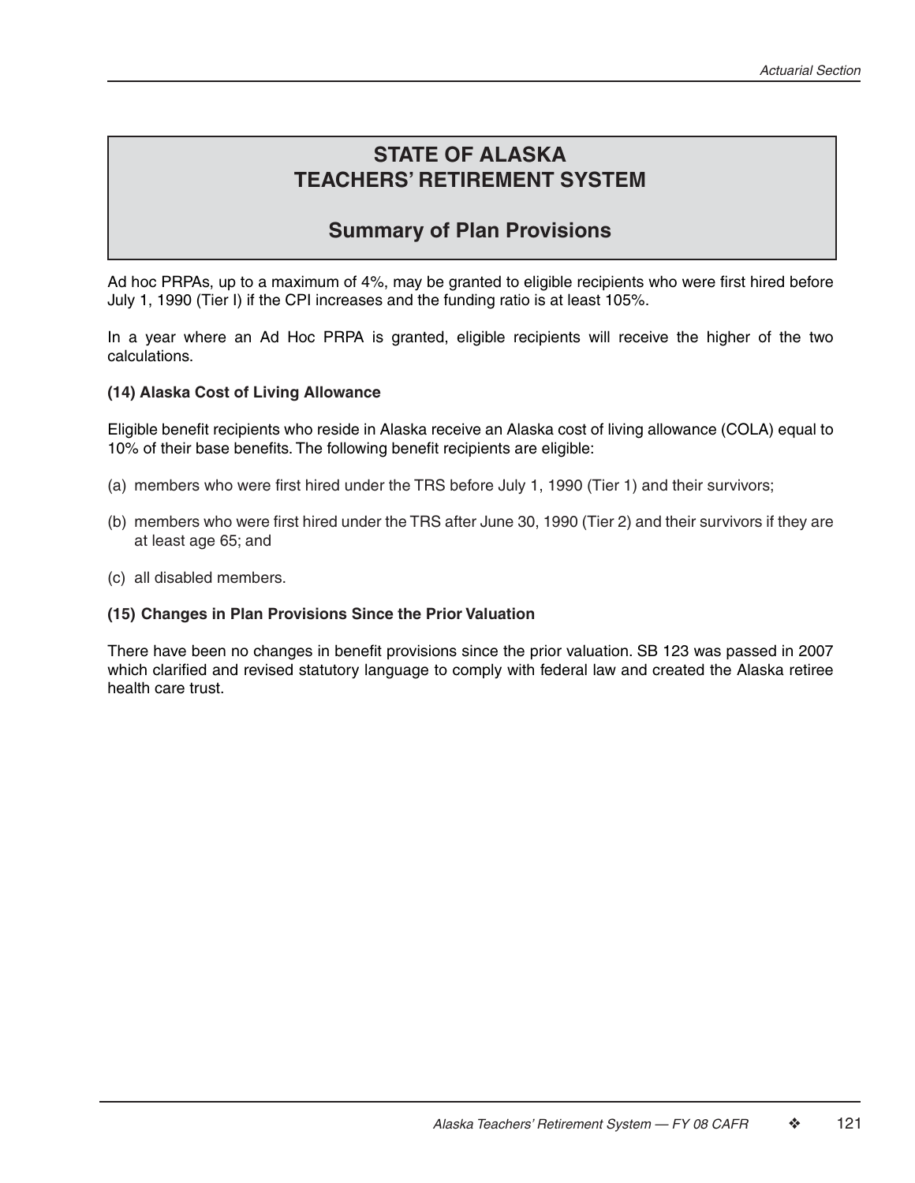# STATE OF ALASKA
# TEACHERS' RETIREMENT SYSTEM

## Summary of Plan Provisions

Ad hoc PRPAs, up to a maximum of 4%, may be granted to eligible recipients who were first hired before July 1, 1990 (Tier I) if the CPI increases and the funding ratio is at least 105%.

In a year where an Ad Hoc PRPA is granted, eligible recipients will receive the higher of the two calculations.

**(14) Alaska Cost of Living Allowance**

Eligible benefit recipients who reside in Alaska receive an Alaska cost of living allowance (COLA) equal to 10% of their base benefits. The following benefit recipients are eligible:

(a) members who were first hired under the TRS before July 1, 1990 (Tier 1) and their survivors;

(b) members who were first hired under the TRS after June 30, 1990 (Tier 2) and their survivors if they are at least age 65; and

(c) all disabled members.

**(15) Changes in Plan Provisions Since the Prior Valuation**

There have been no changes in benefit provisions since the prior valuation. SB 123 was passed in 2007 which clarified and revised statutory language to comply with federal law and created the Alaska retiree health care trust.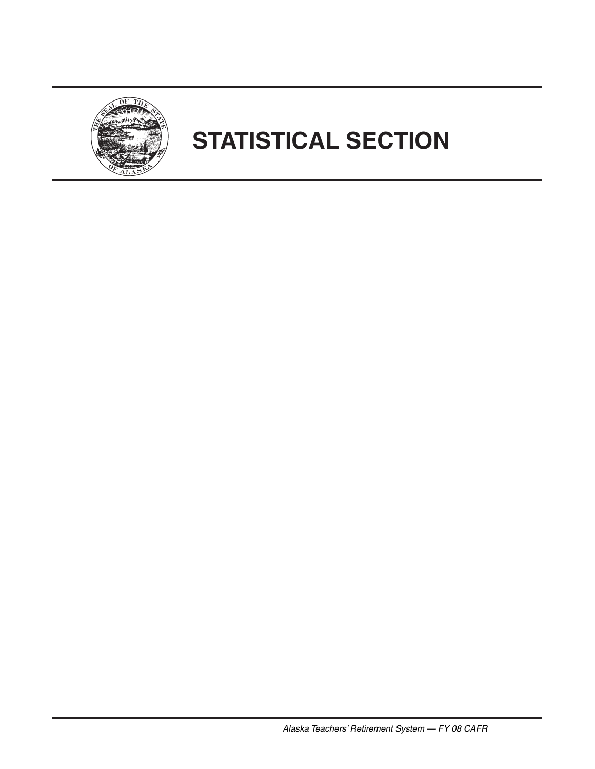# STATISTICAL SECTION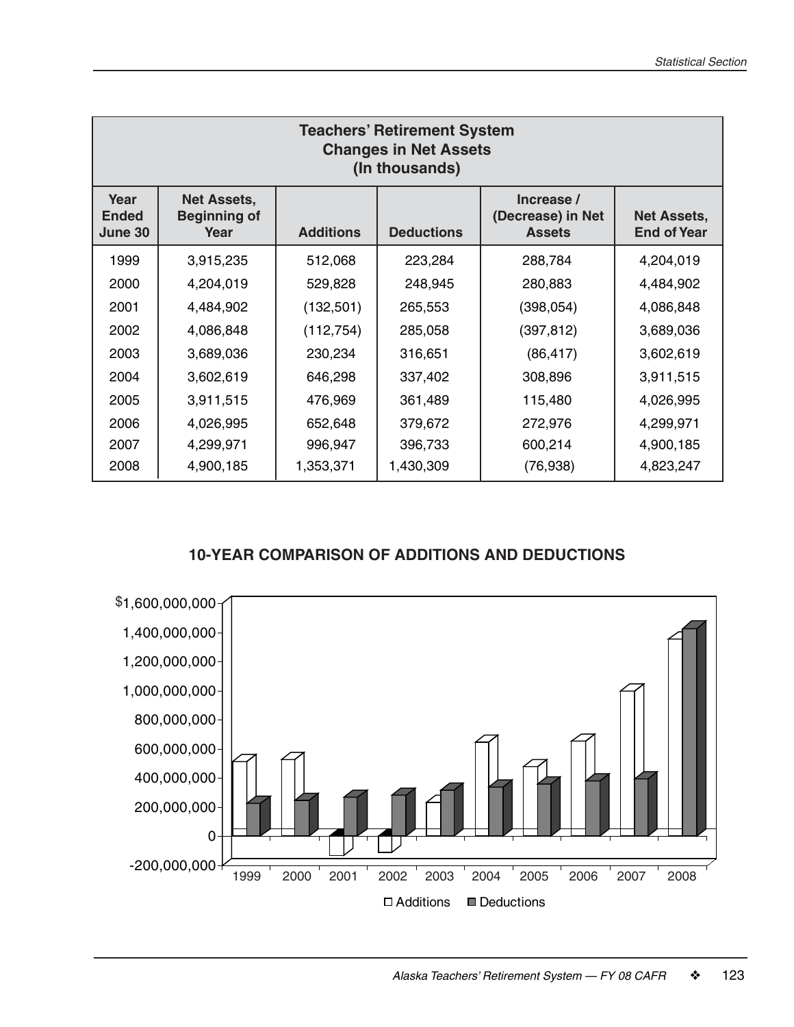| Teachers' Retirement System Changes in Net Assets (In thousands) | | | | | |
|---|---|---|---|---|---|
| Year Ended June 30 | Net Assets, Beginning of Year | Additions | Deductions | Increase / (Decrease) in Net Assets | Net Assets, End of Year |
| 1999 | 3,915,235 | 512,068 | 223,284 | 288,784 | 4,204,019 |
| 2000 | 4,204,019 | 529,828 | 248,945 | 280,883 | 4,484,902 |
| 2001 | 4,484,902 | (132,501) | 265,553 | (398,054) | 4,086,848 |
| 2002 | 4,086,848 | (112,754) | 285,058 | (397,812) | 3,689,036 |
| 2003 | 3,689,036 | 230,234 | 316,651 | (86,417) | 3,602,619 |
| 2004 | 3,602,619 | 646,298 | 337,402 | 308,896 | 3,911,515 |
| 2005 | 3,911,515 | 476,969 | 361,489 | 115,480 | 4,026,995 |
| 2006 | 4,026,995 | 652,648 | 379,672 | 272,976 | 4,299,971 |
| 2007 | 4,299,971 | 996,947 | 396,733 | 600,214 | 4,900,185 |
| 2008 | 4,900,185 | 1,353,371 | 1,430,309 | (76,938) | 4,823,247 |

## 10-YEAR COMPARISON OF ADDITIONS AND DEDUCTIONS

| Year | Additions | Deductions |
|---|---|---|
| 1999 | 512,068 | 223,284 |
| 2000 | 529,828 | 248,945 |
| 2001 | (132,501) | 265,553 |
| 2002 | (112,754) | 285,058 |
| 2003 | 230,234 | 316,651 |
| 2004 | 646,298 | 337,402 |
| 2005 | 476,969 | 361,489 |
| 2006 | 652,648 | 379,672 |
| 2007 | 996,947 | 396,733 |
| 2008 | 1,353,371 | 1,430,309 |

Values in thousands of dollars, taken from the table above; the chart plots these amounts in dollars on an axis from -$200,000,000 to $1,600,000,000.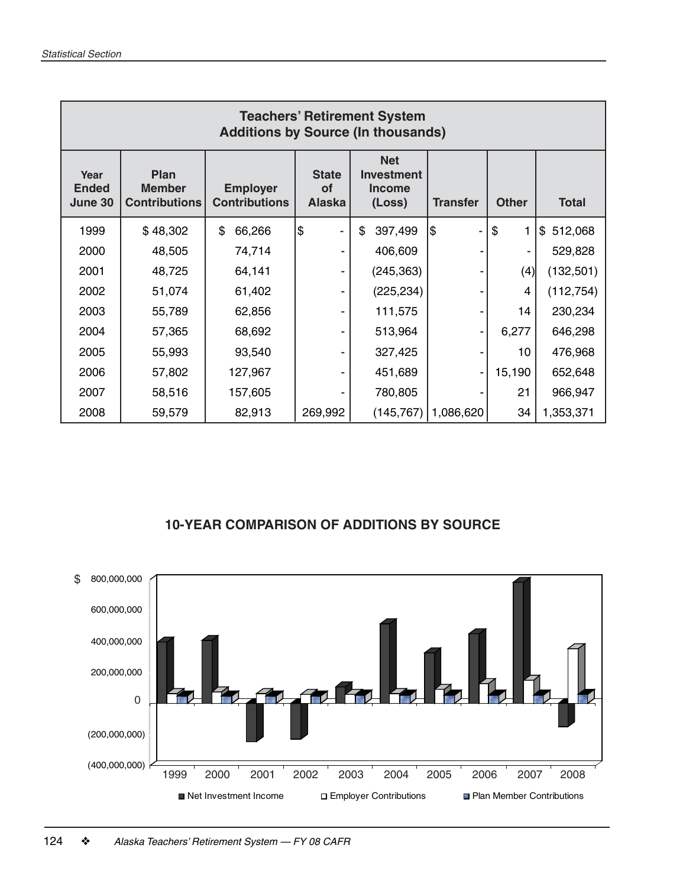## Teachers' Retirement System
## Additions by Source (In thousands)

| Year Ended June 30 | Plan Member Contributions | Employer Contributions | State of Alaska | Net Investment Income (Loss) | Transfer | Other | Total |
|---|---|---|---|---|---|---|---|
| 1999 | $ 48,302 | $ 66,266 | $ - | $ 397,499 | $ - | $ 1 | $ 512,068 |
| 2000 | 48,505 | 74,714 | - | 406,609 | - | - | 529,828 |
| 2001 | 48,725 | 64,141 | - | (245,363) | - | (4) | (132,501) |
| 2002 | 51,074 | 61,402 | - | (225,234) | - | 4 | (112,754) |
| 2003 | 55,789 | 62,856 | - | 111,575 | - | 14 | 230,234 |
| 2004 | 57,365 | 68,692 | - | 513,964 | - | 6,277 | 646,298 |
| 2005 | 55,993 | 93,540 | - | 327,425 | - | 10 | 476,968 |
| 2006 | 57,802 | 127,967 | - | 451,689 | - | 15,190 | 652,648 |
| 2007 | 58,516 | 157,605 | - | 780,805 | - | 21 | 966,947 |
| 2008 | 59,579 | 82,913 | 269,992 | (145,767) | 1,086,620 | 34 | 1,353,371 |

## 10-YEAR COMPARISON OF ADDITIONS BY SOURCE

$ 800,000,000
600,000,000
400,000,000
200,000,000
0
(200,000,000)
(400,000,000)

1999 2000 2001 2002 2003 2004 2005 2006 2007 2008

■ Net Investment Income □ Employer Contributions ■ Plan Member Contributions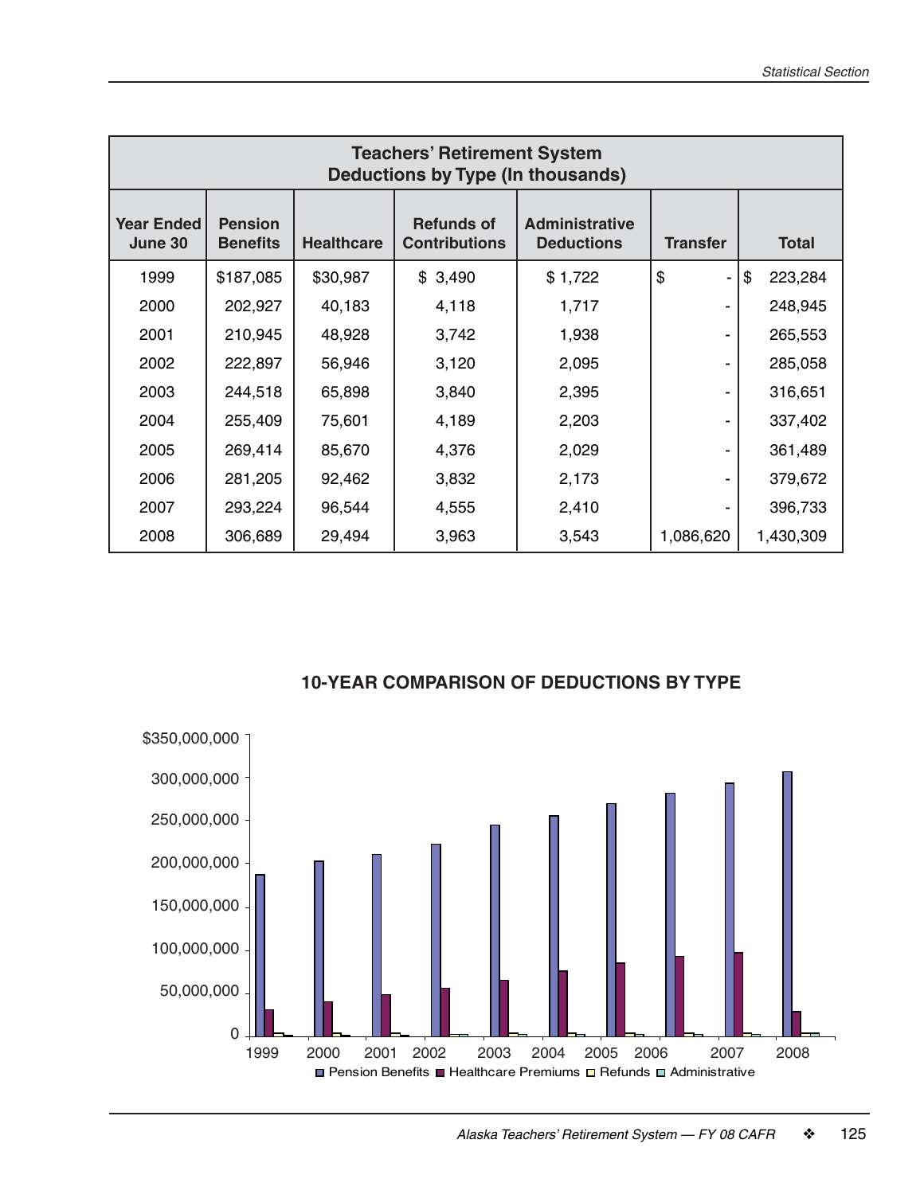## Teachers' Retirement System
## Deductions by Type (In thousands)

| Year Ended June 30 | Pension Benefits | Healthcare | Refunds of Contributions | Administrative Deductions | Transfer | Total |
|---|---|---|---|---|---|---|
| 1999 | $187,085 | $30,987 | $ 3,490 | $ 1,722 | $ - | $ 223,284 |
| 2000 | 202,927 | 40,183 | 4,118 | 1,717 | - | 248,945 |
| 2001 | 210,945 | 48,928 | 3,742 | 1,938 | - | 265,553 |
| 2002 | 222,897 | 56,946 | 3,120 | 2,095 | - | 285,058 |
| 2003 | 244,518 | 65,898 | 3,840 | 2,395 | - | 316,651 |
| 2004 | 255,409 | 75,601 | 4,189 | 2,203 | - | 337,402 |
| 2005 | 269,414 | 85,670 | 4,376 | 2,029 | - | 361,489 |
| 2006 | 281,205 | 92,462 | 3,832 | 2,173 | - | 379,672 |
| 2007 | 293,224 | 96,544 | 4,555 | 2,410 | - | 396,733 |
| 2008 | 306,689 | 29,494 | 3,963 | 3,543 | 1,086,620 | 1,430,309 |

### 10-YEAR COMPARISON OF DEDUCTIONS BY TYPE

$350,000,000
300,000,000
250,000,000
200,000,000
150,000,000
100,000,000
50,000,000
0

1999 2000 2001 2002 2003 2004 2005 2006 2007 2008

Pension Benefits, Healthcare Premiums, Refunds, Administrative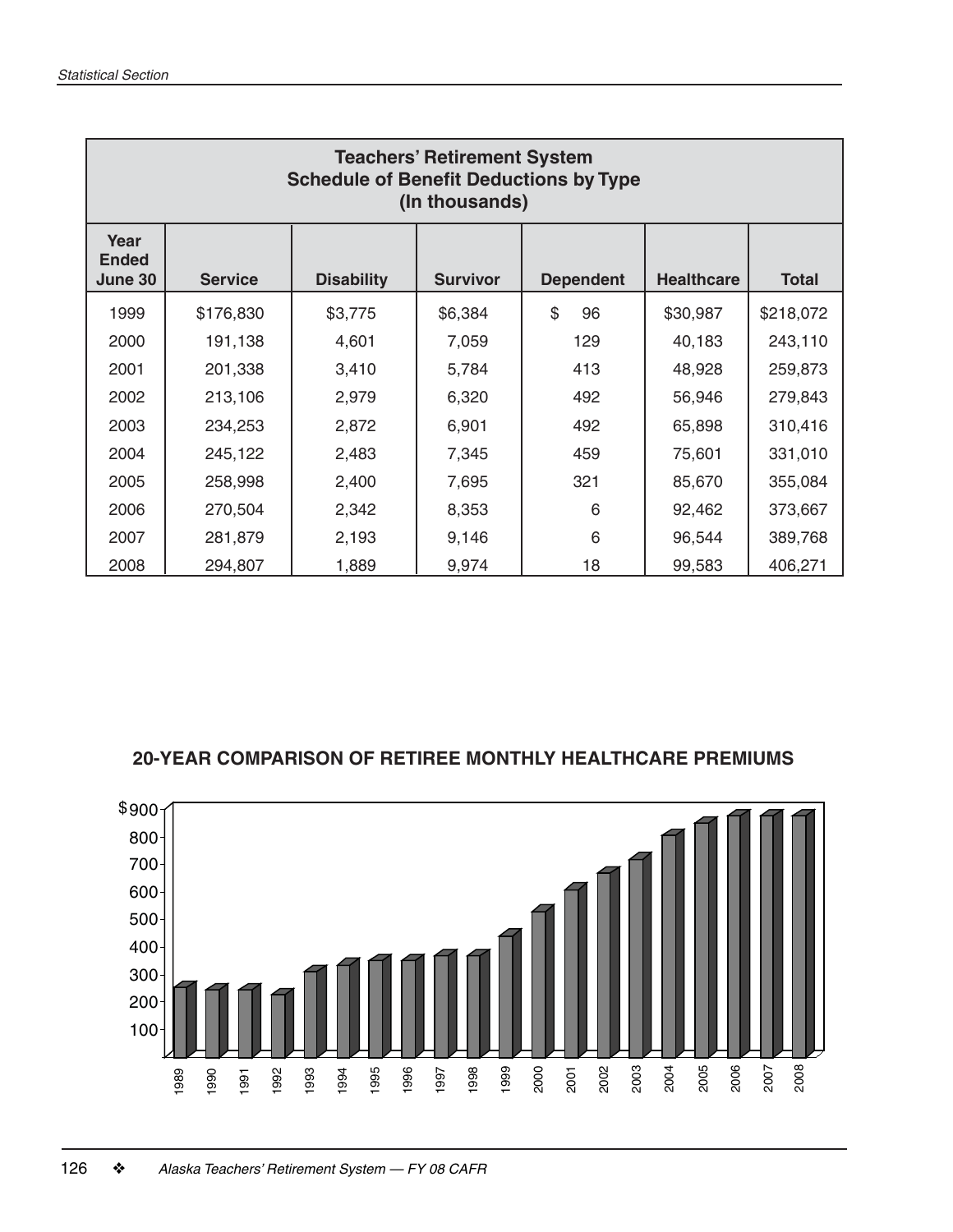## Teachers' Retirement System
### Schedule of Benefit Deductions by Type
### (In thousands)

| Year Ended June 30 | Service | Disability | Survivor | Dependent | Healthcare | Total |
|---|---|---|---|---|---|---|
| 1999 | $176,830 | $3,775 | $6,384 | $ 96 | $30,987 | $218,072 |
| 2000 | 191,138 | 4,601 | 7,059 | 129 | 40,183 | 243,110 |
| 2001 | 201,338 | 3,410 | 5,784 | 413 | 48,928 | 259,873 |
| 2002 | 213,106 | 2,979 | 6,320 | 492 | 56,946 | 279,843 |
| 2003 | 234,253 | 2,872 | 6,901 | 492 | 65,898 | 310,416 |
| 2004 | 245,122 | 2,483 | 7,345 | 459 | 75,601 | 331,010 |
| 2005 | 258,998 | 2,400 | 7,695 | 321 | 85,670 | 355,084 |
| 2006 | 270,504 | 2,342 | 8,353 | 6 | 92,462 | 373,667 |
| 2007 | 281,879 | 2,193 | 9,146 | 6 | 96,544 | 389,768 |
| 2008 | 294,807 | 1,889 | 9,974 | 18 | 99,583 | 406,271 |

**20-YEAR COMPARISON OF RETIREE MONTHLY HEALTHCARE PREMIUMS**

$900
800
700
600
500
400
300
200
100

1989 1990 1991 1992 1993 1994 1995 1996 1997 1998 1999 2000 2001 2002 2003 2004 2005 2006 2007 2008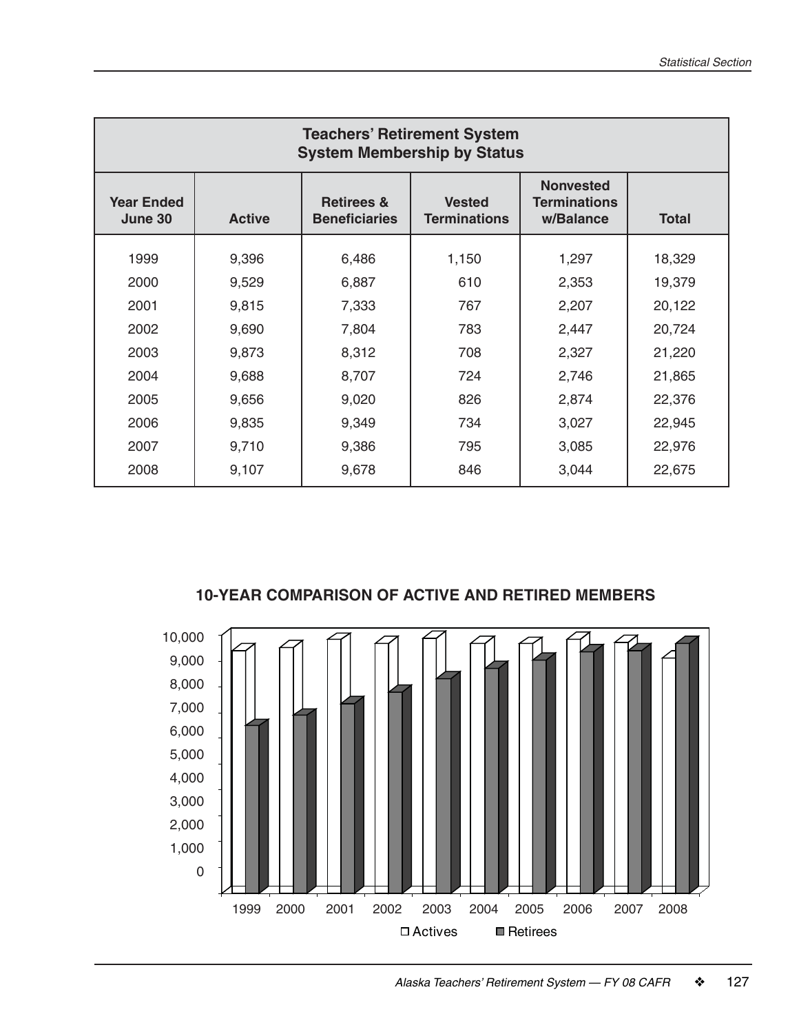| Teachers' Retirement System<br>System Membership by Status | | | | | |
|---|---|---|---|---|---|
| **Year Ended June 30** | **Active** | **Retirees & Beneficiaries** | **Vested Terminations** | **Nonvested Terminations w/Balance** | **Total** |
| 1999 | 9,396 | 6,486 | 1,150 | 1,297 | 18,329 |
| 2000 | 9,529 | 6,887 | 610 | 2,353 | 19,379 |
| 2001 | 9,815 | 7,333 | 767 | 2,207 | 20,122 |
| 2002 | 9,690 | 7,804 | 783 | 2,447 | 20,724 |
| 2003 | 9,873 | 8,312 | 708 | 2,327 | 21,220 |
| 2004 | 9,688 | 8,707 | 724 | 2,746 | 21,865 |
| 2005 | 9,656 | 9,020 | 826 | 2,874 | 22,376 |
| 2006 | 9,835 | 9,349 | 734 | 3,027 | 22,945 |
| 2007 | 9,710 | 9,386 | 795 | 3,085 | 22,976 |
| 2008 | 9,107 | 9,678 | 846 | 3,044 | 22,675 |

**10-YEAR COMPARISON OF ACTIVE AND RETIRED MEMBERS**

| Year | Actives | Retirees |
|---|---|---|
| 1999 | 9,396 | 6,486 |
| 2000 | 9,529 | 6,887 |
| 2001 | 9,815 | 7,333 |
| 2002 | 9,690 | 7,804 |
| 2003 | 9,873 | 8,312 |
| 2004 | 9,688 | 8,707 |
| 2005 | 9,656 | 9,020 |
| 2006 | 9,835 | 9,349 |
| 2007 | 9,710 | 9,386 |
| 2008 | 9,107 | 9,678 |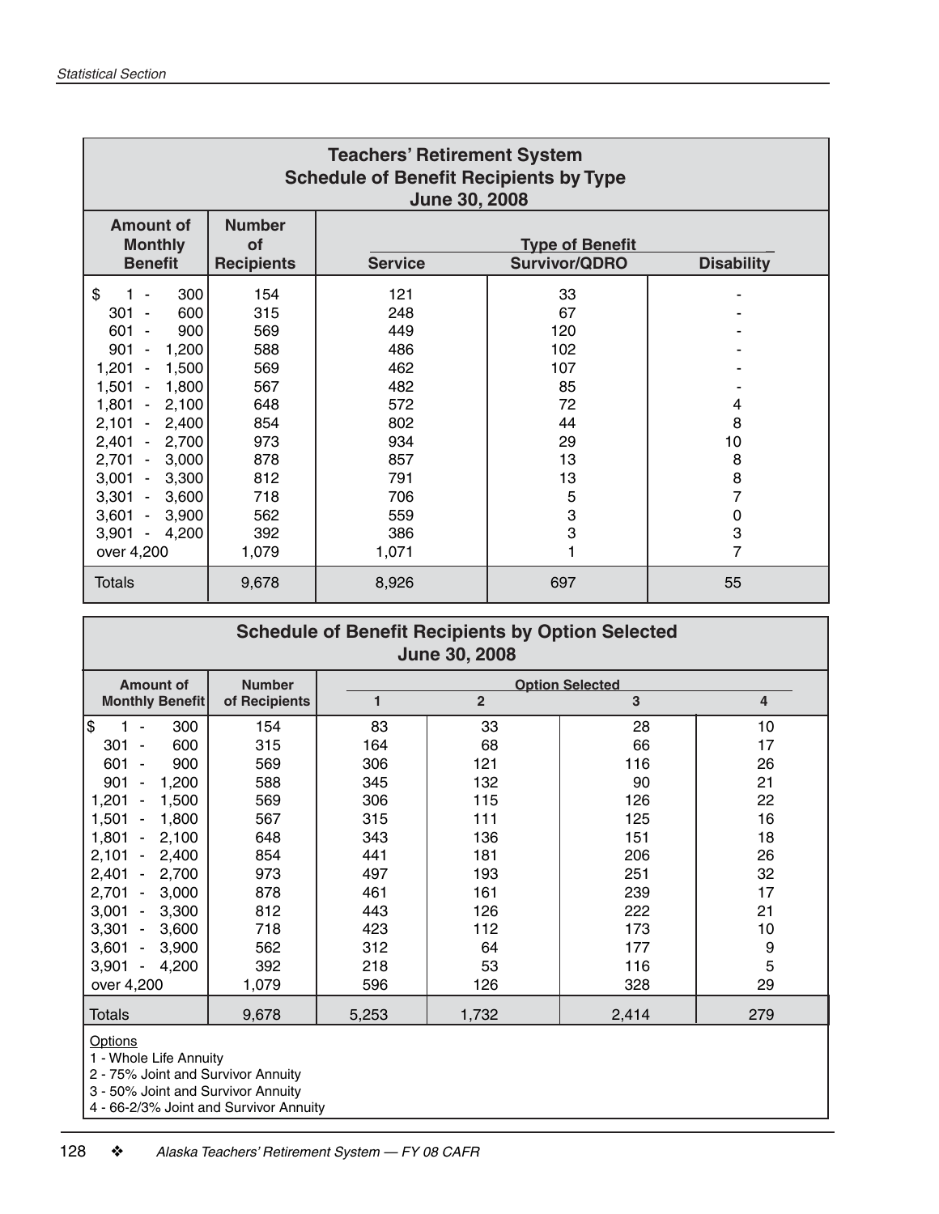## Teachers' Retirement System
## Schedule of Benefit Recipients by Type
## June 30, 2008

| Amount of Monthly Benefit | Number of Recipients | Type of Benefit | | |
|---|---|---|---|---|
| | | Service | Survivor/QDRO | Disability |
| $ 1 - 300 | 154 | 121 | 33 | - |
| 301 - 600 | 315 | 248 | 67 | - |
| 601 - 900 | 569 | 449 | 120 | - |
| 901 - 1,200 | 588 | 486 | 102 | - |
| 1,201 - 1,500 | 569 | 462 | 107 | - |
| 1,501 - 1,800 | 567 | 482 | 85 | - |
| 1,801 - 2,100 | 648 | 572 | 72 | 4 |
| 2,101 - 2,400 | 854 | 802 | 44 | 8 |
| 2,401 - 2,700 | 973 | 934 | 29 | 10 |
| 2,701 - 3,000 | 878 | 857 | 13 | 8 |
| 3,001 - 3,300 | 812 | 791 | 13 | 8 |
| 3,301 - 3,600 | 718 | 706 | 5 | 7 |
| 3,601 - 3,900 | 562 | 559 | 3 | 0 |
| 3,901 - 4,200 | 392 | 386 | 3 | 3 |
| over 4,200 | 1,079 | 1,071 | 1 | 7 |
| Totals | 9,678 | 8,926 | 697 | 55 |

## Schedule of Benefit Recipients by Option Selected
## June 30, 2008

| Amount of Monthly Benefit | Number of Recipients | Option Selected | | | |
|---|---|---|---|---|---|
| | | 1 | 2 | 3 | 4 |
| $ 1 - 300 | 154 | 83 | 33 | 28 | 10 |
| 301 - 600 | 315 | 164 | 68 | 66 | 17 |
| 601 - 900 | 569 | 306 | 121 | 116 | 26 |
| 901 - 1,200 | 588 | 345 | 132 | 90 | 21 |
| 1,201 - 1,500 | 569 | 306 | 115 | 126 | 22 |
| 1,501 - 1,800 | 567 | 315 | 111 | 125 | 16 |
| 1,801 - 2,100 | 648 | 343 | 136 | 151 | 18 |
| 2,101 - 2,400 | 854 | 441 | 181 | 206 | 26 |
| 2,401 - 2,700 | 973 | 497 | 193 | 251 | 32 |
| 2,701 - 3,000 | 878 | 461 | 161 | 239 | 17 |
| 3,001 - 3,300 | 812 | 443 | 126 | 222 | 21 |
| 3,301 - 3,600 | 718 | 423 | 112 | 173 | 10 |
| 3,601 - 3,900 | 562 | 312 | 64 | 177 | 9 |
| 3,901 - 4,200 | 392 | 218 | 53 | 116 | 5 |
| over 4,200 | 1,079 | 596 | 126 | 328 | 29 |
| Totals | 9,678 | 5,253 | 1,732 | 2,414 | 279 |

Options

1 - Whole Life Annuity
2 - 75% Joint and Survivor Annuity
3 - 50% Joint and Survivor Annuity
4 - 66-2/3% Joint and Survivor Annuity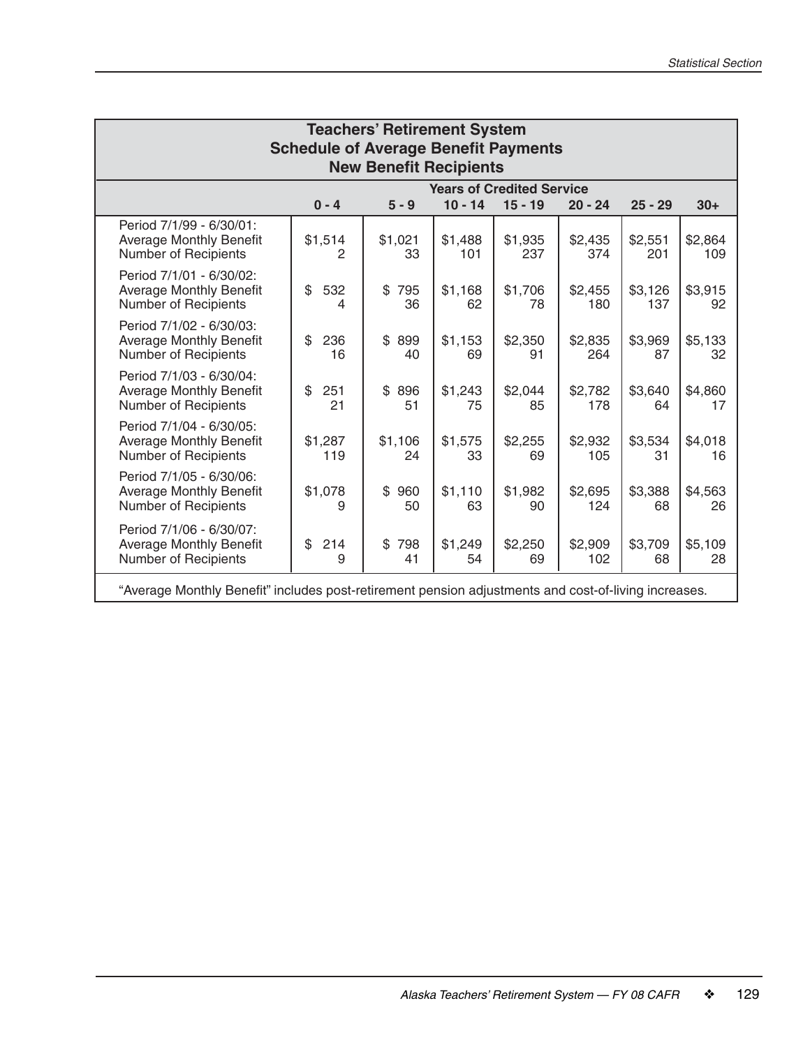## Teachers' Retirement System
## Schedule of Average Benefit Payments
## New Benefit Recipients

| | Years of Credited Service | | | | | | |
|---|---|---|---|---|---|---|---|
| | 0 - 4 | 5 - 9 | 10 - 14 | 15 - 19 | 20 - 24 | 25 - 29 | 30+ |
| Period 7/1/99 - 6/30/01: | | | | | | | |
| Average Monthly Benefit | $1,514 | $1,021 | $1,488 | $1,935 | $2,435 | $2,551 | $2,864 |
| Number of Recipients | 2 | 33 | 101 | 237 | 374 | 201 | 109 |
| Period 7/1/01 - 6/30/02: | | | | | | | |
| Average Monthly Benefit | $ 532 | $ 795 | $1,168 | $1,706 | $2,455 | $3,126 | $3,915 |
| Number of Recipients | 4 | 36 | 62 | 78 | 180 | 137 | 92 |
| Period 7/1/02 - 6/30/03: | | | | | | | |
| Average Monthly Benefit | $ 236 | $ 899 | $1,153 | $2,350 | $2,835 | $3,969 | $5,133 |
| Number of Recipients | 16 | 40 | 69 | 91 | 264 | 87 | 32 |
| Period 7/1/03 - 6/30/04: | | | | | | | |
| Average Monthly Benefit | $ 251 | $ 896 | $1,243 | $2,044 | $2,782 | $3,640 | $4,860 |
| Number of Recipients | 21 | 51 | 75 | 85 | 178 | 64 | 17 |
| Period 7/1/04 - 6/30/05: | | | | | | | |
| Average Monthly Benefit | $1,287 | $1,106 | $1,575 | $2,255 | $2,932 | $3,534 | $4,018 |
| Number of Recipients | 119 | 24 | 33 | 69 | 105 | 31 | 16 |
| Period 7/1/05 - 6/30/06: | | | | | | | |
| Average Monthly Benefit | $1,078 | $ 960 | $1,110 | $1,982 | $2,695 | $3,388 | $4,563 |
| Number of Recipients | 9 | 50 | 63 | 90 | 124 | 68 | 26 |
| Period 7/1/06 - 6/30/07: | | | | | | | |
| Average Monthly Benefit | $ 214 | $ 798 | $1,249 | $2,250 | $2,909 | $3,709 | $5,109 |
| Number of Recipients | 9 | 41 | 54 | 69 | 102 | 68 | 28 |

"Average Monthly Benefit" includes post-retirement pension adjustments and cost-of-living increases.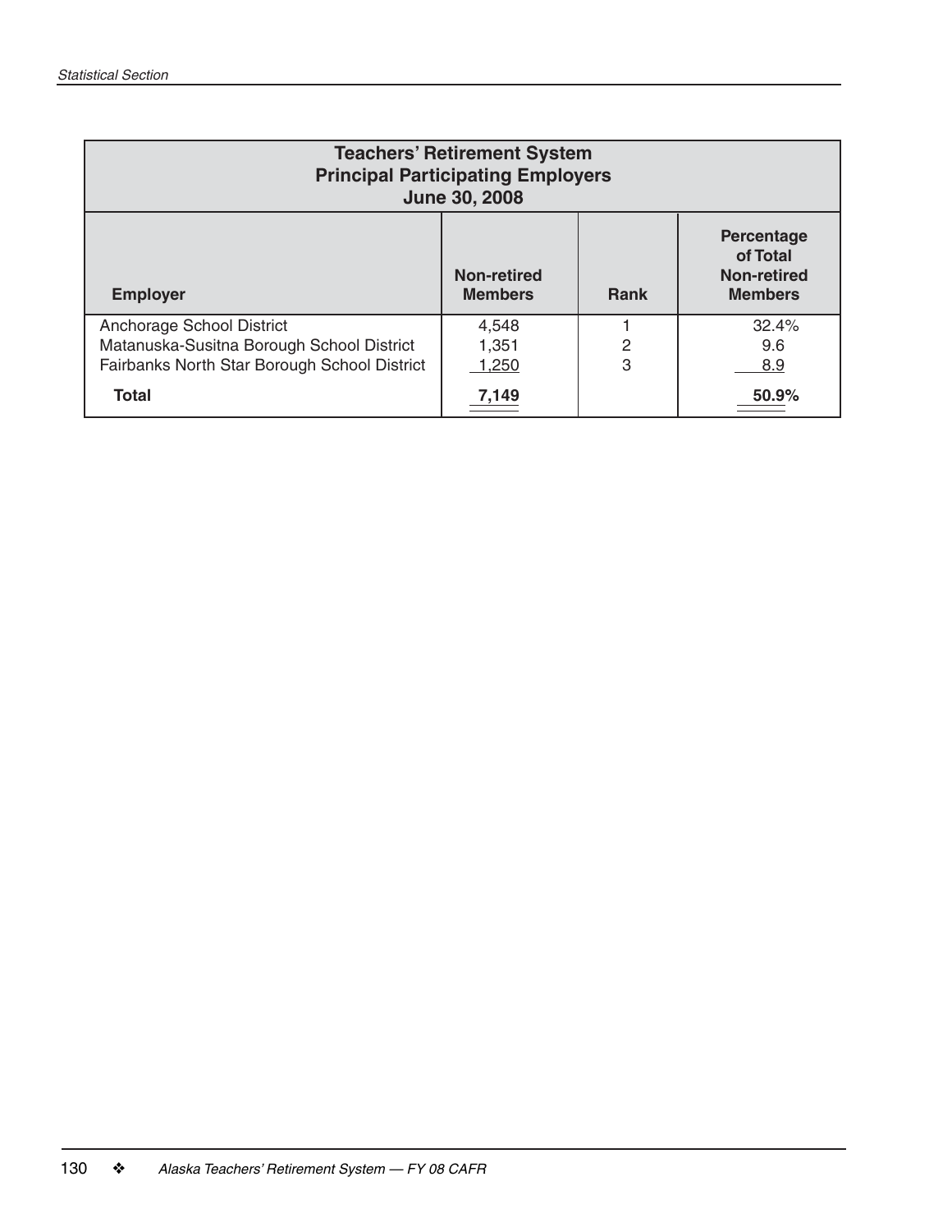## Teachers' Retirement System
## Principal Participating Employers
## June 30, 2008

| Employer | Non-retired Members | Rank | Percentage of Total Non-retired Members |
|---|---|---|---|
| Anchorage School District | 4,548 | 1 | 32.4% |
| Matanuska-Susitna Borough School District | 1,351 | 2 | 9.6 |
| Fairbanks North Star Borough School District | 1,250 | 3 | 8.9 |
| **Total** | **7,149** | | **50.9%** |